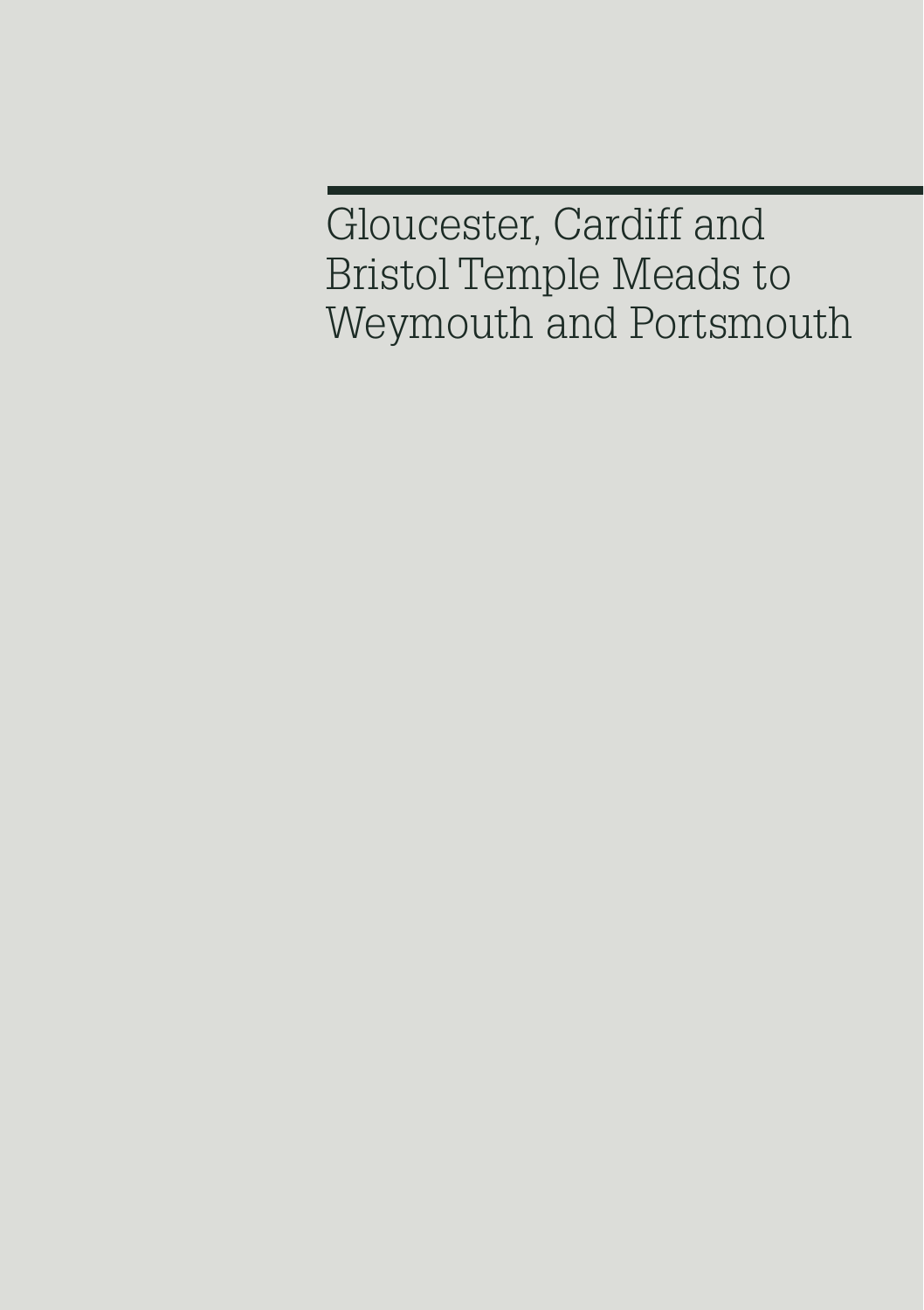# Gloucester, Cardiff and Bristol Temple Meads to Weymouth and Portsmouth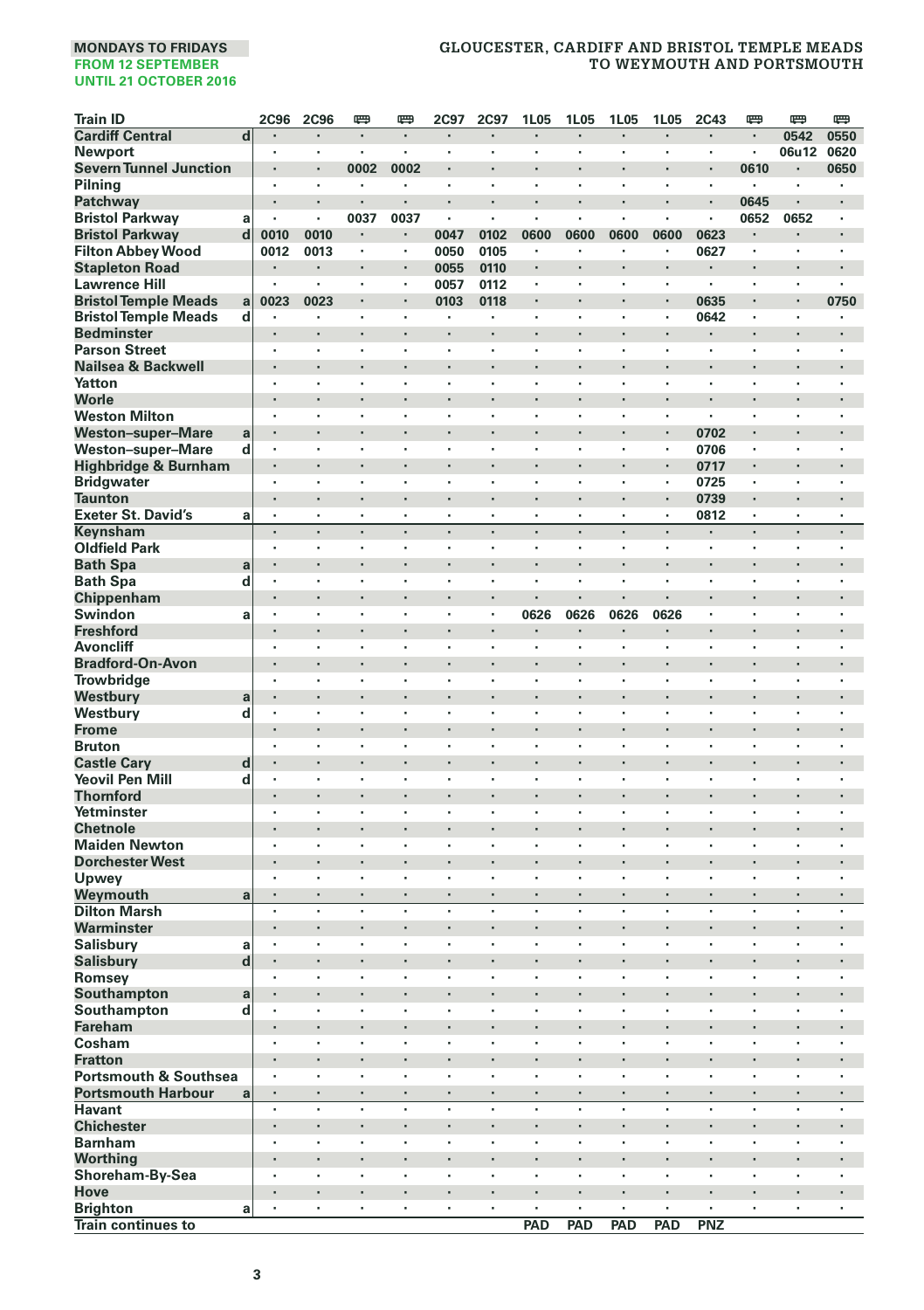**MONDAYS TO FRIDAYS**
**FROM 12 SEPTEMBER**
**UNTIL 21 OCTOBER 2016**

## GLOUCESTER, CARDIFF AND BRISTOL TEMPLE MEADS TO WEYMOUTH AND PORTSMOUTH

| Train ID | | 2C96 | 2C96 | 🚌 | 🚌 | 2C97 | 2C97 | 1L05 | 1L05 | 1L05 | 1L05 | 2C43 | 🚌 | 🚌 | 🚌 |
|---|---|---|---|---|---|---|---|---|---|---|---|---|---|---|---|
| Cardiff Central | d | · | · | · | · | · | · | · | · | · | · | · | · | 0542 | 0550 |
| Newport | | · | · | · | · | · | · | · | · | · | · | · | · | 06u12 | 0620 |
| Severn Tunnel Junction | | · | · | 0002 | 0002 | · | · | · | · | · | · | · | 0610 | · | 0650 |
| Pilning | | · | · | · | · | · | · | · | · | · | · | · | · | · | · |
| Patchway | | · | · | · | · | · | · | · | · | · | · | · | 0645 | · | · |
| Bristol Parkway | a | · | · | 0037 | 0037 | · | · | · | · | · | · | · | 0652 | 0652 | · |
| Bristol Parkway | d | 0010 | 0010 | · | · | 0047 | 0102 | 0600 | 0600 | 0600 | 0600 | 0623 | · | · | · |
| Filton Abbey Wood | | 0012 | 0013 | · | · | 0050 | 0105 | · | · | · | · | 0627 | · | · | · |
| Stapleton Road | | · | · | · | · | 0055 | 0110 | · | · | · | · | · | · | · | · |
| Lawrence Hill | | · | · | · | · | 0057 | 0112 | · | · | · | · | · | · | · | · |
| Bristol Temple Meads | a | 0023 | 0023 | · | · | 0103 | 0118 | · | · | · | · | 0635 | · | · | 0750 |
| Bristol Temple Meads | d | · | · | · | · | · | · | · | · | · | · | 0642 | · | · | · |
| Bedminster | | · | · | · | · | · | · | · | · | · | · | · | · | · | · |
| Parson Street | | · | · | · | · | · | · | · | · | · | · | · | · | · | · |
| Nailsea & Backwell | | · | · | · | · | · | · | · | · | · | · | · | · | · | · |
| Yatton | | · | · | · | · | · | · | · | · | · | · | · | · | · | · |
| Worle | | · | · | · | · | · | · | · | · | · | · | · | · | · | · |
| Weston Milton | | · | · | · | · | · | · | · | · | · | · | · | · | · | · |
| Weston–super–Mare | a | · | · | · | · | · | · | · | · | · | · | 0702 | · | · | · |
| Weston–super–Mare | d | · | · | · | · | · | · | · | · | · | · | 0706 | · | · | · |
| Highbridge & Burnham | | · | · | · | · | · | · | · | · | · | · | 0717 | · | · | · |
| Bridgwater | | · | · | · | · | · | · | · | · | · | · | 0725 | · | · | · |
| Taunton | | · | · | · | · | · | · | · | · | · | · | 0739 | · | · | · |
| Exeter St. David's | a | · | · | · | · | · | · | · | · | · | · | 0812 | · | · | · |
| Keynsham | | · | · | · | · | · | · | · | · | · | · | · | · | · | · |
| Oldfield Park | | · | · | · | · | · | · | · | · | · | · | · | · | · | · |
| Bath Spa | a | · | · | · | · | · | · | · | · | · | · | · | · | · | · |
| Bath Spa | d | · | · | · | · | · | · | · | · | · | · | · | · | · | · |
| Chippenham | | · | · | · | · | · | · | · | · | · | · | · | · | · | · |
| Swindon | a | · | · | · | · | · | · | 0626 | 0626 | 0626 | 0626 | · | · | · | · |
| Freshford | | · | · | · | · | · | · | · | · | · | · | · | · | · | · |
| Avoncliff | | · | · | · | · | · | · | · | · | · | · | · | · | · | · |
| Bradford-On-Avon | | · | · | · | · | · | · | · | · | · | · | · | · | · | · |
| Trowbridge | | · | · | · | · | · | · | · | · | · | · | · | · | · | · |
| Westbury | a | · | · | · | · | · | · | · | · | · | · | · | · | · | · |
| Westbury | d | · | · | · | · | · | · | · | · | · | · | · | · | · | · |
| Frome | | · | · | · | · | · | · | · | · | · | · | · | · | · | · |
| Bruton | | · | · | · | · | · | · | · | · | · | · | · | · | · | · |
| Castle Cary | d | · | · | · | · | · | · | · | · | · | · | · | · | · | · |
| Yeovil Pen Mill | d | · | · | · | · | · | · | · | · | · | · | · | · | · | · |
| Thornford | | · | · | · | · | · | · | · | · | · | · | · | · | · | · |
| Yetminster | | · | · | · | · | · | · | · | · | · | · | · | · | · | · |
| Chetnole | | · | · | · | · | · | · | · | · | · | · | · | · | · | · |
| Maiden Newton | | · | · | · | · | · | · | · | · | · | · | · | · | · | · |
| Dorchester West | | · | · | · | · | · | · | · | · | · | · | · | · | · | · |
| Upwey | | · | · | · | · | · | · | · | · | · | · | · | · | · | · |
| Weymouth | a | · | · | · | · | · | · | · | · | · | · | · | · | · | · |
| Dilton Marsh | | · | · | · | · | · | · | · | · | · | · | · | · | · | · |
| Warminster | | · | · | · | · | · | · | · | · | · | · | · | · | · | · |
| Salisbury | a | · | · | · | · | · | · | · | · | · | · | · | · | · | · |
| Salisbury | d | · | · | · | · | · | · | · | · | · | · | · | · | · | · |
| Romsey | | · | · | · | · | · | · | · | · | · | · | · | · | · | · |
| Southampton | a | · | · | · | · | · | · | · | · | · | · | · | · | · | · |
| Southampton | d | · | · | · | · | · | · | · | · | · | · | · | · | · | · |
| Fareham | | · | · | · | · | · | · | · | · | · | · | · | · | · | · |
| Cosham | | · | · | · | · | · | · | · | · | · | · | · | · | · | · |
| Fratton | | · | · | · | · | · | · | · | · | · | · | · | · | · | · |
| Portsmouth & Southsea | | · | · | · | · | · | · | · | · | · | · | · | · | · | · |
| Portsmouth Harbour | a | · | · | · | · | · | · | · | · | · | · | · | · | · | · |
| Havant | | · | · | · | · | · | · | · | · | · | · | · | · | · | · |
| Chichester | | · | · | · | · | · | · | · | · | · | · | · | · | · | · |
| Barnham | | · | · | · | · | · | · | · | · | · | · | · | · | · | · |
| Worthing | | · | · | · | · | · | · | · | · | · | · | · | · | · | · |
| Shoreham-By-Sea | | · | · | · | · | · | · | · | · | · | · | · | · | · | · |
| Hove | | · | · | · | · | · | · | · | · | · | · | · | · | · | · |
| Brighton | a | · | · | · | · | · | · | · | · | · | · | · | · | · | · |
| Train continues to | | | | | | | | PAD | PAD | PAD | PAD | PNZ | | | |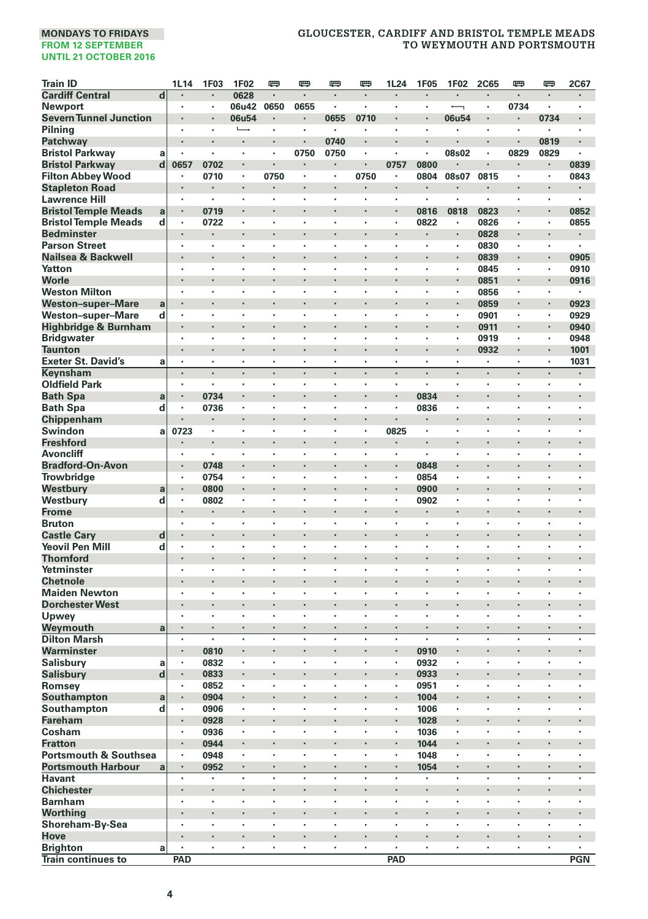**MONDAYS TO FRIDAYS**
**FROM 12 SEPTEMBER**
**UNTIL 21 OCTOBER 2016**

# GLOUCESTER, CARDIFF AND BRISTOL TEMPLE MEADS TO WEYMOUTH AND PORTSMOUTH

| Train ID | | 1L14 | 1F03 | 1F02 | 🚌 | 🚌 | 🚌 | 🚌 | 1L24 | 1F05 | 1F02 | 2C65 | 🚌 | 🚌 | 2C67 |
|---|---|---|---|---|---|---|---|---|---|---|---|---|---|---|---|
| Cardiff Central | d | · | · | 0628 | · | · | · | · | · | · | · | · | · | · | · |
| Newport | | · | · | 06u42 | 0650 | 0655 | · | · | · | · | ⟵ | · | 0734 | · | · |
| Severn Tunnel Junction | | · | · | 06u54 | · | · | 0655 | 0710 | · | · | 06u54 | · | · | 0734 | · |
| Pilning | | · | · | ⟶ | · | · | · | · | · | · | · | · | · | · | · |
| Patchway | | · | · | · | · | · | 0740 | · | · | · | · | · | · | 0819 | · |
| Bristol Parkway | a | · | · | · | · | 0750 | 0750 | · | · | · | 08s02 | · | 0829 | 0829 | · |
| Bristol Parkway | d | 0657 | 0702 | · | · | · | · | · | 0757 | 0800 | · | · | · | · | 0839 |
| Filton Abbey Wood | | · | 0710 | · | 0750 | · | · | 0750 | · | 0804 | 08s07 | 0815 | · | · | 0843 |
| Stapleton Road | | · | · | · | · | · | · | · | · | · | · | · | · | · | · |
| Lawrence Hill | | · | · | · | · | · | · | · | · | · | · | · | · | · | · |
| Bristol Temple Meads | a | · | 0719 | · | · | · | · | · | · | 0816 | 0818 | 0823 | · | · | 0852 |
| Bristol Temple Meads | d | · | 0722 | · | · | · | · | · | · | 0822 | · | 0826 | · | · | 0855 |
| Bedminster | | · | · | · | · | · | · | · | · | · | · | 0828 | · | · | · |
| Parson Street | | · | · | · | · | · | · | · | · | · | · | 0830 | · | · | · |
| Nailsea & Backwell | | · | · | · | · | · | · | · | · | · | · | 0839 | · | · | 0905 |
| Yatton | | · | · | · | · | · | · | · | · | · | · | 0845 | · | · | 0910 |
| Worle | | · | · | · | · | · | · | · | · | · | · | 0851 | · | · | 0916 |
| Weston Milton | | · | · | · | · | · | · | · | · | · | · | 0856 | · | · | · |
| Weston–super–Mare | a | · | · | · | · | · | · | · | · | · | · | 0859 | · | · | 0923 |
| Weston–super–Mare | d | · | · | · | · | · | · | · | · | · | · | 0901 | · | · | 0929 |
| Highbridge & Burnham | | · | · | · | · | · | · | · | · | · | · | 0911 | · | · | 0940 |
| Bridgwater | | · | · | · | · | · | · | · | · | · | · | 0919 | · | · | 0948 |
| Taunton | | · | · | · | · | · | · | · | · | · | · | 0932 | · | · | 1001 |
| Exeter St. David's | a | · | · | · | · | · | · | · | · | · | · | · | · | · | 1031 |
| Keynsham | | · | · | · | · | · | · | · | · | · | · | · | · | · | · |
| Oldfield Park | | · | · | · | · | · | · | · | · | · | · | · | · | · | · |
| Bath Spa | a | · | 0734 | · | · | · | · | · | · | 0834 | · | · | · | · | · |
| Bath Spa | d | · | 0736 | · | · | · | · | · | · | 0836 | · | · | · | · | · |
| Chippenham | | · | · | · | · | · | · | · | · | · | · | · | · | · | · |
| Swindon | a | 0723 | · | · | · | · | · | · | 0825 | · | · | · | · | · | · |
| Freshford | | · | · | · | · | · | · | · | · | · | · | · | · | · | · |
| Avoncliff | | · | · | · | · | · | · | · | · | · | · | · | · | · | · |
| Bradford-On-Avon | | · | 0748 | · | · | · | · | · | · | 0848 | · | · | · | · | · |
| Trowbridge | | · | 0754 | · | · | · | · | · | · | 0854 | · | · | · | · | · |
| Westbury | a | · | 0800 | · | · | · | · | · | · | 0900 | · | · | · | · | · |
| Westbury | d | · | 0802 | · | · | · | · | · | · | 0902 | · | · | · | · | · |
| Frome | | · | · | · | · | · | · | · | · | · | · | · | · | · | · |
| Bruton | | · | · | · | · | · | · | · | · | · | · | · | · | · | · |
| Castle Cary | d | · | · | · | · | · | · | · | · | · | · | · | · | · | · |
| Yeovil Pen Mill | d | · | · | · | · | · | · | · | · | · | · | · | · | · | · |
| Thornford | | · | · | · | · | · | · | · | · | · | · | · | · | · | · |
| Yetminster | | · | · | · | · | · | · | · | · | · | · | · | · | · | · |
| Chetnole | | · | · | · | · | · | · | · | · | · | · | · | · | · | · |
| Maiden Newton | | · | · | · | · | · | · | · | · | · | · | · | · | · | · |
| Dorchester West | | · | · | · | · | · | · | · | · | · | · | · | · | · | · |
| Upwey | | · | · | · | · | · | · | · | · | · | · | · | · | · | · |
| Weymouth | a | · | · | · | · | · | · | · | · | · | · | · | · | · | · |
| Dilton Marsh | | · | · | · | · | · | · | · | · | · | · | · | · | · | · |
| Warminster | | · | 0810 | · | · | · | · | · | · | 0910 | · | · | · | · | · |
| Salisbury | a | · | 0832 | · | · | · | · | · | · | 0932 | · | · | · | · | · |
| Salisbury | d | · | 0833 | · | · | · | · | · | · | 0933 | · | · | · | · | · |
| Romsey | | · | 0852 | · | · | · | · | · | · | 0951 | · | · | · | · | · |
| Southampton | a | · | 0904 | · | · | · | · | · | · | 1004 | · | · | · | · | · |
| Southampton | d | · | 0906 | · | · | · | · | · | · | 1006 | · | · | · | · | · |
| Fareham | | · | 0928 | · | · | · | · | · | · | 1028 | · | · | · | · | · |
| Cosham | | · | 0936 | · | · | · | · | · | · | 1036 | · | · | · | · | · |
| Fratton | | · | 0944 | · | · | · | · | · | · | 1044 | · | · | · | · | · |
| Portsmouth & Southsea | | · | 0948 | · | · | · | · | · | · | 1048 | · | · | · | · | · |
| Portsmouth Harbour | a | · | 0952 | · | · | · | · | · | · | 1054 | · | · | · | · | · |
| Havant | | · | · | · | · | · | · | · | · | · | · | · | · | · | · |
| Chichester | | · | · | · | · | · | · | · | · | · | · | · | · | · | · |
| Barnham | | · | · | · | · | · | · | · | · | · | · | · | · | · | · |
| Worthing | | · | · | · | · | · | · | · | · | · | · | · | · | · | · |
| Shoreham-By-Sea | | · | · | · | · | · | · | · | · | · | · | · | · | · | · |
| Hove | | · | · | · | · | · | · | · | · | · | · | · | · | · | · |
| Brighton | a | · | · | · | · | · | · | · | · | · | · | · | · | · | · |
| Train continues to | | PAD | | | | | | | PAD | | | | | | PGN |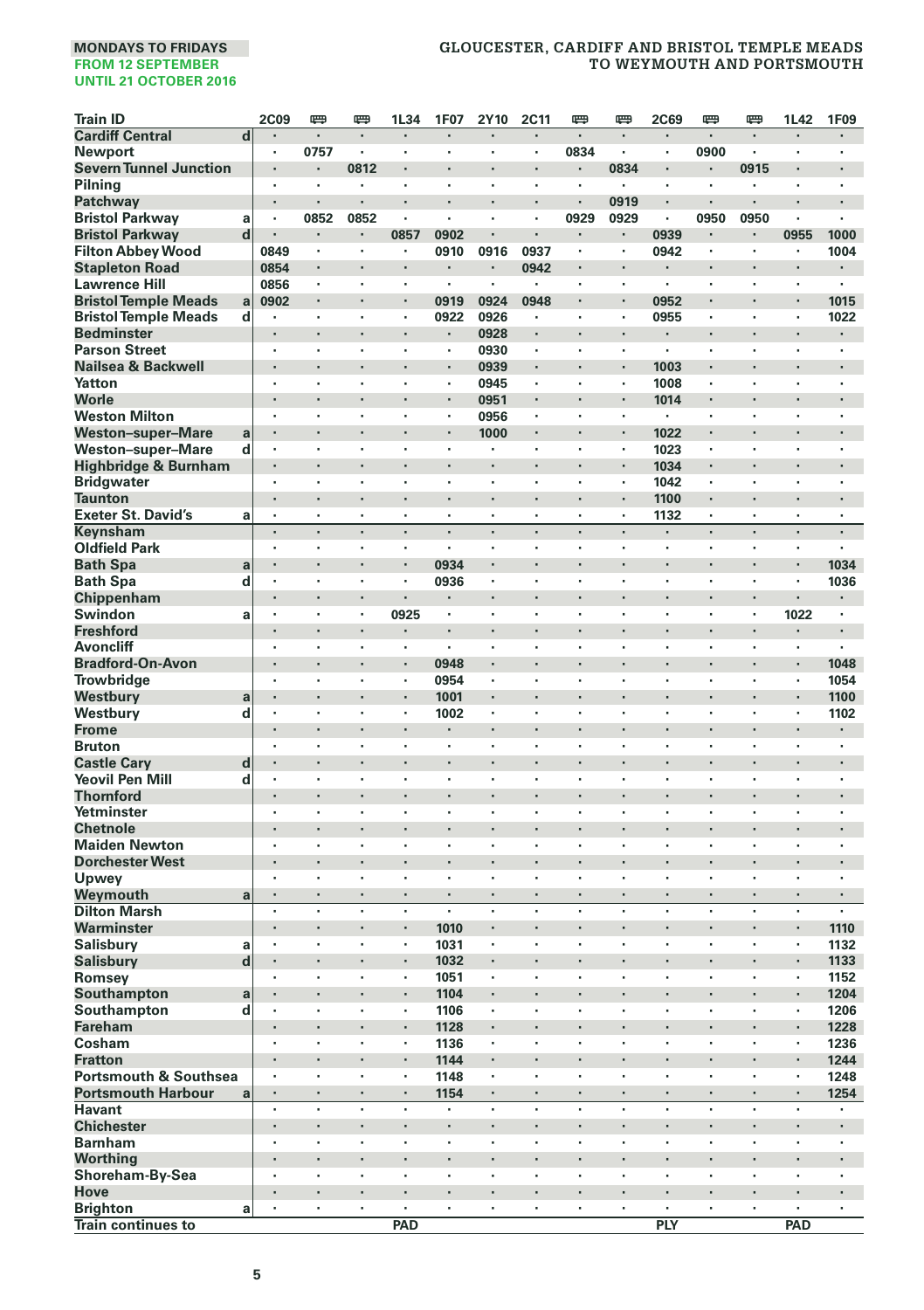MONDAYS TO FRIDAYS
FROM 12 SEPTEMBER
UNTIL 21 OCTOBER 2016

## GLOUCESTER, CARDIFF AND BRISTOL TEMPLE MEADS TO WEYMOUTH AND PORTSMOUTH

| Train ID | | 2C09 | 🚌 | 🚌 | 1L34 | 1F07 | 2Y10 | 2C11 | 🚌 | 🚌 | 2C69 | 🚌 | 🚌 | 1L42 | 1F09 |
|---|---|---|---|---|---|---|---|---|---|---|---|---|---|---|---|
| Cardiff Central | d | · | · | · | · | · | · | · | · | · | · | · | · | · | · |
| Newport | | · | 0757 | · | · | · | · | · | 0834 | · | · | 0900 | · | · | · |
| Severn Tunnel Junction | | · | · | 0812 | · | · | · | · | · | 0834 | · | · | 0915 | · | · |
| Pilning | | · | · | · | · | · | · | · | · | · | · | · | · | · | · |
| Patchway | | · | · | · | · | · | · | · | · | 0919 | · | · | · | · | · |
| Bristol Parkway | a | · | 0852 | 0852 | · | · | · | · | 0929 | 0929 | · | 0950 | 0950 | · | · |
| Bristol Parkway | d | · | · | · | 0857 | 0902 | · | · | · | · | 0939 | · | · | 0955 | 1000 |
| Filton Abbey Wood | | 0849 | · | · | · | 0910 | 0916 | 0937 | · | · | 0942 | · | · | · | 1004 |
| Stapleton Road | | 0854 | · | · | · | · | · | 0942 | · | · | · | · | · | · | · |
| Lawrence Hill | | 0856 | · | · | · | · | · | · | · | · | · | · | · | · | · |
| Bristol Temple Meads | a | 0902 | · | · | · | 0919 | 0924 | 0948 | · | · | 0952 | · | · | · | 1015 |
| Bristol Temple Meads | d | · | · | · | · | 0922 | 0926 | · | · | · | 0955 | · | · | · | 1022 |
| Bedminster | | · | · | · | · | · | 0928 | · | · | · | · | · | · | · | · |
| Parson Street | | · | · | · | · | · | 0930 | · | · | · | · | · | · | · | · |
| Nailsea & Backwell | | · | · | · | · | · | 0939 | · | · | · | 1003 | · | · | · | · |
| Yatton | | · | · | · | · | · | 0945 | · | · | · | 1008 | · | · | · | · |
| Worle | | · | · | · | · | · | 0951 | · | · | · | 1014 | · | · | · | · |
| Weston Milton | | · | · | · | · | · | 0956 | · | · | · | · | · | · | · | · |
| Weston–super–Mare | a | · | · | · | · | · | 1000 | · | · | · | 1022 | · | · | · | · |
| Weston–super–Mare | d | · | · | · | · | · | · | · | · | · | 1023 | · | · | · | · |
| Highbridge & Burnham | | · | · | · | · | · | · | · | · | · | 1034 | · | · | · | · |
| Bridgwater | | · | · | · | · | · | · | · | · | · | 1042 | · | · | · | · |
| Taunton | | · | · | · | · | · | · | · | · | · | 1100 | · | · | · | · |
| Exeter St. David's | a | · | · | · | · | · | · | · | · | · | 1132 | · | · | · | · |
| Keynsham | | · | · | · | · | · | · | · | · | · | · | · | · | · | · |
| Oldfield Park | | · | · | · | · | · | · | · | · | · | · | · | · | · | · |
| Bath Spa | a | · | · | · | · | 0934 | · | · | · | · | · | · | · | · | 1034 |
| Bath Spa | d | · | · | · | · | 0936 | · | · | · | · | · | · | · | · | 1036 |
| Chippenham | | · | · | · | · | · | · | · | · | · | · | · | · | · | · |
| Swindon | a | · | · | · | 0925 | · | · | · | · | · | · | · | · | 1022 | · |
| Freshford | | · | · | · | · | · | · | · | · | · | · | · | · | · | · |
| Avoncliff | | · | · | · | · | · | · | · | · | · | · | · | · | · | · |
| Bradford-On-Avon | | · | · | · | · | 0948 | · | · | · | · | · | · | · | · | 1048 |
| Trowbridge | | · | · | · | · | 0954 | · | · | · | · | · | · | · | · | 1054 |
| Westbury | a | · | · | · | · | 1001 | · | · | · | · | · | · | · | · | 1100 |
| Westbury | d | · | · | · | · | 1002 | · | · | · | · | · | · | · | · | 1102 |
| Frome | | · | · | · | · | · | · | · | · | · | · | · | · | · | · |
| Bruton | | · | · | · | · | · | · | · | · | · | · | · | · | · | · |
| Castle Cary | d | · | · | · | · | · | · | · | · | · | · | · | · | · | · |
| Yeovil Pen Mill | d | · | · | · | · | · | · | · | · | · | · | · | · | · | · |
| Thornford | | · | · | · | · | · | · | · | · | · | · | · | · | · | · |
| Yetminster | | · | · | · | · | · | · | · | · | · | · | · | · | · | · |
| Chetnole | | · | · | · | · | · | · | · | · | · | · | · | · | · | · |
| Maiden Newton | | · | · | · | · | · | · | · | · | · | · | · | · | · | · |
| Dorchester West | | · | · | · | · | · | · | · | · | · | · | · | · | · | · |
| Upwey | | · | · | · | · | · | · | · | · | · | · | · | · | · | · |
| Weymouth | a | · | · | · | · | · | · | · | · | · | · | · | · | · | · |
| Dilton Marsh | | · | · | · | · | · | · | · | · | · | · | · | · | · | · |
| Warminster | | · | · | · | · | 1010 | · | · | · | · | · | · | · | · | 1110 |
| Salisbury | a | · | · | · | · | 1031 | · | · | · | · | · | · | · | · | 1132 |
| Salisbury | d | · | · | · | · | 1032 | · | · | · | · | · | · | · | · | 1133 |
| Romsey | | · | · | · | · | 1051 | · | · | · | · | · | · | · | · | 1152 |
| Southampton | a | · | · | · | · | 1104 | · | · | · | · | · | · | · | · | 1204 |
| Southampton | d | · | · | · | · | 1106 | · | · | · | · | · | · | · | · | 1206 |
| Fareham | | · | · | · | · | 1128 | · | · | · | · | · | · | · | · | 1228 |
| Cosham | | · | · | · | · | 1136 | · | · | · | · | · | · | · | · | 1236 |
| Fratton | | · | · | · | · | 1144 | · | · | · | · | · | · | · | · | 1244 |
| Portsmouth & Southsea | | · | · | · | · | 1148 | · | · | · | · | · | · | · | · | 1248 |
| Portsmouth Harbour | a | · | · | · | · | 1154 | · | · | · | · | · | · | · | · | 1254 |
| Havant | | · | · | · | · | · | · | · | · | · | · | · | · | · | · |
| Chichester | | · | · | · | · | · | · | · | · | · | · | · | · | · | · |
| Barnham | | · | · | · | · | · | · | · | · | · | · | · | · | · | · |
| Worthing | | · | · | · | · | · | · | · | · | · | · | · | · | · | · |
| Shoreham-By-Sea | | · | · | · | · | · | · | · | · | · | · | · | · | · | · |
| Hove | | · | · | · | · | · | · | · | · | · | · | · | · | · | · |
| Brighton | a | · | · | · | · | · | · | · | · | · | · | · | · | · | · |
| Train continues to | | | | | PAD | | | | | | PLY | | | PAD | |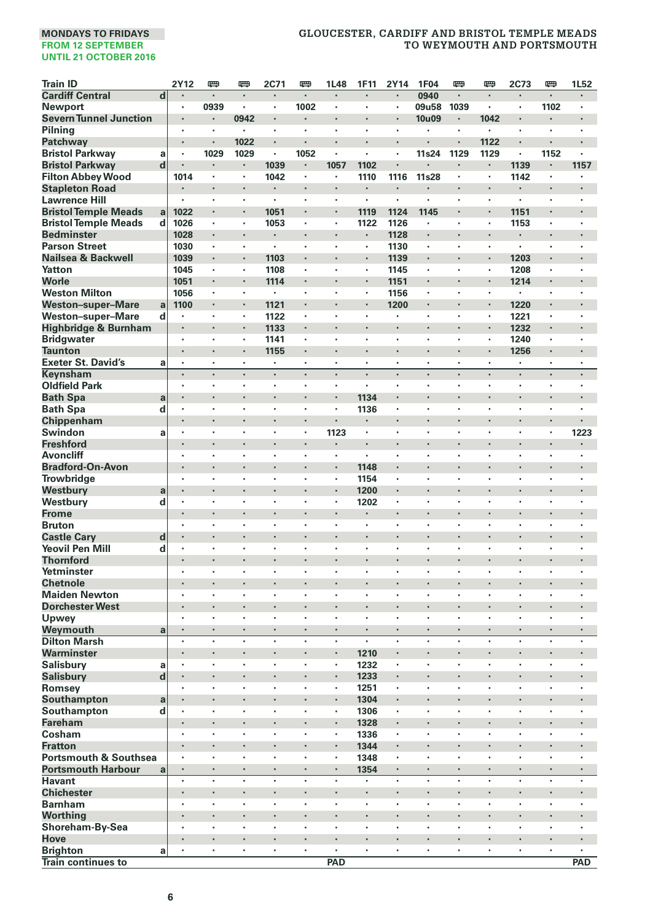MONDAYS TO FRIDAYS
FROM 12 SEPTEMBER
UNTIL 21 OCTOBER 2016

# GLOUCESTER, CARDIFF AND BRISTOL TEMPLE MEADS TO WEYMOUTH AND PORTSMOUTH

| Train ID | | 2Y12 | 🚌 | 🚌 | 2C71 | 🚌 | 1L48 | 1F11 | 2Y14 | 1F04 | 🚌 | 🚌 | 2C73 | 🚌 | 1L52 |
|---|---|---|---|---|---|---|---|---|---|---|---|---|---|---|---|
| Cardiff Central | d | · | · | · | · | · | · | · | · | 0940 | · | · | · | · | · |
| Newport | | · | 0939 | · | · | 1002 | · | · | · | 09u58 | 1039 | · | · | 1102 | · |
| Severn Tunnel Junction | | · | · | 0942 | · | · | · | · | · | 10u09 | · | 1042 | · | · | · |
| Pilning | | · | · | · | · | · | · | · | · | · | · | · | · | · | · |
| Patchway | | · | · | 1022 | · | · | · | · | · | · | · | 1122 | · | · | · |
| Bristol Parkway | a | · | 1029 | 1029 | · | 1052 | · | · | · | 11s24 | 1129 | 1129 | · | 1152 | · |
| Bristol Parkway | d | · | · | · | 1039 | · | 1057 | 1102 | · | · | · | · | 1139 | · | 1157 |
| Filton Abbey Wood | | 1014 | · | · | 1042 | · | · | 1110 | 1116 | 11s28 | · | · | 1142 | · | · |
| Stapleton Road | | · | · | · | · | · | · | · | · | · | · | · | · | · | · |
| Lawrence Hill | | · | · | · | · | · | · | · | · | · | · | · | · | · | · |
| Bristol Temple Meads | a | 1022 | · | · | 1051 | · | · | 1119 | 1124 | 1145 | · | · | 1151 | · | · |
| Bristol Temple Meads | d | 1026 | · | · | 1053 | · | · | 1122 | 1126 | · | · | · | 1153 | · | · |
| Bedminster | | 1028 | · | · | · | · | · | · | 1128 | · | · | · | · | · | · |
| Parson Street | | 1030 | · | · | · | · | · | · | 1130 | · | · | · | · | · | · |
| Nailsea & Backwell | | 1039 | · | · | 1103 | · | · | · | 1139 | · | · | · | 1203 | · | · |
| Yatton | | 1045 | · | · | 1108 | · | · | · | 1145 | · | · | · | 1208 | · | · |
| Worle | | 1051 | · | · | 1114 | · | · | · | 1151 | · | · | · | 1214 | · | · |
| Weston Milton | | 1056 | · | · | · | · | · | · | 1156 | · | · | · | · | · | · |
| Weston–super–Mare | a | 1100 | · | · | 1121 | · | · | · | 1200 | · | · | · | 1220 | · | · |
| Weston–super–Mare | d | · | · | · | 1122 | · | · | · | · | · | · | · | 1221 | · | · |
| Highbridge & Burnham | | · | · | · | 1133 | · | · | · | · | · | · | · | 1232 | · | · |
| Bridgwater | | · | · | · | 1141 | · | · | · | · | · | · | · | 1240 | · | · |
| Taunton | | · | · | · | 1155 | · | · | · | · | · | · | · | 1256 | · | · |
| Exeter St. David's | a | · | · | · | · | · | · | · | · | · | · | · | · | · | · |
| Keynsham | | · | · | · | · | · | · | · | · | · | · | · | · | · | · |
| Oldfield Park | | · | · | · | · | · | · | · | · | · | · | · | · | · | · |
| Bath Spa | a | · | · | · | · | · | · | 1134 | · | · | · | · | · | · | · |
| Bath Spa | d | · | · | · | · | · | · | 1136 | · | · | · | · | · | · | · |
| Chippenham | | · | · | · | · | · | · | · | · | · | · | · | · | · | · |
| Swindon | a | · | · | · | · | · | 1123 | · | · | · | · | · | · | · | 1223 |
| Freshford | | · | · | · | · | · | · | · | · | · | · | · | · | · | · |
| Avoncliff | | · | · | · | · | · | · | · | · | · | · | · | · | · | · |
| Bradford-On-Avon | | · | · | · | · | · | · | 1148 | · | · | · | · | · | · | · |
| Trowbridge | | · | · | · | · | · | · | 1154 | · | · | · | · | · | · | · |
| Westbury | a | · | · | · | · | · | · | 1200 | · | · | · | · | · | · | · |
| Westbury | d | · | · | · | · | · | · | 1202 | · | · | · | · | · | · | · |
| Frome | | · | · | · | · | · | · | · | · | · | · | · | · | · | · |
| Bruton | | · | · | · | · | · | · | · | · | · | · | · | · | · | · |
| Castle Cary | d | · | · | · | · | · | · | · | · | · | · | · | · | · | · |
| Yeovil Pen Mill | d | · | · | · | · | · | · | · | · | · | · | · | · | · | · |
| Thornford | | · | · | · | · | · | · | · | · | · | · | · | · | · | · |
| Yetminster | | · | · | · | · | · | · | · | · | · | · | · | · | · | · |
| Chetnole | | · | · | · | · | · | · | · | · | · | · | · | · | · | · |
| Maiden Newton | | · | · | · | · | · | · | · | · | · | · | · | · | · | · |
| Dorchester West | | · | · | · | · | · | · | · | · | · | · | · | · | · | · |
| Upwey | | · | · | · | · | · | · | · | · | · | · | · | · | · | · |
| Weymouth | a | · | · | · | · | · | · | · | · | · | · | · | · | · | · |
| Dilton Marsh | | · | · | · | · | · | · | · | · | · | · | · | · | · | · |
| Warminster | | · | · | · | · | · | · | 1210 | · | · | · | · | · | · | · |
| Salisbury | a | · | · | · | · | · | · | 1232 | · | · | · | · | · | · | · |
| Salisbury | d | · | · | · | · | · | · | 1233 | · | · | · | · | · | · | · |
| Romsey | | · | · | · | · | · | · | 1251 | · | · | · | · | · | · | · |
| Southampton | a | · | · | · | · | · | · | 1304 | · | · | · | · | · | · | · |
| Southampton | d | · | · | · | · | · | · | 1306 | · | · | · | · | · | · | · |
| Fareham | | · | · | · | · | · | · | 1328 | · | · | · | · | · | · | · |
| Cosham | | · | · | · | · | · | · | 1336 | · | · | · | · | · | · | · |
| Fratton | | · | · | · | · | · | · | 1344 | · | · | · | · | · | · | · |
| Portsmouth & Southsea | | · | · | · | · | · | · | 1348 | · | · | · | · | · | · | · |
| Portsmouth Harbour | a | · | · | · | · | · | · | 1354 | · | · | · | · | · | · | · |
| Havant | | · | · | · | · | · | · | · | · | · | · | · | · | · | · |
| Chichester | | · | · | · | · | · | · | · | · | · | · | · | · | · | · |
| Barnham | | · | · | · | · | · | · | · | · | · | · | · | · | · | · |
| Worthing | | · | · | · | · | · | · | · | · | · | · | · | · | · | · |
| Shoreham-By-Sea | | · | · | · | · | · | · | · | · | · | · | · | · | · | · |
| Hove | | · | · | · | · | · | · | · | · | · | · | · | · | · | · |
| Brighton | a | · | · | · | · | · | · | · | · | · | · | · | · | · | · |
| Train continues to | | | | | | | PAD | | | | | | | | PAD |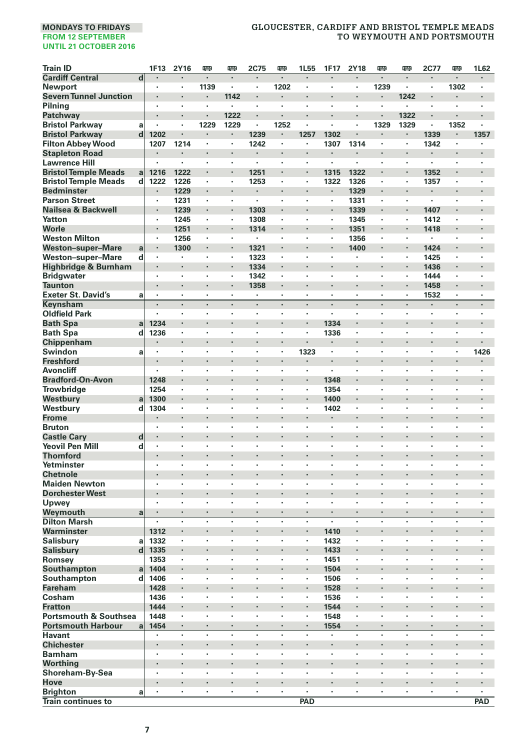MONDAYS TO FRIDAYS
FROM 12 SEPTEMBER
UNTIL 21 OCTOBER 2016

## GLOUCESTER, CARDIFF AND BRISTOL TEMPLE MEADS TO WEYMOUTH AND PORTSMOUTH

| Train ID | | 1F13 | 2Y16 | 🚌 | 🚌 | 2C75 | 🚌 | 1L55 | 1F17 | 2Y18 | 🚌 | 🚌 | 2C77 | 🚌 | 1L62 |
|---|---|---|---|---|---|---|---|---|---|---|---|---|---|---|---|
| Cardiff Central | d | · | · | · | · | · | · | · | · | · | · | · | · | · | · |
| Newport | | · | · | 1139 | · | · | 1202 | · | · | · | 1239 | · | · | 1302 | · |
| Severn Tunnel Junction | | · | · | · | 1142 | · | · | · | · | · | · | 1242 | · | · | · |
| Pilning | | · | · | · | · | · | · | · | · | · | · | · | · | · | · |
| Patchway | | · | · | · | 1222 | · | · | · | · | · | · | 1322 | · | · | · |
| Bristol Parkway | a | · | · | 1229 | 1229 | · | 1252 | · | · | · | 1329 | 1329 | · | 1352 | · |
| Bristol Parkway | d | 1202 | · | · | · | 1239 | · | 1257 | 1302 | · | · | · | 1339 | · | 1357 |
| Filton Abbey Wood | | 1207 | 1214 | · | · | 1242 | · | · | 1307 | 1314 | · | · | 1342 | · | · |
| Stapleton Road | | · | · | · | · | · | · | · | · | · | · | · | · | · | · |
| Lawrence Hill | | · | · | · | · | · | · | · | · | · | · | · | · | · | · |
| Bristol Temple Meads | a | 1216 | 1222 | · | · | 1251 | · | · | 1315 | 1322 | · | · | 1352 | · | · |
| Bristol Temple Meads | d | 1222 | 1226 | · | · | 1253 | · | · | 1322 | 1326 | · | · | 1357 | · | · |
| Bedminster | | · | 1229 | · | · | · | · | · | · | 1329 | · | · | · | · | · |
| Parson Street | | · | 1231 | · | · | · | · | · | · | 1331 | · | · | · | · | · |
| Nailsea & Backwell | | · | 1239 | · | · | 1303 | · | · | · | 1339 | · | · | 1407 | · | · |
| Yatton | | · | 1245 | · | · | 1308 | · | · | · | 1345 | · | · | 1412 | · | · |
| Worle | | · | 1251 | · | · | 1314 | · | · | · | 1351 | · | · | 1418 | · | · |
| Weston Milton | | · | 1256 | · | · | · | · | · | · | 1356 | · | · | · | · | · |
| Weston–super–Mare | a | · | 1300 | · | · | 1321 | · | · | · | 1400 | · | · | 1424 | · | · |
| Weston–super–Mare | d | · | · | · | · | 1323 | · | · | · | · | · | · | 1425 | · | · |
| Highbridge & Burnham | | · | · | · | · | 1334 | · | · | · | · | · | · | 1436 | · | · |
| Bridgwater | | · | · | · | · | 1342 | · | · | · | · | · | · | 1444 | · | · |
| Taunton | | · | · | · | · | 1358 | · | · | · | · | · | · | 1458 | · | · |
| Exeter St. David's | a | · | · | · | · | · | · | · | · | · | · | · | 1532 | · | · |
| Keynsham | | · | · | · | · | · | · | · | · | · | · | · | · | · | · |
| Oldfield Park | | · | · | · | · | · | · | · | · | · | · | · | · | · | · |
| Bath Spa | a | 1234 | · | · | · | · | · | · | 1334 | · | · | · | · | · | · |
| Bath Spa | d | 1236 | · | · | · | · | · | · | 1336 | · | · | · | · | · | · |
| Chippenham | | · | · | · | · | · | · | · | · | · | · | · | · | · | · |
| Swindon | a | · | · | · | · | · | · | 1323 | · | · | · | · | · | · | 1426 |
| Freshford | | · | · | · | · | · | · | · | · | · | · | · | · | · | · |
| Avoncliff | | · | · | · | · | · | · | · | · | · | · | · | · | · | · |
| Bradford-On-Avon | | 1248 | · | · | · | · | · | · | 1348 | · | · | · | · | · | · |
| Trowbridge | | 1254 | · | · | · | · | · | · | 1354 | · | · | · | · | · | · |
| Westbury | a | 1300 | · | · | · | · | · | · | 1400 | · | · | · | · | · | · |
| Westbury | d | 1304 | · | · | · | · | · | · | 1402 | · | · | · | · | · | · |
| Frome | | · | · | · | · | · | · | · | · | · | · | · | · | · | · |
| Bruton | | · | · | · | · | · | · | · | · | · | · | · | · | · | · |
| Castle Cary | d | · | · | · | · | · | · | · | · | · | · | · | · | · | · |
| Yeovil Pen Mill | d | · | · | · | · | · | · | · | · | · | · | · | · | · | · |
| Thornford | | · | · | · | · | · | · | · | · | · | · | · | · | · | · |
| Yetminster | | · | · | · | · | · | · | · | · | · | · | · | · | · | · |
| Chetnole | | · | · | · | · | · | · | · | · | · | · | · | · | · | · |
| Maiden Newton | | · | · | · | · | · | · | · | · | · | · | · | · | · | · |
| Dorchester West | | · | · | · | · | · | · | · | · | · | · | · | · | · | · |
| Upwey | | · | · | · | · | · | · | · | · | · | · | · | · | · | · |
| Weymouth | a | · | · | · | · | · | · | · | · | · | · | · | · | · | · |
| Dilton Marsh | | · | · | · | · | · | · | · | · | · | · | · | · | · | · |
| Warminster | | 1312 | · | · | · | · | · | · | 1410 | · | · | · | · | · | · |
| Salisbury | a | 1332 | · | · | · | · | · | · | 1432 | · | · | · | · | · | · |
| Salisbury | d | 1335 | · | · | · | · | · | · | 1433 | · | · | · | · | · | · |
| Romsey | | 1353 | · | · | · | · | · | · | 1451 | · | · | · | · | · | · |
| Southampton | a | 1404 | · | · | · | · | · | · | 1504 | · | · | · | · | · | · |
| Southampton | d | 1406 | · | · | · | · | · | · | 1506 | · | · | · | · | · | · |
| Fareham | | 1428 | · | · | · | · | · | · | 1528 | · | · | · | · | · | · |
| Cosham | | 1436 | · | · | · | · | · | · | 1536 | · | · | · | · | · | · |
| Fratton | | 1444 | · | · | · | · | · | · | 1544 | · | · | · | · | · | · |
| Portsmouth & Southsea | | 1448 | · | · | · | · | · | · | 1548 | · | · | · | · | · | · |
| Portsmouth Harbour | a | 1454 | · | · | · | · | · | · | 1554 | · | · | · | · | · | · |
| Havant | | · | · | · | · | · | · | · | · | · | · | · | · | · | · |
| Chichester | | · | · | · | · | · | · | · | · | · | · | · | · | · | · |
| Barnham | | · | · | · | · | · | · | · | · | · | · | · | · | · | · |
| Worthing | | · | · | · | · | · | · | · | · | · | · | · | · | · | · |
| Shoreham-By-Sea | | · | · | · | · | · | · | · | · | · | · | · | · | · | · |
| Hove | | · | · | · | · | · | · | · | · | · | · | · | · | · | · |
| Brighton | a | · | · | · | · | · | · | · | · | · | · | · | · | · | · |
| Train continues to | | | | | | | | PAD | | | | | | | PAD |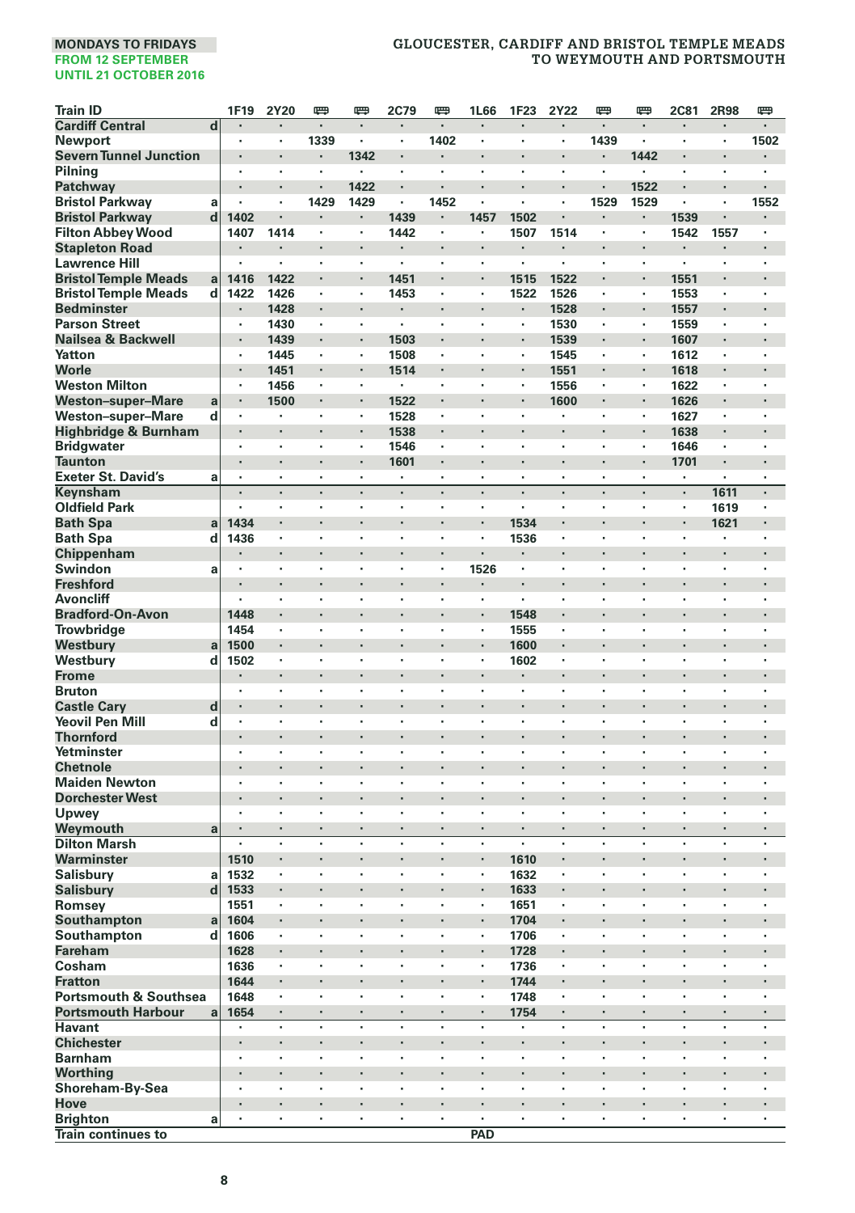MONDAYS TO FRIDAYS
FROM 12 SEPTEMBER
UNTIL 21 OCTOBER 2016

## GLOUCESTER, CARDIFF AND BRISTOL TEMPLE MEADS TO WEYMOUTH AND PORTSMOUTH

| Train ID | | 1F19 | 2Y20 | 🚌 | 🚌 | 2C79 | 🚌 | 1L66 | 1F23 | 2Y22 | 🚌 | 🚌 | 2C81 | 2R98 | 🚌 |
|---|---|---|---|---|---|---|---|---|---|---|---|---|---|---|---|
| Cardiff Central | d | · | · | · | · | · | · | · | · | · | · | · | · | · | · |
| Newport | | · | · | 1339 | · | · | 1402 | · | · | · | 1439 | · | · | · | 1502 |
| Severn Tunnel Junction | | · | · | · | 1342 | · | · | · | · | · | · | 1442 | · | · | · |
| Pilning | | · | · | · | · | · | · | · | · | · | · | · | · | · | · |
| Patchway | | · | · | · | 1422 | · | · | · | · | · | · | 1522 | · | · | · |
| Bristol Parkway | a | · | · | 1429 | 1429 | · | 1452 | · | · | · | 1529 | 1529 | · | · | 1552 |
| Bristol Parkway | d | 1402 | · | · | · | 1439 | · | 1457 | 1502 | · | · | · | 1539 | · | · |
| Filton Abbey Wood | | 1407 | 1414 | · | · | 1442 | · | · | 1507 | 1514 | · | · | 1542 | 1557 | · |
| Stapleton Road | | · | · | · | · | · | · | · | · | · | · | · | · | · | · |
| Lawrence Hill | | · | · | · | · | · | · | · | · | · | · | · | · | · | · |
| Bristol Temple Meads | a | 1416 | 1422 | · | · | 1451 | · | · | 1515 | 1522 | · | · | 1551 | · | · |
| Bristol Temple Meads | d | 1422 | 1426 | · | · | 1453 | · | · | 1522 | 1526 | · | · | 1553 | · | · |
| Bedminster | | · | 1428 | · | · | · | · | · | · | 1528 | · | · | 1557 | · | · |
| Parson Street | | · | 1430 | · | · | · | · | · | · | 1530 | · | · | 1559 | · | · |
| Nailsea & Backwell | | · | 1439 | · | · | 1503 | · | · | · | 1539 | · | · | 1607 | · | · |
| Yatton | | · | 1445 | · | · | 1508 | · | · | · | 1545 | · | · | 1612 | · | · |
| Worle | | · | 1451 | · | · | 1514 | · | · | · | 1551 | · | · | 1618 | · | · |
| Weston Milton | | · | 1456 | · | · | · | · | · | · | 1556 | · | · | 1622 | · | · |
| Weston–super–Mare | a | · | 1500 | · | · | 1522 | · | · | · | 1600 | · | · | 1626 | · | · |
| Weston–super–Mare | d | · | · | · | · | 1528 | · | · | · | · | · | · | 1627 | · | · |
| Highbridge & Burnham | | · | · | · | · | 1538 | · | · | · | · | · | · | 1638 | · | · |
| Bridgwater | | · | · | · | · | 1546 | · | · | · | · | · | · | 1646 | · | · |
| Taunton | | · | · | · | · | 1601 | · | · | · | · | · | · | 1701 | · | · |
| Exeter St. David's | a | · | · | · | · | · | · | · | · | · | · | · | · | · | · |
| Keynsham | | · | · | · | · | · | · | · | · | · | · | · | · | 1611 | · |
| Oldfield Park | | · | · | · | · | · | · | · | · | · | · | · | · | 1619 | · |
| Bath Spa | a | 1434 | · | · | · | · | · | · | 1534 | · | · | · | · | 1621 | · |
| Bath Spa | d | 1436 | · | · | · | · | · | · | 1536 | · | · | · | · | · | · |
| Chippenham | | · | · | · | · | · | · | · | · | · | · | · | · | · | · |
| Swindon | a | · | · | · | · | · | · | 1526 | · | · | · | · | · | · | · |
| Freshford | | · | · | · | · | · | · | · | · | · | · | · | · | · | · |
| Avoncliff | | · | · | · | · | · | · | · | · | · | · | · | · | · | · |
| Bradford-On-Avon | | 1448 | · | · | · | · | · | · | 1548 | · | · | · | · | · | · |
| Trowbridge | | 1454 | · | · | · | · | · | · | 1555 | · | · | · | · | · | · |
| Westbury | a | 1500 | · | · | · | · | · | · | 1600 | · | · | · | · | · | · |
| Westbury | d | 1502 | · | · | · | · | · | · | 1602 | · | · | · | · | · | · |
| Frome | | · | · | · | · | · | · | · | · | · | · | · | · | · | · |
| Bruton | | · | · | · | · | · | · | · | · | · | · | · | · | · | · |
| Castle Cary | d | · | · | · | · | · | · | · | · | · | · | · | · | · | · |
| Yeovil Pen Mill | d | · | · | · | · | · | · | · | · | · | · | · | · | · | · |
| Thornford | | · | · | · | · | · | · | · | · | · | · | · | · | · | · |
| Yetminster | | · | · | · | · | · | · | · | · | · | · | · | · | · | · |
| Chetnole | | · | · | · | · | · | · | · | · | · | · | · | · | · | · |
| Maiden Newton | | · | · | · | · | · | · | · | · | · | · | · | · | · | · |
| Dorchester West | | · | · | · | · | · | · | · | · | · | · | · | · | · | · |
| Upwey | | · | · | · | · | · | · | · | · | · | · | · | · | · | · |
| Weymouth | a | · | · | · | · | · | · | · | · | · | · | · | · | · | · |
| Dilton Marsh | | · | · | · | · | · | · | · | · | · | · | · | · | · | · |
| Warminster | | 1510 | · | · | · | · | · | · | 1610 | · | · | · | · | · | · |
| Salisbury | a | 1532 | · | · | · | · | · | · | 1632 | · | · | · | · | · | · |
| Salisbury | d | 1533 | · | · | · | · | · | · | 1633 | · | · | · | · | · | · |
| Romsey | | 1551 | · | · | · | · | · | · | 1651 | · | · | · | · | · | · |
| Southampton | a | 1604 | · | · | · | · | · | · | 1704 | · | · | · | · | · | · |
| Southampton | d | 1606 | · | · | · | · | · | · | 1706 | · | · | · | · | · | · |
| Fareham | | 1628 | · | · | · | · | · | · | 1728 | · | · | · | · | · | · |
| Cosham | | 1636 | · | · | · | · | · | · | 1736 | · | · | · | · | · | · |
| Fratton | | 1644 | · | · | · | · | · | · | 1744 | · | · | · | · | · | · |
| Portsmouth & Southsea | | 1648 | · | · | · | · | · | · | 1748 | · | · | · | · | · | · |
| Portsmouth Harbour | a | 1654 | · | · | · | · | · | · | 1754 | · | · | · | · | · | · |
| Havant | | · | · | · | · | · | · | · | · | · | · | · | · | · | · |
| Chichester | | · | · | · | · | · | · | · | · | · | · | · | · | · | · |
| Barnham | | · | · | · | · | · | · | · | · | · | · | · | · | · | · |
| Worthing | | · | · | · | · | · | · | · | · | · | · | · | · | · | · |
| Shoreham-By-Sea | | · | · | · | · | · | · | · | · | · | · | · | · | · | · |
| Hove | | · | · | · | · | · | · | · | · | · | · | · | · | · | · |
| Brighton | a | · | · | · | · | · | · | · | · | · | · | · | · | · | · |
| Train continues to | | | | | | | | PAD | | | | | | | |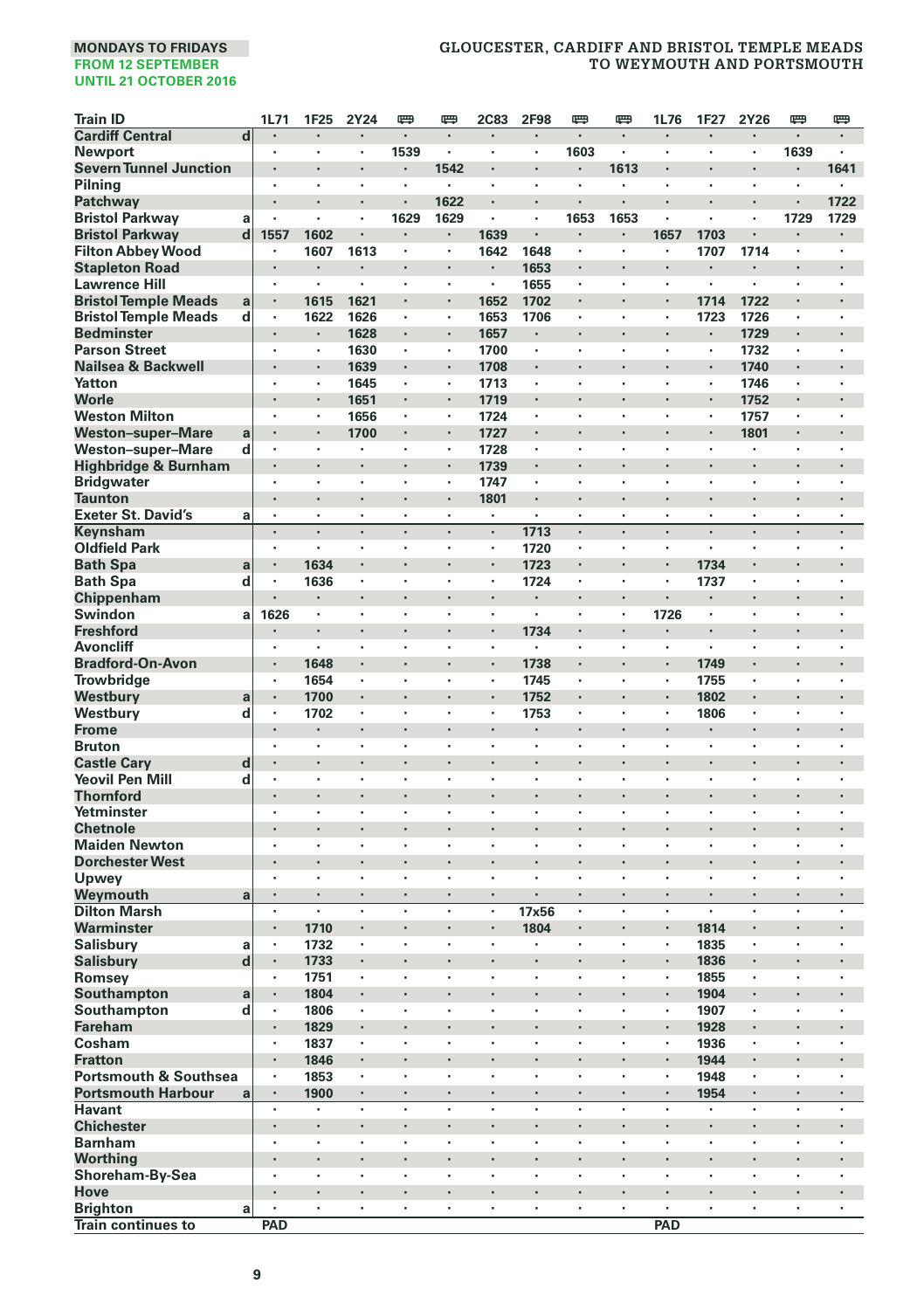MONDAYS TO FRIDAYS
FROM 12 SEPTEMBER
UNTIL 21 OCTOBER 2016

# GLOUCESTER, CARDIFF AND BRISTOL TEMPLE MEADS TO WEYMOUTH AND PORTSMOUTH

| Train ID | | 1L71 | 1F25 | 2Y24 | 🚌 | 🚌 | 2C83 | 2F98 | 🚌 | 🚌 | 1L76 | 1F27 | 2Y26 | 🚌 | 🚌 |
|---|---|---|---|---|---|---|---|---|---|---|---|---|---|---|---|
| Cardiff Central | d | · | · | · | · | · | · | · | · | · | · | · | · | · | · |
| Newport | | · | · | · | 1539 | · | · | · | 1603 | · | · | · | · | 1639 | · |
| Severn Tunnel Junction | | · | · | · | · | 1542 | · | · | · | 1613 | · | · | · | · | 1641 |
| Pilning | | · | · | · | · | · | · | · | · | · | · | · | · | · | · |
| Patchway | | · | · | · | · | 1622 | · | · | · | · | · | · | · | · | 1722 |
| Bristol Parkway | a | · | · | · | 1629 | 1629 | · | · | 1653 | 1653 | · | · | · | 1729 | 1729 |
| Bristol Parkway | d | 1557 | 1602 | · | · | · | 1639 | · | · | · | 1657 | 1703 | · | · | · |
| Filton Abbey Wood | | · | 1607 | 1613 | · | · | 1642 | 1648 | · | · | · | 1707 | 1714 | · | · |
| Stapleton Road | | · | · | · | · | · | · | 1653 | · | · | · | · | · | · | · |
| Lawrence Hill | | · | · | · | · | · | · | 1655 | · | · | · | · | · | · | · |
| Bristol Temple Meads | a | · | 1615 | 1621 | · | · | 1652 | 1702 | · | · | · | 1714 | 1722 | · | · |
| Bristol Temple Meads | d | · | 1622 | 1626 | · | · | 1653 | 1706 | · | · | · | 1723 | 1726 | · | · |
| Bedminster | | · | · | 1628 | · | · | 1657 | · | · | · | · | · | 1729 | · | · |
| Parson Street | | · | · | 1630 | · | · | 1700 | · | · | · | · | · | 1732 | · | · |
| Nailsea & Backwell | | · | · | 1639 | · | · | 1708 | · | · | · | · | · | 1740 | · | · |
| Yatton | | · | · | 1645 | · | · | 1713 | · | · | · | · | · | 1746 | · | · |
| Worle | | · | · | 1651 | · | · | 1719 | · | · | · | · | · | 1752 | · | · |
| Weston Milton | | · | · | 1656 | · | · | 1724 | · | · | · | · | · | 1757 | · | · |
| Weston–super–Mare | a | · | · | 1700 | · | · | 1727 | · | · | · | · | · | 1801 | · | · |
| Weston–super–Mare | d | · | · | · | · | · | 1728 | · | · | · | · | · | · | · | · |
| Highbridge & Burnham | | · | · | · | · | · | 1739 | · | · | · | · | · | · | · | · |
| Bridgwater | | · | · | · | · | · | 1747 | · | · | · | · | · | · | · | · |
| Taunton | | · | · | · | · | · | 1801 | · | · | · | · | · | · | · | · |
| Exeter St. David's | a | · | · | · | · | · | · | · | · | · | · | · | · | · | · |
| Keynsham | | · | · | · | · | · | · | 1713 | · | · | · | · | · | · | · |
| Oldfield Park | | · | · | · | · | · | · | 1720 | · | · | · | · | · | · | · |
| Bath Spa | a | · | 1634 | · | · | · | · | 1723 | · | · | · | 1734 | · | · | · |
| Bath Spa | d | · | 1636 | · | · | · | · | 1724 | · | · | · | 1737 | · | · | · |
| Chippenham | | · | · | · | · | · | · | · | · | · | · | · | · | · | · |
| Swindon | a | 1626 | · | · | · | · | · | · | · | · | 1726 | · | · | · | · |
| Freshford | | · | · | · | · | · | · | 1734 | · | · | · | · | · | · | · |
| Avoncliff | | · | · | · | · | · | · | · | · | · | · | · | · | · | · |
| Bradford-On-Avon | | · | 1648 | · | · | · | · | 1738 | · | · | · | 1749 | · | · | · |
| Trowbridge | | · | 1654 | · | · | · | · | 1745 | · | · | · | 1755 | · | · | · |
| Westbury | a | · | 1700 | · | · | · | · | 1752 | · | · | · | 1802 | · | · | · |
| Westbury | d | · | 1702 | · | · | · | · | 1753 | · | · | · | 1806 | · | · | · |
| Frome | | · | · | · | · | · | · | · | · | · | · | · | · | · | · |
| Bruton | | · | · | · | · | · | · | · | · | · | · | · | · | · | · |
| Castle Cary | d | · | · | · | · | · | · | · | · | · | · | · | · | · | · |
| Yeovil Pen Mill | d | · | · | · | · | · | · | · | · | · | · | · | · | · | · |
| Thornford | | · | · | · | · | · | · | · | · | · | · | · | · | · | · |
| Yetminster | | · | · | · | · | · | · | · | · | · | · | · | · | · | · |
| Chetnole | | · | · | · | · | · | · | · | · | · | · | · | · | · | · |
| Maiden Newton | | · | · | · | · | · | · | · | · | · | · | · | · | · | · |
| Dorchester West | | · | · | · | · | · | · | · | · | · | · | · | · | · | · |
| Upwey | | · | · | · | · | · | · | · | · | · | · | · | · | · | · |
| Weymouth | a | · | · | · | · | · | · | · | · | · | · | · | · | · | · |
| Dilton Marsh | | · | · | · | · | · | · | 17x56 | · | · | · | · | · | · | · |
| Warminster | | · | 1710 | · | · | · | · | 1804 | · | · | · | 1814 | · | · | · |
| Salisbury | a | · | 1732 | · | · | · | · | · | · | · | · | 1835 | · | · | · |
| Salisbury | d | · | 1733 | · | · | · | · | · | · | · | · | 1836 | · | · | · |
| Romsey | | · | 1751 | · | · | · | · | · | · | · | · | 1855 | · | · | · |
| Southampton | a | · | 1804 | · | · | · | · | · | · | · | · | 1904 | · | · | · |
| Southampton | d | · | 1806 | · | · | · | · | · | · | · | · | 1907 | · | · | · |
| Fareham | | · | 1829 | · | · | · | · | · | · | · | · | 1928 | · | · | · |
| Cosham | | · | 1837 | · | · | · | · | · | · | · | · | 1936 | · | · | · |
| Fratton | | · | 1846 | · | · | · | · | · | · | · | · | 1944 | · | · | · |
| Portsmouth & Southsea | | · | 1853 | · | · | · | · | · | · | · | · | 1948 | · | · | · |
| Portsmouth Harbour | a | · | 1900 | · | · | · | · | · | · | · | · | 1954 | · | · | · |
| Havant | | · | · | · | · | · | · | · | · | · | · | · | · | · | · |
| Chichester | | · | · | · | · | · | · | · | · | · | · | · | · | · | · |
| Barnham | | · | · | · | · | · | · | · | · | · | · | · | · | · | · |
| Worthing | | · | · | · | · | · | · | · | · | · | · | · | · | · | · |
| Shoreham-By-Sea | | · | · | · | · | · | · | · | · | · | · | · | · | · | · |
| Hove | | · | · | · | · | · | · | · | · | · | · | · | · | · | · |
| Brighton | a | · | · | · | · | · | · | · | · | · | · | · | · | · | · |
| Train continues to | | PAD | | | | | | | | | PAD | | | | |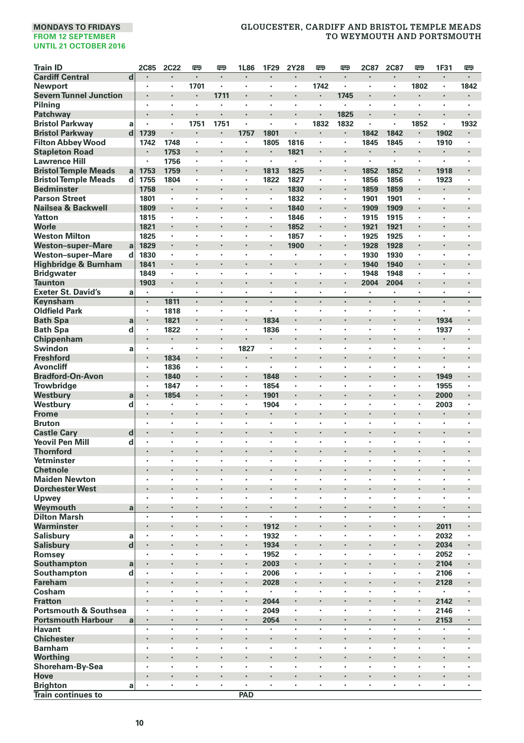MONDAYS TO FRIDAYS
FROM 12 SEPTEMBER
UNTIL 21 OCTOBER 2016

## GLOUCESTER, CARDIFF AND BRISTOL TEMPLE MEADS TO WEYMOUTH AND PORTSMOUTH

| Train ID | | 2C85 | 2C22 | 🚌 | 🚌 | 1L86 | 1F29 | 2Y28 | 🚌 | 🚌 | 2C87 | 2C87 | 🚌 | 1F31 | 🚌 |
|---|---|---|---|---|---|---|---|---|---|---|---|---|---|---|---|
| Cardiff Central | d | · | · | · | · | · | · | · | · | · | · | · | · | · | · |
| Newport | | · | · | 1701 | · | · | · | · | 1742 | · | · | · | 1802 | · | 1842 |
| Severn Tunnel Junction | | · | · | · | 1711 | · | · | · | · | 1745 | · | · | · | · | · |
| Pilning | | · | · | · | · | · | · | · | · | · | · | · | · | · | · |
| Patchway | | · | · | · | · | · | · | · | · | 1825 | · | · | · | · | · |
| Bristol Parkway | a | · | · | 1751 | 1751 | · | · | · | 1832 | 1832 | · | · | 1852 | · | 1932 |
| Bristol Parkway | d | 1739 | · | · | · | 1757 | 1801 | · | · | · | 1842 | 1842 | · | 1902 | · |
| Filton Abbey Wood | | 1742 | 1748 | · | · | · | 1805 | 1816 | · | · | 1845 | 1845 | · | 1910 | · |
| Stapleton Road | | · | 1753 | · | · | · | · | 1821 | · | · | · | · | · | · | · |
| Lawrence Hill | | · | 1756 | · | · | · | · | · | · | · | · | · | · | · | · |
| Bristol Temple Meads | a | 1753 | 1759 | · | · | · | 1813 | 1825 | · | · | 1852 | 1852 | · | 1918 | · |
| Bristol Temple Meads | d | 1755 | 1804 | · | · | · | 1822 | 1827 | · | · | 1856 | 1856 | · | 1923 | · |
| Bedminster | | 1758 | · | · | · | · | · | 1830 | · | · | 1859 | 1859 | · | · | · |
| Parson Street | | 1801 | · | · | · | · | · | 1832 | · | · | 1901 | 1901 | · | · | · |
| Nailsea & Backwell | | 1809 | · | · | · | · | · | 1840 | · | · | 1909 | 1909 | · | · | · |
| Yatton | | 1815 | · | · | · | · | · | 1846 | · | · | 1915 | 1915 | · | · | · |
| Worle | | 1821 | · | · | · | · | · | 1852 | · | · | 1921 | 1921 | · | · | · |
| Weston Milton | | 1825 | · | · | · | · | · | 1857 | · | · | 1925 | 1925 | · | · | · |
| Weston–super–Mare | a | 1829 | · | · | · | · | · | 1900 | · | · | 1928 | 1928 | · | · | · |
| Weston–super–Mare | d | 1830 | · | · | · | · | · | · | · | · | 1930 | 1930 | · | · | · |
| Highbridge & Burnham | | 1841 | · | · | · | · | · | · | · | · | 1940 | 1940 | · | · | · |
| Bridgwater | | 1849 | · | · | · | · | · | · | · | · | 1948 | 1948 | · | · | · |
| Taunton | | 1903 | · | · | · | · | · | · | · | · | 2004 | 2004 | · | · | · |
| Exeter St. David's | a | · | · | · | · | · | · | · | · | · | · | · | · | · | · |
| Keynsham | | · | 1811 | · | · | · | · | · | · | · | · | · | · | · | · |
| Oldfield Park | | · | 1818 | · | · | · | · | · | · | · | · | · | · | · | · |
| Bath Spa | a | · | 1821 | · | · | · | 1834 | · | · | · | · | · | · | 1934 | · |
| Bath Spa | d | · | 1822 | · | · | · | 1836 | · | · | · | · | · | · | 1937 | · |
| Chippenham | | · | · | · | · | · | · | · | · | · | · | · | · | · | · |
| Swindon | a | · | · | · | · | 1827 | · | · | · | · | · | · | · | · | · |
| Freshford | | · | 1834 | · | · | · | · | · | · | · | · | · | · | · | · |
| Avoncliff | | · | 1836 | · | · | · | · | · | · | · | · | · | · | · | · |
| Bradford-On-Avon | | · | 1840 | · | · | · | 1848 | · | · | · | · | · | · | 1949 | · |
| Trowbridge | | · | 1847 | · | · | · | 1854 | · | · | · | · | · | · | 1955 | · |
| Westbury | a | · | 1854 | · | · | · | 1901 | · | · | · | · | · | · | 2000 | · |
| Westbury | d | · | · | · | · | · | 1904 | · | · | · | · | · | · | 2003 | · |
| Frome | | · | · | · | · | · | · | · | · | · | · | · | · | · | · |
| Bruton | | · | · | · | · | · | · | · | · | · | · | · | · | · | · |
| Castle Cary | d | · | · | · | · | · | · | · | · | · | · | · | · | · | · |
| Yeovil Pen Mill | d | · | · | · | · | · | · | · | · | · | · | · | · | · | · |
| Thornford | | · | · | · | · | · | · | · | · | · | · | · | · | · | · |
| Yetminster | | · | · | · | · | · | · | · | · | · | · | · | · | · | · |
| Chetnole | | · | · | · | · | · | · | · | · | · | · | · | · | · | · |
| Maiden Newton | | · | · | · | · | · | · | · | · | · | · | · | · | · | · |
| Dorchester West | | · | · | · | · | · | · | · | · | · | · | · | · | · | · |
| Upwey | | · | · | · | · | · | · | · | · | · | · | · | · | · | · |
| Weymouth | a | · | · | · | · | · | · | · | · | · | · | · | · | · | · |
| Dilton Marsh | | · | · | · | · | · | · | · | · | · | · | · | · | · | · |
| Warminster | | · | · | · | · | · | 1912 | · | · | · | · | · | · | 2011 | · |
| Salisbury | a | · | · | · | · | · | 1932 | · | · | · | · | · | · | 2032 | · |
| Salisbury | d | · | · | · | · | · | 1934 | · | · | · | · | · | · | 2034 | · |
| Romsey | | · | · | · | · | · | 1952 | · | · | · | · | · | · | 2052 | · |
| Southampton | a | · | · | · | · | · | 2003 | · | · | · | · | · | · | 2104 | · |
| Southampton | d | · | · | · | · | · | 2006 | · | · | · | · | · | · | 2106 | · |
| Fareham | | · | · | · | · | · | 2028 | · | · | · | · | · | · | 2128 | · |
| Cosham | | · | · | · | · | · | · | · | · | · | · | · | · | · | · |
| Fratton | | · | · | · | · | · | 2044 | · | · | · | · | · | · | 2142 | · |
| Portsmouth & Southsea | | · | · | · | · | · | 2049 | · | · | · | · | · | · | 2146 | · |
| Portsmouth Harbour | a | · | · | · | · | · | 2054 | · | · | · | · | · | · | 2153 | · |
| Havant | | · | · | · | · | · | · | · | · | · | · | · | · | · | · |
| Chichester | | · | · | · | · | · | · | · | · | · | · | · | · | · | · |
| Barnham | | · | · | · | · | · | · | · | · | · | · | · | · | · | · |
| Worthing | | · | · | · | · | · | · | · | · | · | · | · | · | · | · |
| Shoreham-By-Sea | | · | · | · | · | · | · | · | · | · | · | · | · | · | · |
| Hove | | · | · | · | · | · | · | · | · | · | · | · | · | · | · |
| Brighton | a | · | · | · | · | · | · | · | · | · | · | · | · | · | · |
| Train continues to | | | | | | PAD | | | | | | | | | |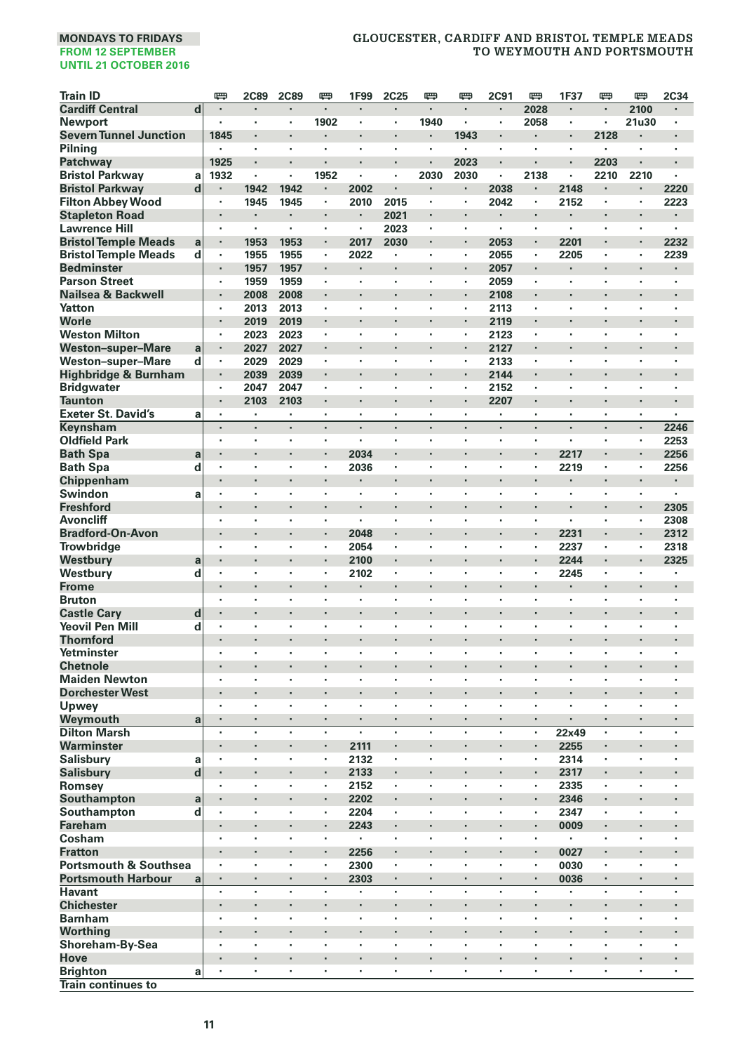**MONDAYS TO FRIDAYS**
**FROM 12 SEPTEMBER**
**UNTIL 21 OCTOBER 2016**

# GLOUCESTER, CARDIFF AND BRISTOL TEMPLE MEADS TO WEYMOUTH AND PORTSMOUTH

| Train ID | | 🚌 | 2C89 | 2C89 | 🚌 | 1F99 | 2C25 | 🚌 | 🚌 | 2C91 | 🚌 | 1F37 | 🚌 | 🚌 | 2C34 |
|---|---|---|---|---|---|---|---|---|---|---|---|---|---|---|---|
| Cardiff Central | d | · | · | · | · | · | · | · | · | · | 2028 | · | · | 2100 | · |
| Newport | | · | · | · | 1902 | · | · | 1940 | · | · | 2058 | · | · | 21u30 | · |
| Severn Tunnel Junction | | 1845 | · | · | · | · | · | · | 1943 | · | · | · | 2128 | · | · |
| Pilning | | · | · | · | · | · | · | · | · | · | · | · | · | · | · |
| Patchway | | 1925 | · | · | · | · | · | · | 2023 | · | · | · | 2203 | · | · |
| Bristol Parkway | a | 1932 | · | · | 1952 | · | · | 2030 | 2030 | · | 2138 | · | 2210 | 2210 | · |
| Bristol Parkway | d | · | 1942 | 1942 | · | 2002 | · | · | · | 2038 | · | 2148 | · | · | 2220 |
| Filton Abbey Wood | | · | 1945 | 1945 | · | 2010 | 2015 | · | · | 2042 | · | 2152 | · | · | 2223 |
| Stapleton Road | | · | · | · | · | · | 2021 | · | · | · | · | · | · | · | · |
| Lawrence Hill | | · | · | · | · | · | 2023 | · | · | · | · | · | · | · | · |
| Bristol Temple Meads | a | · | 1953 | 1953 | · | 2017 | 2030 | · | · | 2053 | · | 2201 | · | · | 2232 |
| Bristol Temple Meads | d | · | 1955 | 1955 | · | 2022 | · | · | · | 2055 | · | 2205 | · | · | 2239 |
| Bedminster | | · | 1957 | 1957 | · | · | · | · | · | 2057 | · | · | · | · | · |
| Parson Street | | · | 1959 | 1959 | · | · | · | · | · | 2059 | · | · | · | · | · |
| Nailsea & Backwell | | · | 2008 | 2008 | · | · | · | · | · | 2108 | · | · | · | · | · |
| Yatton | | · | 2013 | 2013 | · | · | · | · | · | 2113 | · | · | · | · | · |
| Worle | | · | 2019 | 2019 | · | · | · | · | · | 2119 | · | · | · | · | · |
| Weston Milton | | · | 2023 | 2023 | · | · | · | · | · | 2123 | · | · | · | · | · |
| Weston–super–Mare | a | · | 2027 | 2027 | · | · | · | · | · | 2127 | · | · | · | · | · |
| Weston–super–Mare | d | · | 2029 | 2029 | · | · | · | · | · | 2133 | · | · | · | · | · |
| Highbridge & Burnham | | · | 2039 | 2039 | · | · | · | · | · | 2144 | · | · | · | · | · |
| Bridgwater | | · | 2047 | 2047 | · | · | · | · | · | 2152 | · | · | · | · | · |
| Taunton | | · | 2103 | 2103 | · | · | · | · | · | 2207 | · | · | · | · | · |
| Exeter St. David's | a | · | · | · | · | · | · | · | · | · | · | · | · | · | · |
| Keynsham | | · | · | · | · | · | · | · | · | · | · | · | · | · | 2246 |
| Oldfield Park | | · | · | · | · | · | · | · | · | · | · | · | · | · | 2253 |
| Bath Spa | a | · | · | · | · | 2034 | · | · | · | · | · | 2217 | · | · | 2256 |
| Bath Spa | d | · | · | · | · | 2036 | · | · | · | · | · | 2219 | · | · | 2256 |
| Chippenham | | · | · | · | · | · | · | · | · | · | · | · | · | · | · |
| Swindon | a | · | · | · | · | · | · | · | · | · | · | · | · | · | · |
| Freshford | | · | · | · | · | · | · | · | · | · | · | · | · | · | 2305 |
| Avoncliff | | · | · | · | · | · | · | · | · | · | · | · | · | · | 2308 |
| Bradford-On-Avon | | · | · | · | · | 2048 | · | · | · | · | · | 2231 | · | · | 2312 |
| Trowbridge | | · | · | · | · | 2054 | · | · | · | · | · | 2237 | · | · | 2318 |
| Westbury | a | · | · | · | · | 2100 | · | · | · | · | · | 2244 | · | · | 2325 |
| Westbury | d | · | · | · | · | 2102 | · | · | · | · | · | 2245 | · | · | · |
| Frome | | · | · | · | · | · | · | · | · | · | · | · | · | · | · |
| Bruton | | · | · | · | · | · | · | · | · | · | · | · | · | · | · |
| Castle Cary | d | · | · | · | · | · | · | · | · | · | · | · | · | · | · |
| Yeovil Pen Mill | d | · | · | · | · | · | · | · | · | · | · | · | · | · | · |
| Thornford | | · | · | · | · | · | · | · | · | · | · | · | · | · | · |
| Yetminster | | · | · | · | · | · | · | · | · | · | · | · | · | · | · |
| Chetnole | | · | · | · | · | · | · | · | · | · | · | · | · | · | · |
| Maiden Newton | | · | · | · | · | · | · | · | · | · | · | · | · | · | · |
| Dorchester West | | · | · | · | · | · | · | · | · | · | · | · | · | · | · |
| Upwey | | · | · | · | · | · | · | · | · | · | · | · | · | · | · |
| Weymouth | a | · | · | · | · | · | · | · | · | · | · | · | · | · | · |
| Dilton Marsh | | · | · | · | · | · | · | · | · | · | · | 22x49 | · | · | · |
| Warminster | | · | · | · | · | 2111 | · | · | · | · | · | 2255 | · | · | · |
| Salisbury | a | · | · | · | · | 2132 | · | · | · | · | · | 2314 | · | · | · |
| Salisbury | d | · | · | · | · | 2133 | · | · | · | · | · | 2317 | · | · | · |
| Romsey | | · | · | · | · | 2152 | · | · | · | · | · | 2335 | · | · | · |
| Southampton | a | · | · | · | · | 2202 | · | · | · | · | · | 2346 | · | · | · |
| Southampton | d | · | · | · | · | 2204 | · | · | · | · | · | 2347 | · | · | · |
| Fareham | | · | · | · | · | 2243 | · | · | · | · | · | 0009 | · | · | · |
| Cosham | | · | · | · | · | · | · | · | · | · | · | · | · | · | · |
| Fratton | | · | · | · | · | 2256 | · | · | · | · | · | 0027 | · | · | · |
| Portsmouth & Southsea | | · | · | · | · | 2300 | · | · | · | · | · | 0030 | · | · | · |
| Portsmouth Harbour | a | · | · | · | · | 2303 | · | · | · | · | · | 0036 | · | · | · |
| Havant | | · | · | · | · | · | · | · | · | · | · | · | · | · | · |
| Chichester | | · | · | · | · | · | · | · | · | · | · | · | · | · | · |
| Barnham | | · | · | · | · | · | · | · | · | · | · | · | · | · | · |
| Worthing | | · | · | · | · | · | · | · | · | · | · | · | · | · | · |
| Shoreham-By-Sea | | · | · | · | · | · | · | · | · | · | · | · | · | · | · |
| Hove | | · | · | · | · | · | · | · | · | · | · | · | · | · | · |
| Brighton | a | · | · | · | · | · | · | · | · | · | · | · | · | · | · |
| Train continues to | | | | | | | | | | | | | | | |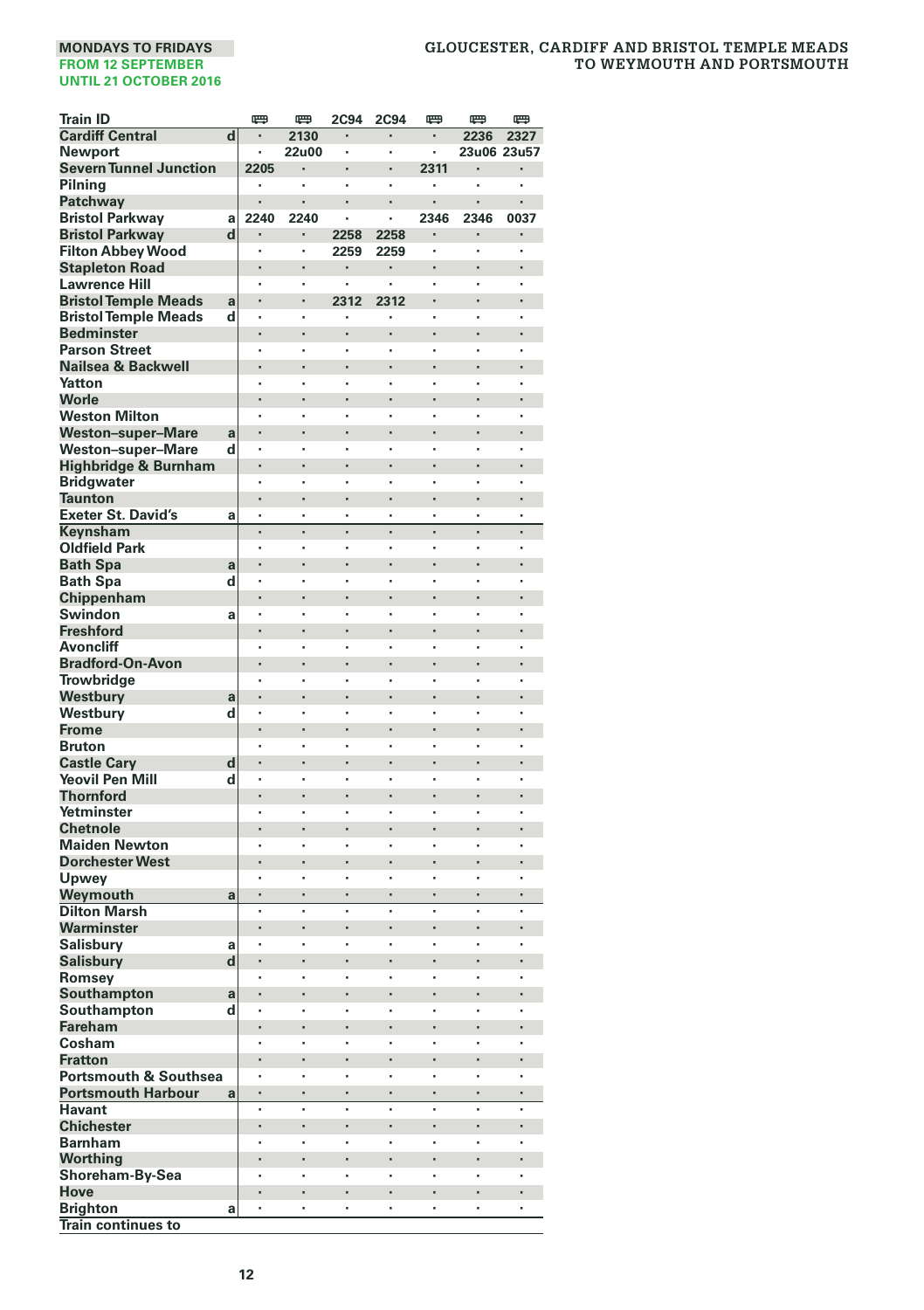MONDAYS TO FRIDAYS
FROM 12 SEPTEMBER
UNTIL 21 OCTOBER 2016

# GLOUCESTER, CARDIFF AND BRISTOL TEMPLE MEADS TO WEYMOUTH AND PORTSMOUTH

| Train ID | | 🚌 | 🚌 | 2C94 | 2C94 | 🚌 | 🚌 | 🚌 |
|---|---|---|---|---|---|---|---|---|
| Cardiff Central | d | · | 2130 | · | · | · | 2236 | 2327 |
| Newport | | · | 22u00 | · | · | · | 23u06 | 23u57 |
| Severn Tunnel Junction | | 2205 | · | · | · | 2311 | · | · |
| Pilning | | · | · | · | · | · | · | · |
| Patchway | | · | · | · | · | · | · | · |
| Bristol Parkway | a | 2240 | 2240 | · | · | 2346 | 2346 | 0037 |
| Bristol Parkway | d | · | · | 2258 | 2258 | · | · | · |
| Filton Abbey Wood | | · | · | 2259 | 2259 | · | · | · |
| Stapleton Road | | · | · | · | · | · | · | · |
| Lawrence Hill | | · | · | · | · | · | · | · |
| Bristol Temple Meads | a | · | · | 2312 | 2312 | · | · | · |
| Bristol Temple Meads | d | · | · | · | · | · | · | · |
| Bedminster | | · | · | · | · | · | · | · |
| Parson Street | | · | · | · | · | · | · | · |
| Nailsea & Backwell | | · | · | · | · | · | · | · |
| Yatton | | · | · | · | · | · | · | · |
| Worle | | · | · | · | · | · | · | · |
| Weston Milton | | · | · | · | · | · | · | · |
| Weston–super–Mare | a | · | · | · | · | · | · | · |
| Weston–super–Mare | d | · | · | · | · | · | · | · |
| Highbridge & Burnham | | · | · | · | · | · | · | · |
| Bridgwater | | · | · | · | · | · | · | · |
| Taunton | | · | · | · | · | · | · | · |
| Exeter St. David's | a | · | · | · | · | · | · | · |
| Keynsham | | · | · | · | · | · | · | · |
| Oldfield Park | | · | · | · | · | · | · | · |
| Bath Spa | a | · | · | · | · | · | · | · |
| Bath Spa | d | · | · | · | · | · | · | · |
| Chippenham | | · | · | · | · | · | · | · |
| Swindon | a | · | · | · | · | · | · | · |
| Freshford | | · | · | · | · | · | · | · |
| Avoncliff | | · | · | · | · | · | · | · |
| Bradford-On-Avon | | · | · | · | · | · | · | · |
| Trowbridge | | · | · | · | · | · | · | · |
| Westbury | a | · | · | · | · | · | · | · |
| Westbury | d | · | · | · | · | · | · | · |
| Frome | | · | · | · | · | · | · | · |
| Bruton | | · | · | · | · | · | · | · |
| Castle Cary | d | · | · | · | · | · | · | · |
| Yeovil Pen Mill | d | · | · | · | · | · | · | · |
| Thornford | | · | · | · | · | · | · | · |
| Yetminster | | · | · | · | · | · | · | · |
| Chetnole | | · | · | · | · | · | · | · |
| Maiden Newton | | · | · | · | · | · | · | · |
| Dorchester West | | · | · | · | · | · | · | · |
| Upwey | | · | · | · | · | · | · | · |
| Weymouth | a | · | · | · | · | · | · | · |
| Dilton Marsh | | · | · | · | · | · | · | · |
| Warminster | | · | · | · | · | · | · | · |
| Salisbury | a | · | · | · | · | · | · | · |
| Salisbury | d | · | · | · | · | · | · | · |
| Romsey | | · | · | · | · | · | · | · |
| Southampton | a | · | · | · | · | · | · | · |
| Southampton | d | · | · | · | · | · | · | · |
| Fareham | | · | · | · | · | · | · | · |
| Cosham | | · | · | · | · | · | · | · |
| Fratton | | · | · | · | · | · | · | · |
| Portsmouth & Southsea | | · | · | · | · | · | · | · |
| Portsmouth Harbour | a | · | · | · | · | · | · | · |
| Havant | | · | · | · | · | · | · | · |
| Chichester | | · | · | · | · | · | · | · |
| Barnham | | · | · | · | · | · | · | · |
| Worthing | | · | · | · | · | · | · | · |
| Shoreham-By-Sea | | · | · | · | · | · | · | · |
| Hove | | · | · | · | · | · | · | · |
| Brighton | a | · | · | · | · | · | · | · |
| Train continues to | | | | | | | | |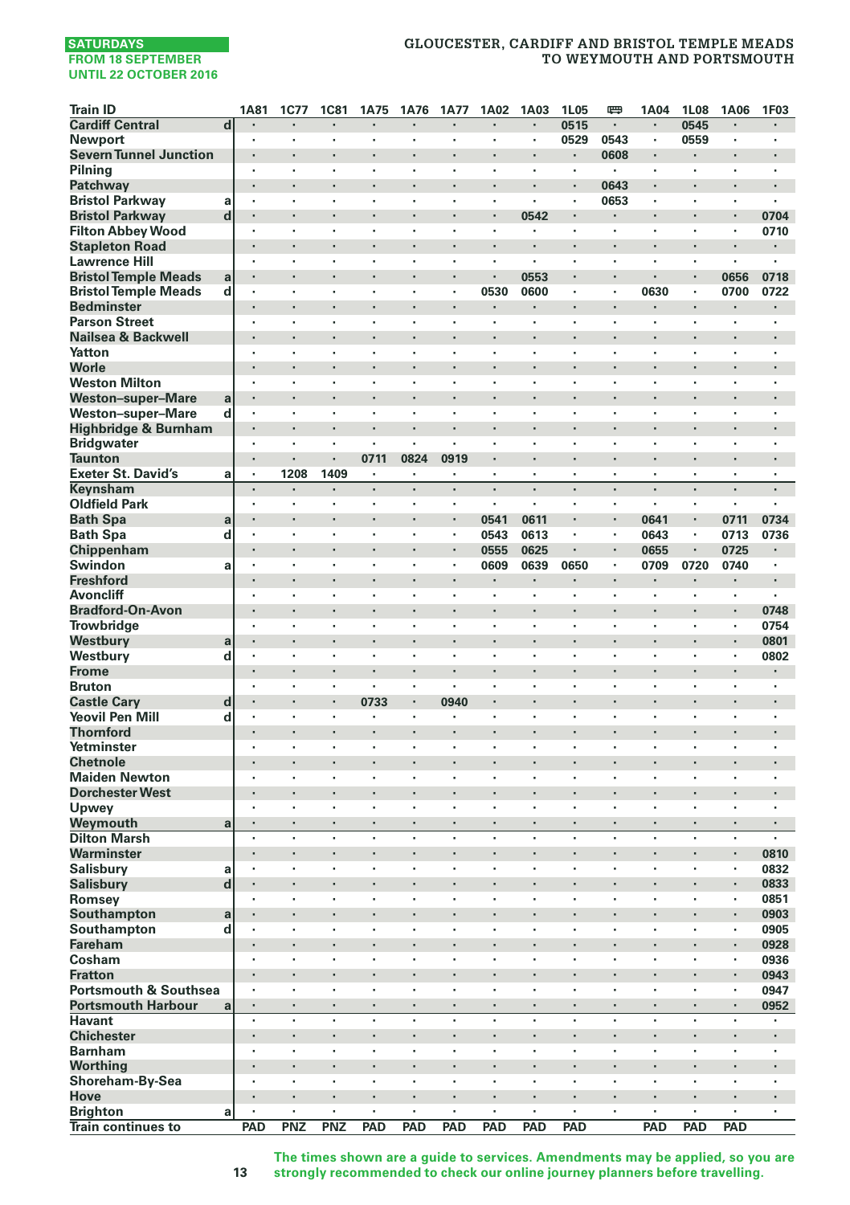SATURDAYS
FROM 18 SEPTEMBER
UNTIL 22 OCTOBER 2016

# GLOUCESTER, CARDIFF AND BRISTOL TEMPLE MEADS TO WEYMOUTH AND PORTSMOUTH

| Train ID | | 1A81 | 1C77 | 1C81 | 1A75 | 1A76 | 1A77 | 1A02 | 1A03 | 1L05 | 🚌 | 1A04 | 1L08 | 1A06 | 1F03 |
|---|---|---|---|---|---|---|---|---|---|---|---|---|---|---|---|
| Cardiff Central | d | · | · | · | · | · | · | · | · | 0515 | · | · | 0545 | · | · |
| Newport | | · | · | · | · | · | · | · | · | 0529 | 0543 | · | 0559 | · | · |
| Severn Tunnel Junction | | · | · | · | · | · | · | · | · | · | 0608 | · | · | · | · |
| Pilning | | · | · | · | · | · | · | · | · | · | · | · | · | · | · |
| Patchway | | · | · | · | · | · | · | · | · | · | 0643 | · | · | · | · |
| Bristol Parkway | a | · | · | · | · | · | · | · | · | · | 0653 | · | · | · | · |
| Bristol Parkway | d | · | · | · | · | · | · | · | 0542 | · | · | · | · | · | 0704 |
| Filton Abbey Wood | | · | · | · | · | · | · | · | · | · | · | · | · | · | 0710 |
| Stapleton Road | | · | · | · | · | · | · | · | · | · | · | · | · | · | · |
| Lawrence Hill | | · | · | · | · | · | · | · | · | · | · | · | · | · | · |
| Bristol Temple Meads | a | · | · | · | · | · | · | · | 0553 | · | · | · | · | 0656 | 0718 |
| Bristol Temple Meads | d | · | · | · | · | · | · | 0530 | 0600 | · | · | 0630 | · | 0700 | 0722 |
| Bedminster | | · | · | · | · | · | · | · | · | · | · | · | · | · | · |
| Parson Street | | · | · | · | · | · | · | · | · | · | · | · | · | · | · |
| Nailsea & Backwell | | · | · | · | · | · | · | · | · | · | · | · | · | · | · |
| Yatton | | · | · | · | · | · | · | · | · | · | · | · | · | · | · |
| Worle | | · | · | · | · | · | · | · | · | · | · | · | · | · | · |
| Weston Milton | | · | · | · | · | · | · | · | · | · | · | · | · | · | · |
| Weston–super–Mare | a | · | · | · | · | · | · | · | · | · | · | · | · | · | · |
| Weston–super–Mare | d | · | · | · | · | · | · | · | · | · | · | · | · | · | · |
| Highbridge & Burnham | | · | · | · | · | · | · | · | · | · | · | · | · | · | · |
| Bridgwater | | · | · | · | · | · | · | · | · | · | · | · | · | · | · |
| Taunton | | · | · | · | 0711 | 0824 | 0919 | · | · | · | · | · | · | · | · |
| Exeter St. David's | a | · | 1208 | 1409 | · | · | · | · | · | · | · | · | · | · | · |
| Keynsham | | · | · | · | · | · | · | · | · | · | · | · | · | · | · |
| Oldfield Park | | · | · | · | · | · | · | · | · | · | · | · | · | · | · |
| Bath Spa | a | · | · | · | · | · | · | 0541 | 0611 | · | · | 0641 | · | 0711 | 0734 |
| Bath Spa | d | · | · | · | · | · | · | 0543 | 0613 | · | · | 0643 | · | 0713 | 0736 |
| Chippenham | | · | · | · | · | · | · | 0555 | 0625 | · | · | 0655 | · | 0725 | · |
| Swindon | a | · | · | · | · | · | · | 0609 | 0639 | 0650 | · | 0709 | 0720 | 0740 | · |
| Freshford | | · | · | · | · | · | · | · | · | · | · | · | · | · | · |
| Avoncliff | | · | · | · | · | · | · | · | · | · | · | · | · | · | · |
| Bradford-On-Avon | | · | · | · | · | · | · | · | · | · | · | · | · | · | 0748 |
| Trowbridge | | · | · | · | · | · | · | · | · | · | · | · | · | · | 0754 |
| Westbury | a | · | · | · | · | · | · | · | · | · | · | · | · | · | 0801 |
| Westbury | d | · | · | · | · | · | · | · | · | · | · | · | · | · | 0802 |
| Frome | | · | · | · | · | · | · | · | · | · | · | · | · | · | · |
| Bruton | | · | · | · | · | · | · | · | · | · | · | · | · | · | · |
| Castle Cary | d | · | · | · | 0733 | · | 0940 | · | · | · | · | · | · | · | · |
| Yeovil Pen Mill | d | · | · | · | · | · | · | · | · | · | · | · | · | · | · |
| Thornford | | · | · | · | · | · | · | · | · | · | · | · | · | · | · |
| Yetminster | | · | · | · | · | · | · | · | · | · | · | · | · | · | · |
| Chetnole | | · | · | · | · | · | · | · | · | · | · | · | · | · | · |
| Maiden Newton | | · | · | · | · | · | · | · | · | · | · | · | · | · | · |
| Dorchester West | | · | · | · | · | · | · | · | · | · | · | · | · | · | · |
| Upwey | | · | · | · | · | · | · | · | · | · | · | · | · | · | · |
| Weymouth | a | · | · | · | · | · | · | · | · | · | · | · | · | · | · |
| Dilton Marsh | | · | · | · | · | · | · | · | · | · | · | · | · | · | · |
| Warminster | | · | · | · | · | · | · | · | · | · | · | · | · | · | 0810 |
| Salisbury | a | · | · | · | · | · | · | · | · | · | · | · | · | · | 0832 |
| Salisbury | d | · | · | · | · | · | · | · | · | · | · | · | · | · | 0833 |
| Romsey | | · | · | · | · | · | · | · | · | · | · | · | · | · | 0851 |
| Southampton | a | · | · | · | · | · | · | · | · | · | · | · | · | · | 0903 |
| Southampton | d | · | · | · | · | · | · | · | · | · | · | · | · | · | 0905 |
| Fareham | | · | · | · | · | · | · | · | · | · | · | · | · | · | 0928 |
| Cosham | | · | · | · | · | · | · | · | · | · | · | · | · | · | 0936 |
| Fratton | | · | · | · | · | · | · | · | · | · | · | · | · | · | 0943 |
| Portsmouth & Southsea | | · | · | · | · | · | · | · | · | · | · | · | · | · | 0947 |
| Portsmouth Harbour | a | · | · | · | · | · | · | · | · | · | · | · | · | · | 0952 |
| Havant | | · | · | · | · | · | · | · | · | · | · | · | · | · | · |
| Chichester | | · | · | · | · | · | · | · | · | · | · | · | · | · | · |
| Barnham | | · | · | · | · | · | · | · | · | · | · | · | · | · | · |
| Worthing | | · | · | · | · | · | · | · | · | · | · | · | · | · | · |
| Shoreham-By-Sea | | · | · | · | · | · | · | · | · | · | · | · | · | · | · |
| Hove | | · | · | · | · | · | · | · | · | · | · | · | · | · | · |
| Brighton | a | · | · | · | · | · | · | · | · | · | · | · | · | · | · |
| Train continues to | | PAD | PNZ | PNZ | PAD | PAD | PAD | PAD | PAD | PAD | | PAD | PAD | PAD | |

The times shown are a guide to services. Amendments may be applied, so you are strongly recommended to check our online journey planners before travelling.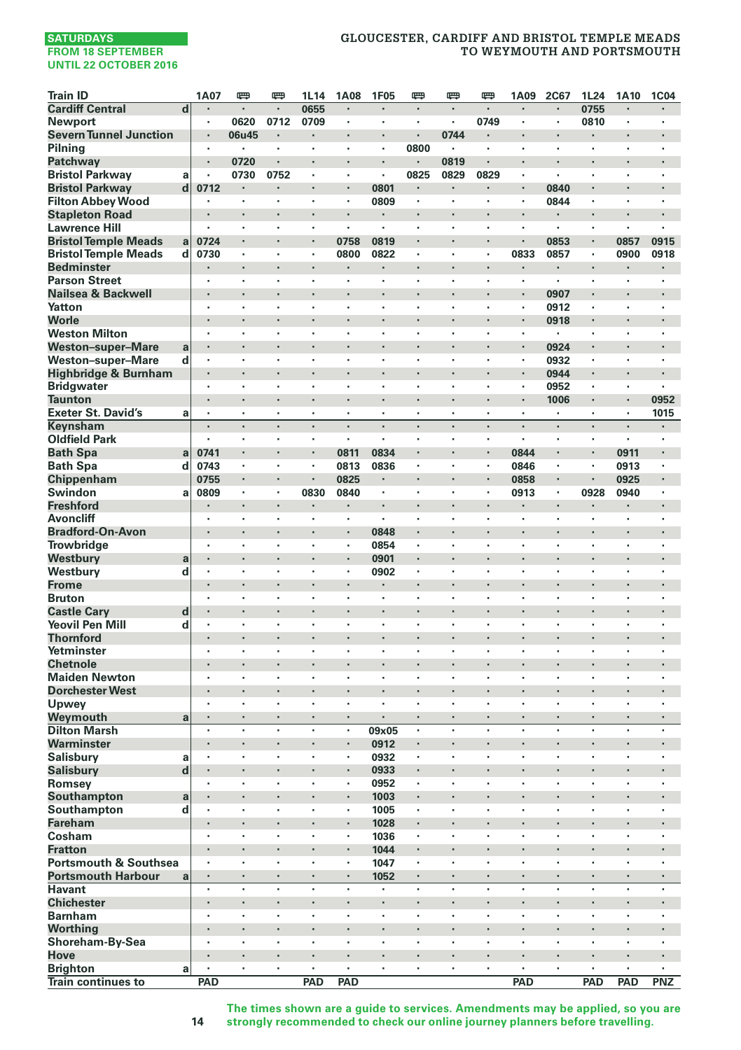**SATURDAYS**
**FROM 18 SEPTEMBER UNTIL 22 OCTOBER 2016**

# GLOUCESTER, CARDIFF AND BRISTOL TEMPLE MEADS TO WEYMOUTH AND PORTSMOUTH

| Train ID | | 1A07 | 🚌 | 🚌 | 1L14 | 1A08 | 1F05 | 🚌 | 🚌 | 🚌 | 1A09 | 2C67 | 1L24 | 1A10 | 1C04 |
|---|---|---|---|---|---|---|---|---|---|---|---|---|---|---|---|
| Cardiff Central | d | · | · | · | 0655 | · | · | · | · | · | · | · | 0755 | · | · |
| Newport | | · | 0620 | 0712 | 0709 | · | · | · | · | 0749 | · | · | 0810 | · | · |
| Severn Tunnel Junction | | · | 06u45 | · | · | · | · | · | 0744 | · | · | · | · | · | · |
| Pilning | | · | · | · | · | · | · | 0800 | · | · | · | · | · | · | · |
| Patchway | | · | 0720 | · | · | · | · | · | 0819 | · | · | · | · | · | · |
| Bristol Parkway | a | · | 0730 | 0752 | · | · | · | 0825 | 0829 | 0829 | · | · | · | · | · |
| Bristol Parkway | d | 0712 | · | · | · | · | 0801 | · | · | · | · | 0840 | · | · | · |
| Filton Abbey Wood | | · | · | · | · | · | 0809 | · | · | · | · | 0844 | · | · | · |
| Stapleton Road | | · | · | · | · | · | · | · | · | · | · | · | · | · | · |
| Lawrence Hill | | · | · | · | · | · | · | · | · | · | · | · | · | · | · |
| Bristol Temple Meads | a | 0724 | · | · | · | 0758 | 0819 | · | · | · | · | 0853 | · | 0857 | 0915 |
| Bristol Temple Meads | d | 0730 | · | · | · | 0800 | 0822 | · | · | · | 0833 | 0857 | · | 0900 | 0918 |
| Bedminster | | · | · | · | · | · | · | · | · | · | · | · | · | · | · |
| Parson Street | | · | · | · | · | · | · | · | · | · | · | · | · | · | · |
| Nailsea & Backwell | | · | · | · | · | · | · | · | · | · | · | 0907 | · | · | · |
| Yatton | | · | · | · | · | · | · | · | · | · | · | 0912 | · | · | · |
| Worle | | · | · | · | · | · | · | · | · | · | · | 0918 | · | · | · |
| Weston Milton | | · | · | · | · | · | · | · | · | · | · | · | · | · | · |
| Weston–super–Mare | a | · | · | · | · | · | · | · | · | · | · | 0924 | · | · | · |
| Weston–super–Mare | d | · | · | · | · | · | · | · | · | · | · | 0932 | · | · | · |
| Highbridge & Burnham | | · | · | · | · | · | · | · | · | · | · | 0944 | · | · | · |
| Bridgwater | | · | · | · | · | · | · | · | · | · | · | 0952 | · | · | · |
| Taunton | | · | · | · | · | · | · | · | · | · | · | 1006 | · | · | 0952 |
| Exeter St. David's | a | · | · | · | · | · | · | · | · | · | · | · | · | · | 1015 |
| Keynsham | | · | · | · | · | · | · | · | · | · | · | · | · | · | · |
| Oldfield Park | | · | · | · | · | · | · | · | · | · | · | · | · | · | · |
| Bath Spa | a | 0741 | · | · | · | 0811 | 0834 | · | · | · | 0844 | · | · | 0911 | · |
| Bath Spa | d | 0743 | · | · | · | 0813 | 0836 | · | · | · | 0846 | · | · | 0913 | · |
| Chippenham | | 0755 | · | · | · | 0825 | · | · | · | · | 0858 | · | · | 0925 | · |
| Swindon | a | 0809 | · | · | 0830 | 0840 | · | · | · | · | 0913 | · | 0928 | 0940 | · |
| Freshford | | · | · | · | · | · | · | · | · | · | · | · | · | · | · |
| Avoncliff | | · | · | · | · | · | · | · | · | · | · | · | · | · | · |
| Bradford-On-Avon | | · | · | · | · | · | 0848 | · | · | · | · | · | · | · | · |
| Trowbridge | | · | · | · | · | · | 0854 | · | · | · | · | · | · | · | · |
| Westbury | a | · | · | · | · | · | 0901 | · | · | · | · | · | · | · | · |
| Westbury | d | · | · | · | · | · | 0902 | · | · | · | · | · | · | · | · |
| Frome | | · | · | · | · | · | · | · | · | · | · | · | · | · | · |
| Bruton | | · | · | · | · | · | · | · | · | · | · | · | · | · | · |
| Castle Cary | d | · | · | · | · | · | · | · | · | · | · | · | · | · | · |
| Yeovil Pen Mill | d | · | · | · | · | · | · | · | · | · | · | · | · | · | · |
| Thornford | | · | · | · | · | · | · | · | · | · | · | · | · | · | · |
| Yetminster | | · | · | · | · | · | · | · | · | · | · | · | · | · | · |
| Chetnole | | · | · | · | · | · | · | · | · | · | · | · | · | · | · |
| Maiden Newton | | · | · | · | · | · | · | · | · | · | · | · | · | · | · |
| Dorchester West | | · | · | · | · | · | · | · | · | · | · | · | · | · | · |
| Upwey | | · | · | · | · | · | · | · | · | · | · | · | · | · | · |
| Weymouth | a | · | · | · | · | · | · | · | · | · | · | · | · | · | · |
| Dilton Marsh | | · | · | · | · | · | 09x05 | · | · | · | · | · | · | · | · |
| Warminster | | · | · | · | · | · | 0912 | · | · | · | · | · | · | · | · |
| Salisbury | a | · | · | · | · | · | 0932 | · | · | · | · | · | · | · | · |
| Salisbury | d | · | · | · | · | · | 0933 | · | · | · | · | · | · | · | · |
| Romsey | | · | · | · | · | · | 0952 | · | · | · | · | · | · | · | · |
| Southampton | a | · | · | · | · | · | 1003 | · | · | · | · | · | · | · | · |
| Southampton | d | · | · | · | · | · | 1005 | · | · | · | · | · | · | · | · |
| Fareham | | · | · | · | · | · | 1028 | · | · | · | · | · | · | · | · |
| Cosham | | · | · | · | · | · | 1036 | · | · | · | · | · | · | · | · |
| Fratton | | · | · | · | · | · | 1044 | · | · | · | · | · | · | · | · |
| Portsmouth & Southsea | | · | · | · | · | · | 1047 | · | · | · | · | · | · | · | · |
| Portsmouth Harbour | a | · | · | · | · | · | 1052 | · | · | · | · | · | · | · | · |
| Havant | | · | · | · | · | · | · | · | · | · | · | · | · | · | · |
| Chichester | | · | · | · | · | · | · | · | · | · | · | · | · | · | · |
| Barnham | | · | · | · | · | · | · | · | · | · | · | · | · | · | · |
| Worthing | | · | · | · | · | · | · | · | · | · | · | · | · | · | · |
| Shoreham-By-Sea | | · | · | · | · | · | · | · | · | · | · | · | · | · | · |
| Hove | | · | · | · | · | · | · | · | · | · | · | · | · | · | · |
| Brighton | a | · | · | · | · | · | · | · | · | · | · | · | · | · | · |
| Train continues to | | PAD | | | PAD | PAD | | | | | PAD | | PAD | PAD | PNZ |

**The times shown are a guide to services. Amendments may be applied, so you are strongly recommended to check our online journey planners before travelling.**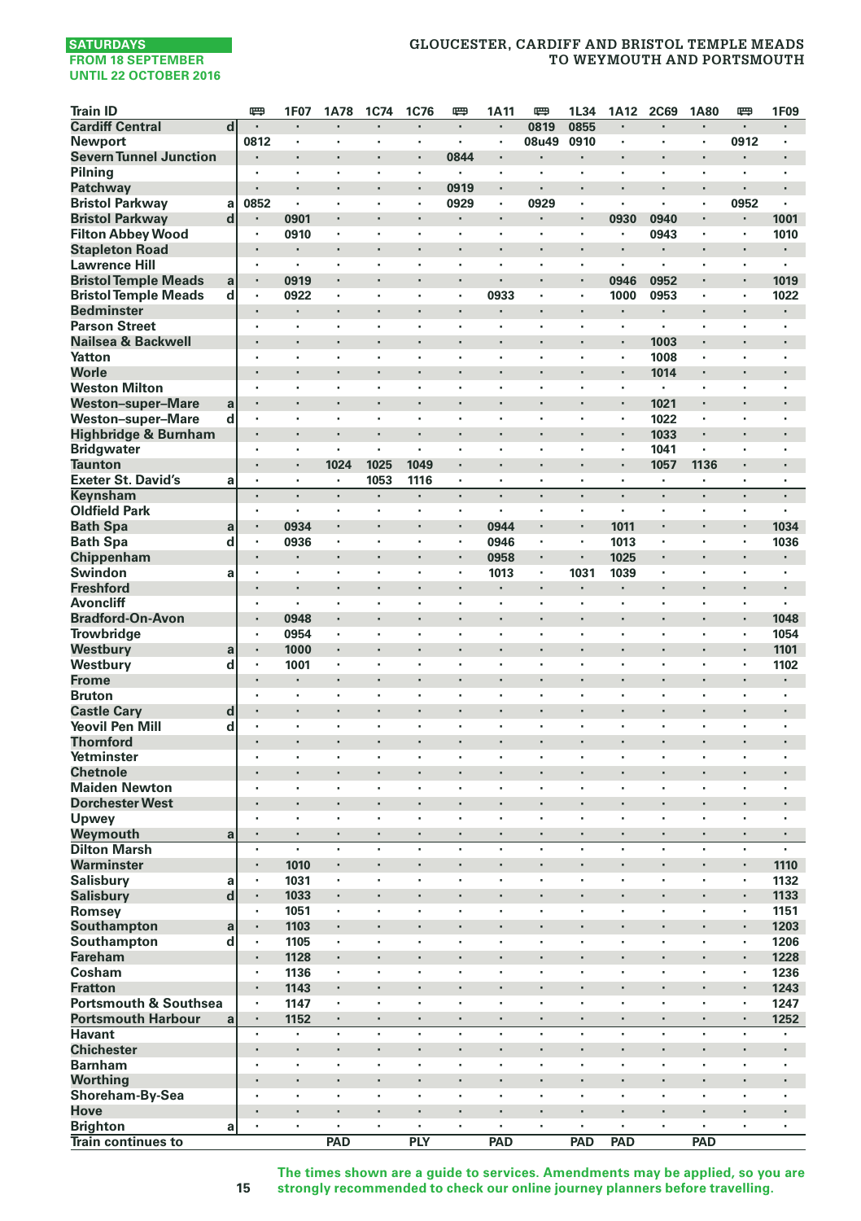SATURDAYS
FROM 18 SEPTEMBER
UNTIL 22 OCTOBER 2016

# GLOUCESTER, CARDIFF AND BRISTOL TEMPLE MEADS TO WEYMOUTH AND PORTSMOUTH

| Train ID | | 🚌 | 1F07 | 1A78 | 1C74 | 1C76 | 🚌 | 1A11 | 🚌 | 1L34 | 1A12 | 2C69 | 1A80 | 🚌 | 1F09 |
|---|---|---|---|---|---|---|---|---|---|---|---|---|---|---|---|
| Cardiff Central | d | · | · | · | · | · | · | · | 0819 | 0855 | · | · | · | · | · |
| Newport | | 0812 | · | · | · | · | · | · | 08u49 | 0910 | · | · | · | 0912 | · |
| Severn Tunnel Junction | | · | · | · | · | · | 0844 | · | · | · | · | · | · | · | · |
| Pilning | | · | · | · | · | · | · | · | · | · | · | · | · | · | · |
| Patchway | | · | · | · | · | · | 0919 | · | · | · | · | · | · | · | · |
| Bristol Parkway | a | 0852 | · | · | · | · | 0929 | · | 0929 | · | · | · | · | 0952 | · |
| Bristol Parkway | d | · | 0901 | · | · | · | · | · | · | · | 0930 | 0940 | · | · | 1001 |
| Filton Abbey Wood | | · | 0910 | · | · | · | · | · | · | · | · | 0943 | · | · | 1010 |
| Stapleton Road | | · | · | · | · | · | · | · | · | · | · | · | · | · | · |
| Lawrence Hill | | · | · | · | · | · | · | · | · | · | · | · | · | · | · |
| Bristol Temple Meads | a | · | 0919 | · | · | · | · | · | · | · | 0946 | 0952 | · | · | 1019 |
| Bristol Temple Meads | d | · | 0922 | · | · | · | · | 0933 | · | · | 1000 | 0953 | · | · | 1022 |
| Bedminster | | · | · | · | · | · | · | · | · | · | · | · | · | · | · |
| Parson Street | | · | · | · | · | · | · | · | · | · | · | · | · | · | · |
| Nailsea & Backwell | | · | · | · | · | · | · | · | · | · | · | 1003 | · | · | · |
| Yatton | | · | · | · | · | · | · | · | · | · | · | 1008 | · | · | · |
| Worle | | · | · | · | · | · | · | · | · | · | · | 1014 | · | · | · |
| Weston Milton | | · | · | · | · | · | · | · | · | · | · | · | · | · | · |
| Weston–super–Mare | a | · | · | · | · | · | · | · | · | · | · | 1021 | · | · | · |
| Weston–super–Mare | d | · | · | · | · | · | · | · | · | · | · | 1022 | · | · | · |
| Highbridge & Burnham | | · | · | · | · | · | · | · | · | · | · | 1033 | · | · | · |
| Bridgwater | | · | · | · | · | · | · | · | · | · | · | 1041 | · | · | · |
| Taunton | | · | · | 1024 | 1025 | 1049 | · | · | · | · | · | 1057 | 1136 | · | · |
| Exeter St. David's | a | · | · | · | 1053 | 1116 | · | · | · | · | · | · | · | · | · |
| Keynsham | | · | · | · | · | · | · | · | · | · | · | · | · | · | · |
| Oldfield Park | | · | · | · | · | · | · | · | · | · | · | · | · | · | · |
| Bath Spa | a | · | 0934 | · | · | · | · | 0944 | · | · | 1011 | · | · | · | 1034 |
| Bath Spa | d | · | 0936 | · | · | · | · | 0946 | · | · | 1013 | · | · | · | 1036 |
| Chippenham | | · | · | · | · | · | · | 0958 | · | · | 1025 | · | · | · | · |
| Swindon | a | · | · | · | · | · | · | 1013 | · | 1031 | 1039 | · | · | · | · |
| Freshford | | · | · | · | · | · | · | · | · | · | · | · | · | · | · |
| Avoncliff | | · | · | · | · | · | · | · | · | · | · | · | · | · | · |
| Bradford-On-Avon | | · | 0948 | · | · | · | · | · | · | · | · | · | · | · | 1048 |
| Trowbridge | | · | 0954 | · | · | · | · | · | · | · | · | · | · | · | 1054 |
| Westbury | a | · | 1000 | · | · | · | · | · | · | · | · | · | · | · | 1101 |
| Westbury | d | · | 1001 | · | · | · | · | · | · | · | · | · | · | · | 1102 |
| Frome | | · | · | · | · | · | · | · | · | · | · | · | · | · | · |
| Bruton | | · | · | · | · | · | · | · | · | · | · | · | · | · | · |
| Castle Cary | d | · | · | · | · | · | · | · | · | · | · | · | · | · | · |
| Yeovil Pen Mill | d | · | · | · | · | · | · | · | · | · | · | · | · | · | · |
| Thornford | | · | · | · | · | · | · | · | · | · | · | · | · | · | · |
| Yetminster | | · | · | · | · | · | · | · | · | · | · | · | · | · | · |
| Chetnole | | · | · | · | · | · | · | · | · | · | · | · | · | · | · |
| Maiden Newton | | · | · | · | · | · | · | · | · | · | · | · | · | · | · |
| Dorchester West | | · | · | · | · | · | · | · | · | · | · | · | · | · | · |
| Upwey | | · | · | · | · | · | · | · | · | · | · | · | · | · | · |
| Weymouth | a | · | · | · | · | · | · | · | · | · | · | · | · | · | · |
| Dilton Marsh | | · | · | · | · | · | · | · | · | · | · | · | · | · | · |
| Warminster | | · | 1010 | · | · | · | · | · | · | · | · | · | · | · | 1110 |
| Salisbury | a | · | 1031 | · | · | · | · | · | · | · | · | · | · | · | 1132 |
| Salisbury | d | · | 1033 | · | · | · | · | · | · | · | · | · | · | · | 1133 |
| Romsey | | · | 1051 | · | · | · | · | · | · | · | · | · | · | · | 1151 |
| Southampton | a | · | 1103 | · | · | · | · | · | · | · | · | · | · | · | 1203 |
| Southampton | d | · | 1105 | · | · | · | · | · | · | · | · | · | · | · | 1206 |
| Fareham | | · | 1128 | · | · | · | · | · | · | · | · | · | · | · | 1228 |
| Cosham | | · | 1136 | · | · | · | · | · | · | · | · | · | · | · | 1236 |
| Fratton | | · | 1143 | · | · | · | · | · | · | · | · | · | · | · | 1243 |
| Portsmouth & Southsea | | · | 1147 | · | · | · | · | · | · | · | · | · | · | · | 1247 |
| Portsmouth Harbour | a | · | 1152 | · | · | · | · | · | · | · | · | · | · | · | 1252 |
| Havant | | · | · | · | · | · | · | · | · | · | · | · | · | · | · |
| Chichester | | · | · | · | · | · | · | · | · | · | · | · | · | · | · |
| Barnham | | · | · | · | · | · | · | · | · | · | · | · | · | · | · |
| Worthing | | · | · | · | · | · | · | · | · | · | · | · | · | · | · |
| Shoreham-By-Sea | | · | · | · | · | · | · | · | · | · | · | · | · | · | · |
| Hove | | · | · | · | · | · | · | · | · | · | · | · | · | · | · |
| Brighton | a | · | · | · | · | · | · | · | · | · | · | · | · | · | · |
| Train continues to | | | | PAD | | PLY | | PAD | | PAD | PAD | | PAD | | |

The times shown are a guide to services. Amendments may be applied, so you are strongly recommended to check our online journey planners before travelling.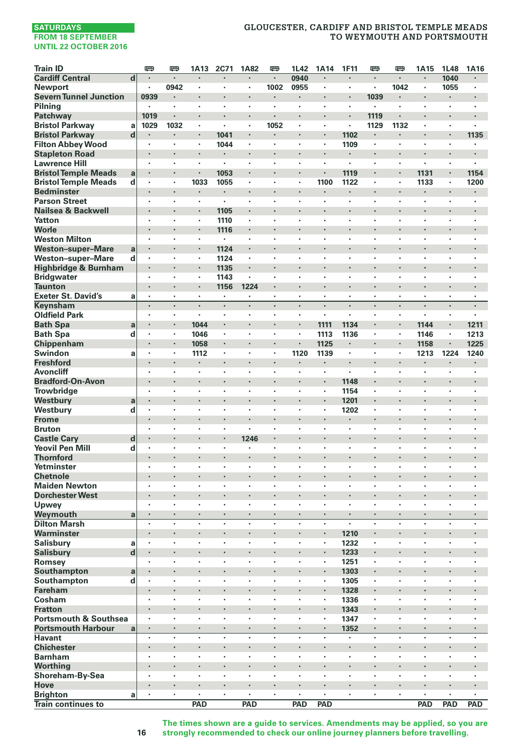SATURDAYS
FROM 18 SEPTEMBER
UNTIL 22 OCTOBER 2016

# GLOUCESTER, CARDIFF AND BRISTOL TEMPLE MEADS TO WEYMOUTH AND PORTSMOUTH

| Train ID | | 🚌 | 🚌 | 1A13 | 2C71 | 1A82 | 🚌 | 1L42 | 1A14 | 1F11 | 🚌 | 🚌 | 1A15 | 1L48 | 1A16 |
|---|---|---|---|---|---|---|---|---|---|---|---|---|---|---|---|
| Cardiff Central | d | · | · | · | · | · | · | 0940 | · | · | · | · | · | 1040 | · |
| Newport | | · | 0942 | · | · | · | 1002 | 0955 | · | · | · | 1042 | · | 1055 | · |
| Severn Tunnel Junction | | 0939 | · | · | · | · | · | · | · | · | 1039 | · | · | · | · |
| Pilning | | · | · | · | · | · | · | · | · | · | · | · | · | · | · |
| Patchway | | 1019 | · | · | · | · | · | · | · | · | 1119 | · | · | · | · |
| Bristol Parkway | a | 1029 | 1032 | · | · | · | 1052 | · | · | · | 1129 | 1132 | · | · | · |
| Bristol Parkway | d | · | · | · | 1041 | · | · | · | · | 1102 | · | · | · | · | 1135 |
| Filton Abbey Wood | | · | · | · | 1044 | · | · | · | · | 1109 | · | · | · | · | · |
| Stapleton Road | | · | · | · | · | · | · | · | · | · | · | · | · | · | · |
| Lawrence Hill | | · | · | · | · | · | · | · | · | · | · | · | · | · | · |
| Bristol Temple Meads | a | · | · | · | 1053 | · | · | · | · | 1119 | · | · | 1131 | · | 1154 |
| Bristol Temple Meads | d | · | · | 1033 | 1055 | · | · | · | 1100 | 1122 | · | · | 1133 | · | 1200 |
| Bedminster | | · | · | · | · | · | · | · | · | · | · | · | · | · | · |
| Parson Street | | · | · | · | · | · | · | · | · | · | · | · | · | · | · |
| Nailsea & Backwell | | · | · | · | 1105 | · | · | · | · | · | · | · | · | · | · |
| Yatton | | · | · | · | 1110 | · | · | · | · | · | · | · | · | · | · |
| Worle | | · | · | · | 1116 | · | · | · | · | · | · | · | · | · | · |
| Weston Milton | | · | · | · | · | · | · | · | · | · | · | · | · | · | · |
| Weston–super–Mare | a | · | · | · | 1124 | · | · | · | · | · | · | · | · | · | · |
| Weston–super–Mare | d | · | · | · | 1124 | · | · | · | · | · | · | · | · | · | · |
| Highbridge & Burnham | | · | · | · | 1135 | · | · | · | · | · | · | · | · | · | · |
| Bridgwater | | · | · | · | 1143 | · | · | · | · | · | · | · | · | · | · |
| Taunton | | · | · | · | 1156 | 1224 | · | · | · | · | · | · | · | · | · |
| Exeter St. David's | a | · | · | · | · | · | · | · | · | · | · | · | · | · | · |
| Keynsham | | · | · | · | · | · | · | · | · | · | · | · | · | · | · |
| Oldfield Park | | · | · | · | · | · | · | · | · | · | · | · | · | · | · |
| Bath Spa | a | · | · | 1044 | · | · | · | · | 1111 | 1134 | · | · | 1144 | · | 1211 |
| Bath Spa | d | · | · | 1046 | · | · | · | · | 1113 | 1136 | · | · | 1146 | · | 1213 |
| Chippenham | | · | · | 1058 | · | · | · | · | 1125 | · | · | · | 1158 | · | 1225 |
| Swindon | a | · | · | 1112 | · | · | · | 1120 | 1139 | · | · | · | 1213 | 1224 | 1240 |
| Freshford | | · | · | · | · | · | · | · | · | · | · | · | · | · | · |
| Avoncliff | | · | · | · | · | · | · | · | · | · | · | · | · | · | · |
| Bradford-On-Avon | | · | · | · | · | · | · | · | · | 1148 | · | · | · | · | · |
| Trowbridge | | · | · | · | · | · | · | · | · | 1154 | · | · | · | · | · |
| Westbury | a | · | · | · | · | · | · | · | · | 1201 | · | · | · | · | · |
| Westbury | d | · | · | · | · | · | · | · | · | 1202 | · | · | · | · | · |
| Frome | | · | · | · | · | · | · | · | · | · | · | · | · | · | · |
| Bruton | | · | · | · | · | · | · | · | · | · | · | · | · | · | · |
| Castle Cary | d | · | · | · | · | 1246 | · | · | · | · | · | · | · | · | · |
| Yeovil Pen Mill | d | · | · | · | · | · | · | · | · | · | · | · | · | · | · |
| Thornford | | · | · | · | · | · | · | · | · | · | · | · | · | · | · |
| Yetminster | | · | · | · | · | · | · | · | · | · | · | · | · | · | · |
| Chetnole | | · | · | · | · | · | · | · | · | · | · | · | · | · | · |
| Maiden Newton | | · | · | · | · | · | · | · | · | · | · | · | · | · | · |
| Dorchester West | | · | · | · | · | · | · | · | · | · | · | · | · | · | · |
| Upwey | | · | · | · | · | · | · | · | · | · | · | · | · | · | · |
| Weymouth | a | · | · | · | · | · | · | · | · | · | · | · | · | · | · |
| Dilton Marsh | | · | · | · | · | · | · | · | · | · | · | · | · | · | · |
| Warminster | | · | · | · | · | · | · | · | · | 1210 | · | · | · | · | · |
| Salisbury | a | · | · | · | · | · | · | · | · | 1232 | · | · | · | · | · |
| Salisbury | d | · | · | · | · | · | · | · | · | 1233 | · | · | · | · | · |
| Romsey | | · | · | · | · | · | · | · | · | 1251 | · | · | · | · | · |
| Southampton | a | · | · | · | · | · | · | · | · | 1303 | · | · | · | · | · |
| Southampton | d | · | · | · | · | · | · | · | · | 1305 | · | · | · | · | · |
| Fareham | | · | · | · | · | · | · | · | · | 1328 | · | · | · | · | · |
| Cosham | | · | · | · | · | · | · | · | · | 1336 | · | · | · | · | · |
| Fratton | | · | · | · | · | · | · | · | · | 1343 | · | · | · | · | · |
| Portsmouth & Southsea | | · | · | · | · | · | · | · | · | 1347 | · | · | · | · | · |
| Portsmouth Harbour | a | · | · | · | · | · | · | · | · | 1352 | · | · | · | · | · |
| Havant | | · | · | · | · | · | · | · | · | · | · | · | · | · | · |
| Chichester | | · | · | · | · | · | · | · | · | · | · | · | · | · | · |
| Barnham | | · | · | · | · | · | · | · | · | · | · | · | · | · | · |
| Worthing | | · | · | · | · | · | · | · | · | · | · | · | · | · | · |
| Shoreham-By-Sea | | · | · | · | · | · | · | · | · | · | · | · | · | · | · |
| Hove | | · | · | · | · | · | · | · | · | · | · | · | · | · | · |
| Brighton | a | · | · | · | · | · | · | · | · | · | · | · | · | · | · |
| Train continues to | | | | PAD | | PAD | | PAD | PAD | | | | PAD | PAD | PAD |

The times shown are a guide to services. Amendments may be applied, so you are strongly recommended to check our online journey planners before travelling.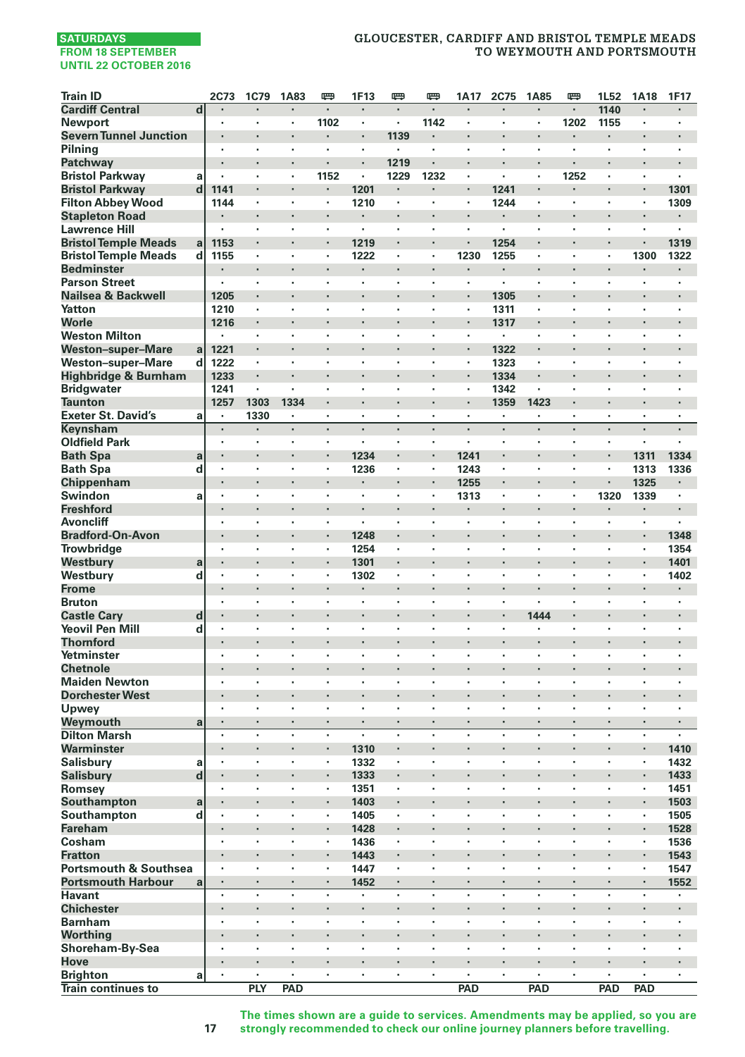SATURDAYS
FROM 18 SEPTEMBER
UNTIL 22 OCTOBER 2016

# GLOUCESTER, CARDIFF AND BRISTOL TEMPLE MEADS TO WEYMOUTH AND PORTSMOUTH

| Train ID | | 2C73 | 1C79 | 1A83 | 🚌 | 1F13 | 🚌 | 🚌 | 1A17 | 2C75 | 1A85 | 🚌 | 1L52 | 1A18 | 1F17 |
|---|---|---|---|---|---|---|---|---|---|---|---|---|---|---|---|
| Cardiff Central | d | · | · | · | · | · | · | · | · | · | · | · | 1140 | · | · |
| Newport | | · | · | · | 1102 | · | · | 1142 | · | · | · | 1202 | 1155 | · | · |
| Severn Tunnel Junction | | · | · | · | · | · | 1139 | · | · | · | · | · | · | · | · |
| Pilning | | · | · | · | · | · | · | · | · | · | · | · | · | · | · |
| Patchway | | · | · | · | · | · | 1219 | · | · | · | · | · | · | · | · |
| Bristol Parkway | a | · | · | · | 1152 | · | 1229 | 1232 | · | · | · | 1252 | · | · | · |
| Bristol Parkway | d | 1141 | · | · | · | 1201 | · | · | · | 1241 | · | · | · | · | 1301 |
| Filton Abbey Wood | | 1144 | · | · | · | 1210 | · | · | · | 1244 | · | · | · | · | 1309 |
| Stapleton Road | | · | · | · | · | · | · | · | · | · | · | · | · | · | · |
| Lawrence Hill | | · | · | · | · | · | · | · | · | · | · | · | · | · | · |
| Bristol Temple Meads | a | 1153 | · | · | · | 1219 | · | · | · | 1254 | · | · | · | · | 1319 |
| Bristol Temple Meads | d | 1155 | · | · | · | 1222 | · | · | 1230 | 1255 | · | · | · | 1300 | 1322 |
| Bedminster | | · | · | · | · | · | · | · | · | · | · | · | · | · | · |
| Parson Street | | · | · | · | · | · | · | · | · | · | · | · | · | · | · |
| Nailsea & Backwell | | 1205 | · | · | · | · | · | · | · | 1305 | · | · | · | · | · |
| Yatton | | 1210 | · | · | · | · | · | · | · | 1311 | · | · | · | · | · |
| Worle | | 1216 | · | · | · | · | · | · | · | 1317 | · | · | · | · | · |
| Weston Milton | | · | · | · | · | · | · | · | · | · | · | · | · | · | · |
| Weston–super–Mare | a | 1221 | · | · | · | · | · | · | · | 1322 | · | · | · | · | · |
| Weston–super–Mare | d | 1222 | · | · | · | · | · | · | · | 1323 | · | · | · | · | · |
| Highbridge & Burnham | | 1233 | · | · | · | · | · | · | · | 1334 | · | · | · | · | · |
| Bridgwater | | 1241 | · | · | · | · | · | · | · | 1342 | · | · | · | · | · |
| Taunton | | 1257 | 1303 | 1334 | · | · | · | · | · | 1359 | 1423 | · | · | · | · |
| Exeter St. David's | a | · | 1330 | · | · | · | · | · | · | · | · | · | · | · | · |
| Keynsham | | · | · | · | · | · | · | · | · | · | · | · | · | · | · |
| Oldfield Park | | · | · | · | · | · | · | · | · | · | · | · | · | · | · |
| Bath Spa | a | · | · | · | · | 1234 | · | · | 1241 | · | · | · | · | 1311 | 1334 |
| Bath Spa | d | · | · | · | · | 1236 | · | · | 1243 | · | · | · | · | 1313 | 1336 |
| Chippenham | | · | · | · | · | · | · | · | 1255 | · | · | · | · | 1325 | · |
| Swindon | a | · | · | · | · | · | · | · | 1313 | · | · | · | 1320 | 1339 | · |
| Freshford | | · | · | · | · | · | · | · | · | · | · | · | · | · | · |
| Avoncliff | | · | · | · | · | · | · | · | · | · | · | · | · | · | · |
| Bradford-On-Avon | | · | · | · | · | 1248 | · | · | · | · | · | · | · | · | 1348 |
| Trowbridge | | · | · | · | · | 1254 | · | · | · | · | · | · | · | · | 1354 |
| Westbury | a | · | · | · | · | 1301 | · | · | · | · | · | · | · | · | 1401 |
| Westbury | d | · | · | · | · | 1302 | · | · | · | · | · | · | · | · | 1402 |
| Frome | | · | · | · | · | · | · | · | · | · | · | · | · | · | · |
| Bruton | | · | · | · | · | · | · | · | · | · | · | · | · | · | · |
| Castle Cary | d | · | · | · | · | · | · | · | · | · | 1444 | · | · | · | · |
| Yeovil Pen Mill | d | · | · | · | · | · | · | · | · | · | · | · | · | · | · |
| Thornford | | · | · | · | · | · | · | · | · | · | · | · | · | · | · |
| Yetminster | | · | · | · | · | · | · | · | · | · | · | · | · | · | · |
| Chetnole | | · | · | · | · | · | · | · | · | · | · | · | · | · | · |
| Maiden Newton | | · | · | · | · | · | · | · | · | · | · | · | · | · | · |
| Dorchester West | | · | · | · | · | · | · | · | · | · | · | · | · | · | · |
| Upwey | | · | · | · | · | · | · | · | · | · | · | · | · | · | · |
| Weymouth | a | · | · | · | · | · | · | · | · | · | · | · | · | · | · |
| Dilton Marsh | | · | · | · | · | · | · | · | · | · | · | · | · | · | · |
| Warminster | | · | · | · | · | 1310 | · | · | · | · | · | · | · | · | 1410 |
| Salisbury | a | · | · | · | · | 1332 | · | · | · | · | · | · | · | · | 1432 |
| Salisbury | d | · | · | · | · | 1333 | · | · | · | · | · | · | · | · | 1433 |
| Romsey | | · | · | · | · | 1351 | · | · | · | · | · | · | · | · | 1451 |
| Southampton | a | · | · | · | · | 1403 | · | · | · | · | · | · | · | · | 1503 |
| Southampton | d | · | · | · | · | 1405 | · | · | · | · | · | · | · | · | 1505 |
| Fareham | | · | · | · | · | 1428 | · | · | · | · | · | · | · | · | 1528 |
| Cosham | | · | · | · | · | 1436 | · | · | · | · | · | · | · | · | 1536 |
| Fratton | | · | · | · | · | 1443 | · | · | · | · | · | · | · | · | 1543 |
| Portsmouth & Southsea | | · | · | · | · | 1447 | · | · | · | · | · | · | · | · | 1547 |
| Portsmouth Harbour | a | · | · | · | · | 1452 | · | · | · | · | · | · | · | · | 1552 |
| Havant | | · | · | · | · | · | · | · | · | · | · | · | · | · | · |
| Chichester | | · | · | · | · | · | · | · | · | · | · | · | · | · | · |
| Barnham | | · | · | · | · | · | · | · | · | · | · | · | · | · | · |
| Worthing | | · | · | · | · | · | · | · | · | · | · | · | · | · | · |
| Shoreham-By-Sea | | · | · | · | · | · | · | · | · | · | · | · | · | · | · |
| Hove | | · | · | · | · | · | · | · | · | · | · | · | · | · | · |
| Brighton | a | · | · | · | · | · | · | · | · | · | · | · | · | · | · |
| Train continues to | | | PLY | PAD | | | | | PAD | | PAD | | PAD | PAD | |

The times shown are a guide to services. Amendments may be applied, so you are strongly recommended to check our online journey planners before travelling.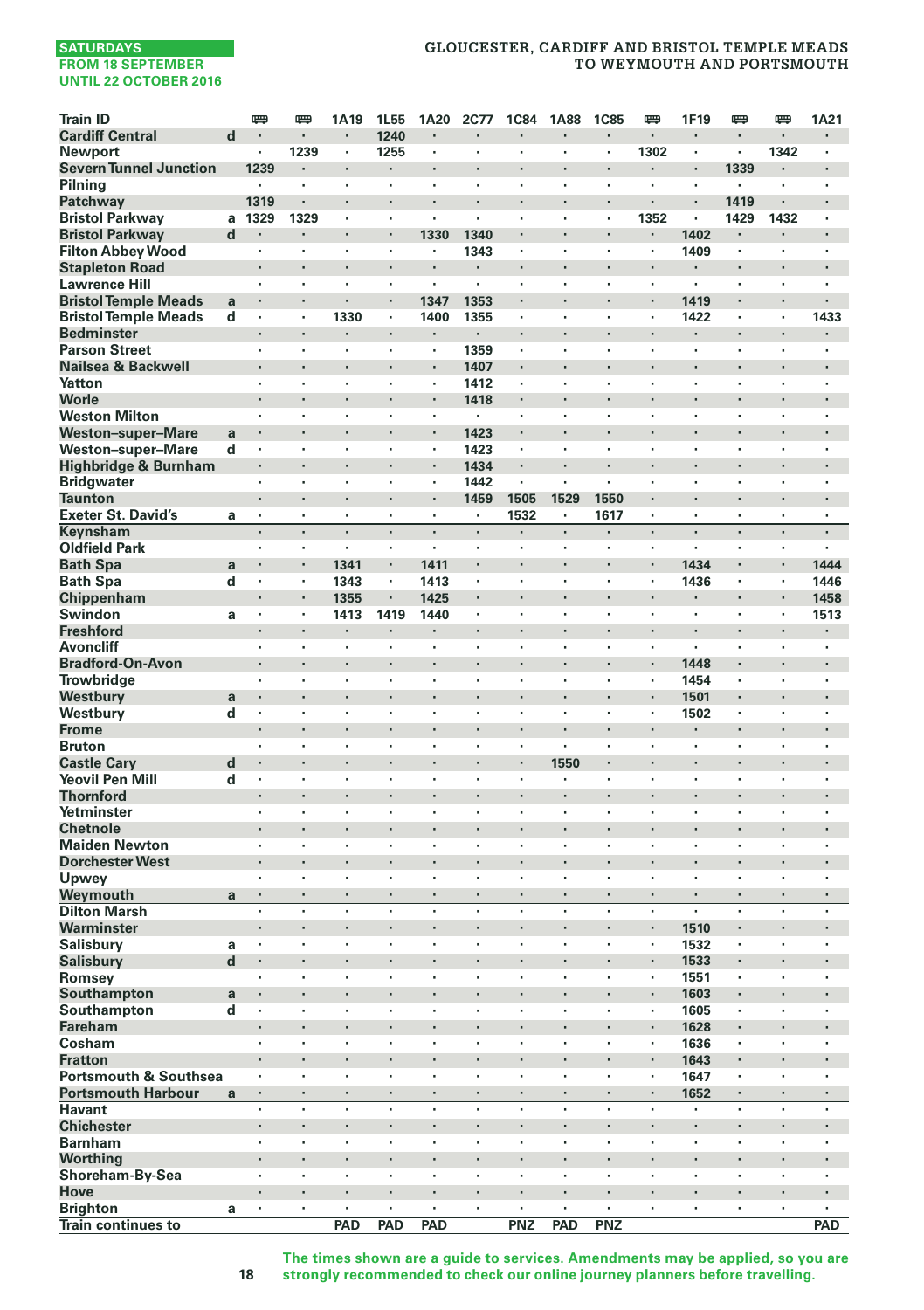**SATURDAYS**
**FROM 18 SEPTEMBER**
**UNTIL 22 OCTOBER 2016**

# GLOUCESTER, CARDIFF AND BRISTOL TEMPLE MEADS TO WEYMOUTH AND PORTSMOUTH

| Train ID | | 🚌 | 🚌 | 1A19 | 1L55 | 1A20 | 2C77 | 1C84 | 1A88 | 1C85 | 🚌 | 1F19 | 🚌 | 🚌 | 1A21 |
|---|---|---|---|---|---|---|---|---|---|---|---|---|---|---|---|
| Cardiff Central | d | · | · | · | 1240 | · | · | · | · | · | · | · | · | · | · |
| Newport | | · | 1239 | · | 1255 | · | · | · | · | · | 1302 | · | · | 1342 | · |
| Severn Tunnel Junction | | 1239 | · | · | · | · | · | · | · | · | · | · | 1339 | · | · |
| Pilning | | · | · | · | · | · | · | · | · | · | · | · | · | · | · |
| Patchway | | 1319 | · | · | · | · | · | · | · | · | · | · | 1419 | · | · |
| Bristol Parkway | a | 1329 | 1329 | · | · | · | · | · | · | · | 1352 | · | 1429 | 1432 | · |
| Bristol Parkway | d | · | · | · | · | 1330 | 1340 | · | · | · | · | 1402 | · | · | · |
| Filton Abbey Wood | | · | · | · | · | · | 1343 | · | · | · | · | 1409 | · | · | · |
| Stapleton Road | | · | · | · | · | · | · | · | · | · | · | · | · | · | · |
| Lawrence Hill | | · | · | · | · | · | · | · | · | · | · | · | · | · | · |
| Bristol Temple Meads | a | · | · | · | · | 1347 | 1353 | · | · | · | · | 1419 | · | · | · |
| Bristol Temple Meads | d | · | · | 1330 | · | 1400 | 1355 | · | · | · | · | 1422 | · | · | 1433 |
| Bedminster | | · | · | · | · | · | · | · | · | · | · | · | · | · | · |
| Parson Street | | · | · | · | · | · | 1359 | · | · | · | · | · | · | · | · |
| Nailsea & Backwell | | · | · | · | · | · | 1407 | · | · | · | · | · | · | · | · |
| Yatton | | · | · | · | · | · | 1412 | · | · | · | · | · | · | · | · |
| Worle | | · | · | · | · | · | 1418 | · | · | · | · | · | · | · | · |
| Weston Milton | | · | · | · | · | · | · | · | · | · | · | · | · | · | · |
| Weston–super–Mare | a | · | · | · | · | · | 1423 | · | · | · | · | · | · | · | · |
| Weston–super–Mare | d | · | · | · | · | · | 1423 | · | · | · | · | · | · | · | · |
| Highbridge & Burnham | | · | · | · | · | · | 1434 | · | · | · | · | · | · | · | · |
| Bridgwater | | · | · | · | · | · | 1442 | · | · | · | · | · | · | · | · |
| Taunton | | · | · | · | · | · | 1459 | 1505 | 1529 | 1550 | · | · | · | · | · |
| Exeter St. David's | a | · | · | · | · | · | · | 1532 | · | 1617 | · | · | · | · | · |
| Keynsham | | · | · | · | · | · | · | · | · | · | · | · | · | · | · |
| Oldfield Park | | · | · | · | · | · | · | · | · | · | · | · | · | · | · |
| Bath Spa | a | · | · | 1341 | · | 1411 | · | · | · | · | · | 1434 | · | · | 1444 |
| Bath Spa | d | · | · | 1343 | · | 1413 | · | · | · | · | · | 1436 | · | · | 1446 |
| Chippenham | | · | · | 1355 | · | 1425 | · | · | · | · | · | · | · | · | 1458 |
| Swindon | a | · | · | 1413 | 1419 | 1440 | · | · | · | · | · | · | · | · | 1513 |
| Freshford | | · | · | · | · | · | · | · | · | · | · | · | · | · | · |
| Avoncliff | | · | · | · | · | · | · | · | · | · | · | · | · | · | · |
| Bradford-On-Avon | | · | · | · | · | · | · | · | · | · | · | 1448 | · | · | · |
| Trowbridge | | · | · | · | · | · | · | · | · | · | · | 1454 | · | · | · |
| Westbury | a | · | · | · | · | · | · | · | · | · | · | 1501 | · | · | · |
| Westbury | d | · | · | · | · | · | · | · | · | · | · | 1502 | · | · | · |
| Frome | | · | · | · | · | · | · | · | · | · | · | · | · | · | · |
| Bruton | | · | · | · | · | · | · | · | · | · | · | · | · | · | · |
| Castle Cary | d | · | · | · | · | · | · | · | 1550 | · | · | · | · | · | · |
| Yeovil Pen Mill | d | · | · | · | · | · | · | · | · | · | · | · | · | · | · |
| Thornford | | · | · | · | · | · | · | · | · | · | · | · | · | · | · |
| Yetminster | | · | · | · | · | · | · | · | · | · | · | · | · | · | · |
| Chetnole | | · | · | · | · | · | · | · | · | · | · | · | · | · | · |
| Maiden Newton | | · | · | · | · | · | · | · | · | · | · | · | · | · | · |
| Dorchester West | | · | · | · | · | · | · | · | · | · | · | · | · | · | · |
| Upwey | | · | · | · | · | · | · | · | · | · | · | · | · | · | · |
| Weymouth | a | · | · | · | · | · | · | · | · | · | · | · | · | · | · |
| Dilton Marsh | | · | · | · | · | · | · | · | · | · | · | · | · | · | · |
| Warminster | | · | · | · | · | · | · | · | · | · | · | 1510 | · | · | · |
| Salisbury | a | · | · | · | · | · | · | · | · | · | · | 1532 | · | · | · |
| Salisbury | d | · | · | · | · | · | · | · | · | · | · | 1533 | · | · | · |
| Romsey | | · | · | · | · | · | · | · | · | · | · | 1551 | · | · | · |
| Southampton | a | · | · | · | · | · | · | · | · | · | · | 1603 | · | · | · |
| Southampton | d | · | · | · | · | · | · | · | · | · | · | 1605 | · | · | · |
| Fareham | | · | · | · | · | · | · | · | · | · | · | 1628 | · | · | · |
| Cosham | | · | · | · | · | · | · | · | · | · | · | 1636 | · | · | · |
| Fratton | | · | · | · | · | · | · | · | · | · | · | 1643 | · | · | · |
| Portsmouth & Southsea | | · | · | · | · | · | · | · | · | · | · | 1647 | · | · | · |
| Portsmouth Harbour | a | · | · | · | · | · | · | · | · | · | · | 1652 | · | · | · |
| Havant | | · | · | · | · | · | · | · | · | · | · | · | · | · | · |
| Chichester | | · | · | · | · | · | · | · | · | · | · | · | · | · | · |
| Barnham | | · | · | · | · | · | · | · | · | · | · | · | · | · | · |
| Worthing | | · | · | · | · | · | · | · | · | · | · | · | · | · | · |
| Shoreham-By-Sea | | · | · | · | · | · | · | · | · | · | · | · | · | · | · |
| Hove | | · | · | · | · | · | · | · | · | · | · | · | · | · | · |
| Brighton | a | · | · | · | · | · | · | · | · | · | · | · | · | · | · |
| Train continues to | | | | PAD | PAD | PAD | | PNZ | PAD | PNZ | | | | | PAD |

**The times shown are a guide to services. Amendments may be applied, so you are strongly recommended to check our online journey planners before travelling.**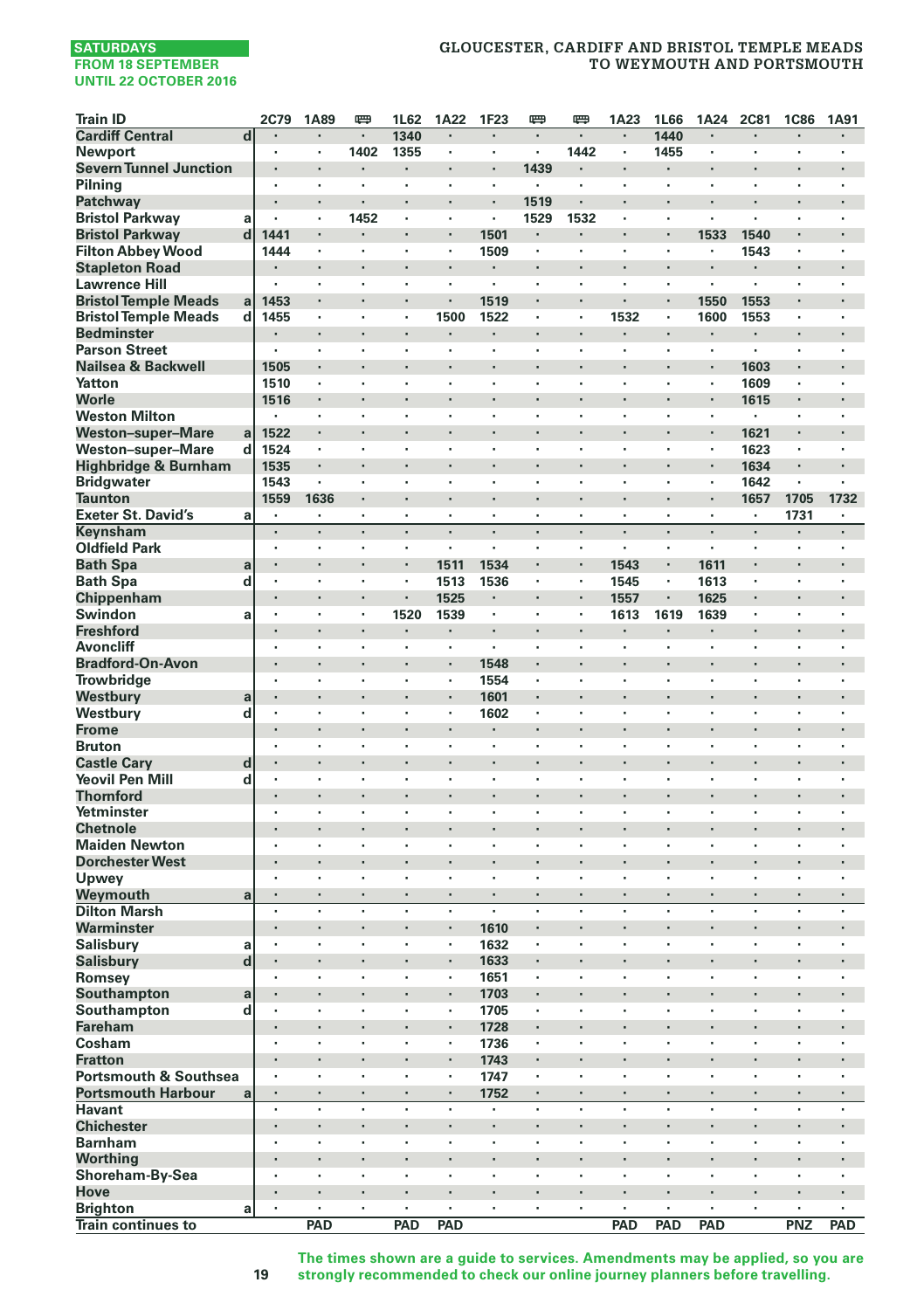**SATURDAYS**
**FROM 18 SEPTEMBER UNTIL 22 OCTOBER 2016**

# GLOUCESTER, CARDIFF AND BRISTOL TEMPLE MEADS TO WEYMOUTH AND PORTSMOUTH

| Train ID | | 2C79 | 1A89 | 🚌 | 1L62 | 1A22 | 1F23 | 🚌 | 🚌 | 1A23 | 1L66 | 1A24 | 2C81 | 1C86 | 1A91 |
|---|---|---|---|---|---|---|---|---|---|---|---|---|---|---|---|
| Cardiff Central | d | · | · | · | 1340 | · | · | · | · | · | 1440 | · | · | · | · |
| Newport | | · | · | 1402 | 1355 | · | · | · | 1442 | · | 1455 | · | · | · | · |
| Severn Tunnel Junction | | · | · | · | · | · | · | 1439 | · | · | · | · | · | · | · |
| Pilning | | · | · | · | · | · | · | · | · | · | · | · | · | · | · |
| Patchway | | · | · | · | · | · | · | 1519 | · | · | · | · | · | · | · |
| Bristol Parkway | a | · | · | 1452 | · | · | · | 1529 | 1532 | · | · | · | · | · | · |
| Bristol Parkway | d | 1441 | · | · | · | · | 1501 | · | · | · | · | 1533 | 1540 | · | · |
| Filton Abbey Wood | | 1444 | · | · | · | · | 1509 | · | · | · | · | · | 1543 | · | · |
| Stapleton Road | | · | · | · | · | · | · | · | · | · | · | · | · | · | · |
| Lawrence Hill | | · | · | · | · | · | · | · | · | · | · | · | · | · | · |
| Bristol Temple Meads | a | 1453 | · | · | · | · | 1519 | · | · | · | · | 1550 | 1553 | · | · |
| Bristol Temple Meads | d | 1455 | · | · | · | 1500 | 1522 | · | · | 1532 | · | 1600 | 1553 | · | · |
| Bedminster | | · | · | · | · | · | · | · | · | · | · | · | · | · | · |
| Parson Street | | · | · | · | · | · | · | · | · | · | · | · | · | · | · |
| Nailsea & Backwell | | 1505 | · | · | · | · | · | · | · | · | · | · | 1603 | · | · |
| Yatton | | 1510 | · | · | · | · | · | · | · | · | · | · | 1609 | · | · |
| Worle | | 1516 | · | · | · | · | · | · | · | · | · | · | 1615 | · | · |
| Weston Milton | | · | · | · | · | · | · | · | · | · | · | · | · | · | · |
| Weston–super–Mare | a | 1522 | · | · | · | · | · | · | · | · | · | · | 1621 | · | · |
| Weston–super–Mare | d | 1524 | · | · | · | · | · | · | · | · | · | · | 1623 | · | · |
| Highbridge & Burnham | | 1535 | · | · | · | · | · | · | · | · | · | · | 1634 | · | · |
| Bridgwater | | 1543 | · | · | · | · | · | · | · | · | · | · | 1642 | · | · |
| Taunton | | 1559 | 1636 | · | · | · | · | · | · | · | · | · | 1657 | 1705 | 1732 |
| Exeter St. David's | a | · | · | · | · | · | · | · | · | · | · | · | · | 1731 | · |
| Keynsham | | · | · | · | · | · | · | · | · | · | · | · | · | · | · |
| Oldfield Park | | · | · | · | · | · | · | · | · | · | · | · | · | · | · |
| Bath Spa | a | · | · | · | · | 1511 | 1534 | · | · | 1543 | · | 1611 | · | · | · |
| Bath Spa | d | · | · | · | · | 1513 | 1536 | · | · | 1545 | · | 1613 | · | · | · |
| Chippenham | | · | · | · | · | 1525 | · | · | · | 1557 | · | 1625 | · | · | · |
| Swindon | a | · | · | · | 1520 | 1539 | · | · | · | 1613 | 1619 | 1639 | · | · | · |
| Freshford | | · | · | · | · | · | · | · | · | · | · | · | · | · | · |
| Avoncliff | | · | · | · | · | · | · | · | · | · | · | · | · | · | · |
| Bradford-On-Avon | | · | · | · | · | · | 1548 | · | · | · | · | · | · | · | · |
| Trowbridge | | · | · | · | · | · | 1554 | · | · | · | · | · | · | · | · |
| Westbury | a | · | · | · | · | · | 1601 | · | · | · | · | · | · | · | · |
| Westbury | d | · | · | · | · | · | 1602 | · | · | · | · | · | · | · | · |
| Frome | | · | · | · | · | · | · | · | · | · | · | · | · | · | · |
| Bruton | | · | · | · | · | · | · | · | · | · | · | · | · | · | · |
| Castle Cary | d | · | · | · | · | · | · | · | · | · | · | · | · | · | · |
| Yeovil Pen Mill | d | · | · | · | · | · | · | · | · | · | · | · | · | · | · |
| Thornford | | · | · | · | · | · | · | · | · | · | · | · | · | · | · |
| Yetminster | | · | · | · | · | · | · | · | · | · | · | · | · | · | · |
| Chetnole | | · | · | · | · | · | · | · | · | · | · | · | · | · | · |
| Maiden Newton | | · | · | · | · | · | · | · | · | · | · | · | · | · | · |
| Dorchester West | | · | · | · | · | · | · | · | · | · | · | · | · | · | · |
| Upwey | | · | · | · | · | · | · | · | · | · | · | · | · | · | · |
| Weymouth | a | · | · | · | · | · | · | · | · | · | · | · | · | · | · |
| Dilton Marsh | | · | · | · | · | · | · | · | · | · | · | · | · | · | · |
| Warminster | | · | · | · | · | · | 1610 | · | · | · | · | · | · | · | · |
| Salisbury | a | · | · | · | · | · | 1632 | · | · | · | · | · | · | · | · |
| Salisbury | d | · | · | · | · | · | 1633 | · | · | · | · | · | · | · | · |
| Romsey | | · | · | · | · | · | 1651 | · | · | · | · | · | · | · | · |
| Southampton | a | · | · | · | · | · | 1703 | · | · | · | · | · | · | · | · |
| Southampton | d | · | · | · | · | · | 1705 | · | · | · | · | · | · | · | · |
| Fareham | | · | · | · | · | · | 1728 | · | · | · | · | · | · | · | · |
| Cosham | | · | · | · | · | · | 1736 | · | · | · | · | · | · | · | · |
| Fratton | | · | · | · | · | · | 1743 | · | · | · | · | · | · | · | · |
| Portsmouth & Southsea | | · | · | · | · | · | 1747 | · | · | · | · | · | · | · | · |
| Portsmouth Harbour | a | · | · | · | · | · | 1752 | · | · | · | · | · | · | · | · |
| Havant | | · | · | · | · | · | · | · | · | · | · | · | · | · | · |
| Chichester | | · | · | · | · | · | · | · | · | · | · | · | · | · | · |
| Barnham | | · | · | · | · | · | · | · | · | · | · | · | · | · | · |
| Worthing | | · | · | · | · | · | · | · | · | · | · | · | · | · | · |
| Shoreham-By-Sea | | · | · | · | · | · | · | · | · | · | · | · | · | · | · |
| Hove | | · | · | · | · | · | · | · | · | · | · | · | · | · | · |
| Brighton | a | · | · | · | · | · | · | · | · | · | · | · | · | · | · |
| Train continues to | | | PAD | | PAD | PAD | | | | PAD | PAD | PAD | | PNZ | PAD |

**The times shown are a guide to services. Amendments may be applied, so you are strongly recommended to check our online journey planners before travelling.**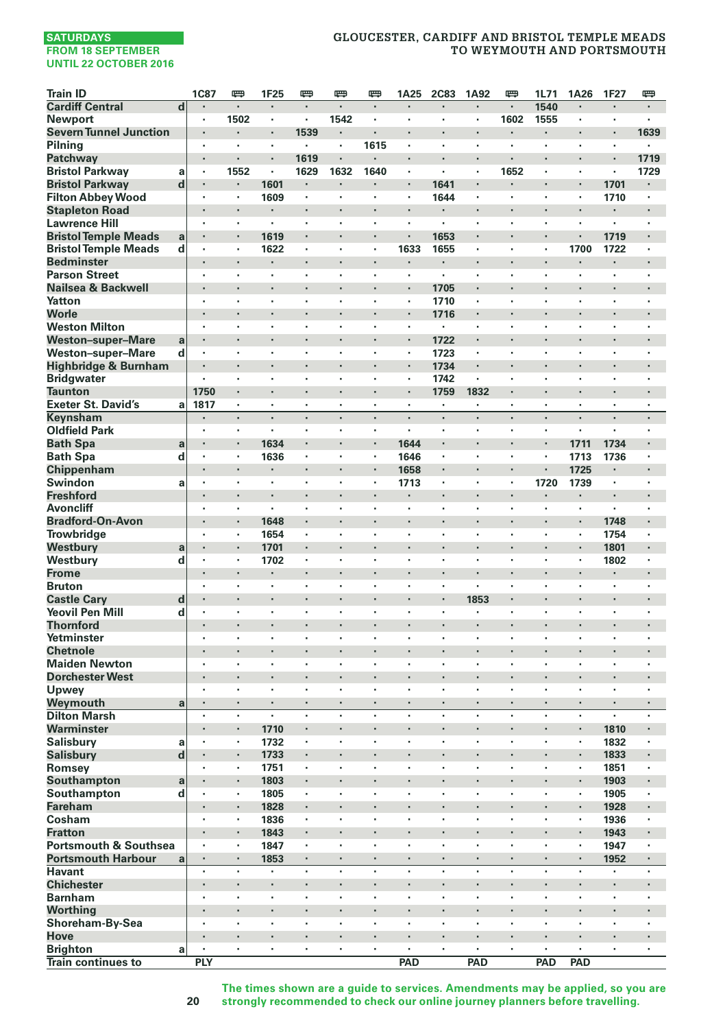SATURDAYS
FROM 18 SEPTEMBER
UNTIL 22 OCTOBER 2016

# GLOUCESTER, CARDIFF AND BRISTOL TEMPLE MEADS TO WEYMOUTH AND PORTSMOUTH

| Train ID | | 1C87 | 🚌 | 1F25 | 🚌 | 🚌 | 🚌 | 1A25 | 2C83 | 1A92 | 🚌 | 1L71 | 1A26 | 1F27 | 🚌 |
|---|---|---|---|---|---|---|---|---|---|---|---|---|---|---|---|
| Cardiff Central | d | · | · | · | · | · | · | · | · | · | · | 1540 | · | · | · |
| Newport | | · | 1502 | · | · | 1542 | · | · | · | · | 1602 | 1555 | · | · | · |
| Severn Tunnel Junction | | · | · | · | 1539 | · | · | · | · | · | · | · | · | · | 1639 |
| Pilning | | · | · | · | · | · | 1615 | · | · | · | · | · | · | · | · |
| Patchway | | · | · | · | 1619 | · | · | · | · | · | · | · | · | · | 1719 |
| Bristol Parkway | a | · | 1552 | · | 1629 | 1632 | 1640 | · | · | · | 1652 | · | · | · | 1729 |
| Bristol Parkway | d | · | · | 1601 | · | · | · | · | 1641 | · | · | · | · | 1701 | · |
| Filton Abbey Wood | | · | · | 1609 | · | · | · | · | 1644 | · | · | · | · | 1710 | · |
| Stapleton Road | | · | · | · | · | · | · | · | · | · | · | · | · | · | · |
| Lawrence Hill | | · | · | · | · | · | · | · | · | · | · | · | · | · | · |
| Bristol Temple Meads | a | · | · | 1619 | · | · | · | · | 1653 | · | · | · | · | 1719 | · |
| Bristol Temple Meads | d | · | · | 1622 | · | · | · | 1633 | 1655 | · | · | · | 1700 | 1722 | · |
| Bedminster | | · | · | · | · | · | · | · | · | · | · | · | · | · | · |
| Parson Street | | · | · | · | · | · | · | · | · | · | · | · | · | · | · |
| Nailsea & Backwell | | · | · | · | · | · | · | · | 1705 | · | · | · | · | · | · |
| Yatton | | · | · | · | · | · | · | · | 1710 | · | · | · | · | · | · |
| Worle | | · | · | · | · | · | · | · | 1716 | · | · | · | · | · | · |
| Weston Milton | | · | · | · | · | · | · | · | · | · | · | · | · | · | · |
| Weston–super–Mare | a | · | · | · | · | · | · | · | 1722 | · | · | · | · | · | · |
| Weston–super–Mare | d | · | · | · | · | · | · | · | 1723 | · | · | · | · | · | · |
| Highbridge & Burnham | | · | · | · | · | · | · | · | 1734 | · | · | · | · | · | · |
| Bridgwater | | · | · | · | · | · | · | · | 1742 | · | · | · | · | · | · |
| Taunton | | 1750 | · | · | · | · | · | · | 1759 | 1832 | · | · | · | · | · |
| Exeter St. David's | a | 1817 | · | · | · | · | · | · | · | · | · | · | · | · | · |
| Keynsham | | · | · | · | · | · | · | · | · | · | · | · | · | · | · |
| Oldfield Park | | · | · | · | · | · | · | · | · | · | · | · | · | · | · |
| Bath Spa | a | · | · | 1634 | · | · | · | 1644 | · | · | · | · | 1711 | 1734 | · |
| Bath Spa | d | · | · | 1636 | · | · | · | 1646 | · | · | · | · | 1713 | 1736 | · |
| Chippenham | | · | · | · | · | · | · | 1658 | · | · | · | · | 1725 | · | · |
| Swindon | a | · | · | · | · | · | · | 1713 | · | · | · | 1720 | 1739 | · | · |
| Freshford | | · | · | · | · | · | · | · | · | · | · | · | · | · | · |
| Avoncliff | | · | · | · | · | · | · | · | · | · | · | · | · | · | · |
| Bradford-On-Avon | | · | · | 1648 | · | · | · | · | · | · | · | · | · | 1748 | · |
| Trowbridge | | · | · | 1654 | · | · | · | · | · | · | · | · | · | 1754 | · |
| Westbury | a | · | · | 1701 | · | · | · | · | · | · | · | · | · | 1801 | · |
| Westbury | d | · | · | 1702 | · | · | · | · | · | · | · | · | · | 1802 | · |
| Frome | | · | · | · | · | · | · | · | · | · | · | · | · | · | · |
| Bruton | | · | · | · | · | · | · | · | · | · | · | · | · | · | · |
| Castle Cary | d | · | · | · | · | · | · | · | · | 1853 | · | · | · | · | · |
| Yeovil Pen Mill | d | · | · | · | · | · | · | · | · | · | · | · | · | · | · |
| Thornford | | · | · | · | · | · | · | · | · | · | · | · | · | · | · |
| Yetminster | | · | · | · | · | · | · | · | · | · | · | · | · | · | · |
| Chetnole | | · | · | · | · | · | · | · | · | · | · | · | · | · | · |
| Maiden Newton | | · | · | · | · | · | · | · | · | · | · | · | · | · | · |
| Dorchester West | | · | · | · | · | · | · | · | · | · | · | · | · | · | · |
| Upwey | | · | · | · | · | · | · | · | · | · | · | · | · | · | · |
| Weymouth | a | · | · | · | · | · | · | · | · | · | · | · | · | · | · |
| Dilton Marsh | | · | · | · | · | · | · | · | · | · | · | · | · | · | · |
| Warminster | | · | · | 1710 | · | · | · | · | · | · | · | · | · | 1810 | · |
| Salisbury | a | · | · | 1732 | · | · | · | · | · | · | · | · | · | 1832 | · |
| Salisbury | d | · | · | 1733 | · | · | · | · | · | · | · | · | · | 1833 | · |
| Romsey | | · | · | 1751 | · | · | · | · | · | · | · | · | · | 1851 | · |
| Southampton | a | · | · | 1803 | · | · | · | · | · | · | · | · | · | 1903 | · |
| Southampton | d | · | · | 1805 | · | · | · | · | · | · | · | · | · | 1905 | · |
| Fareham | | · | · | 1828 | · | · | · | · | · | · | · | · | · | 1928 | · |
| Cosham | | · | · | 1836 | · | · | · | · | · | · | · | · | · | 1936 | · |
| Fratton | | · | · | 1843 | · | · | · | · | · | · | · | · | · | 1943 | · |
| Portsmouth & Southsea | | · | · | 1847 | · | · | · | · | · | · | · | · | · | 1947 | · |
| Portsmouth Harbour | a | · | · | 1853 | · | · | · | · | · | · | · | · | · | 1952 | · |
| Havant | | · | · | · | · | · | · | · | · | · | · | · | · | · | · |
| Chichester | | · | · | · | · | · | · | · | · | · | · | · | · | · | · |
| Barnham | | · | · | · | · | · | · | · | · | · | · | · | · | · | · |
| Worthing | | · | · | · | · | · | · | · | · | · | · | · | · | · | · |
| Shoreham-By-Sea | | · | · | · | · | · | · | · | · | · | · | · | · | · | · |
| Hove | | · | · | · | · | · | · | · | · | · | · | · | · | · | · |
| Brighton | a | · | · | · | · | · | · | · | · | · | · | · | · | · | · |
| Train continues to | | PLY | | | | | | PAD | | PAD | | PAD | PAD | | |

The times shown are a guide to services. Amendments may be applied, so you are strongly recommended to check our online journey planners before travelling.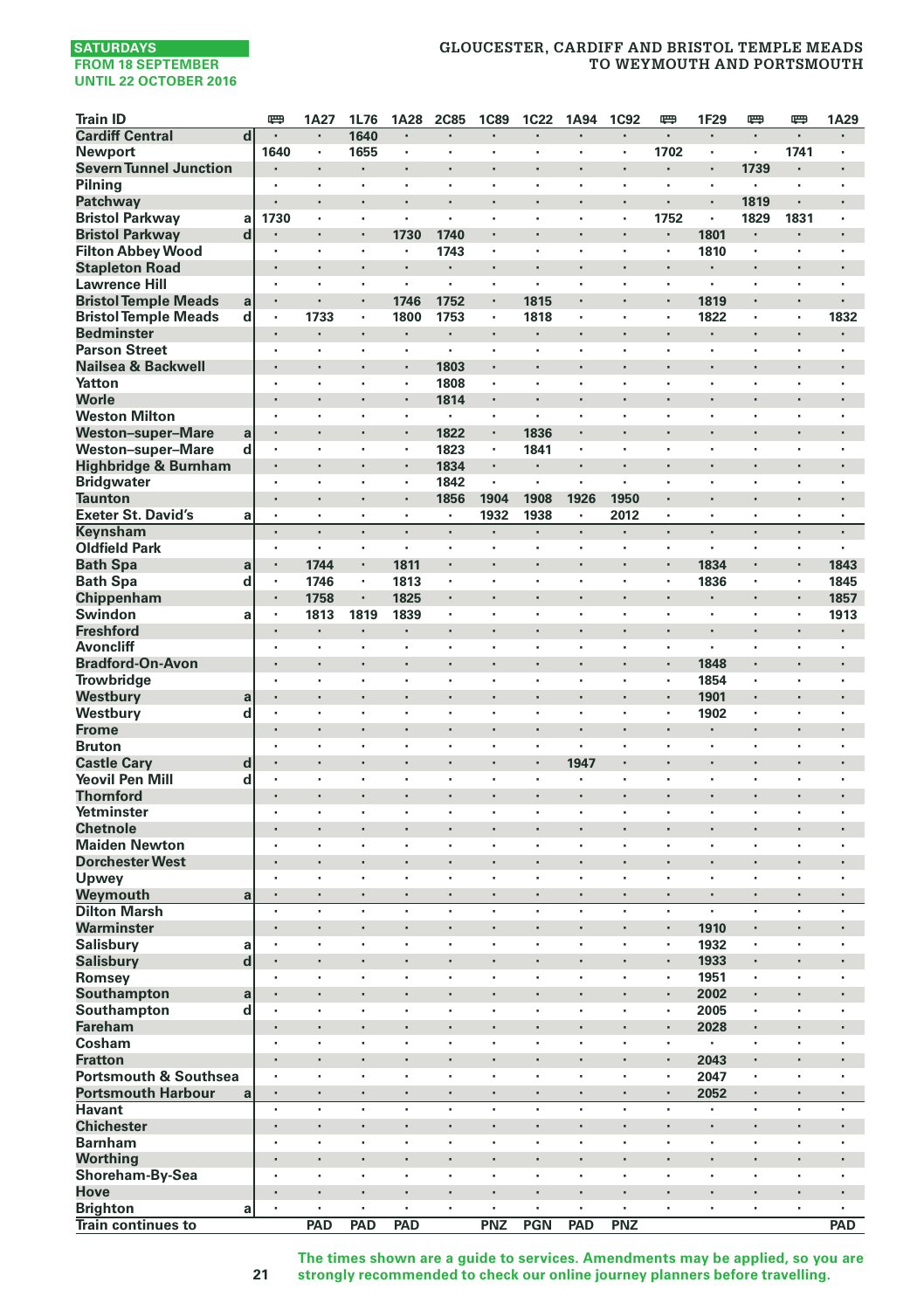SATURDAYS
FROM 18 SEPTEMBER
UNTIL 22 OCTOBER 2016

# GLOUCESTER, CARDIFF AND BRISTOL TEMPLE MEADS TO WEYMOUTH AND PORTSMOUTH

| Train ID | | 🚌 | 1A27 | 1L76 | 1A28 | 2C85 | 1C89 | 1C22 | 1A94 | 1C92 | 🚌 | 1F29 | 🚌 | 🚌 | 1A29 |
|---|---|---|---|---|---|---|---|---|---|---|---|---|---|---|---|
| Cardiff Central | d | · | · | 1640 | · | · | · | · | · | · | · | · | · | · | · |
| Newport | | 1640 | · | 1655 | · | · | · | · | · | · | 1702 | · | · | 1741 | · |
| Severn Tunnel Junction | | · | · | · | · | · | · | · | · | · | · | · | 1739 | · | · |
| Pilning | | · | · | · | · | · | · | · | · | · | · | · | · | · | · |
| Patchway | | · | · | · | · | · | · | · | · | · | · | · | 1819 | · | · |
| Bristol Parkway | a | 1730 | · | · | · | · | · | · | · | · | 1752 | · | 1829 | 1831 | · |
| Bristol Parkway | d | · | · | · | 1730 | 1740 | · | · | · | · | · | 1801 | · | · | · |
| Filton Abbey Wood | | · | · | · | · | 1743 | · | · | · | · | · | 1810 | · | · | · |
| Stapleton Road | | · | · | · | · | · | · | · | · | · | · | · | · | · | · |
| Lawrence Hill | | · | · | · | · | · | · | · | · | · | · | · | · | · | · |
| Bristol Temple Meads | a | · | · | · | 1746 | 1752 | · | 1815 | · | · | · | 1819 | · | · | · |
| Bristol Temple Meads | d | · | 1733 | · | 1800 | 1753 | · | 1818 | · | · | · | 1822 | · | · | 1832 |
| Bedminster | | · | · | · | · | · | · | · | · | · | · | · | · | · | · |
| Parson Street | | · | · | · | · | · | · | · | · | · | · | · | · | · | · |
| Nailsea & Backwell | | · | · | · | · | 1803 | · | · | · | · | · | · | · | · | · |
| Yatton | | · | · | · | · | 1808 | · | · | · | · | · | · | · | · | · |
| Worle | | · | · | · | · | 1814 | · | · | · | · | · | · | · | · | · |
| Weston Milton | | · | · | · | · | · | · | · | · | · | · | · | · | · | · |
| Weston–super–Mare | a | · | · | · | · | 1822 | · | 1836 | · | · | · | · | · | · | · |
| Weston–super–Mare | d | · | · | · | · | 1823 | · | 1841 | · | · | · | · | · | · | · |
| Highbridge & Burnham | | · | · | · | · | 1834 | · | · | · | · | · | · | · | · | · |
| Bridgwater | | · | · | · | · | 1842 | · | · | · | · | · | · | · | · | · |
| Taunton | | · | · | · | · | 1856 | 1904 | 1908 | 1926 | 1950 | · | · | · | · | · |
| Exeter St. David's | a | · | · | · | · | · | 1932 | 1938 | · | 2012 | · | · | · | · | · |
| Keynsham | | · | · | · | · | · | · | · | · | · | · | · | · | · | · |
| Oldfield Park | | · | · | · | · | · | · | · | · | · | · | · | · | · | · |
| Bath Spa | a | · | 1744 | · | 1811 | · | · | · | · | · | · | 1834 | · | · | 1843 |
| Bath Spa | d | · | 1746 | · | 1813 | · | · | · | · | · | · | 1836 | · | · | 1845 |
| Chippenham | | · | 1758 | · | 1825 | · | · | · | · | · | · | · | · | · | 1857 |
| Swindon | a | · | 1813 | 1819 | 1839 | · | · | · | · | · | · | · | · | · | 1913 |
| Freshford | | · | · | · | · | · | · | · | · | · | · | · | · | · | · |
| Avoncliff | | · | · | · | · | · | · | · | · | · | · | · | · | · | · |
| Bradford-On-Avon | | · | · | · | · | · | · | · | · | · | · | 1848 | · | · | · |
| Trowbridge | | · | · | · | · | · | · | · | · | · | · | 1854 | · | · | · |
| Westbury | a | · | · | · | · | · | · | · | · | · | · | 1901 | · | · | · |
| Westbury | d | · | · | · | · | · | · | · | · | · | · | 1902 | · | · | · |
| Frome | | · | · | · | · | · | · | · | · | · | · | · | · | · | · |
| Bruton | | · | · | · | · | · | · | · | · | · | · | · | · | · | · |
| Castle Cary | d | · | · | · | · | · | · | · | 1947 | · | · | · | · | · | · |
| Yeovil Pen Mill | d | · | · | · | · | · | · | · | · | · | · | · | · | · | · |
| Thornford | | · | · | · | · | · | · | · | · | · | · | · | · | · | · |
| Yetminster | | · | · | · | · | · | · | · | · | · | · | · | · | · | · |
| Chetnole | | · | · | · | · | · | · | · | · | · | · | · | · | · | · |
| Maiden Newton | | · | · | · | · | · | · | · | · | · | · | · | · | · | · |
| Dorchester West | | · | · | · | · | · | · | · | · | · | · | · | · | · | · |
| Upwey | | · | · | · | · | · | · | · | · | · | · | · | · | · | · |
| Weymouth | a | · | · | · | · | · | · | · | · | · | · | · | · | · | · |
| Dilton Marsh | | · | · | · | · | · | · | · | · | · | · | · | · | · | · |
| Warminster | | · | · | · | · | · | · | · | · | · | · | 1910 | · | · | · |
| Salisbury | a | · | · | · | · | · | · | · | · | · | · | 1932 | · | · | · |
| Salisbury | d | · | · | · | · | · | · | · | · | · | · | 1933 | · | · | · |
| Romsey | | · | · | · | · | · | · | · | · | · | · | 1951 | · | · | · |
| Southampton | a | · | · | · | · | · | · | · | · | · | · | 2002 | · | · | · |
| Southampton | d | · | · | · | · | · | · | · | · | · | · | 2005 | · | · | · |
| Fareham | | · | · | · | · | · | · | · | · | · | · | 2028 | · | · | · |
| Cosham | | · | · | · | · | · | · | · | · | · | · | · | · | · | · |
| Fratton | | · | · | · | · | · | · | · | · | · | · | 2043 | · | · | · |
| Portsmouth & Southsea | | · | · | · | · | · | · | · | · | · | · | 2047 | · | · | · |
| Portsmouth Harbour | a | · | · | · | · | · | · | · | · | · | · | 2052 | · | · | · |
| Havant | | · | · | · | · | · | · | · | · | · | · | · | · | · | · |
| Chichester | | · | · | · | · | · | · | · | · | · | · | · | · | · | · |
| Barnham | | · | · | · | · | · | · | · | · | · | · | · | · | · | · |
| Worthing | | · | · | · | · | · | · | · | · | · | · | · | · | · | · |
| Shoreham-By-Sea | | · | · | · | · | · | · | · | · | · | · | · | · | · | · |
| Hove | | · | · | · | · | · | · | · | · | · | · | · | · | · | · |
| Brighton | a | · | · | · | · | · | · | · | · | · | · | · | · | · | · |
| Train continues to | | | PAD | PAD | PAD | | PNZ | PGN | PAD | PNZ | | | | | PAD |

The times shown are a guide to services. Amendments may be applied, so you are strongly recommended to check our online journey planners before travelling.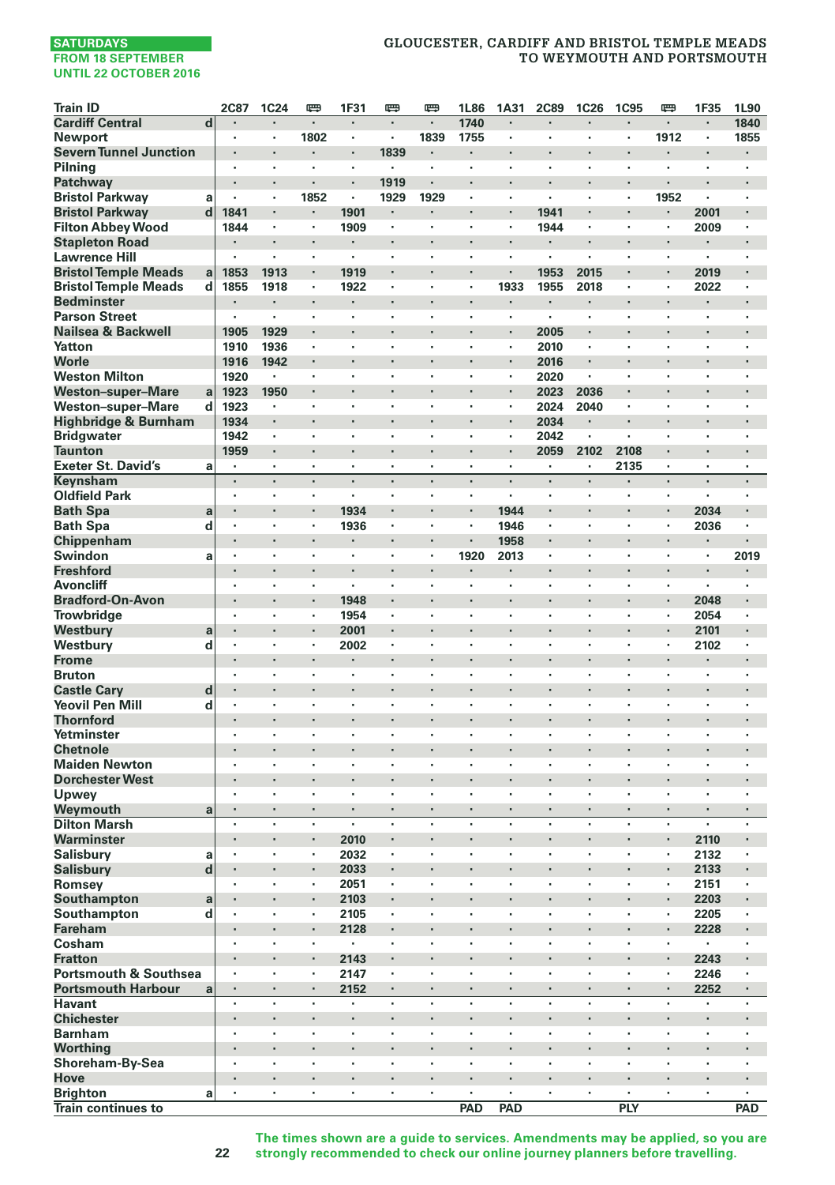SATURDAYS
FROM 18 SEPTEMBER
UNTIL 22 OCTOBER 2016

# GLOUCESTER, CARDIFF AND BRISTOL TEMPLE MEADS TO WEYMOUTH AND PORTSMOUTH

| Train ID | | 2C87 | 1C24 | 🚌 | 1F31 | 🚌 | 🚌 | 1L86 | 1A31 | 2C89 | 1C26 | 1C95 | 🚌 | 1F35 | 1L90 |
|---|---|---|---|---|---|---|---|---|---|---|---|---|---|---|---|
| Cardiff Central | d | · | · | · | · | · | · | 1740 | · | · | · | · | · | · | 1840 |
| Newport | | · | · | 1802 | · | · | 1839 | 1755 | · | · | · | · | 1912 | · | 1855 |
| Severn Tunnel Junction | | · | · | · | · | 1839 | · | · | · | · | · | · | · | · | · |
| Pilning | | · | · | · | · | · | · | · | · | · | · | · | · | · | · |
| Patchway | | · | · | · | · | 1919 | · | · | · | · | · | · | · | · | · |
| Bristol Parkway | a | · | · | 1852 | · | 1929 | 1929 | · | · | · | · | · | 1952 | · | · |
| Bristol Parkway | d | 1841 | · | · | 1901 | · | · | · | · | 1941 | · | · | · | 2001 | · |
| Filton Abbey Wood | | 1844 | · | · | 1909 | · | · | · | · | 1944 | · | · | · | 2009 | · |
| Stapleton Road | | · | · | · | · | · | · | · | · | · | · | · | · | · | · |
| Lawrence Hill | | · | · | · | · | · | · | · | · | · | · | · | · | · | · |
| Bristol Temple Meads | a | 1853 | 1913 | · | 1919 | · | · | · | · | 1953 | 2015 | · | · | 2019 | · |
| Bristol Temple Meads | d | 1855 | 1918 | · | 1922 | · | · | · | 1933 | 1955 | 2018 | · | · | 2022 | · |
| Bedminster | | · | · | · | · | · | · | · | · | · | · | · | · | · | · |
| Parson Street | | · | · | · | · | · | · | · | · | · | · | · | · | · | · |
| Nailsea & Backwell | | 1905 | 1929 | · | · | · | · | · | · | 2005 | · | · | · | · | · |
| Yatton | | 1910 | 1936 | · | · | · | · | · | · | 2010 | · | · | · | · | · |
| Worle | | 1916 | 1942 | · | · | · | · | · | · | 2016 | · | · | · | · | · |
| Weston Milton | | 1920 | · | · | · | · | · | · | · | 2020 | · | · | · | · | · |
| Weston–super–Mare | a | 1923 | 1950 | · | · | · | · | · | · | 2023 | 2036 | · | · | · | · |
| Weston–super–Mare | d | 1923 | · | · | · | · | · | · | · | 2024 | 2040 | · | · | · | · |
| Highbridge & Burnham | | 1934 | · | · | · | · | · | · | · | 2034 | · | · | · | · | · |
| Bridgwater | | 1942 | · | · | · | · | · | · | · | 2042 | · | · | · | · | · |
| Taunton | | 1959 | · | · | · | · | · | · | · | 2059 | 2102 | 2108 | · | · | · |
| Exeter St. David's | a | · | · | · | · | · | · | · | · | · | · | 2135 | · | · | · |
| Keynsham | | · | · | · | · | · | · | · | · | · | · | · | · | · | · |
| Oldfield Park | | · | · | · | · | · | · | · | · | · | · | · | · | · | · |
| Bath Spa | a | · | · | · | 1934 | · | · | · | 1944 | · | · | · | · | 2034 | · |
| Bath Spa | d | · | · | · | 1936 | · | · | · | 1946 | · | · | · | · | 2036 | · |
| Chippenham | | · | · | · | · | · | · | · | 1958 | · | · | · | · | · | · |
| Swindon | a | · | · | · | · | · | · | 1920 | 2013 | · | · | · | · | · | 2019 |
| Freshford | | · | · | · | · | · | · | · | · | · | · | · | · | · | · |
| Avoncliff | | · | · | · | · | · | · | · | · | · | · | · | · | · | · |
| Bradford-On-Avon | | · | · | · | 1948 | · | · | · | · | · | · | · | · | 2048 | · |
| Trowbridge | | · | · | · | 1954 | · | · | · | · | · | · | · | · | 2054 | · |
| Westbury | a | · | · | · | 2001 | · | · | · | · | · | · | · | · | 2101 | · |
| Westbury | d | · | · | · | 2002 | · | · | · | · | · | · | · | · | 2102 | · |
| Frome | | · | · | · | · | · | · | · | · | · | · | · | · | · | · |
| Bruton | | · | · | · | · | · | · | · | · | · | · | · | · | · | · |
| Castle Cary | d | · | · | · | · | · | · | · | · | · | · | · | · | · | · |
| Yeovil Pen Mill | d | · | · | · | · | · | · | · | · | · | · | · | · | · | · |
| Thornford | | · | · | · | · | · | · | · | · | · | · | · | · | · | · |
| Yetminster | | · | · | · | · | · | · | · | · | · | · | · | · | · | · |
| Chetnole | | · | · | · | · | · | · | · | · | · | · | · | · | · | · |
| Maiden Newton | | · | · | · | · | · | · | · | · | · | · | · | · | · | · |
| Dorchester West | | · | · | · | · | · | · | · | · | · | · | · | · | · | · |
| Upwey | | · | · | · | · | · | · | · | · | · | · | · | · | · | · |
| Weymouth | a | · | · | · | · | · | · | · | · | · | · | · | · | · | · |
| Dilton Marsh | | · | · | · | · | · | · | · | · | · | · | · | · | · | · |
| Warminster | | · | · | · | 2010 | · | · | · | · | · | · | · | · | 2110 | · |
| Salisbury | a | · | · | · | 2032 | · | · | · | · | · | · | · | · | 2132 | · |
| Salisbury | d | · | · | · | 2033 | · | · | · | · | · | · | · | · | 2133 | · |
| Romsey | | · | · | · | 2051 | · | · | · | · | · | · | · | · | 2151 | · |
| Southampton | a | · | · | · | 2103 | · | · | · | · | · | · | · | · | 2203 | · |
| Southampton | d | · | · | · | 2105 | · | · | · | · | · | · | · | · | 2205 | · |
| Fareham | | · | · | · | 2128 | · | · | · | · | · | · | · | · | 2228 | · |
| Cosham | | · | · | · | · | · | · | · | · | · | · | · | · | · | · |
| Fratton | | · | · | · | 2143 | · | · | · | · | · | · | · | · | 2243 | · |
| Portsmouth & Southsea | | · | · | · | 2147 | · | · | · | · | · | · | · | · | 2246 | · |
| Portsmouth Harbour | a | · | · | · | 2152 | · | · | · | · | · | · | · | · | 2252 | · |
| Havant | | · | · | · | · | · | · | · | · | · | · | · | · | · | · |
| Chichester | | · | · | · | · | · | · | · | · | · | · | · | · | · | · |
| Barnham | | · | · | · | · | · | · | · | · | · | · | · | · | · | · |
| Worthing | | · | · | · | · | · | · | · | · | · | · | · | · | · | · |
| Shoreham-By-Sea | | · | · | · | · | · | · | · | · | · | · | · | · | · | · |
| Hove | | · | · | · | · | · | · | · | · | · | · | · | · | · | · |
| Brighton | a | · | · | · | · | · | · | · | · | · | · | · | · | · | · |
| Train continues to | | | | | | | | PAD | PAD | | | PLY | | | PAD |

The times shown are a guide to services. Amendments may be applied, so you are strongly recommended to check our online journey planners before travelling.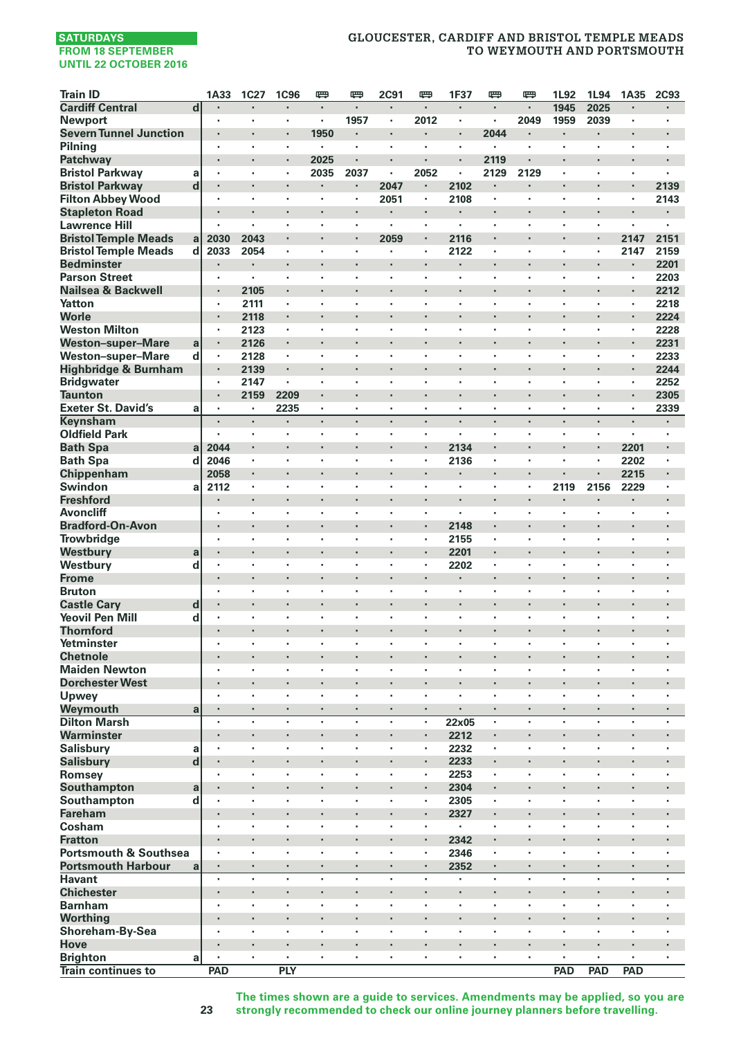SATURDAYS
FROM 18 SEPTEMBER
UNTIL 22 OCTOBER 2016

# GLOUCESTER, CARDIFF AND BRISTOL TEMPLE MEADS TO WEYMOUTH AND PORTSMOUTH

| Train ID | | 1A33 | 1C27 | 1C96 | 🚌 | 🚌 | 2C91 | 🚌 | 1F37 | 🚌 | 🚌 | 1L92 | 1L94 | 1A35 | 2C93 |
|---|---|---|---|---|---|---|---|---|---|---|---|---|---|---|---|
| Cardiff Central | d | · | · | · | · | · | · | · | · | · | · | 1945 | 2025 | · | · |
| Newport | | · | · | · | · | 1957 | · | 2012 | · | · | 2049 | 1959 | 2039 | · | · |
| Severn Tunnel Junction | | · | · | · | 1950 | · | · | · | · | 2044 | · | · | · | · | · |
| Pilning | | · | · | · | · | · | · | · | · | · | · | · | · | · | · |
| Patchway | | · | · | · | 2025 | · | · | · | · | 2119 | · | · | · | · | · |
| Bristol Parkway | a | · | · | · | 2035 | 2037 | · | 2052 | · | 2129 | 2129 | · | · | · | · |
| Bristol Parkway | d | · | · | · | · | · | 2047 | · | 2102 | · | · | · | · | · | 2139 |
| Filton Abbey Wood | | · | · | · | · | · | 2051 | · | 2108 | · | · | · | · | · | 2143 |
| Stapleton Road | | · | · | · | · | · | · | · | · | · | · | · | · | · | · |
| Lawrence Hill | | · | · | · | · | · | · | · | · | · | · | · | · | · | · |
| Bristol Temple Meads | a | 2030 | 2043 | · | · | · | 2059 | · | 2116 | · | · | · | · | 2147 | 2151 |
| Bristol Temple Meads | d | 2033 | 2054 | · | · | · | · | · | 2122 | · | · | · | · | 2147 | 2159 |
| Bedminster | | · | · | · | · | · | · | · | · | · | · | · | · | · | 2201 |
| Parson Street | | · | · | · | · | · | · | · | · | · | · | · | · | · | 2203 |
| Nailsea & Backwell | | · | 2105 | · | · | · | · | · | · | · | · | · | · | · | 2212 |
| Yatton | | · | 2111 | · | · | · | · | · | · | · | · | · | · | · | 2218 |
| Worle | | · | 2118 | · | · | · | · | · | · | · | · | · | · | · | 2224 |
| Weston Milton | | · | 2123 | · | · | · | · | · | · | · | · | · | · | · | 2228 |
| Weston-super-Mare | a | · | 2126 | · | · | · | · | · | · | · | · | · | · | · | 2231 |
| Weston-super-Mare | d | · | 2128 | · | · | · | · | · | · | · | · | · | · | · | 2233 |
| Highbridge & Burnham | | · | 2139 | · | · | · | · | · | · | · | · | · | · | · | 2244 |
| Bridgwater | | · | 2147 | · | · | · | · | · | · | · | · | · | · | · | 2252 |
| Taunton | | · | 2159 | 2209 | · | · | · | · | · | · | · | · | · | · | 2305 |
| Exeter St. David's | a | · | · | 2235 | · | · | · | · | · | · | · | · | · | · | 2339 |
| Keynsham | | · | · | · | · | · | · | · | · | · | · | · | · | · | · |
| Oldfield Park | | · | · | · | · | · | · | · | · | · | · | · | · | · | · |
| Bath Spa | a | 2044 | · | · | · | · | · | · | 2134 | · | · | · | · | 2201 | · |
| Bath Spa | d | 2046 | · | · | · | · | · | · | 2136 | · | · | · | · | 2202 | · |
| Chippenham | | 2058 | · | · | · | · | · | · | · | · | · | · | · | 2215 | · |
| Swindon | a | 2112 | · | · | · | · | · | · | · | · | · | 2119 | 2156 | 2229 | · |
| Freshford | | · | · | · | · | · | · | · | · | · | · | · | · | · | · |
| Avoncliff | | · | · | · | · | · | · | · | · | · | · | · | · | · | · |
| Bradford-On-Avon | | · | · | · | · | · | · | · | 2148 | · | · | · | · | · | · |
| Trowbridge | | · | · | · | · | · | · | · | 2155 | · | · | · | · | · | · |
| Westbury | a | · | · | · | · | · | · | · | 2201 | · | · | · | · | · | · |
| Westbury | d | · | · | · | · | · | · | · | 2202 | · | · | · | · | · | · |
| Frome | | · | · | · | · | · | · | · | · | · | · | · | · | · | · |
| Bruton | | · | · | · | · | · | · | · | · | · | · | · | · | · | · |
| Castle Cary | d | · | · | · | · | · | · | · | · | · | · | · | · | · | · |
| Yeovil Pen Mill | d | · | · | · | · | · | · | · | · | · | · | · | · | · | · |
| Thornford | | · | · | · | · | · | · | · | · | · | · | · | · | · | · |
| Yetminster | | · | · | · | · | · | · | · | · | · | · | · | · | · | · |
| Chetnole | | · | · | · | · | · | · | · | · | · | · | · | · | · | · |
| Maiden Newton | | · | · | · | · | · | · | · | · | · | · | · | · | · | · |
| Dorchester West | | · | · | · | · | · | · | · | · | · | · | · | · | · | · |
| Upwey | | · | · | · | · | · | · | · | · | · | · | · | · | · | · |
| Weymouth | a | · | · | · | · | · | · | · | · | · | · | · | · | · | · |
| Dilton Marsh | | · | · | · | · | · | · | · | 22x05 | · | · | · | · | · | · |
| Warminster | | · | · | · | · | · | · | · | 2212 | · | · | · | · | · | · |
| Salisbury | a | · | · | · | · | · | · | · | 2232 | · | · | · | · | · | · |
| Salisbury | d | · | · | · | · | · | · | · | 2233 | · | · | · | · | · | · |
| Romsey | | · | · | · | · | · | · | · | 2253 | · | · | · | · | · | · |
| Southampton | a | · | · | · | · | · | · | · | 2304 | · | · | · | · | · | · |
| Southampton | d | · | · | · | · | · | · | · | 2305 | · | · | · | · | · | · |
| Fareham | | · | · | · | · | · | · | · | 2327 | · | · | · | · | · | · |
| Cosham | | · | · | · | · | · | · | · | · | · | · | · | · | · | · |
| Fratton | | · | · | · | · | · | · | · | 2342 | · | · | · | · | · | · |
| Portsmouth & Southsea | | · | · | · | · | · | · | · | 2346 | · | · | · | · | · | · |
| Portsmouth Harbour | a | · | · | · | · | · | · | · | 2352 | · | · | · | · | · | · |
| Havant | | · | · | · | · | · | · | · | · | · | · | · | · | · | · |
| Chichester | | · | · | · | · | · | · | · | · | · | · | · | · | · | · |
| Barnham | | · | · | · | · | · | · | · | · | · | · | · | · | · | · |
| Worthing | | · | · | · | · | · | · | · | · | · | · | · | · | · | · |
| Shoreham-By-Sea | | · | · | · | · | · | · | · | · | · | · | · | · | · | · |
| Hove | | · | · | · | · | · | · | · | · | · | · | · | · | · | · |
| Brighton | a | · | · | · | · | · | · | · | · | · | · | · | · | · | · |
| Train continues to | | PAD | | PLY | | | | | | | | PAD | PAD | PAD | |

The times shown are a guide to services. Amendments may be applied, so you are strongly recommended to check our online journey planners before travelling.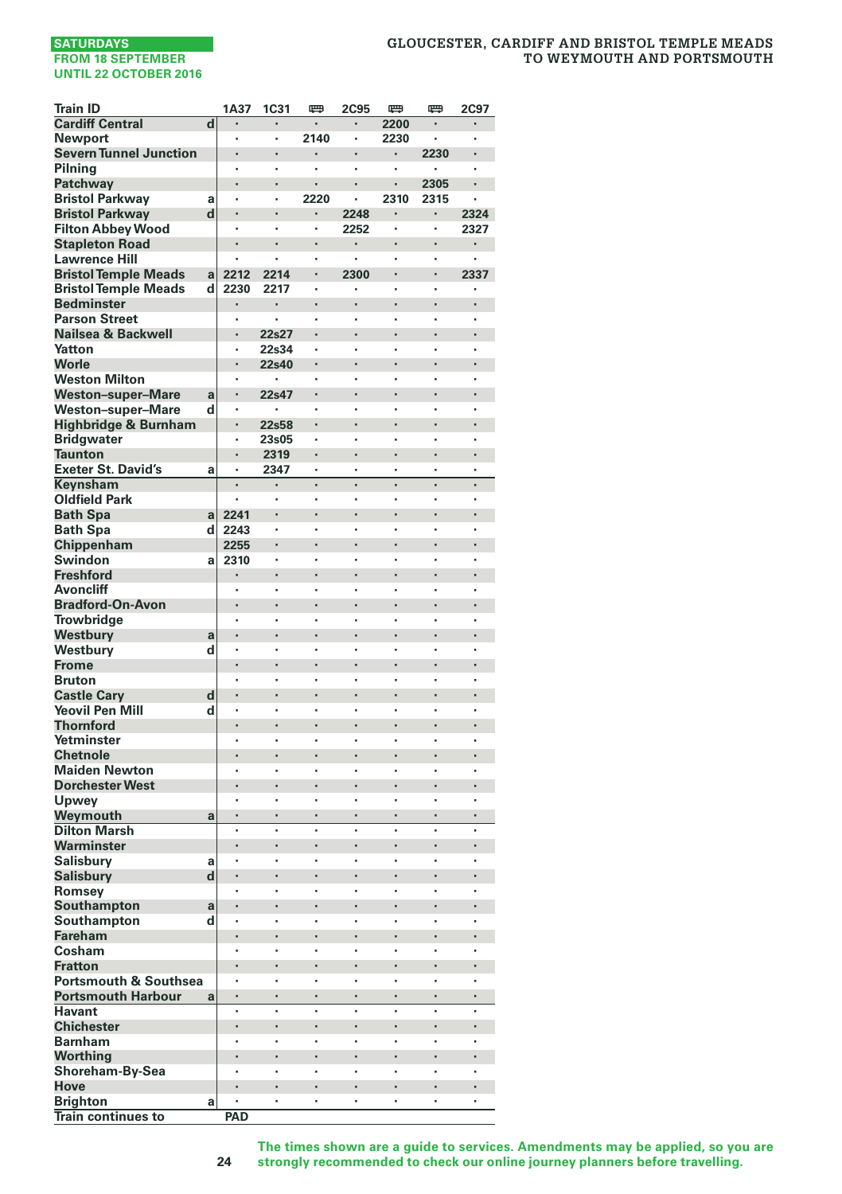SATURDAYS
FROM 18 SEPTEMBER
UNTIL 22 OCTOBER 2016

# GLOUCESTER, CARDIFF AND BRISTOL TEMPLE MEADS TO WEYMOUTH AND PORTSMOUTH

| Train ID | | 1A37 | 1C31 | 🚌 | 2C95 | 🚌 | 🚌 | 2C97 |
|---|---|---|---|---|---|---|---|---|
| Cardiff Central | d | · | · | · | · | 2200 | · | · |
| Newport | | · | · | 2140 | · | 2230 | · | · |
| Severn Tunnel Junction | | · | · | · | · | · | 2230 | · |
| Pilning | | · | · | · | · | · | · | · |
| Patchway | | · | · | · | · | · | 2305 | · |
| Bristol Parkway | a | · | · | 2220 | · | 2310 | 2315 | · |
| Bristol Parkway | d | · | · | · | 2248 | · | · | 2324 |
| Filton Abbey Wood | | · | · | · | 2252 | · | · | 2327 |
| Stapleton Road | | · | · | · | · | · | · | · |
| Lawrence Hill | | · | · | · | · | · | · | · |
| Bristol Temple Meads | a | 2212 | 2214 | · | 2300 | · | · | 2337 |
| Bristol Temple Meads | d | 2230 | 2217 | · | · | · | · | · |
| Bedminster | | · | · | · | · | · | · | · |
| Parson Street | | · | · | · | · | · | · | · |
| Nailsea & Backwell | | · | 22s27 | · | · | · | · | · |
| Yatton | | · | 22s34 | · | · | · | · | · |
| Worle | | · | 22s40 | · | · | · | · | · |
| Weston Milton | | · | · | · | · | · | · | · |
| Weston–super–Mare | a | · | 22s47 | · | · | · | · | · |
| Weston–super–Mare | d | · | · | · | · | · | · | · |
| Highbridge & Burnham | | · | 22s58 | · | · | · | · | · |
| Bridgwater | | · | 23s05 | · | · | · | · | · |
| Taunton | | · | 2319 | · | · | · | · | · |
| Exeter St. David's | a | · | 2347 | · | · | · | · | · |
| Keynsham | | · | · | · | · | · | · | · |
| Oldfield Park | | · | · | · | · | · | · | · |
| Bath Spa | a | 2241 | · | · | · | · | · | · |
| Bath Spa | d | 2243 | · | · | · | · | · | · |
| Chippenham | | 2255 | · | · | · | · | · | · |
| Swindon | a | 2310 | · | · | · | · | · | · |
| Freshford | | · | · | · | · | · | · | · |
| Avoncliff | | · | · | · | · | · | · | · |
| Bradford-On-Avon | | · | · | · | · | · | · | · |
| Trowbridge | | · | · | · | · | · | · | · |
| Westbury | a | · | · | · | · | · | · | · |
| Westbury | d | · | · | · | · | · | · | · |
| Frome | | · | · | · | · | · | · | · |
| Bruton | | · | · | · | · | · | · | · |
| Castle Cary | d | · | · | · | · | · | · | · |
| Yeovil Pen Mill | d | · | · | · | · | · | · | · |
| Thornford | | · | · | · | · | · | · | · |
| Yetminster | | · | · | · | · | · | · | · |
| Chetnole | | · | · | · | · | · | · | · |
| Maiden Newton | | · | · | · | · | · | · | · |
| Dorchester West | | · | · | · | · | · | · | · |
| Upwey | | · | · | · | · | · | · | · |
| Weymouth | a | · | · | · | · | · | · | · |
| Dilton Marsh | | · | · | · | · | · | · | · |
| Warminster | | · | · | · | · | · | · | · |
| Salisbury | a | · | · | · | · | · | · | · |
| Salisbury | d | · | · | · | · | · | · | · |
| Romsey | | · | · | · | · | · | · | · |
| Southampton | a | · | · | · | · | · | · | · |
| Southampton | d | · | · | · | · | · | · | · |
| Fareham | | · | · | · | · | · | · | · |
| Cosham | | · | · | · | · | · | · | · |
| Fratton | | · | · | · | · | · | · | · |
| Portsmouth & Southsea | | · | · | · | · | · | · | · |
| Portsmouth Harbour | a | · | · | · | · | · | · | · |
| Havant | | · | · | · | · | · | · | · |
| Chichester | | · | · | · | · | · | · | · |
| Barnham | | · | · | · | · | · | · | · |
| Worthing | | · | · | · | · | · | · | · |
| Shoreham-By-Sea | | · | · | · | · | · | · | · |
| Hove | | · | · | · | · | · | · | · |
| Brighton | a | · | · | · | · | · | · | · |
| Train continues to | | PAD | | | | | | |

The times shown are a guide to services. Amendments may be applied, so you are strongly recommended to check our online journey planners before travelling.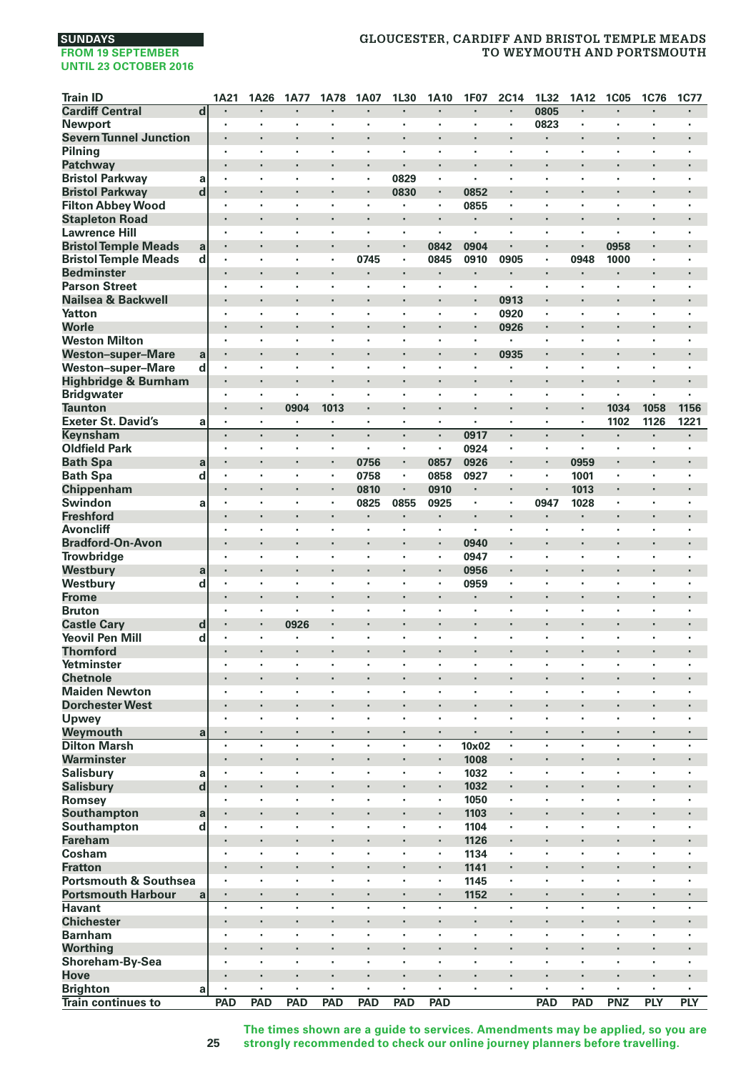**SUNDAYS**
**FROM 19 SEPTEMBER UNTIL 23 OCTOBER 2016**

# GLOUCESTER, CARDIFF AND BRISTOL TEMPLE MEADS TO WEYMOUTH AND PORTSMOUTH

| Train ID | | 1A21 | 1A26 | 1A77 | 1A78 | 1A07 | 1L30 | 1A10 | 1F07 | 2C14 | 1L32 | 1A12 | 1C05 | 1C76 | 1C77 |
|---|---|---|---|---|---|---|---|---|---|---|---|---|---|---|---|
| Cardiff Central | d | · | · | · | · | · | · | · | · | · | 0805 | · | · | · | · |
| Newport | | · | · | · | · | · | · | · | · | · | 0823 | · | · | · | · |
| Severn Tunnel Junction | | · | · | · | · | · | · | · | · | · | · | · | · | · | · |
| Pilning | | · | · | · | · | · | · | · | · | · | · | · | · | · | · |
| Patchway | | · | · | · | · | · | · | · | · | · | · | · | · | · | · |
| Bristol Parkway | a | · | · | · | · | · | 0829 | · | · | · | · | · | · | · | · |
| Bristol Parkway | d | · | · | · | · | · | 0830 | · | 0852 | · | · | · | · | · | · |
| Filton Abbey Wood | | · | · | · | · | · | · | · | 0855 | · | · | · | · | · | · |
| Stapleton Road | | · | · | · | · | · | · | · | · | · | · | · | · | · | · |
| Lawrence Hill | | · | · | · | · | · | · | · | · | · | · | · | · | · | · |
| Bristol Temple Meads | a | · | · | · | · | · | · | 0842 | 0904 | · | · | · | 0958 | · | · |
| Bristol Temple Meads | d | · | · | · | · | 0745 | · | 0845 | 0910 | 0905 | · | 0948 | 1000 | · | · |
| Bedminster | | · | · | · | · | · | · | · | · | · | · | · | · | · | · |
| Parson Street | | · | · | · | · | · | · | · | · | · | · | · | · | · | · |
| Nailsea & Backwell | | · | · | · | · | · | · | · | · | 0913 | · | · | · | · | · |
| Yatton | | · | · | · | · | · | · | · | · | 0920 | · | · | · | · | · |
| Worle | | · | · | · | · | · | · | · | · | 0926 | · | · | · | · | · |
| Weston Milton | | · | · | · | · | · | · | · | · | · | · | · | · | · | · |
| Weston–super–Mare | a | · | · | · | · | · | · | · | · | 0935 | · | · | · | · | · |
| Weston–super–Mare | d | · | · | · | · | · | · | · | · | · | · | · | · | · | · |
| Highbridge & Burnham | | · | · | · | · | · | · | · | · | · | · | · | · | · | · |
| Bridgwater | | · | · | · | · | · | · | · | · | · | · | · | · | · | · |
| Taunton | | · | · | 0904 | 1013 | · | · | · | · | · | · | · | 1034 | 1058 | 1156 |
| Exeter St. David's | a | · | · | · | · | · | · | · | · | · | · | · | 1102 | 1126 | 1221 |
| Keynsham | | · | · | · | · | · | · | · | 0917 | · | · | · | · | · | · |
| Oldfield Park | | · | · | · | · | · | · | · | 0924 | · | · | · | · | · | · |
| Bath Spa | a | · | · | · | · | 0756 | · | 0857 | 0926 | · | · | 0959 | · | · | · |
| Bath Spa | d | · | · | · | · | 0758 | · | 0858 | 0927 | · | · | 1001 | · | · | · |
| Chippenham | | · | · | · | · | 0810 | · | 0910 | · | · | · | 1013 | · | · | · |
| Swindon | a | · | · | · | · | 0825 | 0855 | 0925 | · | · | 0947 | 1028 | · | · | · |
| Freshford | | · | · | · | · | · | · | · | · | · | · | · | · | · | · |
| Avoncliff | | · | · | · | · | · | · | · | · | · | · | · | · | · | · |
| Bradford-On-Avon | | · | · | · | · | · | · | · | 0940 | · | · | · | · | · | · |
| Trowbridge | | · | · | · | · | · | · | · | 0947 | · | · | · | · | · | · |
| Westbury | a | · | · | · | · | · | · | · | 0956 | · | · | · | · | · | · |
| Westbury | d | · | · | · | · | · | · | · | 0959 | · | · | · | · | · | · |
| Frome | | · | · | · | · | · | · | · | · | · | · | · | · | · | · |
| Bruton | | · | · | · | · | · | · | · | · | · | · | · | · | · | · |
| Castle Cary | d | · | · | 0926 | · | · | · | · | · | · | · | · | · | · | · |
| Yeovil Pen Mill | d | · | · | · | · | · | · | · | · | · | · | · | · | · | · |
| Thornford | | · | · | · | · | · | · | · | · | · | · | · | · | · | · |
| Yetminster | | · | · | · | · | · | · | · | · | · | · | · | · | · | · |
| Chetnole | | · | · | · | · | · | · | · | · | · | · | · | · | · | · |
| Maiden Newton | | · | · | · | · | · | · | · | · | · | · | · | · | · | · |
| Dorchester West | | · | · | · | · | · | · | · | · | · | · | · | · | · | · |
| Upwey | | · | · | · | · | · | · | · | · | · | · | · | · | · | · |
| Weymouth | a | · | · | · | · | · | · | · | · | · | · | · | · | · | · |
| Dilton Marsh | | · | · | · | · | · | · | · | 10x02 | · | · | · | · | · | · |
| Warminster | | · | · | · | · | · | · | · | 1008 | · | · | · | · | · | · |
| Salisbury | a | · | · | · | · | · | · | · | 1032 | · | · | · | · | · | · |
| Salisbury | d | · | · | · | · | · | · | · | 1032 | · | · | · | · | · | · |
| Romsey | | · | · | · | · | · | · | · | 1050 | · | · | · | · | · | · |
| Southampton | a | · | · | · | · | · | · | · | 1103 | · | · | · | · | · | · |
| Southampton | d | · | · | · | · | · | · | · | 1104 | · | · | · | · | · | · |
| Fareham | | · | · | · | · | · | · | · | 1126 | · | · | · | · | · | · |
| Cosham | | · | · | · | · | · | · | · | 1134 | · | · | · | · | · | · |
| Fratton | | · | · | · | · | · | · | · | 1141 | · | · | · | · | · | · |
| Portsmouth & Southsea | | · | · | · | · | · | · | · | 1145 | · | · | · | · | · | · |
| Portsmouth Harbour | a | · | · | · | · | · | · | · | 1152 | · | · | · | · | · | · |
| Havant | | · | · | · | · | · | · | · | · | · | · | · | · | · | · |
| Chichester | | · | · | · | · | · | · | · | · | · | · | · | · | · | · |
| Barnham | | · | · | · | · | · | · | · | · | · | · | · | · | · | · |
| Worthing | | · | · | · | · | · | · | · | · | · | · | · | · | · | · |
| Shoreham-By-Sea | | · | · | · | · | · | · | · | · | · | · | · | · | · | · |
| Hove | | · | · | · | · | · | · | · | · | · | · | · | · | · | · |
| Brighton | a | · | · | · | · | · | · | · | · | · | · | · | · | · | · |
| Train continues to | | PAD | PAD | PAD | PAD | PAD | PAD | PAD | | | PAD | PAD | PNZ | PLY | PLY |

**The times shown are a guide to services. Amendments may be applied, so you are strongly recommended to check our online journey planners before travelling.**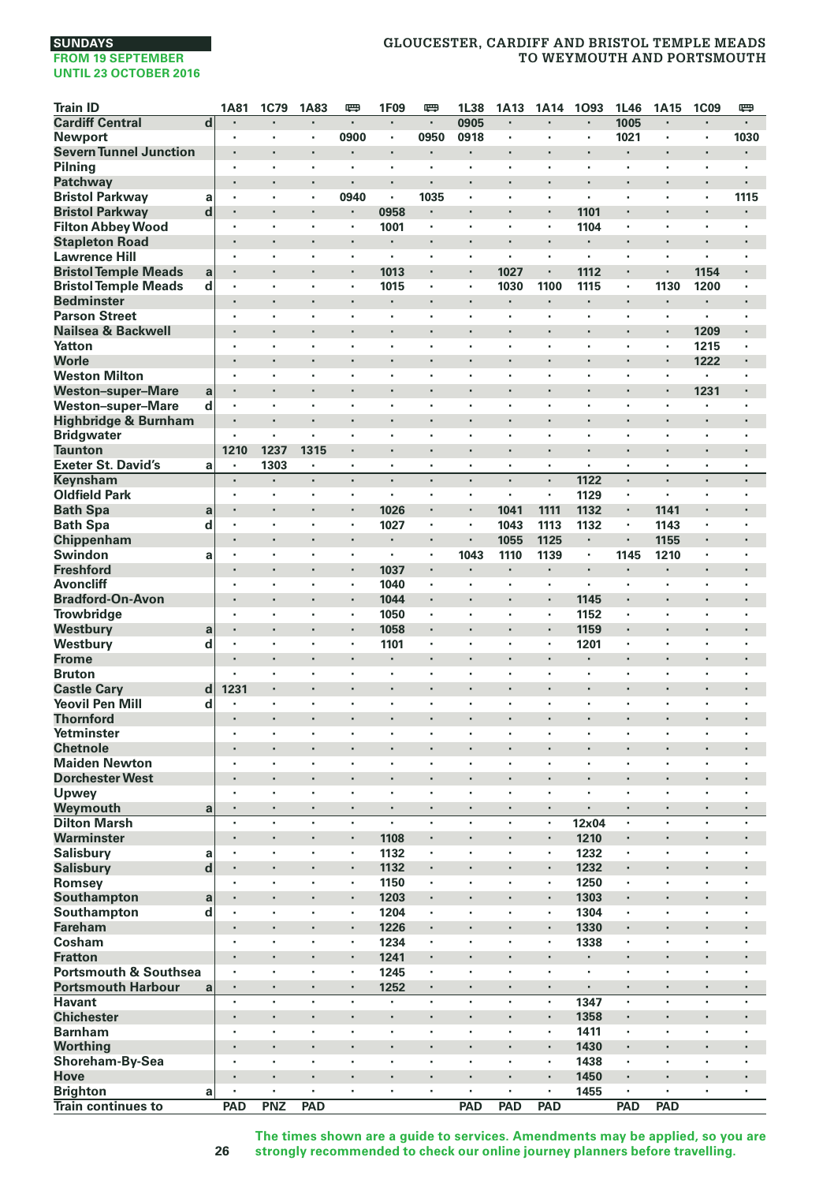**SUNDAYS**
**FROM 19 SEPTEMBER UNTIL 23 OCTOBER 2016**

## GLOUCESTER, CARDIFF AND BRISTOL TEMPLE MEADS TO WEYMOUTH AND PORTSMOUTH

| Train ID | | 1A81 | 1C79 | 1A83 | 🚌 | 1F09 | 🚌 | 1L38 | 1A13 | 1A14 | 1O93 | 1L46 | 1A15 | 1C09 | 🚌 |
|---|---|---|---|---|---|---|---|---|---|---|---|---|---|---|---|
| Cardiff Central | d | · | · | · | · | · | · | 0905 | · | · | · | 1005 | · | · | · |
| Newport | | · | · | · | 0900 | · | 0950 | 0918 | · | · | · | 1021 | · | · | 1030 |
| Severn Tunnel Junction | | · | · | · | · | · | · | · | · | · | · | · | · | · | · |
| Pilning | | · | · | · | · | · | · | · | · | · | · | · | · | · | · |
| Patchway | | · | · | · | · | · | · | · | · | · | · | · | · | · | · |
| Bristol Parkway | a | · | · | · | 0940 | · | 1035 | · | · | · | · | · | · | · | 1115 |
| Bristol Parkway | d | · | · | · | · | 0958 | · | · | · | · | 1101 | · | · | · | · |
| Filton Abbey Wood | | · | · | · | · | 1001 | · | · | · | · | 1104 | · | · | · | · |
| Stapleton Road | | · | · | · | · | · | · | · | · | · | · | · | · | · | · |
| Lawrence Hill | | · | · | · | · | · | · | · | · | · | · | · | · | · | · |
| Bristol Temple Meads | a | · | · | · | · | 1013 | · | · | 1027 | · | 1112 | · | · | 1154 | · |
| Bristol Temple Meads | d | · | · | · | · | 1015 | · | · | 1030 | 1100 | 1115 | · | 1130 | 1200 | · |
| Bedminster | | · | · | · | · | · | · | · | · | · | · | · | · | · | · |
| Parson Street | | · | · | · | · | · | · | · | · | · | · | · | · | · | · |
| Nailsea & Backwell | | · | · | · | · | · | · | · | · | · | · | · | · | 1209 | · |
| Yatton | | · | · | · | · | · | · | · | · | · | · | · | · | 1215 | · |
| Worle | | · | · | · | · | · | · | · | · | · | · | · | · | 1222 | · |
| Weston Milton | | · | · | · | · | · | · | · | · | · | · | · | · | · | · |
| Weston-super-Mare | a | · | · | · | · | · | · | · | · | · | · | · | · | 1231 | · |
| Weston-super-Mare | d | · | · | · | · | · | · | · | · | · | · | · | · | · | · |
| Highbridge & Burnham | | · | · | · | · | · | · | · | · | · | · | · | · | · | · |
| Bridgwater | | · | · | · | · | · | · | · | · | · | · | · | · | · | · |
| Taunton | | 1210 | 1237 | 1315 | · | · | · | · | · | · | · | · | · | · | · |
| Exeter St. David's | a | · | 1303 | · | · | · | · | · | · | · | · | · | · | · | · |
| Keynsham | | · | · | · | · | · | · | · | · | · | 1122 | · | · | · | · |
| Oldfield Park | | · | · | · | · | · | · | · | · | · | 1129 | · | · | · | · |
| Bath Spa | a | · | · | · | · | 1026 | · | · | 1041 | 1111 | 1132 | · | 1141 | · | · |
| Bath Spa | d | · | · | · | · | 1027 | · | · | 1043 | 1113 | 1132 | · | 1143 | · | · |
| Chippenham | | · | · | · | · | · | · | · | 1055 | 1125 | · | · | 1155 | · | · |
| Swindon | a | · | · | · | · | · | · | 1043 | 1110 | 1139 | · | 1145 | 1210 | · | · |
| Freshford | | · | · | · | · | 1037 | · | · | · | · | · | · | · | · | · |
| Avoncliff | | · | · | · | · | 1040 | · | · | · | · | · | · | · | · | · |
| Bradford-On-Avon | | · | · | · | · | 1044 | · | · | · | · | 1145 | · | · | · | · |
| Trowbridge | | · | · | · | · | 1050 | · | · | · | · | 1152 | · | · | · | · |
| Westbury | a | · | · | · | · | 1058 | · | · | · | · | 1159 | · | · | · | · |
| Westbury | d | · | · | · | · | 1101 | · | · | · | · | 1201 | · | · | · | · |
| Frome | | · | · | · | · | · | · | · | · | · | · | · | · | · | · |
| Bruton | | · | · | · | · | · | · | · | · | · | · | · | · | · | · |
| Castle Cary | d | 1231 | · | · | · | · | · | · | · | · | · | · | · | · | · |
| Yeovil Pen Mill | d | · | · | · | · | · | · | · | · | · | · | · | · | · | · |
| Thornford | | · | · | · | · | · | · | · | · | · | · | · | · | · | · |
| Yetminster | | · | · | · | · | · | · | · | · | · | · | · | · | · | · |
| Chetnole | | · | · | · | · | · | · | · | · | · | · | · | · | · | · |
| Maiden Newton | | · | · | · | · | · | · | · | · | · | · | · | · | · | · |
| Dorchester West | | · | · | · | · | · | · | · | · | · | · | · | · | · | · |
| Upwey | | · | · | · | · | · | · | · | · | · | · | · | · | · | · |
| Weymouth | a | · | · | · | · | · | · | · | · | · | · | · | · | · | · |
| Dilton Marsh | | · | · | · | · | · | · | · | · | · | 12x04 | · | · | · | · |
| Warminster | | · | · | · | · | 1108 | · | · | · | · | 1210 | · | · | · | · |
| Salisbury | a | · | · | · | · | 1132 | · | · | · | · | 1232 | · | · | · | · |
| Salisbury | d | · | · | · | · | 1132 | · | · | · | · | 1232 | · | · | · | · |
| Romsey | | · | · | · | · | 1150 | · | · | · | · | 1250 | · | · | · | · |
| Southampton | a | · | · | · | · | 1203 | · | · | · | · | 1303 | · | · | · | · |
| Southampton | d | · | · | · | · | 1204 | · | · | · | · | 1304 | · | · | · | · |
| Fareham | | · | · | · | · | 1226 | · | · | · | · | 1330 | · | · | · | · |
| Cosham | | · | · | · | · | 1234 | · | · | · | · | 1338 | · | · | · | · |
| Fratton | | · | · | · | · | 1241 | · | · | · | · | · | · | · | · | · |
| Portsmouth & Southsea | | · | · | · | · | 1245 | · | · | · | · | · | · | · | · | · |
| Portsmouth Harbour | a | · | · | · | · | 1252 | · | · | · | · | · | · | · | · | · |
| Havant | | · | · | · | · | · | · | · | · | · | 1347 | · | · | · | · |
| Chichester | | · | · | · | · | · | · | · | · | · | 1358 | · | · | · | · |
| Barnham | | · | · | · | · | · | · | · | · | · | 1411 | · | · | · | · |
| Worthing | | · | · | · | · | · | · | · | · | · | 1430 | · | · | · | · |
| Shoreham-By-Sea | | · | · | · | · | · | · | · | · | · | 1438 | · | · | · | · |
| Hove | | · | · | · | · | · | · | · | · | · | 1450 | · | · | · | · |
| Brighton | a | · | · | · | · | · | · | · | · | · | 1455 | · | · | · | · |
| Train continues to | | PAD | PNZ | PAD | | | | PAD | PAD | PAD | | PAD | PAD | | |

**The times shown are a guide to services. Amendments may be applied, so you are strongly recommended to check our online journey planners before travelling.**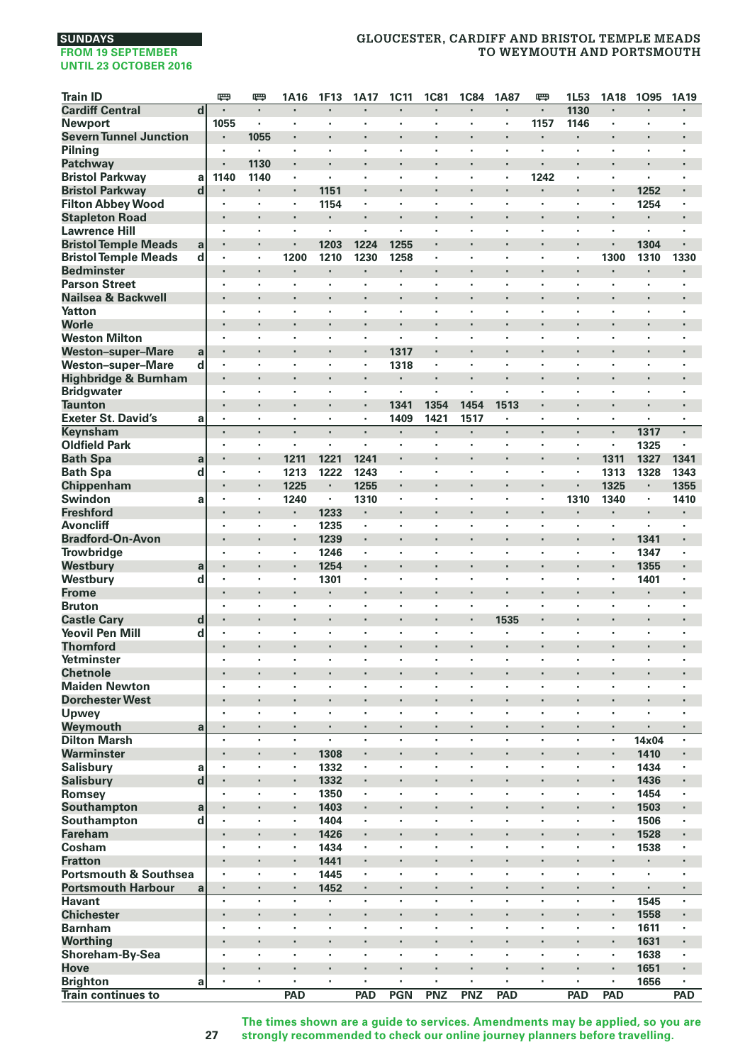SUNDAYS
FROM 19 SEPTEMBER
UNTIL 23 OCTOBER 2016

## GLOUCESTER, CARDIFF AND BRISTOL TEMPLE MEADS TO WEYMOUTH AND PORTSMOUTH

| Train ID | | 🚌 | 🚌 | 1A16 | 1F13 | 1A17 | 1C11 | 1C81 | 1C84 | 1A87 | 🚌 | 1L53 | 1A18 | 1O95 | 1A19 |
|---|---|---|---|---|---|---|---|---|---|---|---|---|---|---|---|
| Cardiff Central | d | · | · | · | · | · | · | · | · | · | · | 1130 | · | · | · |
| Newport | | 1055 | · | · | · | · | · | · | · | · | 1157 | 1146 | · | · | · |
| Severn Tunnel Junction | | · | 1055 | · | · | · | · | · | · | · | · | · | · | · | · |
| Pilning | | · | · | · | · | · | · | · | · | · | · | · | · | · | · |
| Patchway | | · | 1130 | · | · | · | · | · | · | · | · | · | · | · | · |
| Bristol Parkway | a | 1140 | 1140 | · | · | · | · | · | · | · | 1242 | · | · | · | · |
| Bristol Parkway | d | · | · | · | 1151 | · | · | · | · | · | · | · | · | 1252 | · |
| Filton Abbey Wood | | · | · | · | 1154 | · | · | · | · | · | · | · | · | 1254 | · |
| Stapleton Road | | · | · | · | · | · | · | · | · | · | · | · | · | · | · |
| Lawrence Hill | | · | · | · | · | · | · | · | · | · | · | · | · | · | · |
| Bristol Temple Meads | a | · | · | · | 1203 | 1224 | 1255 | · | · | · | · | · | · | 1304 | · |
| Bristol Temple Meads | d | · | · | 1200 | 1210 | 1230 | 1258 | · | · | · | · | · | 1300 | 1310 | 1330 |
| Bedminster | | · | · | · | · | · | · | · | · | · | · | · | · | · | · |
| Parson Street | | · | · | · | · | · | · | · | · | · | · | · | · | · | · |
| Nailsea & Backwell | | · | · | · | · | · | · | · | · | · | · | · | · | · | · |
| Yatton | | · | · | · | · | · | · | · | · | · | · | · | · | · | · |
| Worle | | · | · | · | · | · | · | · | · | · | · | · | · | · | · |
| Weston Milton | | · | · | · | · | · | · | · | · | · | · | · | · | · | · |
| Weston–super–Mare | a | · | · | · | · | · | 1317 | · | · | · | · | · | · | · | · |
| Weston–super–Mare | d | · | · | · | · | · | 1318 | · | · | · | · | · | · | · | · |
| Highbridge & Burnham | | · | · | · | · | · | · | · | · | · | · | · | · | · | · |
| Bridgwater | | · | · | · | · | · | · | · | · | · | · | · | · | · | · |
| Taunton | | · | · | · | · | · | 1341 | 1354 | 1454 | 1513 | · | · | · | · | · |
| Exeter St. David's | a | · | · | · | · | · | 1409 | 1421 | 1517 | · | · | · | · | · | · |
| Keynsham | | · | · | · | · | · | · | · | · | · | · | · | · | 1317 | · |
| Oldfield Park | | · | · | · | · | · | · | · | · | · | · | · | · | 1325 | · |
| Bath Spa | a | · | · | 1211 | 1221 | 1241 | · | · | · | · | · | · | 1311 | 1327 | 1341 |
| Bath Spa | d | · | · | 1213 | 1222 | 1243 | · | · | · | · | · | · | 1313 | 1328 | 1343 |
| Chippenham | | · | · | 1225 | · | 1255 | · | · | · | · | · | · | 1325 | · | 1355 |
| Swindon | a | · | · | 1240 | · | 1310 | · | · | · | · | · | 1310 | 1340 | · | 1410 |
| Freshford | | · | · | · | 1233 | · | · | · | · | · | · | · | · | · | · |
| Avoncliff | | · | · | · | 1235 | · | · | · | · | · | · | · | · | · | · |
| Bradford-On-Avon | | · | · | · | 1239 | · | · | · | · | · | · | · | · | 1341 | · |
| Trowbridge | | · | · | · | 1246 | · | · | · | · | · | · | · | · | 1347 | · |
| Westbury | a | · | · | · | 1254 | · | · | · | · | · | · | · | · | 1355 | · |
| Westbury | d | · | · | · | 1301 | · | · | · | · | · | · | · | · | 1401 | · |
| Frome | | · | · | · | · | · | · | · | · | · | · | · | · | · | · |
| Bruton | | · | · | · | · | · | · | · | · | · | · | · | · | · | · |
| Castle Cary | d | · | · | · | · | · | · | · | · | 1535 | · | · | · | · | · |
| Yeovil Pen Mill | d | · | · | · | · | · | · | · | · | · | · | · | · | · | · |
| Thornford | | · | · | · | · | · | · | · | · | · | · | · | · | · | · |
| Yetminster | | · | · | · | · | · | · | · | · | · | · | · | · | · | · |
| Chetnole | | · | · | · | · | · | · | · | · | · | · | · | · | · | · |
| Maiden Newton | | · | · | · | · | · | · | · | · | · | · | · | · | · | · |
| Dorchester West | | · | · | · | · | · | · | · | · | · | · | · | · | · | · |
| Upwey | | · | · | · | · | · | · | · | · | · | · | · | · | · | · |
| Weymouth | a | · | · | · | · | · | · | · | · | · | · | · | · | · | · |
| Dilton Marsh | | · | · | · | · | · | · | · | · | · | · | · | · | 14x04 | · |
| Warminster | | · | · | · | 1308 | · | · | · | · | · | · | · | · | 1410 | · |
| Salisbury | a | · | · | · | 1332 | · | · | · | · | · | · | · | · | 1434 | · |
| Salisbury | d | · | · | · | 1332 | · | · | · | · | · | · | · | · | 1436 | · |
| Romsey | | · | · | · | 1350 | · | · | · | · | · | · | · | · | 1454 | · |
| Southampton | a | · | · | · | 1403 | · | · | · | · | · | · | · | · | 1503 | · |
| Southampton | d | · | · | · | 1404 | · | · | · | · | · | · | · | · | 1506 | · |
| Fareham | | · | · | · | 1426 | · | · | · | · | · | · | · | · | 1528 | · |
| Cosham | | · | · | · | 1434 | · | · | · | · | · | · | · | · | 1538 | · |
| Fratton | | · | · | · | 1441 | · | · | · | · | · | · | · | · | · | · |
| Portsmouth & Southsea | | · | · | · | 1445 | · | · | · | · | · | · | · | · | · | · |
| Portsmouth Harbour | a | · | · | · | 1452 | · | · | · | · | · | · | · | · | · | · |
| Havant | | · | · | · | · | · | · | · | · | · | · | · | · | 1545 | · |
| Chichester | | · | · | · | · | · | · | · | · | · | · | · | · | 1558 | · |
| Barnham | | · | · | · | · | · | · | · | · | · | · | · | · | 1611 | · |
| Worthing | | · | · | · | · | · | · | · | · | · | · | · | · | 1631 | · |
| Shoreham-By-Sea | | · | · | · | · | · | · | · | · | · | · | · | · | 1638 | · |
| Hove | | · | · | · | · | · | · | · | · | · | · | · | · | 1651 | · |
| Brighton | a | · | · | · | · | · | · | · | · | · | · | · | · | 1656 | · |
| Train continues to | | | | PAD | | PAD | PGN | PNZ | PNZ | PAD | | PAD | PAD | | PAD |

The times shown are a guide to services. Amendments may be applied, so you are strongly recommended to check our online journey planners before travelling.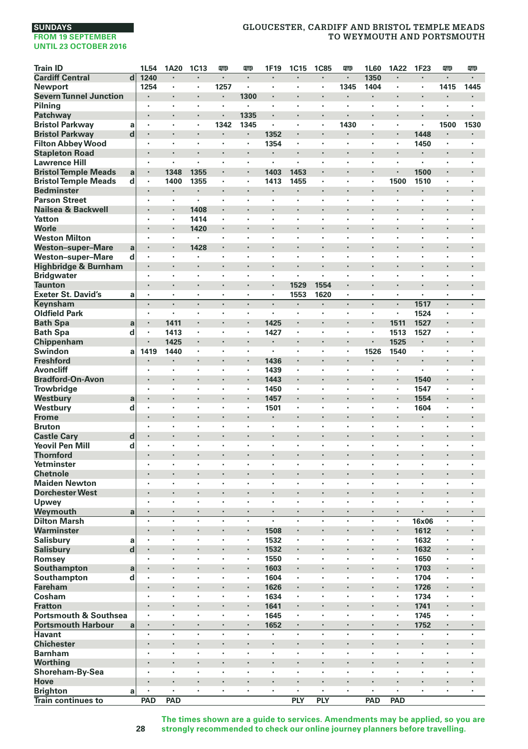**SUNDAYS**
**FROM 19 SEPTEMBER UNTIL 23 OCTOBER 2016**

# GLOUCESTER, CARDIFF AND BRISTOL TEMPLE MEADS TO WEYMOUTH AND PORTSMOUTH

| Train ID | | 1L54 | 1A20 | 1C13 | 🚌 | 🚌 | 1F19 | 1C15 | 1C85 | 🚌 | 1L60 | 1A22 | 1F23 | 🚌 | 🚌 |
|---|---|---|---|---|---|---|---|---|---|---|---|---|---|---|---|
| Cardiff Central | d | 1240 | · | · | · | · | · | · | · | · | 1350 | · | · | · | · |
| Newport | | 1254 | · | · | 1257 | · | · | · | · | 1345 | 1404 | · | · | 1415 | 1445 |
| Severn Tunnel Junction | | · | · | · | · | 1300 | · | · | · | · | · | · | · | · | · |
| Pilning | | · | · | · | · | · | · | · | · | · | · | · | · | · | · |
| Patchway | | · | · | · | · | 1335 | · | · | · | · | · | · | · | · | · |
| Bristol Parkway | a | · | · | · | 1342 | 1345 | · | · | · | 1430 | · | · | · | 1500 | 1530 |
| Bristol Parkway | d | · | · | · | · | · | 1352 | · | · | · | · | · | 1448 | · | · |
| Filton Abbey Wood | | · | · | · | · | · | 1354 | · | · | · | · | · | 1450 | · | · |
| Stapleton Road | | · | · | · | · | · | · | · | · | · | · | · | · | · | · |
| Lawrence Hill | | · | · | · | · | · | · | · | · | · | · | · | · | · | · |
| Bristol Temple Meads | a | · | 1348 | 1355 | · | · | 1403 | 1453 | · | · | · | · | 1500 | · | · |
| Bristol Temple Meads | d | · | 1400 | 1355 | · | · | 1413 | 1455 | · | · | · | 1500 | 1510 | · | · |
| Bedminster | | · | · | · | · | · | · | · | · | · | · | · | · | · | · |
| Parson Street | | · | · | · | · | · | · | · | · | · | · | · | · | · | · |
| Nailsea & Backwell | | · | · | 1408 | · | · | · | · | · | · | · | · | · | · | · |
| Yatton | | · | · | 1414 | · | · | · | · | · | · | · | · | · | · | · |
| Worle | | · | · | 1420 | · | · | · | · | · | · | · | · | · | · | · |
| Weston Milton | | · | · | · | · | · | · | · | · | · | · | · | · | · | · |
| Weston-super-Mare | a | · | · | 1428 | · | · | · | · | · | · | · | · | · | · | · |
| Weston-super-Mare | d | · | · | · | · | · | · | · | · | · | · | · | · | · | · |
| Highbridge & Burnham | | · | · | · | · | · | · | · | · | · | · | · | · | · | · |
| Bridgwater | | · | · | · | · | · | · | · | · | · | · | · | · | · | · |
| Taunton | | · | · | · | · | · | · | 1529 | 1554 | · | · | · | · | · | · |
| Exeter St. David's | a | · | · | · | · | · | · | 1553 | 1620 | · | · | · | · | · | · |
| Keynsham | | · | · | · | · | · | · | · | · | · | · | · | 1517 | · | · |
| Oldfield Park | | · | · | · | · | · | · | · | · | · | · | · | 1524 | · | · |
| Bath Spa | a | · | 1411 | · | · | · | 1425 | · | · | · | · | 1511 | 1527 | · | · |
| Bath Spa | d | · | 1413 | · | · | · | 1427 | · | · | · | · | 1513 | 1527 | · | · |
| Chippenham | | · | 1425 | · | · | · | · | · | · | · | · | 1525 | · | · | · |
| Swindon | a | 1419 | 1440 | · | · | · | · | · | · | · | 1526 | 1540 | · | · | · |
| Freshford | | · | · | · | · | · | 1436 | · | · | · | · | · | · | · | · |
| Avoncliff | | · | · | · | · | · | 1439 | · | · | · | · | · | · | · | · |
| Bradford-On-Avon | | · | · | · | · | · | 1443 | · | · | · | · | · | 1540 | · | · |
| Trowbridge | | · | · | · | · | · | 1450 | · | · | · | · | · | 1547 | · | · |
| Westbury | a | · | · | · | · | · | 1457 | · | · | · | · | · | 1554 | · | · |
| Westbury | d | · | · | · | · | · | 1501 | · | · | · | · | · | 1604 | · | · |
| Frome | | · | · | · | · | · | · | · | · | · | · | · | · | · | · |
| Bruton | | · | · | · | · | · | · | · | · | · | · | · | · | · | · |
| Castle Cary | d | · | · | · | · | · | · | · | · | · | · | · | · | · | · |
| Yeovil Pen Mill | d | · | · | · | · | · | · | · | · | · | · | · | · | · | · |
| Thornford | | · | · | · | · | · | · | · | · | · | · | · | · | · | · |
| Yetminster | | · | · | · | · | · | · | · | · | · | · | · | · | · | · |
| Chetnole | | · | · | · | · | · | · | · | · | · | · | · | · | · | · |
| Maiden Newton | | · | · | · | · | · | · | · | · | · | · | · | · | · | · |
| Dorchester West | | · | · | · | · | · | · | · | · | · | · | · | · | · | · |
| Upwey | | · | · | · | · | · | · | · | · | · | · | · | · | · | · |
| Weymouth | a | · | · | · | · | · | · | · | · | · | · | · | · | · | · |
| Dilton Marsh | | · | · | · | · | · | · | · | · | · | · | · | 16x06 | · | · |
| Warminster | | · | · | · | · | · | 1508 | · | · | · | · | · | 1612 | · | · |
| Salisbury | a | · | · | · | · | · | 1532 | · | · | · | · | · | 1632 | · | · |
| Salisbury | d | · | · | · | · | · | 1532 | · | · | · | · | · | 1632 | · | · |
| Romsey | | · | · | · | · | · | 1550 | · | · | · | · | · | 1650 | · | · |
| Southampton | a | · | · | · | · | · | 1603 | · | · | · | · | · | 1703 | · | · |
| Southampton | d | · | · | · | · | · | 1604 | · | · | · | · | · | 1704 | · | · |
| Fareham | | · | · | · | · | · | 1626 | · | · | · | · | · | 1726 | · | · |
| Cosham | | · | · | · | · | · | 1634 | · | · | · | · | · | 1734 | · | · |
| Fratton | | · | · | · | · | · | 1641 | · | · | · | · | · | 1741 | · | · |
| Portsmouth & Southsea | | · | · | · | · | · | 1645 | · | · | · | · | · | 1745 | · | · |
| Portsmouth Harbour | a | · | · | · | · | · | 1652 | · | · | · | · | · | 1752 | · | · |
| Havant | | · | · | · | · | · | · | · | · | · | · | · | · | · | · |
| Chichester | | · | · | · | · | · | · | · | · | · | · | · | · | · | · |
| Barnham | | · | · | · | · | · | · | · | · | · | · | · | · | · | · |
| Worthing | | · | · | · | · | · | · | · | · | · | · | · | · | · | · |
| Shoreham-By-Sea | | · | · | · | · | · | · | · | · | · | · | · | · | · | · |
| Hove | | · | · | · | · | · | · | · | · | · | · | · | · | · | · |
| Brighton | a | · | · | · | · | · | · | · | · | · | · | · | · | · | · |
| Train continues to | | PAD | PAD | | | | | PLY | PLY | | PAD | PAD | | | |

**The times shown are a guide to services. Amendments may be applied, so you are strongly recommended to check our online journey planners before travelling.**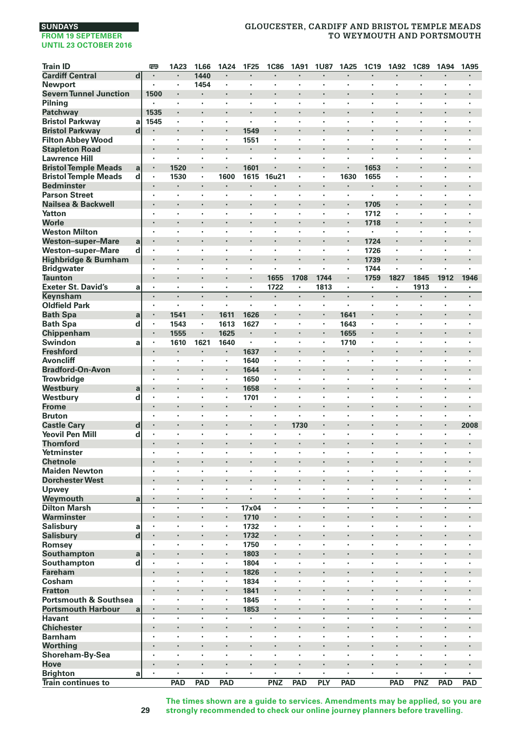**SUNDAYS**
**FROM 19 SEPTEMBER UNTIL 23 OCTOBER 2016**

## GLOUCESTER, CARDIFF AND BRISTOL TEMPLE MEADS TO WEYMOUTH AND PORTSMOUTH

| Train ID | | 🚌 | 1A23 | 1L66 | 1A24 | 1F25 | 1C86 | 1A91 | 1U87 | 1A25 | 1C19 | 1A92 | 1C89 | 1A94 | 1A95 |
|---|---|---|---|---|---|---|---|---|---|---|---|---|---|---|---|
| Cardiff Central | d | · | · | 1440 | · | · | · | · | · | · | · | · | · | · | · |
| Newport | | · | · | 1454 | · | · | · | · | · | · | · | · | · | · | · |
| Severn Tunnel Junction | | 1500 | · | · | · | · | · | · | · | · | · | · | · | · | · |
| Pilning | | · | · | · | · | · | · | · | · | · | · | · | · | · | · |
| Patchway | | 1535 | · | · | · | · | · | · | · | · | · | · | · | · | · |
| Bristol Parkway | a | 1545 | · | · | · | · | · | · | · | · | · | · | · | · | · |
| Bristol Parkway | d | · | · | · | · | 1549 | · | · | · | · | · | · | · | · | · |
| Filton Abbey Wood | | · | · | · | · | 1551 | · | · | · | · | · | · | · | · | · |
| Stapleton Road | | · | · | · | · | · | · | · | · | · | · | · | · | · | · |
| Lawrence Hill | | · | · | · | · | · | · | · | · | · | · | · | · | · | · |
| Bristol Temple Meads | a | · | 1520 | · | · | 1601 | · | · | · | · | 1653 | · | · | · | · |
| Bristol Temple Meads | d | · | 1530 | · | 1600 | 1615 | 16u21 | · | · | 1630 | 1655 | · | · | · | · |
| Bedminster | | · | · | · | · | · | · | · | · | · | · | · | · | · | · |
| Parson Street | | · | · | · | · | · | · | · | · | · | · | · | · | · | · |
| Nailsea & Backwell | | · | · | · | · | · | · | · | · | · | 1705 | · | · | · | · |
| Yatton | | · | · | · | · | · | · | · | · | · | 1712 | · | · | · | · |
| Worle | | · | · | · | · | · | · | · | · | · | 1718 | · | · | · | · |
| Weston Milton | | · | · | · | · | · | · | · | · | · | · | · | · | · | · |
| Weston–super–Mare | a | · | · | · | · | · | · | · | · | · | 1724 | · | · | · | · |
| Weston–super–Mare | d | · | · | · | · | · | · | · | · | · | 1726 | · | · | · | · |
| Highbridge & Burnham | | · | · | · | · | · | · | · | · | · | 1739 | · | · | · | · |
| Bridgwater | | · | · | · | · | · | · | · | · | · | 1744 | · | · | · | · |
| Taunton | | · | · | · | · | · | 1655 | 1708 | 1744 | · | 1759 | 1827 | 1845 | 1912 | 1946 |
| Exeter St. David's | a | · | · | · | · | · | 1722 | · | 1813 | · | · | · | 1913 | · | · |
| Keynsham | | · | · | · | · | · | · | · | · | · | · | · | · | · | · |
| Oldfield Park | | · | · | · | · | · | · | · | · | · | · | · | · | · | · |
| Bath Spa | a | · | 1541 | · | 1611 | 1626 | · | · | · | 1641 | · | · | · | · | · |
| Bath Spa | d | · | 1543 | · | 1613 | 1627 | · | · | · | 1643 | · | · | · | · | · |
| Chippenham | | · | 1555 | · | 1625 | · | · | · | · | 1655 | · | · | · | · | · |
| Swindon | a | · | 1610 | 1621 | 1640 | · | · | · | · | 1710 | · | · | · | · | · |
| Freshford | | · | · | · | · | 1637 | · | · | · | · | · | · | · | · | · |
| Avoncliff | | · | · | · | · | 1640 | · | · | · | · | · | · | · | · | · |
| Bradford-On-Avon | | · | · | · | · | 1644 | · | · | · | · | · | · | · | · | · |
| Trowbridge | | · | · | · | · | 1650 | · | · | · | · | · | · | · | · | · |
| Westbury | a | · | · | · | · | 1658 | · | · | · | · | · | · | · | · | · |
| Westbury | d | · | · | · | · | 1701 | · | · | · | · | · | · | · | · | · |
| Frome | | · | · | · | · | · | · | · | · | · | · | · | · | · | · |
| Bruton | | · | · | · | · | · | · | · | · | · | · | · | · | · | · |
| Castle Cary | d | · | · | · | · | · | · | 1730 | · | · | · | · | · | · | 2008 |
| Yeovil Pen Mill | d | · | · | · | · | · | · | · | · | · | · | · | · | · | · |
| Thornford | | · | · | · | · | · | · | · | · | · | · | · | · | · | · |
| Yetminster | | · | · | · | · | · | · | · | · | · | · | · | · | · | · |
| Chetnole | | · | · | · | · | · | · | · | · | · | · | · | · | · | · |
| Maiden Newton | | · | · | · | · | · | · | · | · | · | · | · | · | · | · |
| Dorchester West | | · | · | · | · | · | · | · | · | · | · | · | · | · | · |
| Upwey | | · | · | · | · | · | · | · | · | · | · | · | · | · | · |
| Weymouth | a | · | · | · | · | · | · | · | · | · | · | · | · | · | · |
| Dilton Marsh | | · | · | · | · | 17x04 | · | · | · | · | · | · | · | · | · |
| Warminster | | · | · | · | · | 1710 | · | · | · | · | · | · | · | · | · |
| Salisbury | a | · | · | · | · | 1732 | · | · | · | · | · | · | · | · | · |
| Salisbury | d | · | · | · | · | 1732 | · | · | · | · | · | · | · | · | · |
| Romsey | | · | · | · | · | 1750 | · | · | · | · | · | · | · | · | · |
| Southampton | a | · | · | · | · | 1803 | · | · | · | · | · | · | · | · | · |
| Southampton | d | · | · | · | · | 1804 | · | · | · | · | · | · | · | · | · |
| Fareham | | · | · | · | · | 1826 | · | · | · | · | · | · | · | · | · |
| Cosham | | · | · | · | · | 1834 | · | · | · | · | · | · | · | · | · |
| Fratton | | · | · | · | · | 1841 | · | · | · | · | · | · | · | · | · |
| Portsmouth & Southsea | | · | · | · | · | 1845 | · | · | · | · | · | · | · | · | · |
| Portsmouth Harbour | a | · | · | · | · | 1853 | · | · | · | · | · | · | · | · | · |
| Havant | | · | · | · | · | · | · | · | · | · | · | · | · | · | · |
| Chichester | | · | · | · | · | · | · | · | · | · | · | · | · | · | · |
| Barnham | | · | · | · | · | · | · | · | · | · | · | · | · | · | · |
| Worthing | | · | · | · | · | · | · | · | · | · | · | · | · | · | · |
| Shoreham-By-Sea | | · | · | · | · | · | · | · | · | · | · | · | · | · | · |
| Hove | | · | · | · | · | · | · | · | · | · | · | · | · | · | · |
| Brighton | a | · | · | · | · | · | · | · | · | · | · | · | · | · | · |
| Train continues to | | | PAD | PAD | PAD | | PNZ | PAD | PLY | PAD | | PAD | PNZ | PAD | PAD |

**The times shown are a guide to services. Amendments may be applied, so you are strongly recommended to check our online journey planners before travelling.**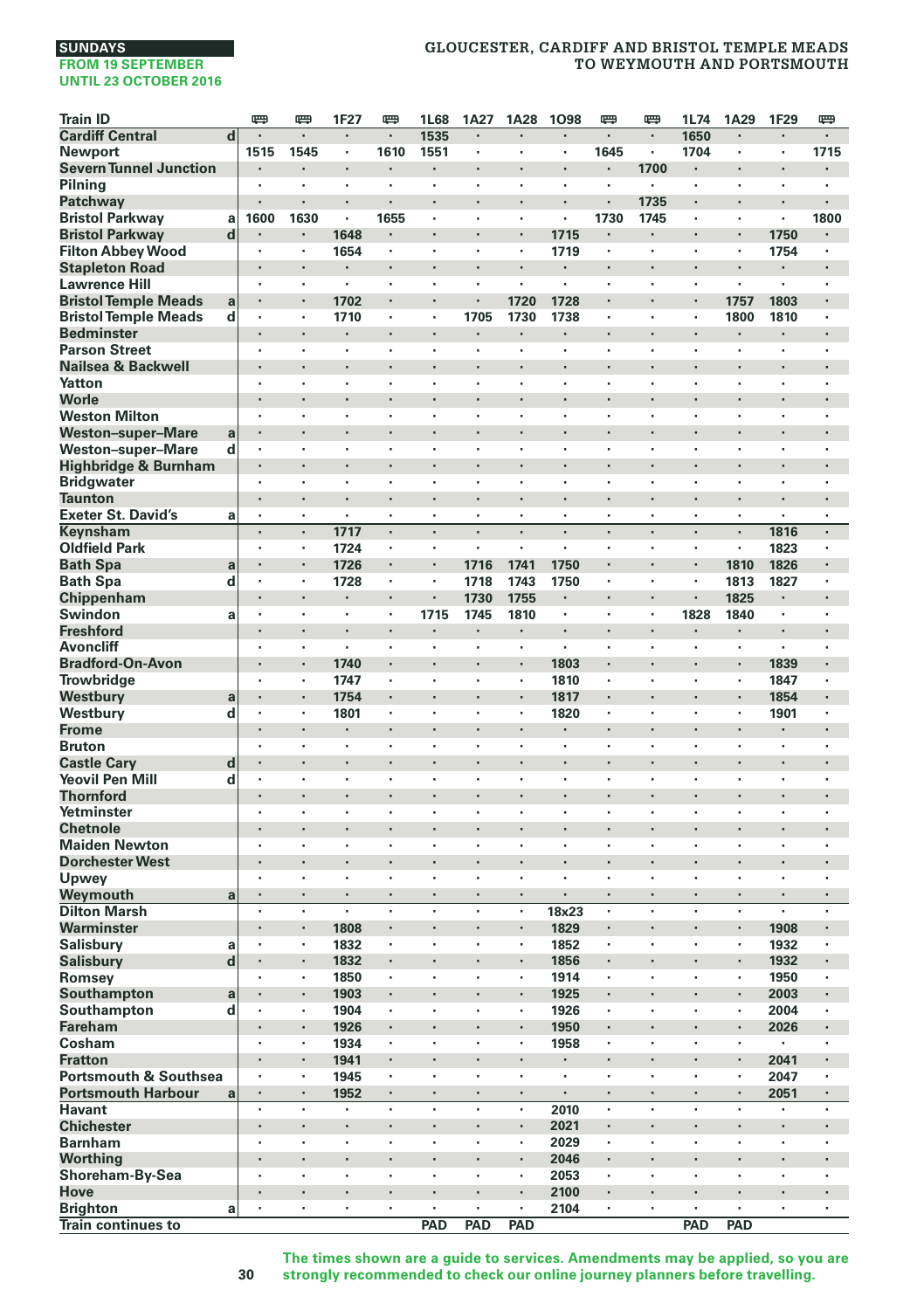SUNDAYS
FROM 19 SEPTEMBER UNTIL 23 OCTOBER 2016

## GLOUCESTER, CARDIFF AND BRISTOL TEMPLE MEADS TO WEYMOUTH AND PORTSMOUTH

| Train ID | | 🚌 | 🚌 | 1F27 | 🚌 | 1L68 | 1A27 | 1A28 | 1O98 | 🚌 | 🚌 | 1L74 | 1A29 | 1F29 | 🚌 |
|---|---|---|---|---|---|---|---|---|---|---|---|---|---|---|---|
| Cardiff Central | d | · | · | · | · | 1535 | · | · | · | · | · | 1650 | · | · | · |
| Newport | | 1515 | 1545 | · | 1610 | 1551 | · | · | · | 1645 | · | 1704 | · | · | 1715 |
| Severn Tunnel Junction | | · | · | · | · | · | · | · | · | · | 1700 | · | · | · | · |
| Pilning | | · | · | · | · | · | · | · | · | · | · | · | · | · | · |
| Patchway | | · | · | · | · | · | · | · | · | · | 1735 | · | · | · | · |
| Bristol Parkway | a | 1600 | 1630 | · | 1655 | · | · | · | · | 1730 | 1745 | · | · | · | 1800 |
| Bristol Parkway | d | · | · | 1648 | · | · | · | · | 1715 | · | · | · | · | 1750 | · |
| Filton Abbey Wood | | · | · | 1654 | · | · | · | · | 1719 | · | · | · | · | 1754 | · |
| Stapleton Road | | · | · | · | · | · | · | · | · | · | · | · | · | · | · |
| Lawrence Hill | | · | · | · | · | · | · | · | · | · | · | · | · | · | · |
| Bristol Temple Meads | a | · | · | 1702 | · | · | · | 1720 | 1728 | · | · | · | 1757 | 1803 | · |
| Bristol Temple Meads | d | · | · | 1710 | · | · | 1705 | 1730 | 1738 | · | · | · | 1800 | 1810 | · |
| Bedminster | | · | · | · | · | · | · | · | · | · | · | · | · | · | · |
| Parson Street | | · | · | · | · | · | · | · | · | · | · | · | · | · | · |
| Nailsea & Backwell | | · | · | · | · | · | · | · | · | · | · | · | · | · | · |
| Yatton | | · | · | · | · | · | · | · | · | · | · | · | · | · | · |
| Worle | | · | · | · | · | · | · | · | · | · | · | · | · | · | · |
| Weston Milton | | · | · | · | · | · | · | · | · | · | · | · | · | · | · |
| Weston–super–Mare | a | · | · | · | · | · | · | · | · | · | · | · | · | · | · |
| Weston–super–Mare | d | · | · | · | · | · | · | · | · | · | · | · | · | · | · |
| Highbridge & Burnham | | · | · | · | · | · | · | · | · | · | · | · | · | · | · |
| Bridgwater | | · | · | · | · | · | · | · | · | · | · | · | · | · | · |
| Taunton | | · | · | · | · | · | · | · | · | · | · | · | · | · | · |
| Exeter St. David's | a | · | · | · | · | · | · | · | · | · | · | · | · | · | · |
| Keynsham | | · | · | 1717 | · | · | · | · | · | · | · | · | · | 1816 | · |
| Oldfield Park | | · | · | 1724 | · | · | · | · | · | · | · | · | · | 1823 | · |
| Bath Spa | a | · | · | 1726 | · | · | 1716 | 1741 | 1750 | · | · | · | 1810 | 1826 | · |
| Bath Spa | d | · | · | 1728 | · | · | 1718 | 1743 | 1750 | · | · | · | 1813 | 1827 | · |
| Chippenham | | · | · | · | · | · | 1730 | 1755 | · | · | · | · | 1825 | · | · |
| Swindon | a | · | · | · | · | 1715 | 1745 | 1810 | · | · | · | 1828 | 1840 | · | · |
| Freshford | | · | · | · | · | · | · | · | · | · | · | · | · | · | · |
| Avoncliff | | · | · | · | · | · | · | · | · | · | · | · | · | · | · |
| Bradford-On-Avon | | · | · | 1740 | · | · | · | · | 1803 | · | · | · | · | 1839 | · |
| Trowbridge | | · | · | 1747 | · | · | · | · | 1810 | · | · | · | · | 1847 | · |
| Westbury | a | · | · | 1754 | · | · | · | · | 1817 | · | · | · | · | 1854 | · |
| Westbury | d | · | · | 1801 | · | · | · | · | 1820 | · | · | · | · | 1901 | · |
| Frome | | · | · | · | · | · | · | · | · | · | · | · | · | · | · |
| Bruton | | · | · | · | · | · | · | · | · | · | · | · | · | · | · |
| Castle Cary | d | · | · | · | · | · | · | · | · | · | · | · | · | · | · |
| Yeovil Pen Mill | d | · | · | · | · | · | · | · | · | · | · | · | · | · | · |
| Thornford | | · | · | · | · | · | · | · | · | · | · | · | · | · | · |
| Yetminster | | · | · | · | · | · | · | · | · | · | · | · | · | · | · |
| Chetnole | | · | · | · | · | · | · | · | · | · | · | · | · | · | · |
| Maiden Newton | | · | · | · | · | · | · | · | · | · | · | · | · | · | · |
| Dorchester West | | · | · | · | · | · | · | · | · | · | · | · | · | · | · |
| Upwey | | · | · | · | · | · | · | · | · | · | · | · | · | · | · |
| Weymouth | a | · | · | · | · | · | · | · | · | · | · | · | · | · | · |
| Dilton Marsh | | · | · | · | · | · | · | · | 18x23 | · | · | · | · | · | · |
| Warminster | | · | · | 1808 | · | · | · | · | 1829 | · | · | · | · | 1908 | · |
| Salisbury | a | · | · | 1832 | · | · | · | · | 1852 | · | · | · | · | 1932 | · |
| Salisbury | d | · | · | 1832 | · | · | · | · | 1856 | · | · | · | · | 1932 | · |
| Romsey | | · | · | 1850 | · | · | · | · | 1914 | · | · | · | · | 1950 | · |
| Southampton | a | · | · | 1903 | · | · | · | · | 1925 | · | · | · | · | 2003 | · |
| Southampton | d | · | · | 1904 | · | · | · | · | 1926 | · | · | · | · | 2004 | · |
| Fareham | | · | · | 1926 | · | · | · | · | 1950 | · | · | · | · | 2026 | · |
| Cosham | | · | · | 1934 | · | · | · | · | 1958 | · | · | · | · | · | · |
| Fratton | | · | · | 1941 | · | · | · | · | · | · | · | · | · | 2041 | · |
| Portsmouth & Southsea | | · | · | 1945 | · | · | · | · | · | · | · | · | · | 2047 | · |
| Portsmouth Harbour | a | · | · | 1952 | · | · | · | · | · | · | · | · | · | 2051 | · |
| Havant | | · | · | · | · | · | · | · | 2010 | · | · | · | · | · | · |
| Chichester | | · | · | · | · | · | · | · | 2021 | · | · | · | · | · | · |
| Barnham | | · | · | · | · | · | · | · | 2029 | · | · | · | · | · | · |
| Worthing | | · | · | · | · | · | · | · | 2046 | · | · | · | · | · | · |
| Shoreham-By-Sea | | · | · | · | · | · | · | · | 2053 | · | · | · | · | · | · |
| Hove | | · | · | · | · | · | · | · | 2100 | · | · | · | · | · | · |
| Brighton | a | · | · | · | · | · | · | · | 2104 | · | · | · | · | · | · |
| Train continues to | | | | | | PAD | PAD | PAD | | | | PAD | PAD | | |

The times shown are a guide to services. Amendments may be applied, so you are strongly recommended to check our online journey planners before travelling.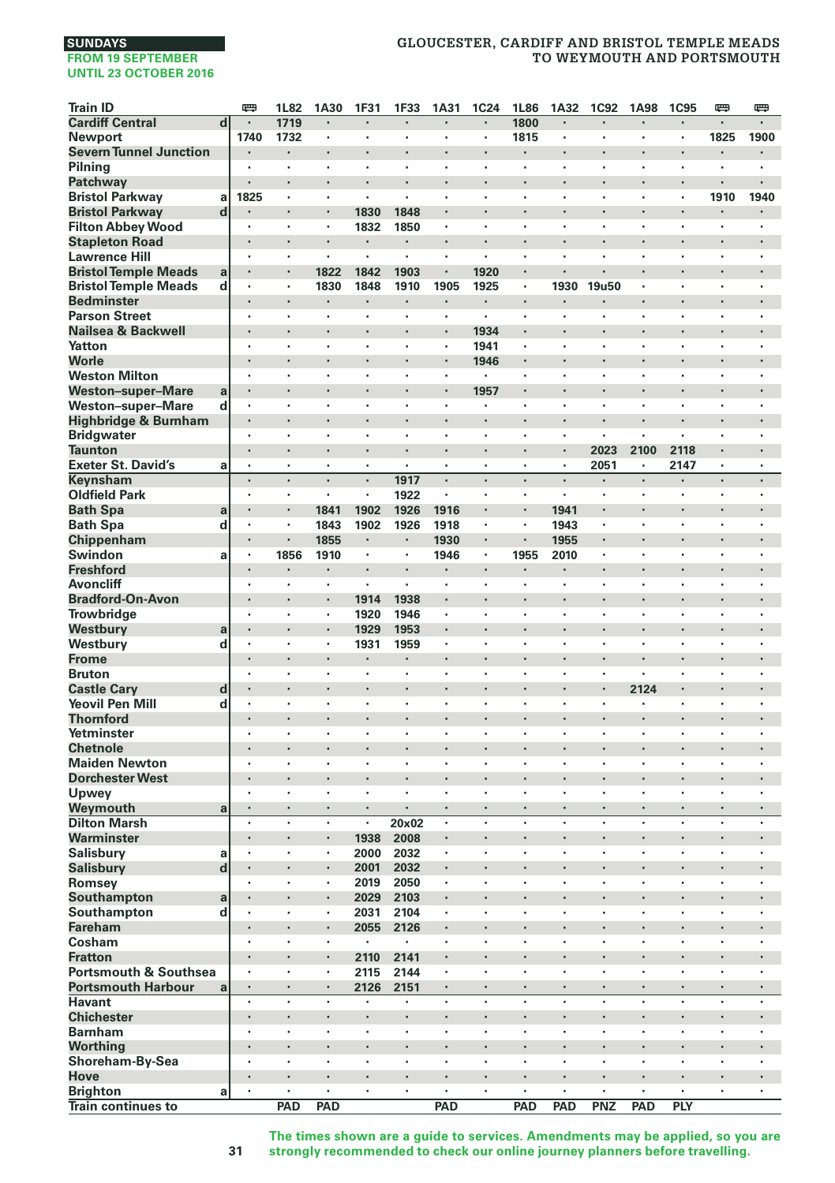SUNDAYS
FROM 19 SEPTEMBER
UNTIL 23 OCTOBER 2016

## GLOUCESTER, CARDIFF AND BRISTOL TEMPLE MEADS TO WEYMOUTH AND PORTSMOUTH

| Train ID | | 🚌 | 1L82 | 1A30 | 1F31 | 1F33 | 1A31 | 1C24 | 1L86 | 1A32 | 1C92 | 1A98 | 1C95 | 🚌 | 🚌 |
|---|---|---|---|---|---|---|---|---|---|---|---|---|---|---|---|
| Cardiff Central | d | · | 1719 | · | · | · | · | · | 1800 | · | · | · | · | · | · |
| Newport | | 1740 | 1732 | · | · | · | · | · | 1815 | · | · | · | · | 1825 | 1900 |
| Severn Tunnel Junction | | · | · | · | · | · | · | · | · | · | · | · | · | · | · |
| Pilning | | · | · | · | · | · | · | · | · | · | · | · | · | · | · |
| Patchway | | · | · | · | · | · | · | · | · | · | · | · | · | · | · |
| Bristol Parkway | a | 1825 | · | · | · | · | · | · | · | · | · | · | · | 1910 | 1940 |
| Bristol Parkway | d | · | · | · | 1830 | 1848 | · | · | · | · | · | · | · | · | · |
| Filton Abbey Wood | | · | · | · | 1832 | 1850 | · | · | · | · | · | · | · | · | · |
| Stapleton Road | | · | · | · | · | · | · | · | · | · | · | · | · | · | · |
| Lawrence Hill | | · | · | · | · | · | · | · | · | · | · | · | · | · | · |
| Bristol Temple Meads | a | · | · | 1822 | 1842 | 1903 | · | 1920 | · | · | · | · | · | · | · |
| Bristol Temple Meads | d | · | · | 1830 | 1848 | 1910 | 1905 | 1925 | · | 1930 | 19u50 | · | · | · | · |
| Bedminster | | · | · | · | · | · | · | · | · | · | · | · | · | · | · |
| Parson Street | | · | · | · | · | · | · | · | · | · | · | · | · | · | · |
| Nailsea & Backwell | | · | · | · | · | · | · | 1934 | · | · | · | · | · | · | · |
| Yatton | | · | · | · | · | · | · | 1941 | · | · | · | · | · | · | · |
| Worle | | · | · | · | · | · | · | 1946 | · | · | · | · | · | · | · |
| Weston Milton | | · | · | · | · | · | · | · | · | · | · | · | · | · | · |
| Weston–super–Mare | a | · | · | · | · | · | · | 1957 | · | · | · | · | · | · | · |
| Weston–super–Mare | d | · | · | · | · | · | · | · | · | · | · | · | · | · | · |
| Highbridge & Burnham | | · | · | · | · | · | · | · | · | · | · | · | · | · | · |
| Bridgwater | | · | · | · | · | · | · | · | · | · | · | · | · | · | · |
| Taunton | | · | · | · | · | · | · | · | · | · | 2023 | 2100 | 2118 | · | · |
| Exeter St. David's | a | · | · | · | · | · | · | · | · | · | 2051 | · | 2147 | · | · |
| Keynsham | | · | · | · | · | 1917 | · | · | · | · | · | · | · | · | · |
| Oldfield Park | | · | · | · | · | 1922 | · | · | · | · | · | · | · | · | · |
| Bath Spa | a | · | · | 1841 | 1902 | 1926 | 1916 | · | · | 1941 | · | · | · | · | · |
| Bath Spa | d | · | · | 1843 | 1902 | 1926 | 1918 | · | · | 1943 | · | · | · | · | · |
| Chippenham | | · | · | 1855 | · | · | 1930 | · | · | 1955 | · | · | · | · | · |
| Swindon | a | · | 1856 | 1910 | · | · | 1946 | · | 1955 | 2010 | · | · | · | · | · |
| Freshford | | · | · | · | · | · | · | · | · | · | · | · | · | · | · |
| Avoncliff | | · | · | · | · | · | · | · | · | · | · | · | · | · | · |
| Bradford-On-Avon | | · | · | · | 1914 | 1938 | · | · | · | · | · | · | · | · | · |
| Trowbridge | | · | · | · | 1920 | 1946 | · | · | · | · | · | · | · | · | · |
| Westbury | a | · | · | · | 1929 | 1953 | · | · | · | · | · | · | · | · | · |
| Westbury | d | · | · | · | 1931 | 1959 | · | · | · | · | · | · | · | · | · |
| Frome | | · | · | · | · | · | · | · | · | · | · | · | · | · | · |
| Bruton | | · | · | · | · | · | · | · | · | · | · | · | · | · | · |
| Castle Cary | d | · | · | · | · | · | · | · | · | · | · | 2124 | · | · | · |
| Yeovil Pen Mill | d | · | · | · | · | · | · | · | · | · | · | · | · | · | · |
| Thornford | | · | · | · | · | · | · | · | · | · | · | · | · | · | · |
| Yetminster | | · | · | · | · | · | · | · | · | · | · | · | · | · | · |
| Chetnole | | · | · | · | · | · | · | · | · | · | · | · | · | · | · |
| Maiden Newton | | · | · | · | · | · | · | · | · | · | · | · | · | · | · |
| Dorchester West | | · | · | · | · | · | · | · | · | · | · | · | · | · | · |
| Upwey | | · | · | · | · | · | · | · | · | · | · | · | · | · | · |
| Weymouth | a | · | · | · | · | · | · | · | · | · | · | · | · | · | · |
| Dilton Marsh | | · | · | · | · | 20x02 | · | · | · | · | · | · | · | · | · |
| Warminster | | · | · | · | 1938 | 2008 | · | · | · | · | · | · | · | · | · |
| Salisbury | a | · | · | · | 2000 | 2032 | · | · | · | · | · | · | · | · | · |
| Salisbury | d | · | · | · | 2001 | 2032 | · | · | · | · | · | · | · | · | · |
| Romsey | | · | · | · | 2019 | 2050 | · | · | · | · | · | · | · | · | · |
| Southampton | a | · | · | · | 2029 | 2103 | · | · | · | · | · | · | · | · | · |
| Southampton | d | · | · | · | 2031 | 2104 | · | · | · | · | · | · | · | · | · |
| Fareham | | · | · | · | 2055 | 2126 | · | · | · | · | · | · | · | · | · |
| Cosham | | · | · | · | · | · | · | · | · | · | · | · | · | · | · |
| Fratton | | · | · | · | 2110 | 2141 | · | · | · | · | · | · | · | · | · |
| Portsmouth & Southsea | | · | · | · | 2115 | 2144 | · | · | · | · | · | · | · | · | · |
| Portsmouth Harbour | a | · | · | · | 2126 | 2151 | · | · | · | · | · | · | · | · | · |
| Havant | | · | · | · | · | · | · | · | · | · | · | · | · | · | · |
| Chichester | | · | · | · | · | · | · | · | · | · | · | · | · | · | · |
| Barnham | | · | · | · | · | · | · | · | · | · | · | · | · | · | · |
| Worthing | | · | · | · | · | · | · | · | · | · | · | · | · | · | · |
| Shoreham-By-Sea | | · | · | · | · | · | · | · | · | · | · | · | · | · | · |
| Hove | | · | · | · | · | · | · | · | · | · | · | · | · | · | · |
| Brighton | a | · | · | · | · | · | · | · | · | · | · | · | · | · | · |
| Train continues to | | | PAD | PAD | | | PAD | | PAD | PAD | PNZ | PAD | PLY | | |

The times shown are a guide to services. Amendments may be applied, so you are strongly recommended to check our online journey planners before travelling.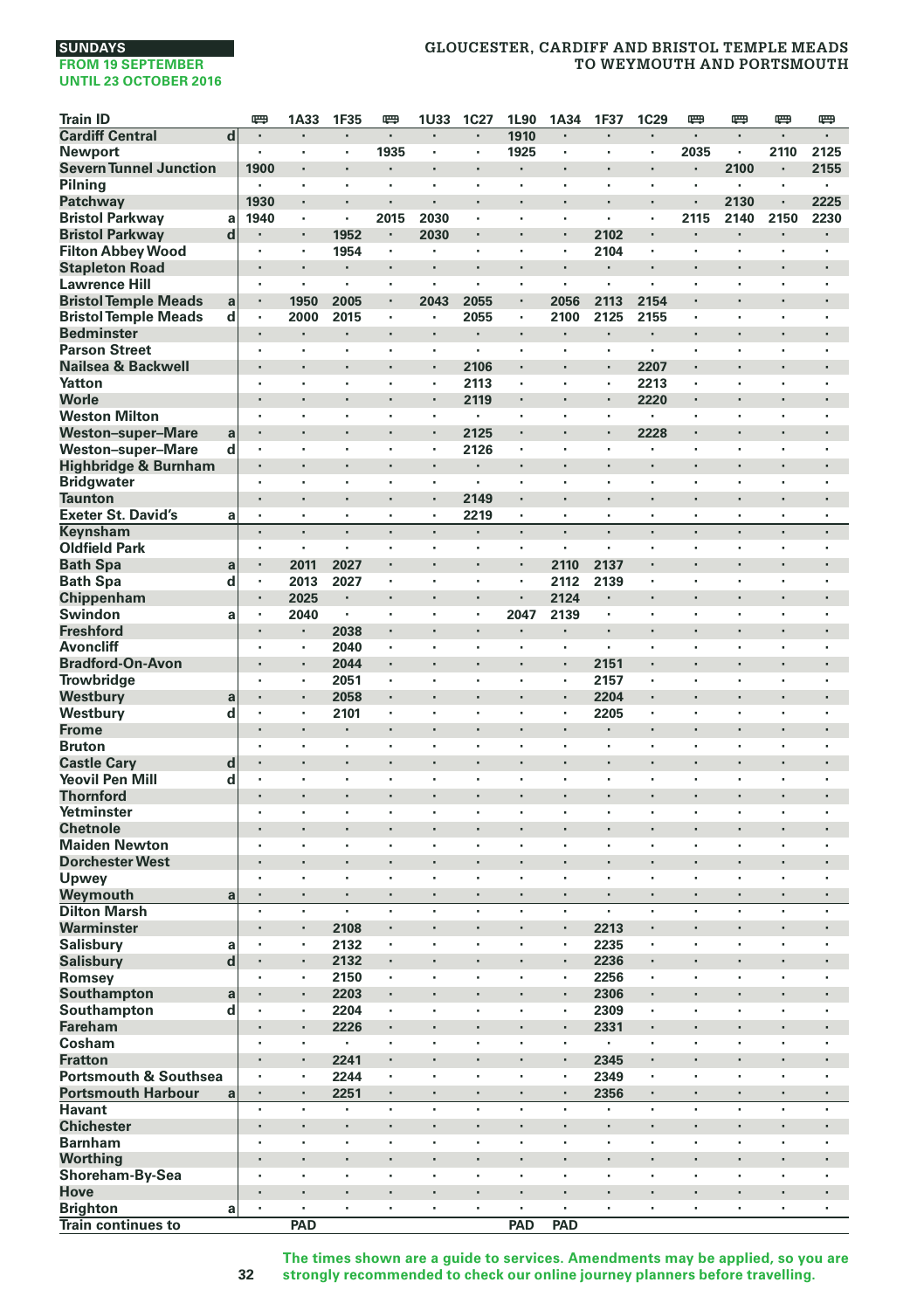SUNDAYS
FROM 19 SEPTEMBER
UNTIL 23 OCTOBER 2016

## GLOUCESTER, CARDIFF AND BRISTOL TEMPLE MEADS TO WEYMOUTH AND PORTSMOUTH

| Train ID | | 🚌 | 1A33 | 1F35 | 🚌 | 1U33 | 1C27 | 1L90 | 1A34 | 1F37 | 1C29 | 🚌 | 🚌 | 🚌 | 🚌 |
|---|---|---|---|---|---|---|---|---|---|---|---|---|---|---|---|
| Cardiff Central | d | · | · | · | · | · | · | 1910 | · | · | · | · | · | · | · |
| Newport | | · | · | · | 1935 | · | · | 1925 | · | · | · | 2035 | · | 2110 | 2125 |
| Severn Tunnel Junction | | 1900 | · | · | · | · | · | · | · | · | · | · | 2100 | · | 2155 |
| Pilning | | · | · | · | · | · | · | · | · | · | · | · | · | · | · |
| Patchway | | 1930 | · | · | · | · | · | · | · | · | · | · | 2130 | · | 2225 |
| Bristol Parkway | a | 1940 | · | · | 2015 | 2030 | · | · | · | · | · | 2115 | 2140 | 2150 | 2230 |
| Bristol Parkway | d | · | · | 1952 | · | 2030 | · | · | · | 2102 | · | · | · | · | · |
| Filton Abbey Wood | | · | · | 1954 | · | · | · | · | · | 2104 | · | · | · | · | · |
| Stapleton Road | | · | · | · | · | · | · | · | · | · | · | · | · | · | · |
| Lawrence Hill | | · | · | · | · | · | · | · | · | · | · | · | · | · | · |
| Bristol Temple Meads | a | · | 1950 | 2005 | · | 2043 | 2055 | · | 2056 | 2113 | 2154 | · | · | · | · |
| Bristol Temple Meads | d | · | 2000 | 2015 | · | · | 2055 | · | 2100 | 2125 | 2155 | · | · | · | · |
| Bedminster | | · | · | · | · | · | · | · | · | · | · | · | · | · | · |
| Parson Street | | · | · | · | · | · | · | · | · | · | · | · | · | · | · |
| Nailsea & Backwell | | · | · | · | · | · | 2106 | · | · | · | 2207 | · | · | · | · |
| Yatton | | · | · | · | · | · | 2113 | · | · | · | 2213 | · | · | · | · |
| Worle | | · | · | · | · | · | 2119 | · | · | · | 2220 | · | · | · | · |
| Weston Milton | | · | · | · | · | · | · | · | · | · | · | · | · | · | · |
| Weston–super–Mare | a | · | · | · | · | · | 2125 | · | · | · | 2228 | · | · | · | · |
| Weston–super–Mare | d | · | · | · | · | · | 2126 | · | · | · | · | · | · | · | · |
| Highbridge & Burnham | | · | · | · | · | · | · | · | · | · | · | · | · | · | · |
| Bridgwater | | · | · | · | · | · | · | · | · | · | · | · | · | · | · |
| Taunton | | · | · | · | · | · | 2149 | · | · | · | · | · | · | · | · |
| Exeter St. David's | a | · | · | · | · | · | 2219 | · | · | · | · | · | · | · | · |
| Keynsham | | · | · | · | · | · | · | · | · | · | · | · | · | · | · |
| Oldfield Park | | · | · | · | · | · | · | · | · | · | · | · | · | · | · |
| Bath Spa | a | · | 2011 | 2027 | · | · | · | · | 2110 | 2137 | · | · | · | · | · |
| Bath Spa | d | · | 2013 | 2027 | · | · | · | · | 2112 | 2139 | · | · | · | · | · |
| Chippenham | | · | 2025 | · | · | · | · | · | 2124 | · | · | · | · | · | · |
| Swindon | a | · | 2040 | · | · | · | · | 2047 | 2139 | · | · | · | · | · | · |
| Freshford | | · | · | 2038 | · | · | · | · | · | · | · | · | · | · | · |
| Avoncliff | | · | · | 2040 | · | · | · | · | · | · | · | · | · | · | · |
| Bradford-On-Avon | | · | · | 2044 | · | · | · | · | · | 2151 | · | · | · | · | · |
| Trowbridge | | · | · | 2051 | · | · | · | · | · | 2157 | · | · | · | · | · |
| Westbury | a | · | · | 2058 | · | · | · | · | · | 2204 | · | · | · | · | · |
| Westbury | d | · | · | 2101 | · | · | · | · | · | 2205 | · | · | · | · | · |
| Frome | | · | · | · | · | · | · | · | · | · | · | · | · | · | · |
| Bruton | | · | · | · | · | · | · | · | · | · | · | · | · | · | · |
| Castle Cary | d | · | · | · | · | · | · | · | · | · | · | · | · | · | · |
| Yeovil Pen Mill | d | · | · | · | · | · | · | · | · | · | · | · | · | · | · |
| Thornford | | · | · | · | · | · | · | · | · | · | · | · | · | · | · |
| Yetminster | | · | · | · | · | · | · | · | · | · | · | · | · | · | · |
| Chetnole | | · | · | · | · | · | · | · | · | · | · | · | · | · | · |
| Maiden Newton | | · | · | · | · | · | · | · | · | · | · | · | · | · | · |
| Dorchester West | | · | · | · | · | · | · | · | · | · | · | · | · | · | · |
| Upwey | | · | · | · | · | · | · | · | · | · | · | · | · | · | · |
| Weymouth | a | · | · | · | · | · | · | · | · | · | · | · | · | · | · |
| Dilton Marsh | | · | · | · | · | · | · | · | · | · | · | · | · | · | · |
| Warminster | | · | · | 2108 | · | · | · | · | · | 2213 | · | · | · | · | · |
| Salisbury | a | · | · | 2132 | · | · | · | · | · | 2235 | · | · | · | · | · |
| Salisbury | d | · | · | 2132 | · | · | · | · | · | 2236 | · | · | · | · | · |
| Romsey | | · | · | 2150 | · | · | · | · | · | 2256 | · | · | · | · | · |
| Southampton | a | · | · | 2203 | · | · | · | · | · | 2306 | · | · | · | · | · |
| Southampton | d | · | · | 2204 | · | · | · | · | · | 2309 | · | · | · | · | · |
| Fareham | | · | · | 2226 | · | · | · | · | · | 2331 | · | · | · | · | · |
| Cosham | | · | · | · | · | · | · | · | · | · | · | · | · | · | · |
| Fratton | | · | · | 2241 | · | · | · | · | · | 2345 | · | · | · | · | · |
| Portsmouth & Southsea | | · | · | 2244 | · | · | · | · | · | 2349 | · | · | · | · | · |
| Portsmouth Harbour | a | · | · | 2251 | · | · | · | · | · | 2356 | · | · | · | · | · |
| Havant | | · | · | · | · | · | · | · | · | · | · | · | · | · | · |
| Chichester | | · | · | · | · | · | · | · | · | · | · | · | · | · | · |
| Barnham | | · | · | · | · | · | · | · | · | · | · | · | · | · | · |
| Worthing | | · | · | · | · | · | · | · | · | · | · | · | · | · | · |
| Shoreham-By-Sea | | · | · | · | · | · | · | · | · | · | · | · | · | · | · |
| Hove | | · | · | · | · | · | · | · | · | · | · | · | · | · | · |
| Brighton | a | · | · | · | · | · | · | · | · | · | · | · | · | · | · |
| Train continues to | | | PAD | | | | | PAD | PAD | | | | | | |

The times shown are a guide to services. Amendments may be applied, so you are strongly recommended to check our online journey planners before travelling.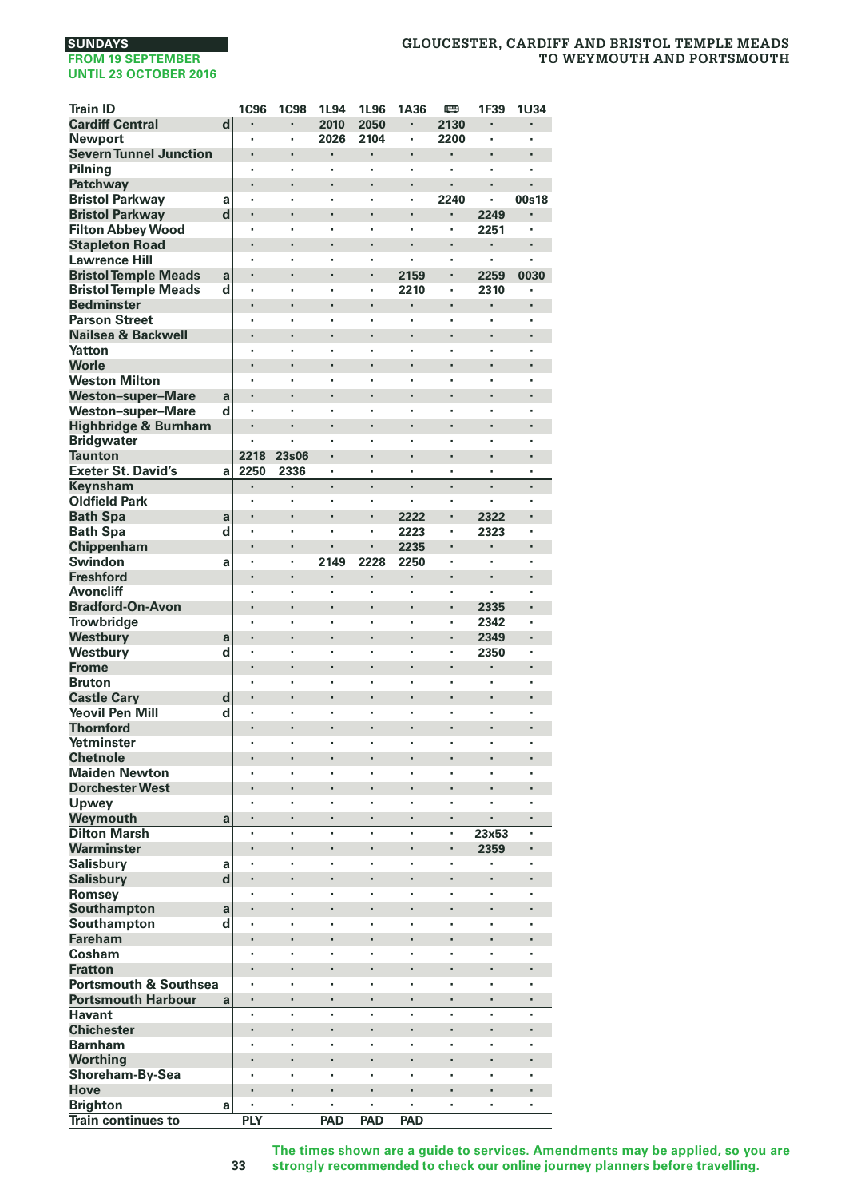**SUNDAYS**
**FROM 19 SEPTEMBER UNTIL 23 OCTOBER 2016**

# GLOUCESTER, CARDIFF AND BRISTOL TEMPLE MEADS TO WEYMOUTH AND PORTSMOUTH

| Train ID | | 1C96 | 1C98 | 1L94 | 1L96 | 1A36 | 🚌 | 1F39 | 1U34 |
|---|---|---|---|---|---|---|---|---|---|
| Cardiff Central | d | · | · | 2010 | 2050 | · | 2130 | · | · |
| Newport | | · | · | 2026 | 2104 | · | 2200 | · | · |
| Severn Tunnel Junction | | · | · | · | · | · | · | · | · |
| Pilning | | · | · | · | · | · | · | · | · |
| Patchway | | · | · | · | · | · | · | · | · |
| Bristol Parkway | a | · | · | · | · | · | 2240 | · | 00s18 |
| Bristol Parkway | d | · | · | · | · | · | · | 2249 | · |
| Filton Abbey Wood | | · | · | · | · | · | · | 2251 | · |
| Stapleton Road | | · | · | · | · | · | · | · | · |
| Lawrence Hill | | · | · | · | · | · | · | · | · |
| Bristol Temple Meads | a | · | · | · | · | 2159 | · | 2259 | 0030 |
| Bristol Temple Meads | d | · | · | · | · | 2210 | · | 2310 | · |
| Bedminster | | · | · | · | · | · | · | · | · |
| Parson Street | | · | · | · | · | · | · | · | · |
| Nailsea & Backwell | | · | · | · | · | · | · | · | · |
| Yatton | | · | · | · | · | · | · | · | · |
| Worle | | · | · | · | · | · | · | · | · |
| Weston Milton | | · | · | · | · | · | · | · | · |
| Weston–super–Mare | a | · | · | · | · | · | · | · | · |
| Weston–super–Mare | d | · | · | · | · | · | · | · | · |
| Highbridge & Burnham | | · | · | · | · | · | · | · | · |
| Bridgwater | | · | · | · | · | · | · | · | · |
| Taunton | | 2218 | 23s06 | · | · | · | · | · | · |
| Exeter St. David's | a | 2250 | 2336 | · | · | · | · | · | · |
| Keynsham | | · | · | · | · | · | · | · | · |
| Oldfield Park | | · | · | · | · | · | · | · | · |
| Bath Spa | a | · | · | · | · | 2222 | · | 2322 | · |
| Bath Spa | d | · | · | · | · | 2223 | · | 2323 | · |
| Chippenham | | · | · | · | · | 2235 | · | · | · |
| Swindon | a | · | · | 2149 | 2228 | 2250 | · | · | · |
| Freshford | | · | · | · | · | · | · | · | · |
| Avoncliff | | · | · | · | · | · | · | · | · |
| Bradford-On-Avon | | · | · | · | · | · | · | 2335 | · |
| Trowbridge | | · | · | · | · | · | · | 2342 | · |
| Westbury | a | · | · | · | · | · | · | 2349 | · |
| Westbury | d | · | · | · | · | · | · | 2350 | · |
| Frome | | · | · | · | · | · | · | · | · |
| Bruton | | · | · | · | · | · | · | · | · |
| Castle Cary | d | · | · | · | · | · | · | · | · |
| Yeovil Pen Mill | d | · | · | · | · | · | · | · | · |
| Thornford | | · | · | · | · | · | · | · | · |
| Yetminster | | · | · | · | · | · | · | · | · |
| Chetnole | | · | · | · | · | · | · | · | · |
| Maiden Newton | | · | · | · | · | · | · | · | · |
| Dorchester West | | · | · | · | · | · | · | · | · |
| Upwey | | · | · | · | · | · | · | · | · |
| Weymouth | a | · | · | · | · | · | · | · | · |
| Dilton Marsh | | · | · | · | · | · | · | 23x53 | · |
| Warminster | | · | · | · | · | · | · | 2359 | · |
| Salisbury | a | · | · | · | · | · | · | · | · |
| Salisbury | d | · | · | · | · | · | · | · | · |
| Romsey | | · | · | · | · | · | · | · | · |
| Southampton | a | · | · | · | · | · | · | · | · |
| Southampton | d | · | · | · | · | · | · | · | · |
| Fareham | | · | · | · | · | · | · | · | · |
| Cosham | | · | · | · | · | · | · | · | · |
| Fratton | | · | · | · | · | · | · | · | · |
| Portsmouth & Southsea | | · | · | · | · | · | · | · | · |
| Portsmouth Harbour | a | · | · | · | · | · | · | · | · |
| Havant | | · | · | · | · | · | · | · | · |
| Chichester | | · | · | · | · | · | · | · | · |
| Barnham | | · | · | · | · | · | · | · | · |
| Worthing | | · | · | · | · | · | · | · | · |
| Shoreham-By-Sea | | · | · | · | · | · | · | · | · |
| Hove | | · | · | · | · | · | · | · | · |
| Brighton | a | · | · | · | · | · | · | · | · |
| Train continues to | | PLY | | PAD | PAD | PAD | | | |

The times shown are a guide to services. Amendments may be applied, so you are strongly recommended to check our online journey planners before travelling.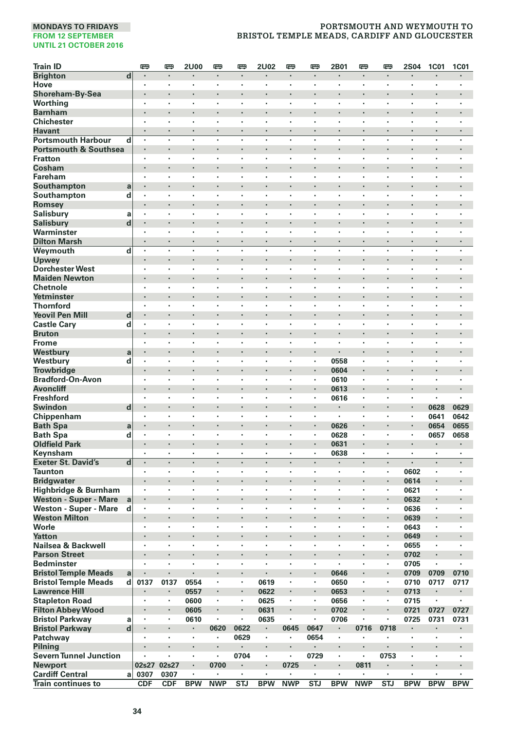**MONDAYS TO FRIDAYS**
**FROM 12 SEPTEMBER**
**UNTIL 21 OCTOBER 2016**

**PORTSMOUTH AND WEYMOUTH TO BRISTOL TEMPLE MEADS, CARDIFF AND GLOUCESTER**

| Train ID | | 🚌 | 🚌 | 2U00 | 🚌 | 🚌 | 2U02 | 🚌 | 🚌 | 2B01 | 🚌 | 🚌 | 2S04 | 1C01 | 1C01 |
|---|---|---|---|---|---|---|---|---|---|---|---|---|---|---|---|
| Brighton | d | · | · | · | · | · | · | · | · | · | · | · | · | · | · |
| Hove | | · | · | · | · | · | · | · | · | · | · | · | · | · | · |
| Shoreham-By-Sea | | · | · | · | · | · | · | · | · | · | · | · | · | · | · |
| Worthing | | · | · | · | · | · | · | · | · | · | · | · | · | · | · |
| Barnham | | · | · | · | · | · | · | · | · | · | · | · | · | · | · |
| Chichester | | · | · | · | · | · | · | · | · | · | · | · | · | · | · |
| Havant | | · | · | · | · | · | · | · | · | · | · | · | · | · | · |
| Portsmouth Harbour | d | · | · | · | · | · | · | · | · | · | · | · | · | · | · |
| Portsmouth & Southsea | | · | · | · | · | · | · | · | · | · | · | · | · | · | · |
| Fratton | | · | · | · | · | · | · | · | · | · | · | · | · | · | · |
| Cosham | | · | · | · | · | · | · | · | · | · | · | · | · | · | · |
| Fareham | | · | · | · | · | · | · | · | · | · | · | · | · | · | · |
| Southampton | a | · | · | · | · | · | · | · | · | · | · | · | · | · | · |
| Southampton | d | · | · | · | · | · | · | · | · | · | · | · | · | · | · |
| Romsey | | · | · | · | · | · | · | · | · | · | · | · | · | · | · |
| Salisbury | a | · | · | · | · | · | · | · | · | · | · | · | · | · | · |
| Salisbury | d | · | · | · | · | · | · | · | · | · | · | · | · | · | · |
| Warminster | | · | · | · | · | · | · | · | · | · | · | · | · | · | · |
| Dilton Marsh | | · | · | · | · | · | · | · | · | · | · | · | · | · | · |
| Weymouth | d | · | · | · | · | · | · | · | · | · | · | · | · | · | · |
| Upwey | | · | · | · | · | · | · | · | · | · | · | · | · | · | · |
| Dorchester West | | · | · | · | · | · | · | · | · | · | · | · | · | · | · |
| Maiden Newton | | · | · | · | · | · | · | · | · | · | · | · | · | · | · |
| Chetnole | | · | · | · | · | · | · | · | · | · | · | · | · | · | · |
| Yetminster | | · | · | · | · | · | · | · | · | · | · | · | · | · | · |
| Thornford | | · | · | · | · | · | · | · | · | · | · | · | · | · | · |
| Yeovil Pen Mill | d | · | · | · | · | · | · | · | · | · | · | · | · | · | · |
| Castle Cary | d | · | · | · | · | · | · | · | · | · | · | · | · | · | · |
| Bruton | | · | · | · | · | · | · | · | · | · | · | · | · | · | · |
| Frome | | · | · | · | · | · | · | · | · | · | · | · | · | · | · |
| Westbury | a | · | · | · | · | · | · | · | · | · | · | · | · | · | · |
| Westbury | d | · | · | · | · | · | · | · | · | 0558 | · | · | · | · | · |
| Trowbridge | | · | · | · | · | · | · | · | · | 0604 | · | · | · | · | · |
| Bradford-On-Avon | | · | · | · | · | · | · | · | · | 0610 | · | · | · | · | · |
| Avoncliff | | · | · | · | · | · | · | · | · | 0613 | · | · | · | · | · |
| Freshford | | · | · | · | · | · | · | · | · | 0616 | · | · | · | · | · |
| Swindon | d | · | · | · | · | · | · | · | · | · | · | · | · | 0628 | 0629 |
| Chippenham | | · | · | · | · | · | · | · | · | · | · | · | · | 0641 | 0642 |
| Bath Spa | a | · | · | · | · | · | · | · | · | 0626 | · | · | · | 0654 | 0655 |
| Bath Spa | d | · | · | · | · | · | · | · | · | 0628 | · | · | · | 0657 | 0658 |
| Oldfield Park | | · | · | · | · | · | · | · | · | 0631 | · | · | · | · | · |
| Keynsham | | · | · | · | · | · | · | · | · | 0638 | · | · | · | · | · |
| Exeter St. David's | d | · | · | · | · | · | · | · | · | · | · | · | · | · | · |
| Taunton | | · | · | · | · | · | · | · | · | · | · | · | 0602 | · | · |
| Bridgwater | | · | · | · | · | · | · | · | · | · | · | · | 0614 | · | · |
| Highbridge & Burnham | | · | · | · | · | · | · | · | · | · | · | · | 0621 | · | · |
| Weston - Super - Mare | a | · | · | · | · | · | · | · | · | · | · | · | 0632 | · | · |
| Weston - Super - Mare | d | · | · | · | · | · | · | · | · | · | · | · | 0636 | · | · |
| Weston Milton | | · | · | · | · | · | · | · | · | · | · | · | 0639 | · | · |
| Worle | | · | · | · | · | · | · | · | · | · | · | · | 0643 | · | · |
| Yatton | | · | · | · | · | · | · | · | · | · | · | · | 0649 | · | · |
| Nailsea & Backwell | | · | · | · | · | · | · | · | · | · | · | · | 0655 | · | · |
| Parson Street | | · | · | · | · | · | · | · | · | · | · | · | 0702 | · | · |
| Bedminster | | · | · | · | · | · | · | · | · | · | · | · | 0705 | · | · |
| Bristol Temple Meads | a | · | · | · | · | · | · | · | · | 0646 | · | · | 0709 | 0709 | 0710 |
| Bristol Temple Meads | d | 0137 | 0137 | 0554 | · | · | 0619 | · | · | 0650 | · | · | 0710 | 0717 | 0717 |
| Lawrence Hill | | · | · | 0557 | · | · | 0622 | · | · | 0653 | · | · | 0713 | · | · |
| Stapleton Road | | · | · | 0600 | · | · | 0625 | · | · | 0656 | · | · | 0715 | · | · |
| Filton Abbey Wood | | · | · | 0605 | · | · | 0631 | · | · | 0702 | · | · | 0721 | 0727 | 0727 |
| Bristol Parkway | a | · | · | 0610 | · | · | 0635 | · | · | 0706 | · | · | 0725 | 0731 | 0731 |
| Bristol Parkway | d | · | · | · | 0620 | 0622 | · | 0645 | 0647 | · | 0716 | 0718 | · | · | · |
| Patchway | | · | · | · | · | 0629 | · | · | 0654 | · | · | · | · | · | · |
| Pilning | | · | · | · | · | · | · | · | · | · | · | · | · | · | · |
| Severn Tunnel Junction | | · | · | · | · | 0704 | · | · | 0729 | · | · | 0753 | · | · | · |
| Newport | | 02s27 | 02s27 | · | 0700 | · | · | 0725 | · | · | 0811 | · | · | · | · |
| Cardiff Central | a | 0307 | 0307 | · | · | · | · | · | · | · | · | · | · | · | · |
| Train continues to | | CDF | CDF | BPW | NWP | STJ | BPW | NWP | STJ | BPW | NWP | STJ | BPW | BPW | BPW |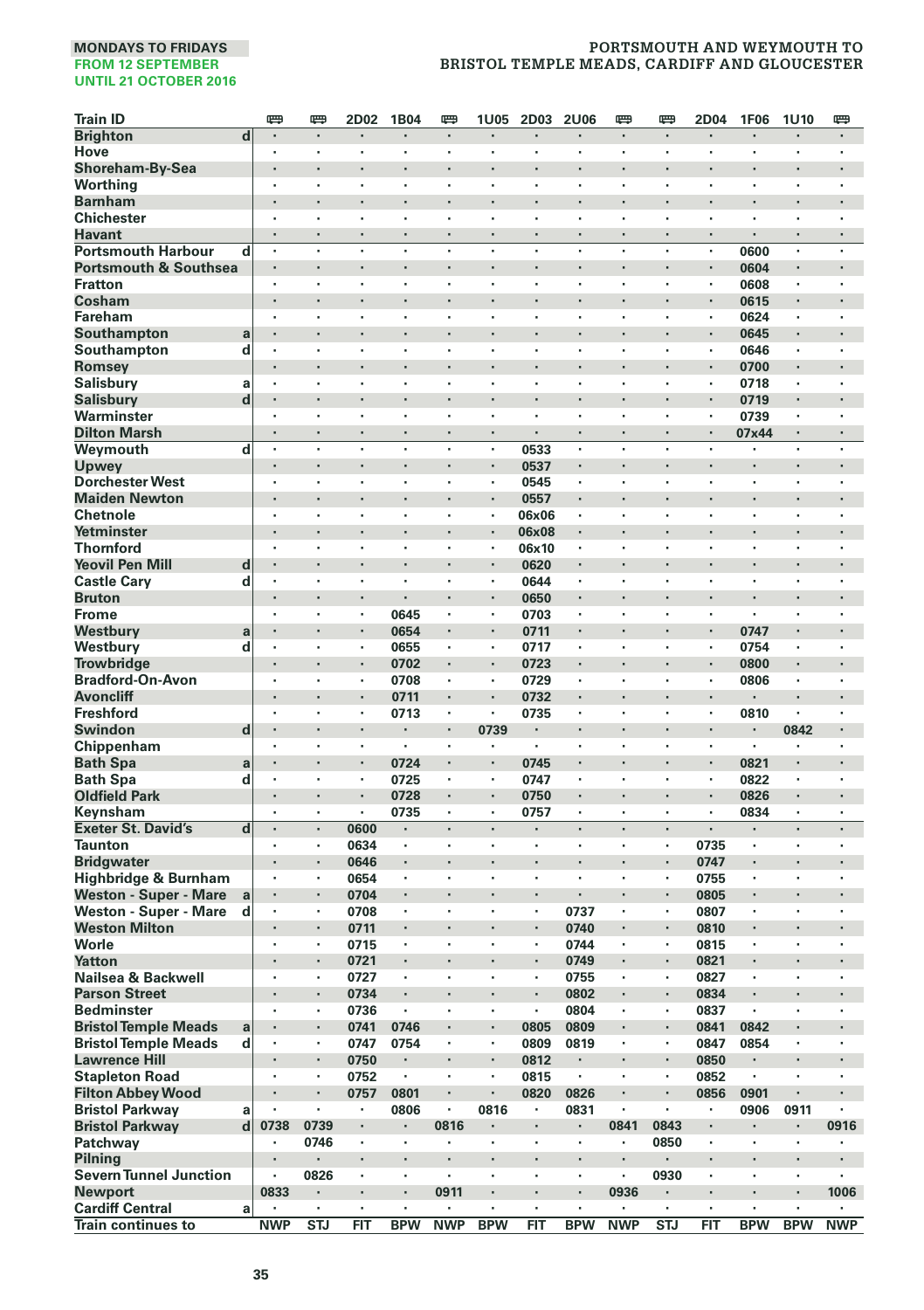**MONDAYS TO FRIDAYS**
**FROM 12 SEPTEMBER**
**UNTIL 21 OCTOBER 2016**

# PORTSMOUTH AND WEYMOUTH TO BRISTOL TEMPLE MEADS, CARDIFF AND GLOUCESTER

| Train ID | | 🚌 | 🚌 | 2D02 | 1B04 | 🚌 | 1U05 | 2D03 | 2U06 | 🚌 | 🚌 | 2D04 | 1F06 | 1U10 | 🚌 |
|---|---|---|---|---|---|---|---|---|---|---|---|---|---|---|---|
| Brighton | d | · | · | · | · | · | · | · | · | · | · | · | · | · | · |
| Hove | | · | · | · | · | · | · | · | · | · | · | · | · | · | · |
| Shoreham-By-Sea | | · | · | · | · | · | · | · | · | · | · | · | · | · | · |
| Worthing | | · | · | · | · | · | · | · | · | · | · | · | · | · | · |
| Barnham | | · | · | · | · | · | · | · | · | · | · | · | · | · | · |
| Chichester | | · | · | · | · | · | · | · | · | · | · | · | · | · | · |
| Havant | | · | · | · | · | · | · | · | · | · | · | · | · | · | · |
| Portsmouth Harbour | d | · | · | · | · | · | · | · | · | · | · | · | 0600 | · | · |
| Portsmouth & Southsea | | · | · | · | · | · | · | · | · | · | · | · | 0604 | · | · |
| Fratton | | · | · | · | · | · | · | · | · | · | · | · | 0608 | · | · |
| Cosham | | · | · | · | · | · | · | · | · | · | · | · | 0615 | · | · |
| Fareham | | · | · | · | · | · | · | · | · | · | · | · | 0624 | · | · |
| Southampton | a | · | · | · | · | · | · | · | · | · | · | · | 0645 | · | · |
| Southampton | d | · | · | · | · | · | · | · | · | · | · | · | 0646 | · | · |
| Romsey | | · | · | · | · | · | · | · | · | · | · | · | 0700 | · | · |
| Salisbury | a | · | · | · | · | · | · | · | · | · | · | · | 0718 | · | · |
| Salisbury | d | · | · | · | · | · | · | · | · | · | · | · | 0719 | · | · |
| Warminster | | · | · | · | · | · | · | · | · | · | · | · | 0739 | · | · |
| Dilton Marsh | | · | · | · | · | · | · | · | · | · | · | · | 07x44 | · | · |
| Weymouth | d | · | · | · | · | · | · | 0533 | · | · | · | · | · | · | · |
| Upwey | | · | · | · | · | · | · | 0537 | · | · | · | · | · | · | · |
| Dorchester West | | · | · | · | · | · | · | 0545 | · | · | · | · | · | · | · |
| Maiden Newton | | · | · | · | · | · | · | 0557 | · | · | · | · | · | · | · |
| Chetnole | | · | · | · | · | · | · | 06x06 | · | · | · | · | · | · | · |
| Yetminster | | · | · | · | · | · | · | 06x08 | · | · | · | · | · | · | · |
| Thornford | | · | · | · | · | · | · | 06x10 | · | · | · | · | · | · | · |
| Yeovil Pen Mill | d | · | · | · | · | · | · | 0620 | · | · | · | · | · | · | · |
| Castle Cary | d | · | · | · | · | · | · | 0644 | · | · | · | · | · | · | · |
| Bruton | | · | · | · | · | · | · | 0650 | · | · | · | · | · | · | · |
| Frome | | · | · | · | 0645 | · | · | 0703 | · | · | · | · | · | · | · |
| Westbury | a | · | · | · | 0654 | · | · | 0711 | · | · | · | · | 0747 | · | · |
| Westbury | d | · | · | · | 0655 | · | · | 0717 | · | · | · | · | 0754 | · | · |
| Trowbridge | | · | · | · | 0702 | · | · | 0723 | · | · | · | · | 0800 | · | · |
| Bradford-On-Avon | | · | · | · | 0708 | · | · | 0729 | · | · | · | · | 0806 | · | · |
| Avoncliff | | · | · | · | 0711 | · | · | 0732 | · | · | · | · | · | · | · |
| Freshford | | · | · | · | 0713 | · | · | 0735 | · | · | · | · | 0810 | · | · |
| Swindon | d | · | · | · | · | · | 0739 | · | · | · | · | · | · | 0842 | · |
| Chippenham | | · | · | · | · | · | · | · | · | · | · | · | · | · | · |
| Bath Spa | a | · | · | · | 0724 | · | · | 0745 | · | · | · | · | 0821 | · | · |
| Bath Spa | d | · | · | · | 0725 | · | · | 0747 | · | · | · | · | 0822 | · | · |
| Oldfield Park | | · | · | · | 0728 | · | · | 0750 | · | · | · | · | 0826 | · | · |
| Keynsham | | · | · | · | 0735 | · | · | 0757 | · | · | · | · | 0834 | · | · |
| Exeter St. David's | d | · | · | 0600 | · | · | · | · | · | · | · | · | · | · | · |
| Taunton | | · | · | 0634 | · | · | · | · | · | · | · | 0735 | · | · | · |
| Bridgwater | | · | · | 0646 | · | · | · | · | · | · | · | 0747 | · | · | · |
| Highbridge & Burnham | | · | · | 0654 | · | · | · | · | · | · | · | 0755 | · | · | · |
| Weston - Super - Mare | a | · | · | 0704 | · | · | · | · | · | · | · | 0805 | · | · | · |
| Weston - Super - Mare | d | · | · | 0708 | · | · | · | · | 0737 | · | · | 0807 | · | · | · |
| Weston Milton | | · | · | 0711 | · | · | · | · | 0740 | · | · | 0810 | · | · | · |
| Worle | | · | · | 0715 | · | · | · | · | 0744 | · | · | 0815 | · | · | · |
| Yatton | | · | · | 0721 | · | · | · | · | 0749 | · | · | 0821 | · | · | · |
| Nailsea & Backwell | | · | · | 0727 | · | · | · | · | 0755 | · | · | 0827 | · | · | · |
| Parson Street | | · | · | 0734 | · | · | · | · | 0802 | · | · | 0834 | · | · | · |
| Bedminster | | · | · | 0736 | · | · | · | · | 0804 | · | · | 0837 | · | · | · |
| Bristol Temple Meads | a | · | · | 0741 | 0746 | · | · | 0805 | 0809 | · | · | 0841 | 0842 | · | · |
| Bristol Temple Meads | d | · | · | 0747 | 0754 | · | · | 0809 | 0819 | · | · | 0847 | 0854 | · | · |
| Lawrence Hill | | · | · | 0750 | · | · | · | 0812 | · | · | · | 0850 | · | · | · |
| Stapleton Road | | · | · | 0752 | · | · | · | 0815 | · | · | · | 0852 | · | · | · |
| Filton Abbey Wood | | · | · | 0757 | 0801 | · | · | 0820 | 0826 | · | · | 0856 | 0901 | · | · |
| Bristol Parkway | a | · | · | · | 0806 | · | 0816 | · | 0831 | · | · | · | 0906 | 0911 | · |
| Bristol Parkway | d | 0738 | 0739 | · | · | 0816 | · | · | · | 0841 | 0843 | · | · | · | 0916 |
| Patchway | | · | 0746 | · | · | · | · | · | · | · | 0850 | · | · | · | · |
| Pilning | | · | · | · | · | · | · | · | · | · | · | · | · | · | · |
| Severn Tunnel Junction | | · | 0826 | · | · | · | · | · | · | · | 0930 | · | · | · | · |
| Newport | | 0833 | · | · | · | 0911 | · | · | · | 0936 | · | · | · | · | 1006 |
| Cardiff Central | a | · | · | · | · | · | · | · | · | · | · | · | · | · | · |
| Train continues to | | NWP | STJ | FIT | BPW | NWP | BPW | FIT | BPW | NWP | STJ | FIT | BPW | BPW | NWP |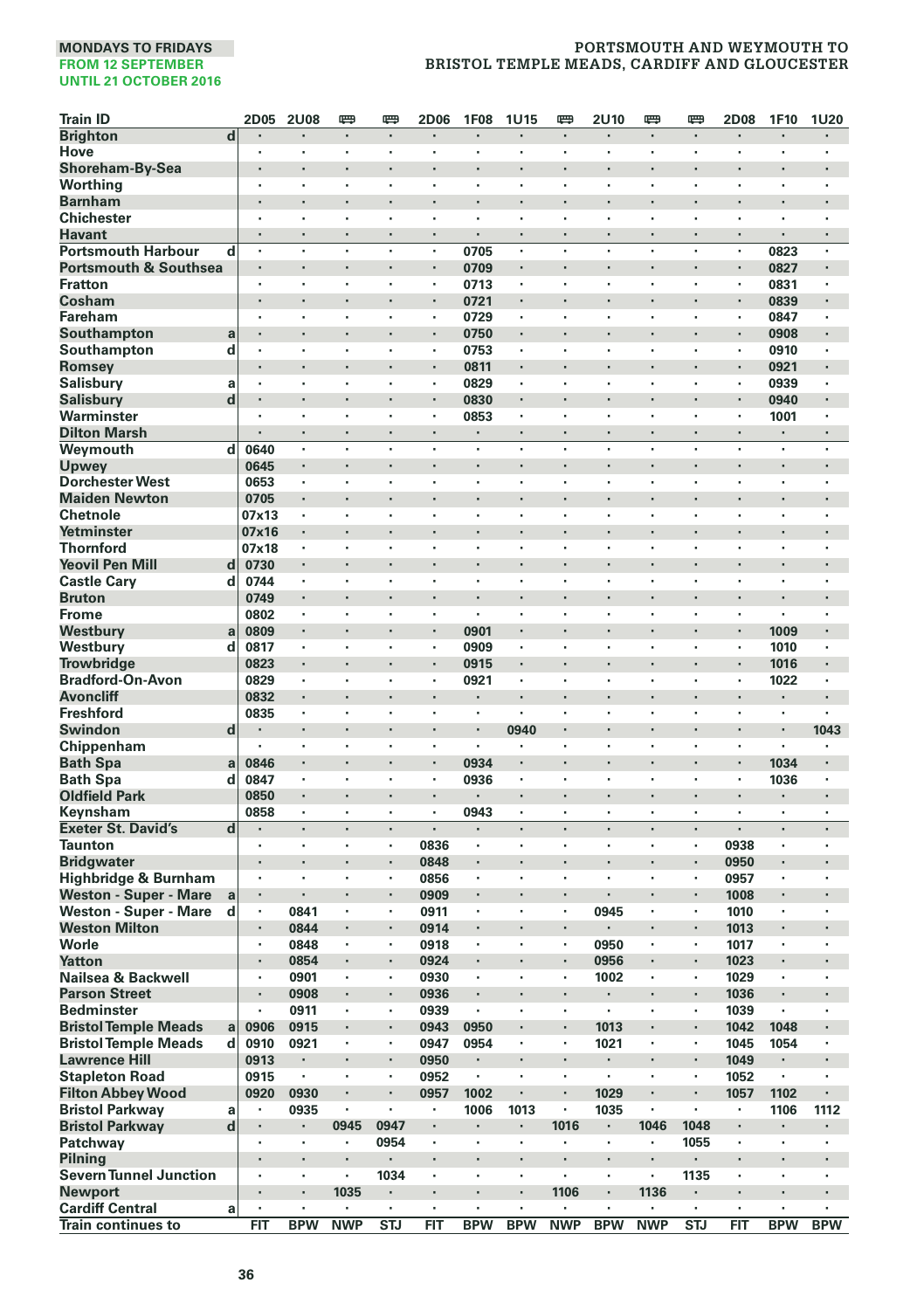**MONDAYS TO FRIDAYS**
**FROM 12 SEPTEMBER**
**UNTIL 21 OCTOBER 2016**

## PORTSMOUTH AND WEYMOUTH TO BRISTOL TEMPLE MEADS, CARDIFF AND GLOUCESTER

| Train ID | | 2D05 | 2U08 | 🚌 | 🚌 | 2D06 | 1F08 | 1U15 | 🚌 | 2U10 | 🚌 | 🚌 | 2D08 | 1F10 | 1U20 |
|---|---|---|---|---|---|---|---|---|---|---|---|---|---|---|---|
| Brighton | d | · | · | · | · | · | · | · | · | · | · | · | · | · | · |
| Hove | | · | · | · | · | · | · | · | · | · | · | · | · | · | · |
| Shoreham-By-Sea | | · | · | · | · | · | · | · | · | · | · | · | · | · | · |
| Worthing | | · | · | · | · | · | · | · | · | · | · | · | · | · | · |
| Barnham | | · | · | · | · | · | · | · | · | · | · | · | · | · | · |
| Chichester | | · | · | · | · | · | · | · | · | · | · | · | · | · | · |
| Havant | | · | · | · | · | · | · | · | · | · | · | · | · | · | · |
| Portsmouth Harbour | d | · | · | · | · | · | 0705 | · | · | · | · | · | · | 0823 | · |
| Portsmouth & Southsea | | · | · | · | · | · | 0709 | · | · | · | · | · | · | 0827 | · |
| Fratton | | · | · | · | · | · | 0713 | · | · | · | · | · | · | 0831 | · |
| Cosham | | · | · | · | · | · | 0721 | · | · | · | · | · | · | 0839 | · |
| Fareham | | · | · | · | · | · | 0729 | · | · | · | · | · | · | 0847 | · |
| Southampton | a | · | · | · | · | · | 0750 | · | · | · | · | · | · | 0908 | · |
| Southampton | d | · | · | · | · | · | 0753 | · | · | · | · | · | · | 0910 | · |
| Romsey | | · | · | · | · | · | 0811 | · | · | · | · | · | · | 0921 | · |
| Salisbury | a | · | · | · | · | · | 0829 | · | · | · | · | · | · | 0939 | · |
| Salisbury | d | · | · | · | · | · | 0830 | · | · | · | · | · | · | 0940 | · |
| Warminster | | · | · | · | · | · | 0853 | · | · | · | · | · | · | 1001 | · |
| Dilton Marsh | | · | · | · | · | · | · | · | · | · | · | · | · | · | · |
| Weymouth | d | 0640 | · | · | · | · | · | · | · | · | · | · | · | · | · |
| Upwey | | 0645 | · | · | · | · | · | · | · | · | · | · | · | · | · |
| Dorchester West | | 0653 | · | · | · | · | · | · | · | · | · | · | · | · | · |
| Maiden Newton | | 0705 | · | · | · | · | · | · | · | · | · | · | · | · | · |
| Chetnole | | 07x13 | · | · | · | · | · | · | · | · | · | · | · | · | · |
| Yetminster | | 07x16 | · | · | · | · | · | · | · | · | · | · | · | · | · |
| Thornford | | 07x18 | · | · | · | · | · | · | · | · | · | · | · | · | · |
| Yeovil Pen Mill | d | 0730 | · | · | · | · | · | · | · | · | · | · | · | · | · |
| Castle Cary | d | 0744 | · | · | · | · | · | · | · | · | · | · | · | · | · |
| Bruton | | 0749 | · | · | · | · | · | · | · | · | · | · | · | · | · |
| Frome | | 0802 | · | · | · | · | · | · | · | · | · | · | · | · | · |
| Westbury | a | 0809 | · | · | · | · | 0901 | · | · | · | · | · | · | 1009 | · |
| Westbury | d | 0817 | · | · | · | · | 0909 | · | · | · | · | · | · | 1010 | · |
| Trowbridge | | 0823 | · | · | · | · | 0915 | · | · | · | · | · | · | 1016 | · |
| Bradford-On-Avon | | 0829 | · | · | · | · | 0921 | · | · | · | · | · | · | 1022 | · |
| Avoncliff | | 0832 | · | · | · | · | · | · | · | · | · | · | · | · | · |
| Freshford | | 0835 | · | · | · | · | · | · | · | · | · | · | · | · | · |
| Swindon | d | · | · | · | · | · | · | 0940 | · | · | · | · | · | · | 1043 |
| Chippenham | | · | · | · | · | · | · | · | · | · | · | · | · | · | · |
| Bath Spa | a | 0846 | · | · | · | · | 0934 | · | · | · | · | · | · | 1034 | · |
| Bath Spa | d | 0847 | · | · | · | · | 0936 | · | · | · | · | · | · | 1036 | · |
| Oldfield Park | | 0850 | · | · | · | · | · | · | · | · | · | · | · | · | · |
| Keynsham | | 0858 | · | · | · | · | 0943 | · | · | · | · | · | · | · | · |
| Exeter St. David's | d | · | · | · | · | · | · | · | · | · | · | · | · | · | · |
| Taunton | | · | · | · | · | 0836 | · | · | · | · | · | · | 0938 | · | · |
| Bridgwater | | · | · | · | · | 0848 | · | · | · | · | · | · | 0950 | · | · |
| Highbridge & Burnham | | · | · | · | · | 0856 | · | · | · | · | · | · | 0957 | · | · |
| Weston - Super - Mare | a | · | · | · | · | 0909 | · | · | · | · | · | · | 1008 | · | · |
| Weston - Super - Mare | d | · | 0841 | · | · | 0911 | · | · | · | 0945 | · | · | 1010 | · | · |
| Weston Milton | | · | 0844 | · | · | 0914 | · | · | · | · | · | · | 1013 | · | · |
| Worle | | · | 0848 | · | · | 0918 | · | · | · | 0950 | · | · | 1017 | · | · |
| Yatton | | · | 0854 | · | · | 0924 | · | · | · | 0956 | · | · | 1023 | · | · |
| Nailsea & Backwell | | · | 0901 | · | · | 0930 | · | · | · | 1002 | · | · | 1029 | · | · |
| Parson Street | | · | 0908 | · | · | 0936 | · | · | · | · | · | · | 1036 | · | · |
| Bedminster | | · | 0911 | · | · | 0939 | · | · | · | · | · | · | 1039 | · | · |
| Bristol Temple Meads | a | 0906 | 0915 | · | · | 0943 | 0950 | · | · | 1013 | · | · | 1042 | 1048 | · |
| Bristol Temple Meads | d | 0910 | 0921 | · | · | 0947 | 0954 | · | · | 1021 | · | · | 1045 | 1054 | · |
| Lawrence Hill | | 0913 | · | · | · | 0950 | · | · | · | · | · | · | 1049 | · | · |
| Stapleton Road | | 0915 | · | · | · | 0952 | · | · | · | · | · | · | 1052 | · | · |
| Filton Abbey Wood | | 0920 | 0930 | · | · | 0957 | 1002 | · | · | 1029 | · | · | 1057 | 1102 | · |
| Bristol Parkway | a | · | 0935 | · | · | · | 1006 | 1013 | · | 1035 | · | · | · | 1106 | 1112 |
| Bristol Parkway | d | · | · | 0945 | 0947 | · | · | · | 1016 | · | 1046 | 1048 | · | · | · |
| Patchway | | · | · | · | 0954 | · | · | · | · | · | · | 1055 | · | · | · |
| Pilning | | · | · | · | · | · | · | · | · | · | · | · | · | · | · |
| Severn Tunnel Junction | | · | · | · | 1034 | · | · | · | · | · | · | 1135 | · | · | · |
| Newport | | · | · | 1035 | · | · | · | · | 1106 | · | 1136 | · | · | · | · |
| Cardiff Central | a | · | · | · | · | · | · | · | · | · | · | · | · | · | · |
| Train continues to | | FIT | BPW | NWP | STJ | FIT | BPW | BPW | NWP | BPW | NWP | STJ | FIT | BPW | BPW |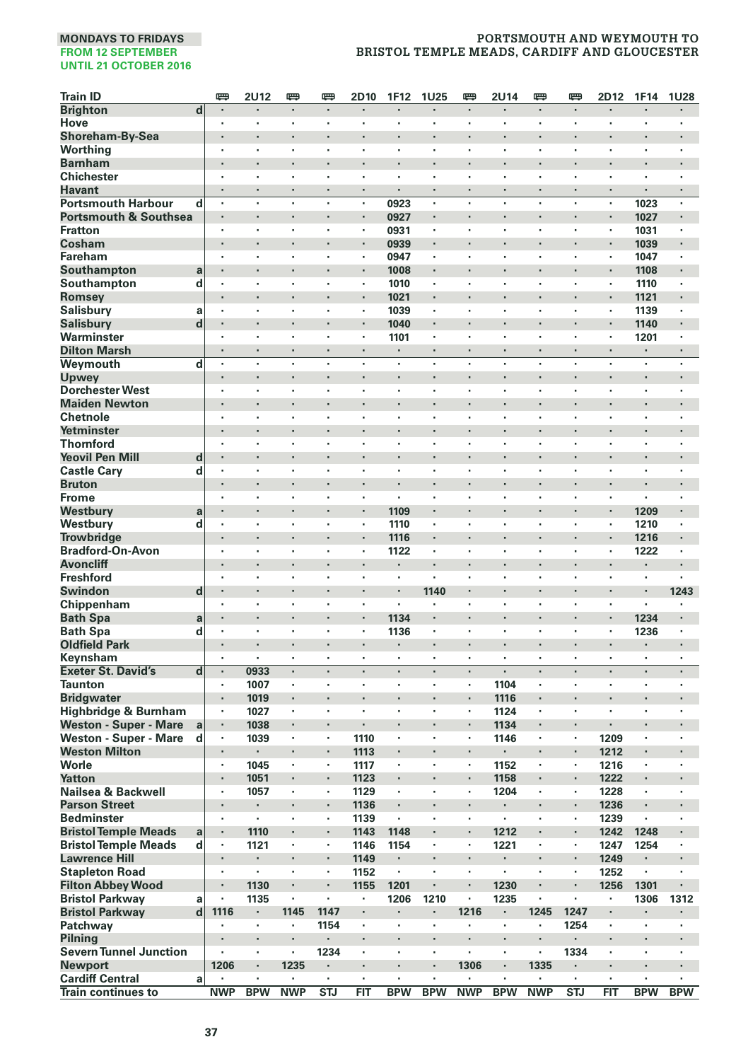MONDAYS TO FRIDAYS
FROM 12 SEPTEMBER
UNTIL 21 OCTOBER 2016

PORTSMOUTH AND WEYMOUTH TO
BRISTOL TEMPLE MEADS, CARDIFF AND GLOUCESTER

| Train ID | | 🚌 | 2U12 | 🚌 | 🚌 | 2D10 | 1F12 | 1U25 | 🚌 | 2U14 | 🚌 | 🚌 | 2D12 | 1F14 | 1U28 |
|---|---|---|---|---|---|---|---|---|---|---|---|---|---|---|---|
| Brighton | d | · | · | · | · | · | · | · | · | · | · | · | · | · | · |
| Hove | | · | · | · | · | · | · | · | · | · | · | · | · | · | · |
| Shoreham-By-Sea | | · | · | · | · | · | · | · | · | · | · | · | · | · | · |
| Worthing | | · | · | · | · | · | · | · | · | · | · | · | · | · | · |
| Barnham | | · | · | · | · | · | · | · | · | · | · | · | · | · | · |
| Chichester | | · | · | · | · | · | · | · | · | · | · | · | · | · | · |
| Havant | | · | · | · | · | · | · | · | · | · | · | · | · | · | · |
| Portsmouth Harbour | d | · | · | · | · | · | 0923 | · | · | · | · | · | · | 1023 | · |
| Portsmouth & Southsea | | · | · | · | · | · | 0927 | · | · | · | · | · | · | 1027 | · |
| Fratton | | · | · | · | · | · | 0931 | · | · | · | · | · | · | 1031 | · |
| Cosham | | · | · | · | · | · | 0939 | · | · | · | · | · | · | 1039 | · |
| Fareham | | · | · | · | · | · | 0947 | · | · | · | · | · | · | 1047 | · |
| Southampton | a | · | · | · | · | · | 1008 | · | · | · | · | · | · | 1108 | · |
| Southampton | d | · | · | · | · | · | 1010 | · | · | · | · | · | · | 1110 | · |
| Romsey | | · | · | · | · | · | 1021 | · | · | · | · | · | · | 1121 | · |
| Salisbury | a | · | · | · | · | · | 1039 | · | · | · | · | · | · | 1139 | · |
| Salisbury | d | · | · | · | · | · | 1040 | · | · | · | · | · | · | 1140 | · |
| Warminster | | · | · | · | · | · | 1101 | · | · | · | · | · | · | 1201 | · |
| Dilton Marsh | | · | · | · | · | · | · | · | · | · | · | · | · | · | · |
| Weymouth | d | · | · | · | · | · | · | · | · | · | · | · | · | · | · |
| Upwey | | · | · | · | · | · | · | · | · | · | · | · | · | · | · |
| Dorchester West | | · | · | · | · | · | · | · | · | · | · | · | · | · | · |
| Maiden Newton | | · | · | · | · | · | · | · | · | · | · | · | · | · | · |
| Chetnole | | · | · | · | · | · | · | · | · | · | · | · | · | · | · |
| Yetminster | | · | · | · | · | · | · | · | · | · | · | · | · | · | · |
| Thornford | | · | · | · | · | · | · | · | · | · | · | · | · | · | · |
| Yeovil Pen Mill | d | · | · | · | · | · | · | · | · | · | · | · | · | · | · |
| Castle Cary | d | · | · | · | · | · | · | · | · | · | · | · | · | · | · |
| Bruton | | · | · | · | · | · | · | · | · | · | · | · | · | · | · |
| Frome | | · | · | · | · | · | · | · | · | · | · | · | · | · | · |
| Westbury | a | · | · | · | · | · | 1109 | · | · | · | · | · | · | 1209 | · |
| Westbury | d | · | · | · | · | · | 1110 | · | · | · | · | · | · | 1210 | · |
| Trowbridge | | · | · | · | · | · | 1116 | · | · | · | · | · | · | 1216 | · |
| Bradford-On-Avon | | · | · | · | · | · | 1122 | · | · | · | · | · | · | 1222 | · |
| Avoncliff | | · | · | · | · | · | · | · | · | · | · | · | · | · | · |
| Freshford | | · | · | · | · | · | · | · | · | · | · | · | · | · | · |
| Swindon | d | · | · | · | · | · | · | 1140 | · | · | · | · | · | · | 1243 |
| Chippenham | | · | · | · | · | · | · | · | · | · | · | · | · | · | · |
| Bath Spa | a | · | · | · | · | · | 1134 | · | · | · | · | · | · | 1234 | · |
| Bath Spa | d | · | · | · | · | · | 1136 | · | · | · | · | · | · | 1236 | · |
| Oldfield Park | | · | · | · | · | · | · | · | · | · | · | · | · | · | · |
| Keynsham | | · | · | · | · | · | · | · | · | · | · | · | · | · | · |
| Exeter St. David's | d | · | 0933 | · | · | · | · | · | · | · | · | · | · | · | · |
| Taunton | | · | 1007 | · | · | · | · | · | · | 1104 | · | · | · | · | · |
| Bridgwater | | · | 1019 | · | · | · | · | · | · | 1116 | · | · | · | · | · |
| Highbridge & Burnham | | · | 1027 | · | · | · | · | · | · | 1124 | · | · | · | · | · |
| Weston - Super - Mare | a | · | 1038 | · | · | · | · | · | · | 1134 | · | · | · | · | · |
| Weston - Super - Mare | d | · | 1039 | · | · | 1110 | · | · | · | 1146 | · | · | 1209 | · | · |
| Weston Milton | | · | · | · | · | 1113 | · | · | · | · | · | · | 1212 | · | · |
| Worle | | · | 1045 | · | · | 1117 | · | · | · | 1152 | · | · | 1216 | · | · |
| Yatton | | · | 1051 | · | · | 1123 | · | · | · | 1158 | · | · | 1222 | · | · |
| Nailsea & Backwell | | · | 1057 | · | · | 1129 | · | · | · | 1204 | · | · | 1228 | · | · |
| Parson Street | | · | · | · | · | 1136 | · | · | · | · | · | · | 1236 | · | · |
| Bedminster | | · | · | · | · | 1139 | · | · | · | · | · | · | 1239 | · | · |
| Bristol Temple Meads | a | · | 1110 | · | · | 1143 | 1148 | · | · | 1212 | · | · | 1242 | 1248 | · |
| Bristol Temple Meads | d | · | 1121 | · | · | 1146 | 1154 | · | · | 1221 | · | · | 1247 | 1254 | · |
| Lawrence Hill | | · | · | · | · | 1149 | · | · | · | · | · | · | 1249 | · | · |
| Stapleton Road | | · | · | · | · | 1152 | · | · | · | · | · | · | 1252 | · | · |
| Filton Abbey Wood | | · | 1130 | · | · | 1155 | 1201 | · | · | 1230 | · | · | 1256 | 1301 | · |
| Bristol Parkway | a | · | 1135 | · | · | · | 1206 | 1210 | · | 1235 | · | · | · | 1306 | 1312 |
| Bristol Parkway | d | 1116 | · | 1145 | 1147 | · | · | · | 1216 | · | 1245 | 1247 | · | · | · |
| Patchway | | · | · | · | 1154 | · | · | · | · | · | · | 1254 | · | · | · |
| Pilning | | · | · | · | · | · | · | · | · | · | · | · | · | · | · |
| Severn Tunnel Junction | | · | · | · | 1234 | · | · | · | · | · | · | 1334 | · | · | · |
| Newport | | 1206 | · | 1235 | · | · | · | · | 1306 | · | 1335 | · | · | · | · |
| Cardiff Central | a | · | · | · | · | · | · | · | · | · | · | · | · | · | · |
| Train continues to | | NWP | BPW | NWP | STJ | FIT | BPW | BPW | NWP | BPW | NWP | STJ | FIT | BPW | BPW |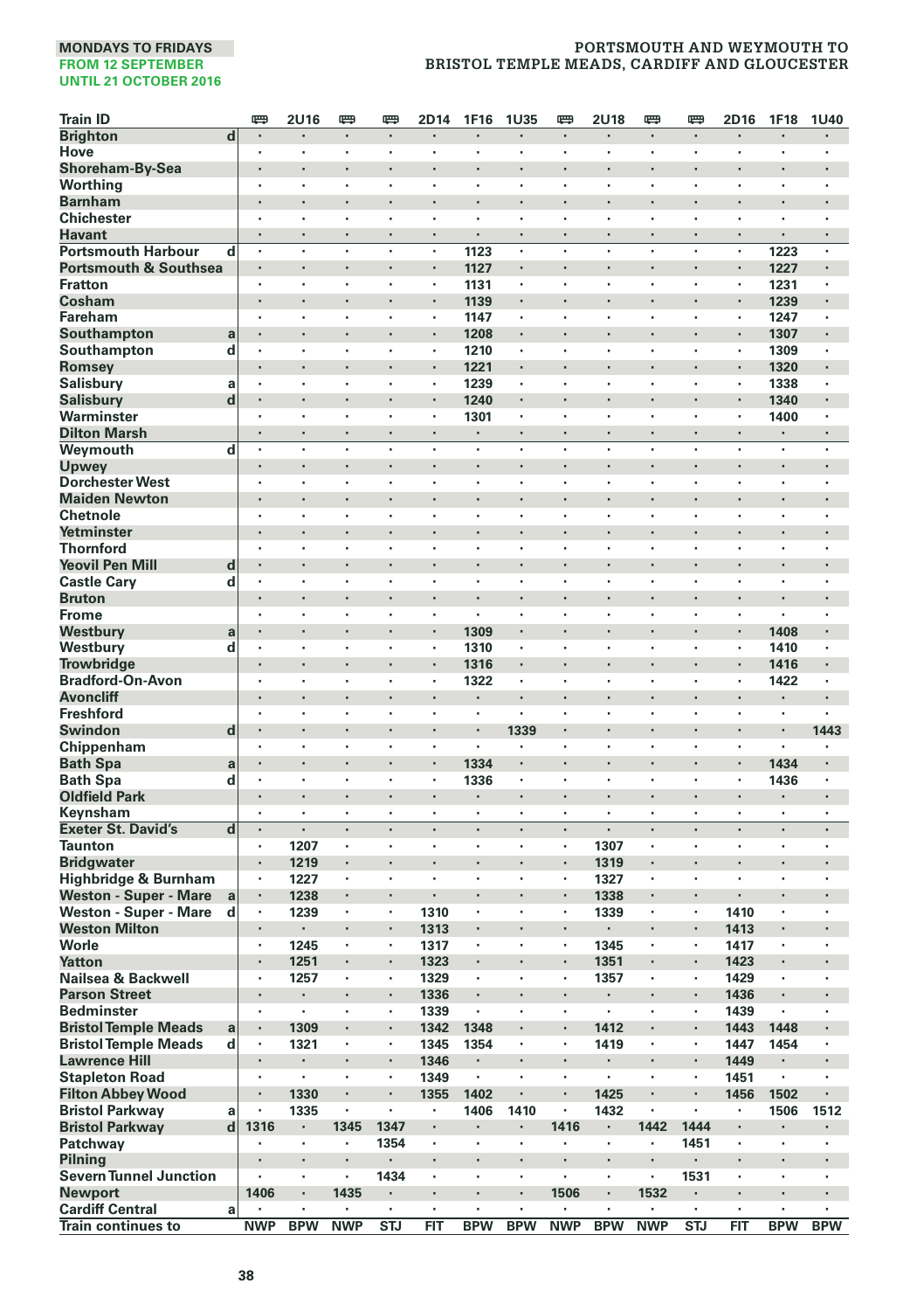MONDAYS TO FRIDAYS
FROM 12 SEPTEMBER
UNTIL 21 OCTOBER 2016

PORTSMOUTH AND WEYMOUTH TO
BRISTOL TEMPLE MEADS, CARDIFF AND GLOUCESTER

| Train ID | | 🚌 | 2U16 | 🚌 | 🚌 | 2D14 | 1F16 | 1U35 | 🚌 | 2U18 | 🚌 | 🚌 | 2D16 | 1F18 | 1U40 |
|---|---|---|---|---|---|---|---|---|---|---|---|---|---|---|---|
| Brighton | d | · | · | · | · | · | · | · | · | · | · | · | · | · | · |
| Hove | | · | · | · | · | · | · | · | · | · | · | · | · | · | · |
| Shoreham-By-Sea | | · | · | · | · | · | · | · | · | · | · | · | · | · | · |
| Worthing | | · | · | · | · | · | · | · | · | · | · | · | · | · | · |
| Barnham | | · | · | · | · | · | · | · | · | · | · | · | · | · | · |
| Chichester | | · | · | · | · | · | · | · | · | · | · | · | · | · | · |
| Havant | | · | · | · | · | · | · | · | · | · | · | · | · | · | · |
| Portsmouth Harbour | d | · | · | · | · | · | 1123 | · | · | · | · | · | · | 1223 | · |
| Portsmouth & Southsea | | · | · | · | · | · | 1127 | · | · | · | · | · | · | 1227 | · |
| Fratton | | · | · | · | · | · | 1131 | · | · | · | · | · | · | 1231 | · |
| Cosham | | · | · | · | · | · | 1139 | · | · | · | · | · | · | 1239 | · |
| Fareham | | · | · | · | · | · | 1147 | · | · | · | · | · | · | 1247 | · |
| Southampton | a | · | · | · | · | · | 1208 | · | · | · | · | · | · | 1307 | · |
| Southampton | d | · | · | · | · | · | 1210 | · | · | · | · | · | · | 1309 | · |
| Romsey | | · | · | · | · | · | 1221 | · | · | · | · | · | · | 1320 | · |
| Salisbury | a | · | · | · | · | · | 1239 | · | · | · | · | · | · | 1338 | · |
| Salisbury | d | · | · | · | · | · | 1240 | · | · | · | · | · | · | 1340 | · |
| Warminster | | · | · | · | · | · | 1301 | · | · | · | · | · | · | 1400 | · |
| Dilton Marsh | | · | · | · | · | · | · | · | · | · | · | · | · | · | · |
| Weymouth | d | · | · | · | · | · | · | · | · | · | · | · | · | · | · |
| Upwey | | · | · | · | · | · | · | · | · | · | · | · | · | · | · |
| Dorchester West | | · | · | · | · | · | · | · | · | · | · | · | · | · | · |
| Maiden Newton | | · | · | · | · | · | · | · | · | · | · | · | · | · | · |
| Chetnole | | · | · | · | · | · | · | · | · | · | · | · | · | · | · |
| Yetminster | | · | · | · | · | · | · | · | · | · | · | · | · | · | · |
| Thornford | | · | · | · | · | · | · | · | · | · | · | · | · | · | · |
| Yeovil Pen Mill | d | · | · | · | · | · | · | · | · | · | · | · | · | · | · |
| Castle Cary | d | · | · | · | · | · | · | · | · | · | · | · | · | · | · |
| Bruton | | · | · | · | · | · | · | · | · | · | · | · | · | · | · |
| Frome | | · | · | · | · | · | · | · | · | · | · | · | · | · | · |
| Westbury | a | · | · | · | · | · | 1309 | · | · | · | · | · | · | 1408 | · |
| Westbury | d | · | · | · | · | · | 1310 | · | · | · | · | · | · | 1410 | · |
| Trowbridge | | · | · | · | · | · | 1316 | · | · | · | · | · | · | 1416 | · |
| Bradford-On-Avon | | · | · | · | · | · | 1322 | · | · | · | · | · | · | 1422 | · |
| Avoncliff | | · | · | · | · | · | · | · | · | · | · | · | · | · | · |
| Freshford | | · | · | · | · | · | · | · | · | · | · | · | · | · | · |
| Swindon | d | · | · | · | · | · | · | 1339 | · | · | · | · | · | · | 1443 |
| Chippenham | | · | · | · | · | · | · | · | · | · | · | · | · | · | · |
| Bath Spa | a | · | · | · | · | · | 1334 | · | · | · | · | · | · | 1434 | · |
| Bath Spa | d | · | · | · | · | · | 1336 | · | · | · | · | · | · | 1436 | · |
| Oldfield Park | | · | · | · | · | · | · | · | · | · | · | · | · | · | · |
| Keynsham | | · | · | · | · | · | · | · | · | · | · | · | · | · | · |
| Exeter St. David's | d | · | · | · | · | · | · | · | · | · | · | · | · | · | · |
| Taunton | | · | 1207 | · | · | · | · | · | · | 1307 | · | · | · | · | · |
| Bridgwater | | · | 1219 | · | · | · | · | · | · | 1319 | · | · | · | · | · |
| Highbridge & Burnham | | · | 1227 | · | · | · | · | · | · | 1327 | · | · | · | · | · |
| Weston - Super - Mare | a | · | 1238 | · | · | · | · | · | · | 1338 | · | · | · | · | · |
| Weston - Super - Mare | d | · | 1239 | · | · | 1310 | · | · | · | 1339 | · | · | 1410 | · | · |
| Weston Milton | | · | · | · | · | 1313 | · | · | · | · | · | · | 1413 | · | · |
| Worle | | · | 1245 | · | · | 1317 | · | · | · | 1345 | · | · | 1417 | · | · |
| Yatton | | · | 1251 | · | · | 1323 | · | · | · | 1351 | · | · | 1423 | · | · |
| Nailsea & Backwell | | · | 1257 | · | · | 1329 | · | · | · | 1357 | · | · | 1429 | · | · |
| Parson Street | | · | · | · | · | 1336 | · | · | · | · | · | · | 1436 | · | · |
| Bedminster | | · | · | · | · | 1339 | · | · | · | · | · | · | 1439 | · | · |
| Bristol Temple Meads | a | · | 1309 | · | · | 1342 | 1348 | · | · | 1412 | · | · | 1443 | 1448 | · |
| Bristol Temple Meads | d | · | 1321 | · | · | 1345 | 1354 | · | · | 1419 | · | · | 1447 | 1454 | · |
| Lawrence Hill | | · | · | · | · | 1346 | · | · | · | · | · | · | 1449 | · | · |
| Stapleton Road | | · | · | · | · | 1349 | · | · | · | · | · | · | 1451 | · | · |
| Filton Abbey Wood | | · | 1330 | · | · | 1355 | 1402 | · | · | 1425 | · | · | 1456 | 1502 | · |
| Bristol Parkway | a | · | 1335 | · | · | · | 1406 | 1410 | · | 1432 | · | · | · | 1506 | 1512 |
| Bristol Parkway | d | 1316 | · | 1345 | 1347 | · | · | · | 1416 | · | 1442 | 1444 | · | · | · |
| Patchway | | · | · | · | 1354 | · | · | · | · | · | · | 1451 | · | · | · |
| Pilning | | · | · | · | · | · | · | · | · | · | · | · | · | · | · |
| Severn Tunnel Junction | | · | · | · | 1434 | · | · | · | · | · | · | 1531 | · | · | · |
| Newport | | 1406 | · | 1435 | · | · | · | · | 1506 | · | 1532 | · | · | · | · |
| Cardiff Central | a | · | · | · | · | · | · | · | · | · | · | · | · | · | · |
| Train continues to | | NWP | BPW | NWP | STJ | FIT | BPW | BPW | NWP | BPW | NWP | STJ | FIT | BPW | BPW |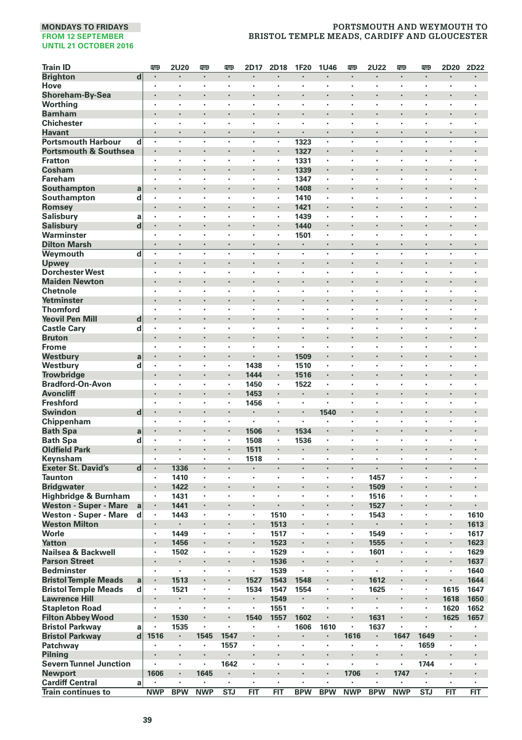**MONDAYS TO FRIDAYS**
**FROM 12 SEPTEMBER**
**UNTIL 21 OCTOBER 2016**

**PORTSMOUTH AND WEYMOUTH TO BRISTOL TEMPLE MEADS, CARDIFF AND GLOUCESTER**

| Train ID | | 🚌 | 2U20 | 🚌 | 🚌 | 2D17 | 2D18 | 1F20 | 1U46 | 🚌 | 2U22 | 🚌 | 🚌 | 2D20 | 2D22 |
|---|---|---|---|---|---|---|---|---|---|---|---|---|---|---|---|
| Brighton | d | · | · | · | · | · | · | · | · | · | · | · | · | · | · |
| Hove | | · | · | · | · | · | · | · | · | · | · | · | · | · | · |
| Shoreham-By-Sea | | · | · | · | · | · | · | · | · | · | · | · | · | · | · |
| Worthing | | · | · | · | · | · | · | · | · | · | · | · | · | · | · |
| Barnham | | · | · | · | · | · | · | · | · | · | · | · | · | · | · |
| Chichester | | · | · | · | · | · | · | · | · | · | · | · | · | · | · |
| Havant | | · | · | · | · | · | · | · | · | · | · | · | · | · | · |
| Portsmouth Harbour | d | · | · | · | · | · | · | 1323 | · | · | · | · | · | · | · |
| Portsmouth & Southsea | | · | · | · | · | · | · | 1327 | · | · | · | · | · | · | · |
| Fratton | | · | · | · | · | · | · | 1331 | · | · | · | · | · | · | · |
| Cosham | | · | · | · | · | · | · | 1339 | · | · | · | · | · | · | · |
| Fareham | | · | · | · | · | · | · | 1347 | · | · | · | · | · | · | · |
| Southampton | a | · | · | · | · | · | · | 1408 | · | · | · | · | · | · | · |
| Southampton | d | · | · | · | · | · | · | 1410 | · | · | · | · | · | · | · |
| Romsey | | · | · | · | · | · | · | 1421 | · | · | · | · | · | · | · |
| Salisbury | a | · | · | · | · | · | · | 1439 | · | · | · | · | · | · | · |
| Salisbury | d | · | · | · | · | · | · | 1440 | · | · | · | · | · | · | · |
| Warminster | | · | · | · | · | · | · | 1501 | · | · | · | · | · | · | · |
| Dilton Marsh | | · | · | · | · | · | · | · | · | · | · | · | · | · | · |
| Weymouth | d | · | · | · | · | · | · | · | · | · | · | · | · | · | · |
| Upwey | | · | · | · | · | · | · | · | · | · | · | · | · | · | · |
| Dorchester West | | · | · | · | · | · | · | · | · | · | · | · | · | · | · |
| Maiden Newton | | · | · | · | · | · | · | · | · | · | · | · | · | · | · |
| Chetnole | | · | · | · | · | · | · | · | · | · | · | · | · | · | · |
| Yetminster | | · | · | · | · | · | · | · | · | · | · | · | · | · | · |
| Thornford | | · | · | · | · | · | · | · | · | · | · | · | · | · | · |
| Yeovil Pen Mill | d | · | · | · | · | · | · | · | · | · | · | · | · | · | · |
| Castle Cary | d | · | · | · | · | · | · | · | · | · | · | · | · | · | · |
| Bruton | | · | · | · | · | · | · | · | · | · | · | · | · | · | · |
| Frome | | · | · | · | · | · | · | · | · | · | · | · | · | · | · |
| Westbury | a | · | · | · | · | · | · | 1509 | · | · | · | · | · | · | · |
| Westbury | d | · | · | · | · | 1438 | · | 1510 | · | · | · | · | · | · | · |
| Trowbridge | | · | · | · | · | 1444 | · | 1516 | · | · | · | · | · | · | · |
| Bradford-On-Avon | | · | · | · | · | 1450 | · | 1522 | · | · | · | · | · | · | · |
| Avoncliff | | · | · | · | · | 1453 | · | · | · | · | · | · | · | · | · |
| Freshford | | · | · | · | · | 1456 | · | · | · | · | · | · | · | · | · |
| Swindon | d | · | · | · | · | · | · | · | 1540 | · | · | · | · | · | · |
| Chippenham | | · | · | · | · | · | · | · | · | · | · | · | · | · | · |
| Bath Spa | a | · | · | · | · | 1506 | · | 1534 | · | · | · | · | · | · | · |
| Bath Spa | d | · | · | · | · | 1508 | · | 1536 | · | · | · | · | · | · | · |
| Oldfield Park | | · | · | · | · | 1511 | · | · | · | · | · | · | · | · | · |
| Keynsham | | · | · | · | · | 1518 | · | · | · | · | · | · | · | · | · |
| Exeter St. David's | d | · | 1336 | · | · | · | · | · | · | · | · | · | · | · | · |
| Taunton | | · | 1410 | · | · | · | · | · | · | · | 1457 | · | · | · | · |
| Bridgwater | | · | 1422 | · | · | · | · | · | · | · | 1509 | · | · | · | · |
| Highbridge & Burnham | | · | 1431 | · | · | · | · | · | · | · | 1516 | · | · | · | · |
| Weston - Super - Mare | a | · | 1441 | · | · | · | · | · | · | · | 1527 | · | · | · | · |
| Weston - Super - Mare | d | · | 1443 | · | · | · | 1510 | · | · | · | 1543 | · | · | · | 1610 |
| Weston Milton | | · | · | · | · | · | 1513 | · | · | · | · | · | · | · | 1613 |
| Worle | | · | 1449 | · | · | · | 1517 | · | · | · | 1549 | · | · | · | 1617 |
| Yatton | | · | 1456 | · | · | · | 1523 | · | · | · | 1555 | · | · | · | 1623 |
| Nailsea & Backwell | | · | 1502 | · | · | · | 1529 | · | · | · | 1601 | · | · | · | 1629 |
| Parson Street | | · | · | · | · | · | 1536 | · | · | · | · | · | · | · | 1637 |
| Bedminster | | · | · | · | · | · | 1539 | · | · | · | · | · | · | · | 1640 |
| Bristol Temple Meads | a | · | 1513 | · | · | 1527 | 1543 | 1548 | · | · | 1612 | · | · | · | 1644 |
| Bristol Temple Meads | d | · | 1521 | · | · | 1534 | 1547 | 1554 | · | · | 1625 | · | · | 1615 | 1647 |
| Lawrence Hill | | · | · | · | · | · | 1549 | · | · | · | · | · | · | 1618 | 1650 |
| Stapleton Road | | · | · | · | · | · | 1551 | · | · | · | · | · | · | 1620 | 1652 |
| Filton Abbey Wood | | · | 1530 | · | · | 1540 | 1557 | 1602 | · | · | 1631 | · | · | 1625 | 1657 |
| Bristol Parkway | a | · | 1535 | · | · | · | · | 1606 | 1610 | · | 1637 | · | · | · | · |
| Bristol Parkway | d | 1516 | · | 1545 | 1547 | · | · | · | · | 1616 | · | 1647 | 1649 | · | · |
| Patchway | | · | · | · | 1557 | · | · | · | · | · | · | · | 1659 | · | · |
| Pilning | | · | · | · | · | · | · | · | · | · | · | · | · | · | · |
| Severn Tunnel Junction | | · | · | · | 1642 | · | · | · | · | · | · | · | 1744 | · | · |
| Newport | | 1606 | · | 1645 | · | · | · | · | · | 1706 | · | 1747 | · | · | · |
| Cardiff Central | a | · | · | · | · | · | · | · | · | · | · | · | · | · | · |
| Train continues to | | NWP | BPW | NWP | STJ | FIT | FIT | BPW | BPW | NWP | BPW | NWP | STJ | FIT | FIT |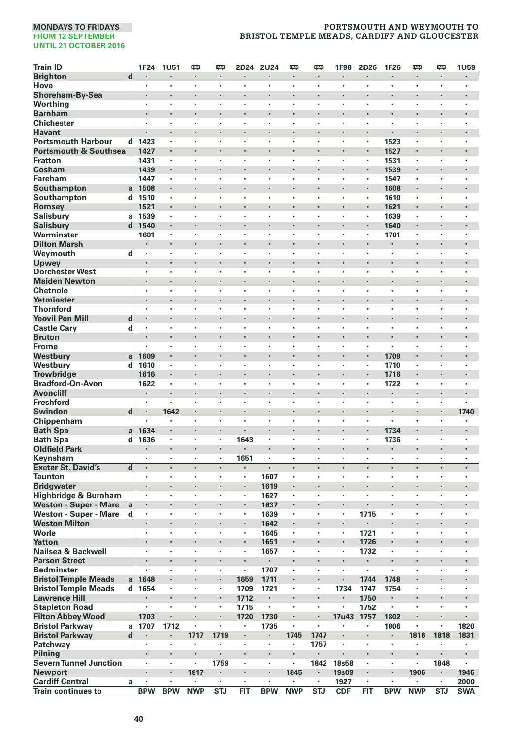**MONDAYS TO FRIDAYS**
**FROM 12 SEPTEMBER**
**UNTIL 21 OCTOBER 2016**

## PORTSMOUTH AND WEYMOUTH TO BRISTOL TEMPLE MEADS, CARDIFF AND GLOUCESTER

| Train ID | | 1F24 | 1U51 | 🚌 | 🚌 | 2D24 | 2U24 | 🚌 | 🚌 | 1F98 | 2D26 | 1F26 | 🚌 | 🚌 | 1U59 |
|---|---|---|---|---|---|---|---|---|---|---|---|---|---|---|---|
| Brighton | d | · | · | · | · | · | · | · | · | · | · | · | · | · | · |
| Hove | | · | · | · | · | · | · | · | · | · | · | · | · | · | · |
| Shoreham-By-Sea | | · | · | · | · | · | · | · | · | · | · | · | · | · | · |
| Worthing | | · | · | · | · | · | · | · | · | · | · | · | · | · | · |
| Barnham | | · | · | · | · | · | · | · | · | · | · | · | · | · | · |
| Chichester | | · | · | · | · | · | · | · | · | · | · | · | · | · | · |
| Havant | | · | · | · | · | · | · | · | · | · | · | · | · | · | · |
| Portsmouth Harbour | d | 1423 | · | · | · | · | · | · | · | · | · | 1523 | · | · | · |
| Portsmouth & Southsea | | 1427 | · | · | · | · | · | · | · | · | · | 1527 | · | · | · |
| Fratton | | 1431 | · | · | · | · | · | · | · | · | · | 1531 | · | · | · |
| Cosham | | 1439 | · | · | · | · | · | · | · | · | · | 1539 | · | · | · |
| Fareham | | 1447 | · | · | · | · | · | · | · | · | · | 1547 | · | · | · |
| Southampton | a | 1508 | · | · | · | · | · | · | · | · | · | 1608 | · | · | · |
| Southampton | d | 1510 | · | · | · | · | · | · | · | · | · | 1610 | · | · | · |
| Romsey | | 1521 | · | · | · | · | · | · | · | · | · | 1621 | · | · | · |
| Salisbury | a | 1539 | · | · | · | · | · | · | · | · | · | 1639 | · | · | · |
| Salisbury | d | 1540 | · | · | · | · | · | · | · | · | · | 1640 | · | · | · |
| Warminster | | 1601 | · | · | · | · | · | · | · | · | · | 1701 | · | · | · |
| Dilton Marsh | | · | · | · | · | · | · | · | · | · | · | · | · | · | · |
| Weymouth | d | · | · | · | · | · | · | · | · | · | · | · | · | · | · |
| Upwey | | · | · | · | · | · | · | · | · | · | · | · | · | · | · |
| Dorchester West | | · | · | · | · | · | · | · | · | · | · | · | · | · | · |
| Maiden Newton | | · | · | · | · | · | · | · | · | · | · | · | · | · | · |
| Chetnole | | · | · | · | · | · | · | · | · | · | · | · | · | · | · |
| Yetminster | | · | · | · | · | · | · | · | · | · | · | · | · | · | · |
| Thornford | | · | · | · | · | · | · | · | · | · | · | · | · | · | · |
| Yeovil Pen Mill | d | · | · | · | · | · | · | · | · | · | · | · | · | · | · |
| Castle Cary | d | · | · | · | · | · | · | · | · | · | · | · | · | · | · |
| Bruton | | · | · | · | · | · | · | · | · | · | · | · | · | · | · |
| Frome | | · | · | · | · | · | · | · | · | · | · | · | · | · | · |
| Westbury | a | 1609 | · | · | · | · | · | · | · | · | · | 1709 | · | · | · |
| Westbury | d | 1610 | · | · | · | · | · | · | · | · | · | 1710 | · | · | · |
| Trowbridge | | 1616 | · | · | · | · | · | · | · | · | · | 1716 | · | · | · |
| Bradford-On-Avon | | 1622 | · | · | · | · | · | · | · | · | · | 1722 | · | · | · |
| Avoncliff | | · | · | · | · | · | · | · | · | · | · | · | · | · | · |
| Freshford | | · | · | · | · | · | · | · | · | · | · | · | · | · | · |
| Swindon | d | · | 1642 | · | · | · | · | · | · | · | · | · | · | · | 1740 |
| Chippenham | | · | · | · | · | · | · | · | · | · | · | · | · | · | · |
| Bath Spa | a | 1634 | · | · | · | · | · | · | · | · | · | 1734 | · | · | · |
| Bath Spa | d | 1636 | · | · | · | 1643 | · | · | · | · | · | 1736 | · | · | · |
| Oldfield Park | | · | · | · | · | · | · | · | · | · | · | · | · | · | · |
| Keynsham | | · | · | · | · | 1651 | · | · | · | · | · | · | · | · | · |
| Exeter St. David's | d | · | · | · | · | · | · | · | · | · | · | · | · | · | · |
| Taunton | | · | · | · | · | · | 1607 | · | · | · | · | · | · | · | · |
| Bridgwater | | · | · | · | · | · | 1619 | · | · | · | · | · | · | · | · |
| Highbridge & Burnham | | · | · | · | · | · | 1627 | · | · | · | · | · | · | · | · |
| Weston - Super - Mare | a | · | · | · | · | · | 1637 | · | · | · | · | · | · | · | · |
| Weston - Super - Mare | d | · | · | · | · | · | 1639 | · | · | · | 1715 | · | · | · | · |
| Weston Milton | | · | · | · | · | · | 1642 | · | · | · | · | · | · | · | · |
| Worle | | · | · | · | · | · | 1645 | · | · | · | 1721 | · | · | · | · |
| Yatton | | · | · | · | · | · | 1651 | · | · | · | 1726 | · | · | · | · |
| Nailsea & Backwell | | · | · | · | · | · | 1657 | · | · | · | 1732 | · | · | · | · |
| Parson Street | | · | · | · | · | · | · | · | · | · | · | · | · | · | · |
| Bedminster | | · | · | · | · | · | 1707 | · | · | · | · | · | · | · | · |
| Bristol Temple Meads | a | 1648 | · | · | · | 1659 | 1711 | · | · | · | 1744 | 1748 | · | · | · |
| Bristol Temple Meads | d | 1654 | · | · | · | 1709 | 1721 | · | · | 1734 | 1747 | 1754 | · | · | · |
| Lawrence Hill | | · | · | · | · | 1712 | · | · | · | · | 1750 | · | · | · | · |
| Stapleton Road | | · | · | · | · | 1715 | · | · | · | · | 1752 | · | · | · | · |
| Filton Abbey Wood | | 1703 | · | · | · | 1720 | 1730 | · | · | 17u43 | 1757 | 1802 | · | · | · |
| Bristol Parkway | a | 1707 | 1712 | · | · | · | 1735 | · | · | · | · | 1806 | · | · | 1820 |
| Bristol Parkway | d | · | · | 1717 | 1719 | · | · | 1745 | 1747 | · | · | · | 1816 | 1818 | 1831 |
| Patchway | | · | · | · | · | · | · | · | 1757 | · | · | · | · | · | · |
| Pilning | | · | · | · | · | · | · | · | · | · | · | · | · | · | · |
| Severn Tunnel Junction | | · | · | · | 1759 | · | · | · | 1842 | 18s58 | · | · | · | 1848 | · |
| Newport | | · | · | 1817 | · | · | · | 1845 | · | 19s09 | · | · | 1906 | · | 1946 |
| Cardiff Central | a | · | · | · | · | · | · | · | · | 1927 | · | · | · | · | 2000 |
| Train continues to | | BPW | BPW | NWP | STJ | FIT | BPW | NWP | STJ | CDF | FIT | BPW | NWP | STJ | SWA |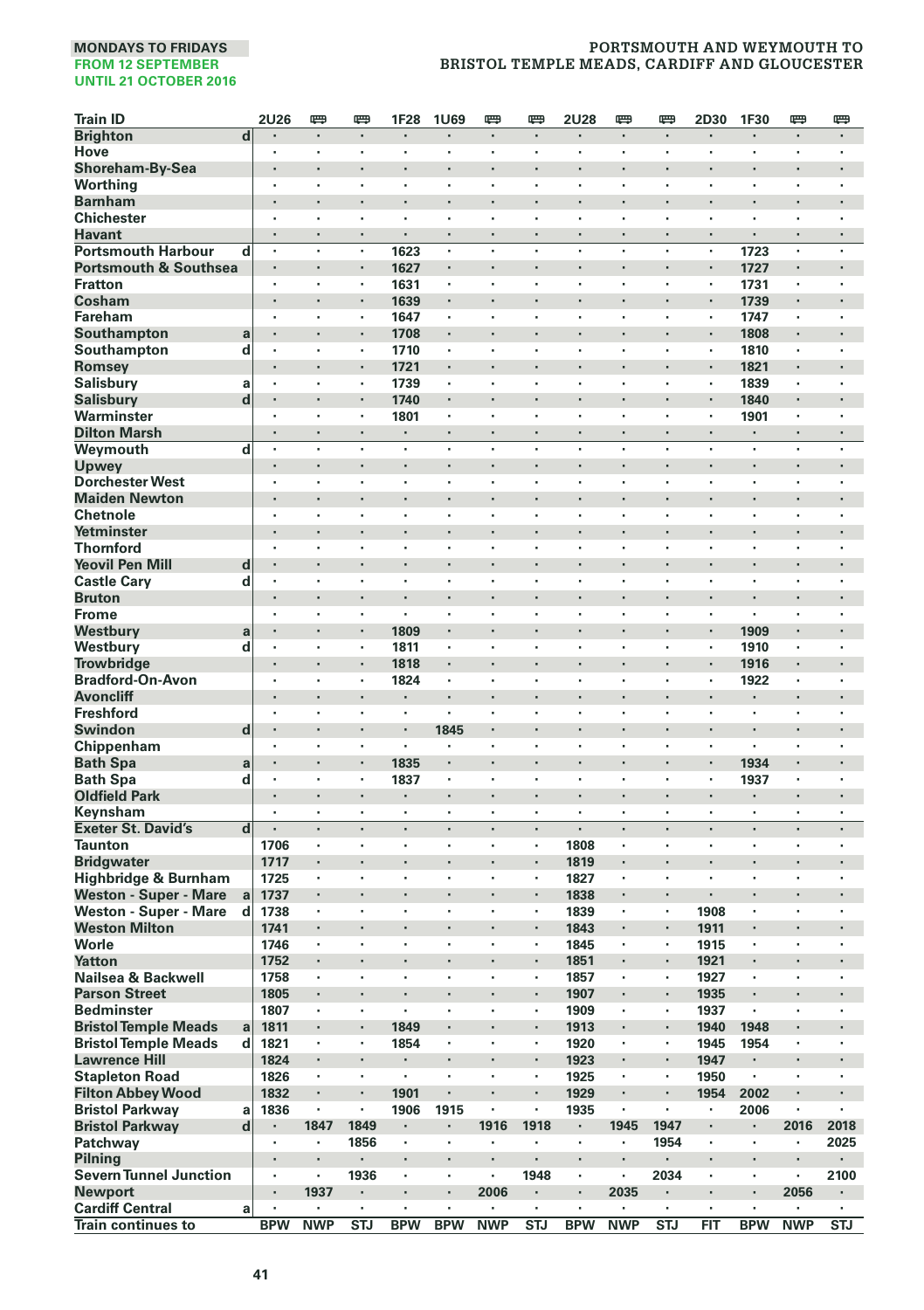MONDAYS TO FRIDAYS
FROM 12 SEPTEMBER
UNTIL 21 OCTOBER 2016

# PORTSMOUTH AND WEYMOUTH TO BRISTOL TEMPLE MEADS, CARDIFF AND GLOUCESTER

| Train ID | | 2U26 | 🚌 | 🚌 | 1F28 | 1U69 | 🚌 | 🚌 | 2U28 | 🚌 | 🚌 | 2D30 | 1F30 | 🚌 | 🚌 |
|---|---|---|---|---|---|---|---|---|---|---|---|---|---|---|---|
| Brighton | d | · | · | · | · | · | · | · | · | · | · | · | · | · | · |
| Hove | | · | · | · | · | · | · | · | · | · | · | · | · | · | · |
| Shoreham-By-Sea | | · | · | · | · | · | · | · | · | · | · | · | · | · | · |
| Worthing | | · | · | · | · | · | · | · | · | · | · | · | · | · | · |
| Barnham | | · | · | · | · | · | · | · | · | · | · | · | · | · | · |
| Chichester | | · | · | · | · | · | · | · | · | · | · | · | · | · | · |
| Havant | | · | · | · | · | · | · | · | · | · | · | · | · | · | · |
| Portsmouth Harbour | d | · | · | · | 1623 | · | · | · | · | · | · | · | 1723 | · | · |
| Portsmouth & Southsea | | · | · | · | 1627 | · | · | · | · | · | · | · | 1727 | · | · |
| Fratton | | · | · | · | 1631 | · | · | · | · | · | · | · | 1731 | · | · |
| Cosham | | · | · | · | 1639 | · | · | · | · | · | · | · | 1739 | · | · |
| Fareham | | · | · | · | 1647 | · | · | · | · | · | · | · | 1747 | · | · |
| Southampton | a | · | · | · | 1708 | · | · | · | · | · | · | · | 1808 | · | · |
| Southampton | d | · | · | · | 1710 | · | · | · | · | · | · | · | 1810 | · | · |
| Romsey | | · | · | · | 1721 | · | · | · | · | · | · | · | 1821 | · | · |
| Salisbury | a | · | · | · | 1739 | · | · | · | · | · | · | · | 1839 | · | · |
| Salisbury | d | · | · | · | 1740 | · | · | · | · | · | · | · | 1840 | · | · |
| Warminster | | · | · | · | 1801 | · | · | · | · | · | · | · | 1901 | · | · |
| Dilton Marsh | | · | · | · | · | · | · | · | · | · | · | · | · | · | · |
| Weymouth | d | · | · | · | · | · | · | · | · | · | · | · | · | · | · |
| Upwey | | · | · | · | · | · | · | · | · | · | · | · | · | · | · |
| Dorchester West | | · | · | · | · | · | · | · | · | · | · | · | · | · | · |
| Maiden Newton | | · | · | · | · | · | · | · | · | · | · | · | · | · | · |
| Chetnole | | · | · | · | · | · | · | · | · | · | · | · | · | · | · |
| Yetminster | | · | · | · | · | · | · | · | · | · | · | · | · | · | · |
| Thornford | | · | · | · | · | · | · | · | · | · | · | · | · | · | · |
| Yeovil Pen Mill | d | · | · | · | · | · | · | · | · | · | · | · | · | · | · |
| Castle Cary | d | · | · | · | · | · | · | · | · | · | · | · | · | · | · |
| Bruton | | · | · | · | · | · | · | · | · | · | · | · | · | · | · |
| Frome | | · | · | · | · | · | · | · | · | · | · | · | · | · | · |
| Westbury | a | · | · | · | 1809 | · | · | · | · | · | · | · | 1909 | · | · |
| Westbury | d | · | · | · | 1811 | · | · | · | · | · | · | · | 1910 | · | · |
| Trowbridge | | · | · | · | 1818 | · | · | · | · | · | · | · | 1916 | · | · |
| Bradford-On-Avon | | · | · | · | 1824 | · | · | · | · | · | · | · | 1922 | · | · |
| Avoncliff | | · | · | · | · | · | · | · | · | · | · | · | · | · | · |
| Freshford | | · | · | · | · | · | · | · | · | · | · | · | · | · | · |
| Swindon | d | · | · | · | · | 1845 | · | · | · | · | · | · | · | · | · |
| Chippenham | | · | · | · | · | · | · | · | · | · | · | · | · | · | · |
| Bath Spa | a | · | · | · | 1835 | · | · | · | · | · | · | · | 1934 | · | · |
| Bath Spa | d | · | · | · | 1837 | · | · | · | · | · | · | · | 1937 | · | · |
| Oldfield Park | | · | · | · | · | · | · | · | · | · | · | · | · | · | · |
| Keynsham | | · | · | · | · | · | · | · | · | · | · | · | · | · | · |
| Exeter St. David's | d | · | · | · | · | · | · | · | · | · | · | · | · | · | · |
| Taunton | | 1706 | · | · | · | · | · | · | 1808 | · | · | · | · | · | · |
| Bridgwater | | 1717 | · | · | · | · | · | · | 1819 | · | · | · | · | · | · |
| Highbridge & Burnham | | 1725 | · | · | · | · | · | · | 1827 | · | · | · | · | · | · |
| Weston - Super - Mare | a | 1737 | · | · | · | · | · | · | 1838 | · | · | · | · | · | · |
| Weston - Super - Mare | d | 1738 | · | · | · | · | · | · | 1839 | · | · | 1908 | · | · | · |
| Weston Milton | | 1741 | · | · | · | · | · | · | 1843 | · | · | 1911 | · | · | · |
| Worle | | 1746 | · | · | · | · | · | · | 1845 | · | · | 1915 | · | · | · |
| Yatton | | 1752 | · | · | · | · | · | · | 1851 | · | · | 1921 | · | · | · |
| Nailsea & Backwell | | 1758 | · | · | · | · | · | · | 1857 | · | · | 1927 | · | · | · |
| Parson Street | | 1805 | · | · | · | · | · | · | 1907 | · | · | 1935 | · | · | · |
| Bedminster | | 1807 | · | · | · | · | · | · | 1909 | · | · | 1937 | · | · | · |
| Bristol Temple Meads | a | 1811 | · | · | 1849 | · | · | · | 1913 | · | · | 1940 | 1948 | · | · |
| Bristol Temple Meads | d | 1821 | · | · | 1854 | · | · | · | 1920 | · | · | 1945 | 1954 | · | · |
| Lawrence Hill | | 1824 | · | · | · | · | · | · | 1923 | · | · | 1947 | · | · | · |
| Stapleton Road | | 1826 | · | · | · | · | · | · | 1925 | · | · | 1950 | · | · | · |
| Filton Abbey Wood | | 1832 | · | · | 1901 | · | · | · | 1929 | · | · | 1954 | 2002 | · | · |
| Bristol Parkway | a | 1836 | · | · | 1906 | 1915 | · | · | 1935 | · | · | · | 2006 | · | · |
| Bristol Parkway | d | · | 1847 | 1849 | · | · | 1916 | 1918 | · | 1945 | 1947 | · | · | 2016 | 2018 |
| Patchway | | · | · | 1856 | · | · | · | · | · | · | 1954 | · | · | · | 2025 |
| Pilning | | · | · | · | · | · | · | · | · | · | · | · | · | · | · |
| Severn Tunnel Junction | | · | · | 1936 | · | · | · | 1948 | · | · | 2034 | · | · | · | 2100 |
| Newport | | · | 1937 | · | · | · | 2006 | · | · | 2035 | · | · | · | 2056 | · |
| Cardiff Central | a | · | · | · | · | · | · | · | · | · | · | · | · | · | · |
| Train continues to | | BPW | NWP | STJ | BPW | BPW | NWP | STJ | BPW | NWP | STJ | FIT | BPW | NWP | STJ |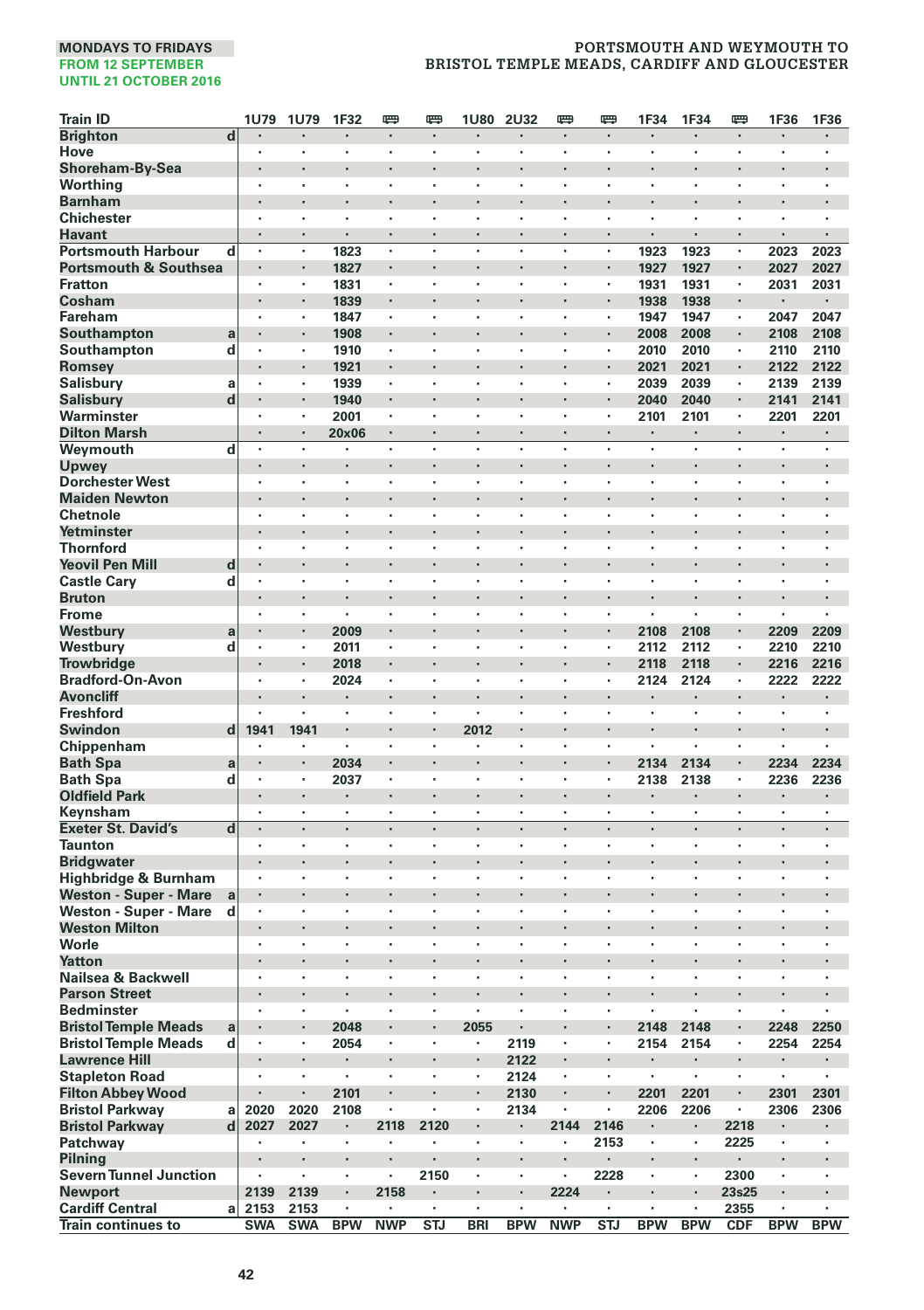MONDAYS TO FRIDAYS
FROM 12 SEPTEMBER
UNTIL 21 OCTOBER 2016

# PORTSMOUTH AND WEYMOUTH TO BRISTOL TEMPLE MEADS, CARDIFF AND GLOUCESTER

| Train ID | | 1U79 | 1U79 | 1F32 | 🚌 | 🚌 | 1U80 | 2U32 | 🚌 | 🚌 | 1F34 | 1F34 | 🚌 | 1F36 | 1F36 |
|---|---|---|---|---|---|---|---|---|---|---|---|---|---|---|---|
| Brighton | d | · | · | · | · | · | · | · | · | · | · | · | · | · | · |
| Hove | | · | · | · | · | · | · | · | · | · | · | · | · | · | · |
| Shoreham-By-Sea | | · | · | · | · | · | · | · | · | · | · | · | · | · | · |
| Worthing | | · | · | · | · | · | · | · | · | · | · | · | · | · | · |
| Barnham | | · | · | · | · | · | · | · | · | · | · | · | · | · | · |
| Chichester | | · | · | · | · | · | · | · | · | · | · | · | · | · | · |
| Havant | | · | · | · | · | · | · | · | · | · | · | · | · | · | · |
| Portsmouth Harbour | d | · | · | 1823 | · | · | · | · | · | · | 1923 | 1923 | · | 2023 | 2023 |
| Portsmouth & Southsea | | · | · | 1827 | · | · | · | · | · | · | 1927 | 1927 | · | 2027 | 2027 |
| Fratton | | · | · | 1831 | · | · | · | · | · | · | 1931 | 1931 | · | 2031 | 2031 |
| Cosham | | · | · | 1839 | · | · | · | · | · | · | 1938 | 1938 | · | · | · |
| Fareham | | · | · | 1847 | · | · | · | · | · | · | 1947 | 1947 | · | 2047 | 2047 |
| Southampton | a | · | · | 1908 | · | · | · | · | · | · | 2008 | 2008 | · | 2108 | 2108 |
| Southampton | d | · | · | 1910 | · | · | · | · | · | · | 2010 | 2010 | · | 2110 | 2110 |
| Romsey | | · | · | 1921 | · | · | · | · | · | · | 2021 | 2021 | · | 2122 | 2122 |
| Salisbury | a | · | · | 1939 | · | · | · | · | · | · | 2039 | 2039 | · | 2139 | 2139 |
| Salisbury | d | · | · | 1940 | · | · | · | · | · | · | 2040 | 2040 | · | 2141 | 2141 |
| Warminster | | · | · | 2001 | · | · | · | · | · | · | 2101 | 2101 | · | 2201 | 2201 |
| Dilton Marsh | | · | · | 20x06 | · | · | · | · | · | · | · | · | · | · | · |
| Weymouth | d | · | · | · | · | · | · | · | · | · | · | · | · | · | · |
| Upwey | | · | · | · | · | · | · | · | · | · | · | · | · | · | · |
| Dorchester West | | · | · | · | · | · | · | · | · | · | · | · | · | · | · |
| Maiden Newton | | · | · | · | · | · | · | · | · | · | · | · | · | · | · |
| Chetnole | | · | · | · | · | · | · | · | · | · | · | · | · | · | · |
| Yetminster | | · | · | · | · | · | · | · | · | · | · | · | · | · | · |
| Thornford | | · | · | · | · | · | · | · | · | · | · | · | · | · | · |
| Yeovil Pen Mill | d | · | · | · | · | · | · | · | · | · | · | · | · | · | · |
| Castle Cary | d | · | · | · | · | · | · | · | · | · | · | · | · | · | · |
| Bruton | | · | · | · | · | · | · | · | · | · | · | · | · | · | · |
| Frome | | · | · | · | · | · | · | · | · | · | · | · | · | · | · |
| Westbury | a | · | · | 2009 | · | · | · | · | · | · | 2108 | 2108 | · | 2209 | 2209 |
| Westbury | d | · | · | 2011 | · | · | · | · | · | · | 2112 | 2112 | · | 2210 | 2210 |
| Trowbridge | | · | · | 2018 | · | · | · | · | · | · | 2118 | 2118 | · | 2216 | 2216 |
| Bradford-On-Avon | | · | · | 2024 | · | · | · | · | · | · | 2124 | 2124 | · | 2222 | 2222 |
| Avoncliff | | · | · | · | · | · | · | · | · | · | · | · | · | · | · |
| Freshford | | · | · | · | · | · | · | · | · | · | · | · | · | · | · |
| Swindon | d | 1941 | 1941 | · | · | · | 2012 | · | · | · | · | · | · | · | · |
| Chippenham | | · | · | · | · | · | · | · | · | · | · | · | · | · | · |
| Bath Spa | a | · | · | 2034 | · | · | · | · | · | · | 2134 | 2134 | · | 2234 | 2234 |
| Bath Spa | d | · | · | 2037 | · | · | · | · | · | · | 2138 | 2138 | · | 2236 | 2236 |
| Oldfield Park | | · | · | · | · | · | · | · | · | · | · | · | · | · | · |
| Keynsham | | · | · | · | · | · | · | · | · | · | · | · | · | · | · |
| Exeter St. David's | d | · | · | · | · | · | · | · | · | · | · | · | · | · | · |
| Taunton | | · | · | · | · | · | · | · | · | · | · | · | · | · | · |
| Bridgwater | | · | · | · | · | · | · | · | · | · | · | · | · | · | · |
| Highbridge & Burnham | | · | · | · | · | · | · | · | · | · | · | · | · | · | · |
| Weston - Super - Mare | a | · | · | · | · | · | · | · | · | · | · | · | · | · | · |
| Weston - Super - Mare | d | · | · | · | · | · | · | · | · | · | · | · | · | · | · |
| Weston Milton | | · | · | · | · | · | · | · | · | · | · | · | · | · | · |
| Worle | | · | · | · | · | · | · | · | · | · | · | · | · | · | · |
| Yatton | | · | · | · | · | · | · | · | · | · | · | · | · | · | · |
| Nailsea & Backwell | | · | · | · | · | · | · | · | · | · | · | · | · | · | · |
| Parson Street | | · | · | · | · | · | · | · | · | · | · | · | · | · | · |
| Bedminster | | · | · | · | · | · | · | · | · | · | · | · | · | · | · |
| Bristol Temple Meads | a | · | · | 2048 | · | · | 2055 | · | · | · | 2148 | 2148 | · | 2248 | 2250 |
| Bristol Temple Meads | d | · | · | 2054 | · | · | · | 2119 | · | · | 2154 | 2154 | · | 2254 | 2254 |
| Lawrence Hill | | · | · | · | · | · | · | 2122 | · | · | · | · | · | · | · |
| Stapleton Road | | · | · | · | · | · | · | 2124 | · | · | · | · | · | · | · |
| Filton Abbey Wood | | · | · | 2101 | · | · | · | 2130 | · | · | 2201 | 2201 | · | 2301 | 2301 |
| Bristol Parkway | a | 2020 | 2020 | 2108 | · | · | · | 2134 | · | · | 2206 | 2206 | · | 2306 | 2306 |
| Bristol Parkway | d | 2027 | 2027 | · | 2118 | 2120 | · | · | 2144 | 2146 | · | · | 2218 | · | · |
| Patchway | | · | · | · | · | · | · | · | · | 2153 | · | · | 2225 | · | · |
| Pilning | | · | · | · | · | · | · | · | · | · | · | · | · | · | · |
| Severn Tunnel Junction | | · | · | · | · | 2150 | · | · | · | 2228 | · | · | 2300 | · | · |
| Newport | | 2139 | 2139 | · | 2158 | · | · | · | 2224 | · | · | · | 23s25 | · | · |
| Cardiff Central | a | 2153 | 2153 | · | · | · | · | · | · | · | · | · | 2355 | · | · |
| Train continues to | | SWA | SWA | BPW | NWP | STJ | BRI | BPW | NWP | STJ | BPW | BPW | CDF | BPW | BPW |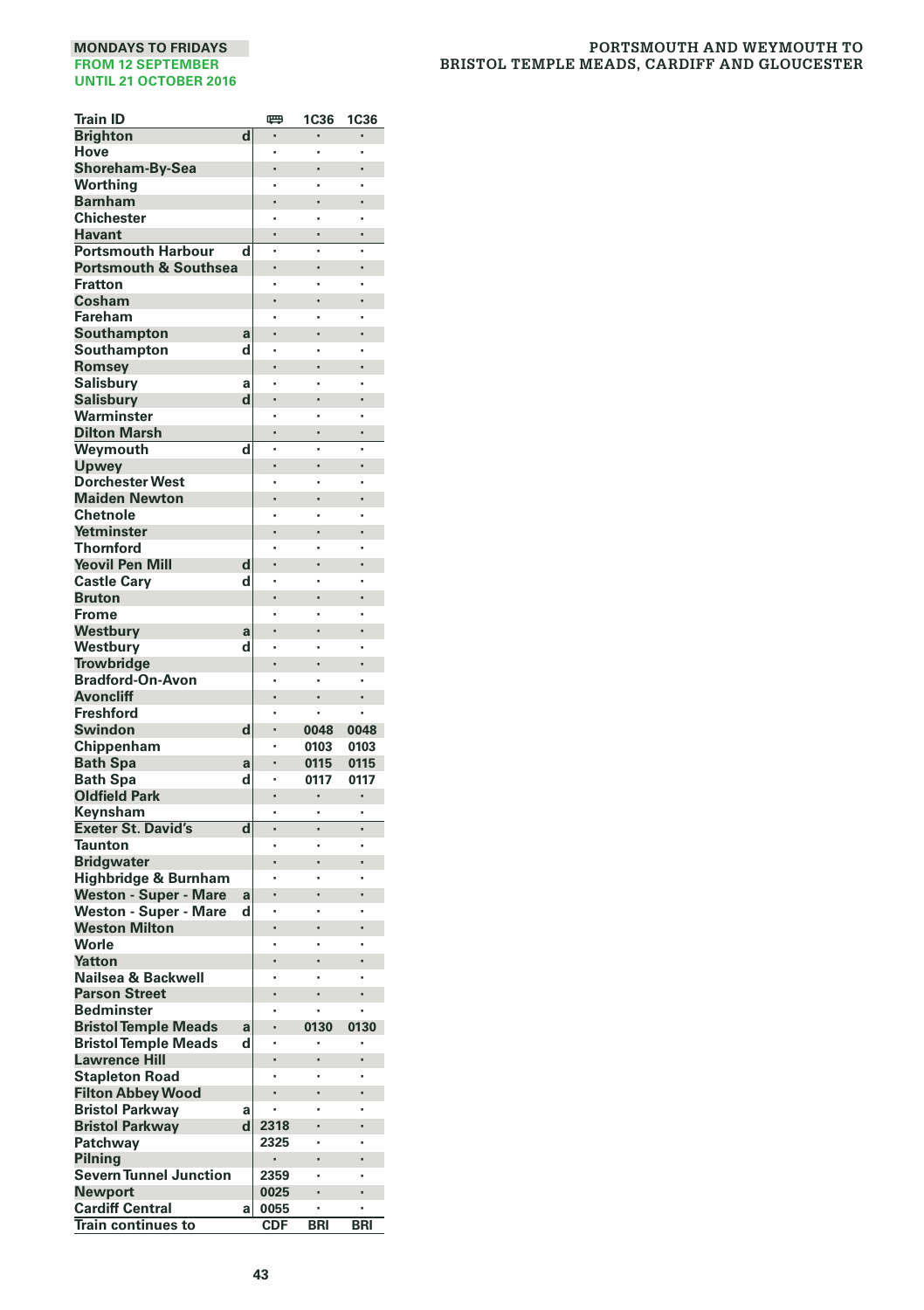MONDAYS TO FRIDAYS
FROM 12 SEPTEMBER
UNTIL 21 OCTOBER 2016

# PORTSMOUTH AND WEYMOUTH TO BRISTOL TEMPLE MEADS, CARDIFF AND GLOUCESTER

| Train ID | | 🚌 | 1C36 | 1C36 |
|---|---|---|---|---|
| Brighton | d | · | · | · |
| Hove | | · | · | · |
| Shoreham-By-Sea | | · | · | · |
| Worthing | | · | · | · |
| Barnham | | · | · | · |
| Chichester | | · | · | · |
| Havant | | · | · | · |
| Portsmouth Harbour | d | · | · | · |
| Portsmouth & Southsea | | · | · | · |
| Fratton | | · | · | · |
| Cosham | | · | · | · |
| Fareham | | · | · | · |
| Southampton | a | · | · | · |
| Southampton | d | · | · | · |
| Romsey | | · | · | · |
| Salisbury | a | · | · | · |
| Salisbury | d | · | · | · |
| Warminster | | · | · | · |
| Dilton Marsh | | · | · | · |
| Weymouth | d | · | · | · |
| Upwey | | · | · | · |
| Dorchester West | | · | · | · |
| Maiden Newton | | · | · | · |
| Chetnole | | · | · | · |
| Yetminster | | · | · | · |
| Thornford | | · | · | · |
| Yeovil Pen Mill | d | · | · | · |
| Castle Cary | d | · | · | · |
| Bruton | | · | · | · |
| Frome | | · | · | · |
| Westbury | a | · | · | · |
| Westbury | d | · | · | · |
| Trowbridge | | · | · | · |
| Bradford-On-Avon | | · | · | · |
| Avoncliff | | · | · | · |
| Freshford | | · | · | · |
| Swindon | d | · | 0048 | 0048 |
| Chippenham | | · | 0103 | 0103 |
| Bath Spa | a | · | 0115 | 0115 |
| Bath Spa | d | · | 0117 | 0117 |
| Oldfield Park | | · | · | · |
| Keynsham | | · | · | · |
| Exeter St. David's | d | · | · | · |
| Taunton | | · | · | · |
| Bridgwater | | · | · | · |
| Highbridge & Burnham | | · | · | · |
| Weston - Super - Mare | a | · | · | · |
| Weston - Super - Mare | d | · | · | · |
| Weston Milton | | · | · | · |
| Worle | | · | · | · |
| Yatton | | · | · | · |
| Nailsea & Backwell | | · | · | · |
| Parson Street | | · | · | · |
| Bedminster | | · | · | · |
| Bristol Temple Meads | a | · | 0130 | 0130 |
| Bristol Temple Meads | d | · | · | · |
| Lawrence Hill | | · | · | · |
| Stapleton Road | | · | · | · |
| Filton Abbey Wood | | · | · | · |
| Bristol Parkway | a | · | · | · |
| Bristol Parkway | d | 2318 | · | · |
| Patchway | | 2325 | · | · |
| Pilning | | · | · | · |
| Severn Tunnel Junction | | 2359 | · | · |
| Newport | | 0025 | · | · |
| Cardiff Central | a | 0055 | · | · |
| Train continues to | | CDF | BRI | BRI |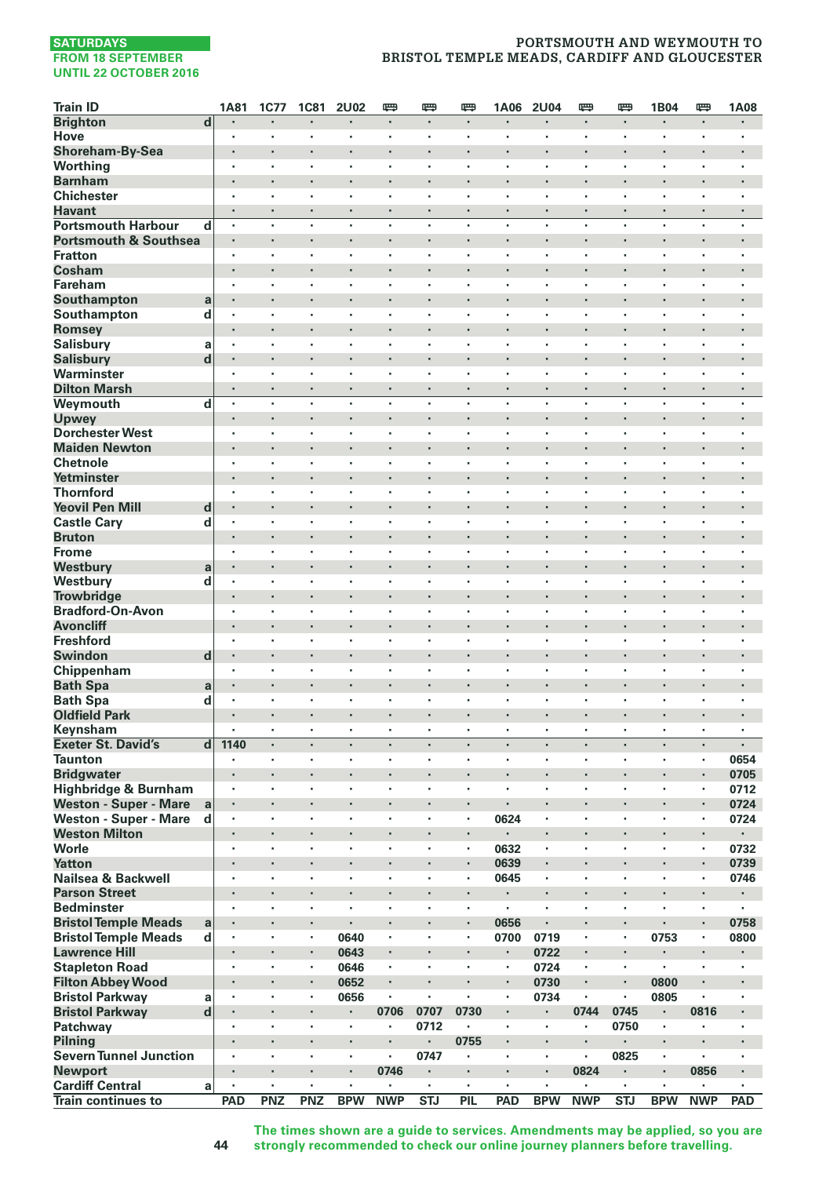SATURDAYS
FROM 18 SEPTEMBER
UNTIL 22 OCTOBER 2016

# PORTSMOUTH AND WEYMOUTH TO BRISTOL TEMPLE MEADS, CARDIFF AND GLOUCESTER

| Train ID | | 1A81 | 1C77 | 1C81 | 2U02 | 🚌 | 🚌 | 🚌 | 1A06 | 2U04 | 🚌 | 🚌 | 1B04 | 🚌 | 1A08 |
|---|---|---|---|---|---|---|---|---|---|---|---|---|---|---|---|
| Brighton | d | · | · | · | · | · | · | · | · | · | · | · | · | · | · |
| Hove | | · | · | · | · | · | · | · | · | · | · | · | · | · | · |
| Shoreham-By-Sea | | · | · | · | · | · | · | · | · | · | · | · | · | · | · |
| Worthing | | · | · | · | · | · | · | · | · | · | · | · | · | · | · |
| Barnham | | · | · | · | · | · | · | · | · | · | · | · | · | · | · |
| Chichester | | · | · | · | · | · | · | · | · | · | · | · | · | · | · |
| Havant | | · | · | · | · | · | · | · | · | · | · | · | · | · | · |
| Portsmouth Harbour | d | · | · | · | · | · | · | · | · | · | · | · | · | · | · |
| Portsmouth & Southsea | | · | · | · | · | · | · | · | · | · | · | · | · | · | · |
| Fratton | | · | · | · | · | · | · | · | · | · | · | · | · | · | · |
| Cosham | | · | · | · | · | · | · | · | · | · | · | · | · | · | · |
| Fareham | | · | · | · | · | · | · | · | · | · | · | · | · | · | · |
| Southampton | a | · | · | · | · | · | · | · | · | · | · | · | · | · | · |
| Southampton | d | · | · | · | · | · | · | · | · | · | · | · | · | · | · |
| Romsey | | · | · | · | · | · | · | · | · | · | · | · | · | · | · |
| Salisbury | a | · | · | · | · | · | · | · | · | · | · | · | · | · | · |
| Salisbury | d | · | · | · | · | · | · | · | · | · | · | · | · | · | · |
| Warminster | | · | · | · | · | · | · | · | · | · | · | · | · | · | · |
| Dilton Marsh | | · | · | · | · | · | · | · | · | · | · | · | · | · | · |
| Weymouth | d | · | · | · | · | · | · | · | · | · | · | · | · | · | · |
| Upwey | | · | · | · | · | · | · | · | · | · | · | · | · | · | · |
| Dorchester West | | · | · | · | · | · | · | · | · | · | · | · | · | · | · |
| Maiden Newton | | · | · | · | · | · | · | · | · | · | · | · | · | · | · |
| Chetnole | | · | · | · | · | · | · | · | · | · | · | · | · | · | · |
| Yetminster | | · | · | · | · | · | · | · | · | · | · | · | · | · | · |
| Thornford | | · | · | · | · | · | · | · | · | · | · | · | · | · | · |
| Yeovil Pen Mill | d | · | · | · | · | · | · | · | · | · | · | · | · | · | · |
| Castle Cary | d | · | · | · | · | · | · | · | · | · | · | · | · | · | · |
| Bruton | | · | · | · | · | · | · | · | · | · | · | · | · | · | · |
| Frome | | · | · | · | · | · | · | · | · | · | · | · | · | · | · |
| Westbury | a | · | · | · | · | · | · | · | · | · | · | · | · | · | · |
| Westbury | d | · | · | · | · | · | · | · | · | · | · | · | · | · | · |
| Trowbridge | | · | · | · | · | · | · | · | · | · | · | · | · | · | · |
| Bradford-On-Avon | | · | · | · | · | · | · | · | · | · | · | · | · | · | · |
| Avoncliff | | · | · | · | · | · | · | · | · | · | · | · | · | · | · |
| Freshford | | · | · | · | · | · | · | · | · | · | · | · | · | · | · |
| Swindon | d | · | · | · | · | · | · | · | · | · | · | · | · | · | · |
| Chippenham | | · | · | · | · | · | · | · | · | · | · | · | · | · | · |
| Bath Spa | a | · | · | · | · | · | · | · | · | · | · | · | · | · | · |
| Bath Spa | d | · | · | · | · | · | · | · | · | · | · | · | · | · | · |
| Oldfield Park | | · | · | · | · | · | · | · | · | · | · | · | · | · | · |
| Keynsham | | · | · | · | · | · | · | · | · | · | · | · | · | · | · |
| Exeter St. David's | d | 1140 | · | · | · | · | · | · | · | · | · | · | · | · | · |
| Taunton | | · | · | · | · | · | · | · | · | · | · | · | · | · | 0654 |
| Bridgwater | | · | · | · | · | · | · | · | · | · | · | · | · | · | 0705 |
| Highbridge & Burnham | | · | · | · | · | · | · | · | · | · | · | · | · | · | 0712 |
| Weston - Super - Mare | a | · | · | · | · | · | · | · | · | · | · | · | · | · | 0724 |
| Weston - Super - Mare | d | · | · | · | · | · | · | · | 0624 | · | · | · | · | · | 0724 |
| Weston Milton | | · | · | · | · | · | · | · | · | · | · | · | · | · | · |
| Worle | | · | · | · | · | · | · | · | 0632 | · | · | · | · | · | 0732 |
| Yatton | | · | · | · | · | · | · | · | 0639 | · | · | · | · | · | 0739 |
| Nailsea & Backwell | | · | · | · | · | · | · | · | 0645 | · | · | · | · | · | 0746 |
| Parson Street | | · | · | · | · | · | · | · | · | · | · | · | · | · | · |
| Bedminster | | · | · | · | · | · | · | · | · | · | · | · | · | · | · |
| Bristol Temple Meads | a | · | · | · | · | · | · | · | 0656 | · | · | · | · | · | 0758 |
| Bristol Temple Meads | d | · | · | · | 0640 | · | · | · | 0700 | 0719 | · | · | 0753 | · | 0800 |
| Lawrence Hill | | · | · | · | 0643 | · | · | · | · | 0722 | · | · | · | · | · |
| Stapleton Road | | · | · | · | 0646 | · | · | · | · | 0724 | · | · | · | · | · |
| Filton Abbey Wood | | · | · | · | 0652 | · | · | · | · | 0730 | · | · | 0800 | · | · |
| Bristol Parkway | a | · | · | · | 0656 | · | · | · | · | 0734 | · | · | 0805 | · | · |
| Bristol Parkway | d | · | · | · | · | 0706 | 0707 | 0730 | · | · | 0744 | 0745 | · | 0816 | · |
| Patchway | | · | · | · | · | · | 0712 | · | · | · | · | 0750 | · | · | · |
| Pilning | | · | · | · | · | · | · | 0755 | · | · | · | · | · | · | · |
| Severn Tunnel Junction | | · | · | · | · | · | 0747 | · | · | · | · | 0825 | · | · | · |
| Newport | | · | · | · | · | 0746 | · | · | · | · | 0824 | · | · | 0856 | · |
| Cardiff Central | a | · | · | · | · | · | · | · | · | · | · | · | · | · | · |
| Train continues to | | PAD | PNZ | PNZ | BPW | NWP | STJ | PIL | PAD | BPW | NWP | STJ | BPW | NWP | PAD |

The times shown are a guide to services. Amendments may be applied, so you are strongly recommended to check our online journey planners before travelling.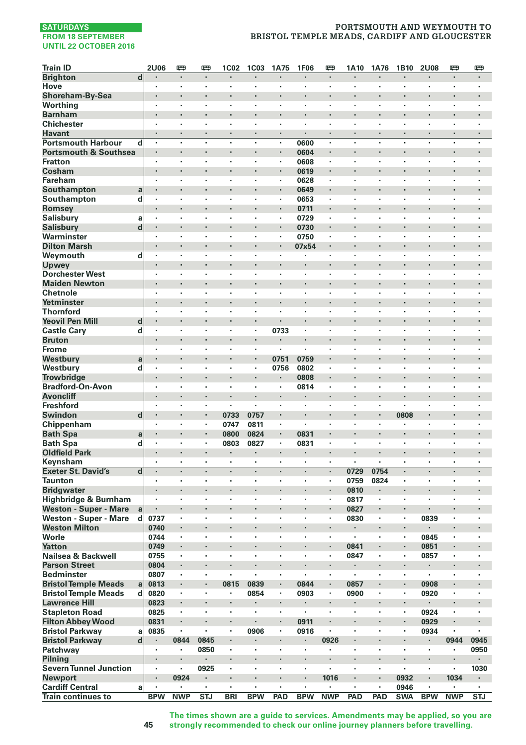SATURDAYS
FROM 18 SEPTEMBER
UNTIL 22 OCTOBER 2016

# PORTSMOUTH AND WEYMOUTH TO BRISTOL TEMPLE MEADS, CARDIFF AND GLOUCESTER

| Train ID | | 2U06 | 🚌 | 🚌 | 1C02 | 1C03 | 1A75 | 1F06 | 🚌 | 1A10 | 1A76 | 1B10 | 2U08 | 🚌 | 🚌 |
|---|---|---|---|---|---|---|---|---|---|---|---|---|---|---|---|
| Brighton | d | · | · | · | · | · | · | · | · | · | · | · | · | · | · |
| Hove | | · | · | · | · | · | · | · | · | · | · | · | · | · | · |
| Shoreham-By-Sea | | · | · | · | · | · | · | · | · | · | · | · | · | · | · |
| Worthing | | · | · | · | · | · | · | · | · | · | · | · | · | · | · |
| Barnham | | · | · | · | · | · | · | · | · | · | · | · | · | · | · |
| Chichester | | · | · | · | · | · | · | · | · | · | · | · | · | · | · |
| Havant | | · | · | · | · | · | · | · | · | · | · | · | · | · | · |
| Portsmouth Harbour | d | · | · | · | · | · | · | 0600 | · | · | · | · | · | · | · |
| Portsmouth & Southsea | | · | · | · | · | · | · | 0604 | · | · | · | · | · | · | · |
| Fratton | | · | · | · | · | · | · | 0608 | · | · | · | · | · | · | · |
| Cosham | | · | · | · | · | · | · | 0619 | · | · | · | · | · | · | · |
| Fareham | | · | · | · | · | · | · | 0628 | · | · | · | · | · | · | · |
| Southampton | a | · | · | · | · | · | · | 0649 | · | · | · | · | · | · | · |
| Southampton | d | · | · | · | · | · | · | 0653 | · | · | · | · | · | · | · |
| Romsey | | · | · | · | · | · | · | 0711 | · | · | · | · | · | · | · |
| Salisbury | a | · | · | · | · | · | · | 0729 | · | · | · | · | · | · | · |
| Salisbury | d | · | · | · | · | · | · | 0730 | · | · | · | · | · | · | · |
| Warminster | | · | · | · | · | · | · | 0750 | · | · | · | · | · | · | · |
| Dilton Marsh | | · | · | · | · | · | · | 07x54 | · | · | · | · | · | · | · |
| Weymouth | d | · | · | · | · | · | · | · | · | · | · | · | · | · | · |
| Upwey | | · | · | · | · | · | · | · | · | · | · | · | · | · | · |
| Dorchester West | | · | · | · | · | · | · | · | · | · | · | · | · | · | · |
| Maiden Newton | | · | · | · | · | · | · | · | · | · | · | · | · | · | · |
| Chetnole | | · | · | · | · | · | · | · | · | · | · | · | · | · | · |
| Yetminster | | · | · | · | · | · | · | · | · | · | · | · | · | · | · |
| Thornford | | · | · | · | · | · | · | · | · | · | · | · | · | · | · |
| Yeovil Pen Mill | d | · | · | · | · | · | · | · | · | · | · | · | · | · | · |
| Castle Cary | d | · | · | · | · | · | 0733 | · | · | · | · | · | · | · | · |
| Bruton | | · | · | · | · | · | · | · | · | · | · | · | · | · | · |
| Frome | | · | · | · | · | · | · | · | · | · | · | · | · | · | · |
| Westbury | a | · | · | · | · | · | 0751 | 0759 | · | · | · | · | · | · | · |
| Westbury | d | · | · | · | · | · | 0756 | 0802 | · | · | · | · | · | · | · |
| Trowbridge | | · | · | · | · | · | · | 0808 | · | · | · | · | · | · | · |
| Bradford-On-Avon | | · | · | · | · | · | · | 0814 | · | · | · | · | · | · | · |
| Avoncliff | | · | · | · | · | · | · | · | · | · | · | · | · | · | · |
| Freshford | | · | · | · | · | · | · | · | · | · | · | · | · | · | · |
| Swindon | d | · | · | · | 0733 | 0757 | · | · | · | · | · | 0808 | · | · | · |
| Chippenham | | · | · | · | 0747 | 0811 | · | · | · | · | · | · | · | · | · |
| Bath Spa | a | · | · | · | 0800 | 0824 | · | 0831 | · | · | · | · | · | · | · |
| Bath Spa | d | · | · | · | 0803 | 0827 | · | 0831 | · | · | · | · | · | · | · |
| Oldfield Park | | · | · | · | · | · | · | · | · | · | · | · | · | · | · |
| Keynsham | | · | · | · | · | · | · | · | · | · | · | · | · | · | · |
| Exeter St. David's | d | · | · | · | · | · | · | · | · | 0729 | 0754 | · | · | · | · |
| Taunton | | · | · | · | · | · | · | · | · | 0759 | 0824 | · | · | · | · |
| Bridgwater | | · | · | · | · | · | · | · | · | 0810 | · | · | · | · | · |
| Highbridge & Burnham | | · | · | · | · | · | · | · | · | 0817 | · | · | · | · | · |
| Weston - Super - Mare | a | · | · | · | · | · | · | · | · | 0827 | · | · | · | · | · |
| Weston - Super - Mare | d | 0737 | · | · | · | · | · | · | · | 0830 | · | · | 0839 | · | · |
| Weston Milton | | 0740 | · | · | · | · | · | · | · | · | · | · | · | · | · |
| Worle | | 0744 | · | · | · | · | · | · | · | · | · | · | 0845 | · | · |
| Yatton | | 0749 | · | · | · | · | · | · | · | 0841 | · | · | 0851 | · | · |
| Nailsea & Backwell | | 0755 | · | · | · | · | · | · | · | 0847 | · | · | 0857 | · | · |
| Parson Street | | 0804 | · | · | · | · | · | · | · | · | · | · | · | · | · |
| Bedminster | | 0807 | · | · | · | · | · | · | · | · | · | · | · | · | · |
| Bristol Temple Meads | a | 0813 | · | · | 0815 | 0839 | · | 0844 | · | 0857 | · | · | 0908 | · | · |
| Bristol Temple Meads | d | 0820 | · | · | · | 0854 | · | 0903 | · | 0900 | · | · | 0920 | · | · |
| Lawrence Hill | | 0823 | · | · | · | · | · | · | · | · | · | · | · | · | · |
| Stapleton Road | | 0825 | · | · | · | · | · | · | · | · | · | · | 0924 | · | · |
| Filton Abbey Wood | | 0831 | · | · | · | · | · | 0911 | · | · | · | · | 0929 | · | · |
| Bristol Parkway | a | 0835 | · | · | · | 0906 | · | 0916 | · | · | · | · | 0934 | · | · |
| Bristol Parkway | d | · | 0844 | 0845 | · | · | · | · | 0926 | · | · | · | · | 0944 | 0945 |
| Patchway | | · | · | 0850 | · | · | · | · | · | · | · | · | · | · | 0950 |
| Pilning | | · | · | · | · | · | · | · | · | · | · | · | · | · | · |
| Severn Tunnel Junction | | · | · | 0925 | · | · | · | · | · | · | · | · | · | · | 1030 |
| Newport | | · | 0924 | · | · | · | · | · | 1016 | · | · | 0932 | · | 1034 | · |
| Cardiff Central | a | · | · | · | · | · | · | · | · | · | · | 0946 | · | · | · |
| Train continues to | | BPW | NWP | STJ | BRI | BPW | PAD | BPW | NWP | PAD | PAD | SWA | BPW | NWP | STJ |

The times shown are a guide to services. Amendments may be applied, so you are strongly recommended to check our online journey planners before travelling.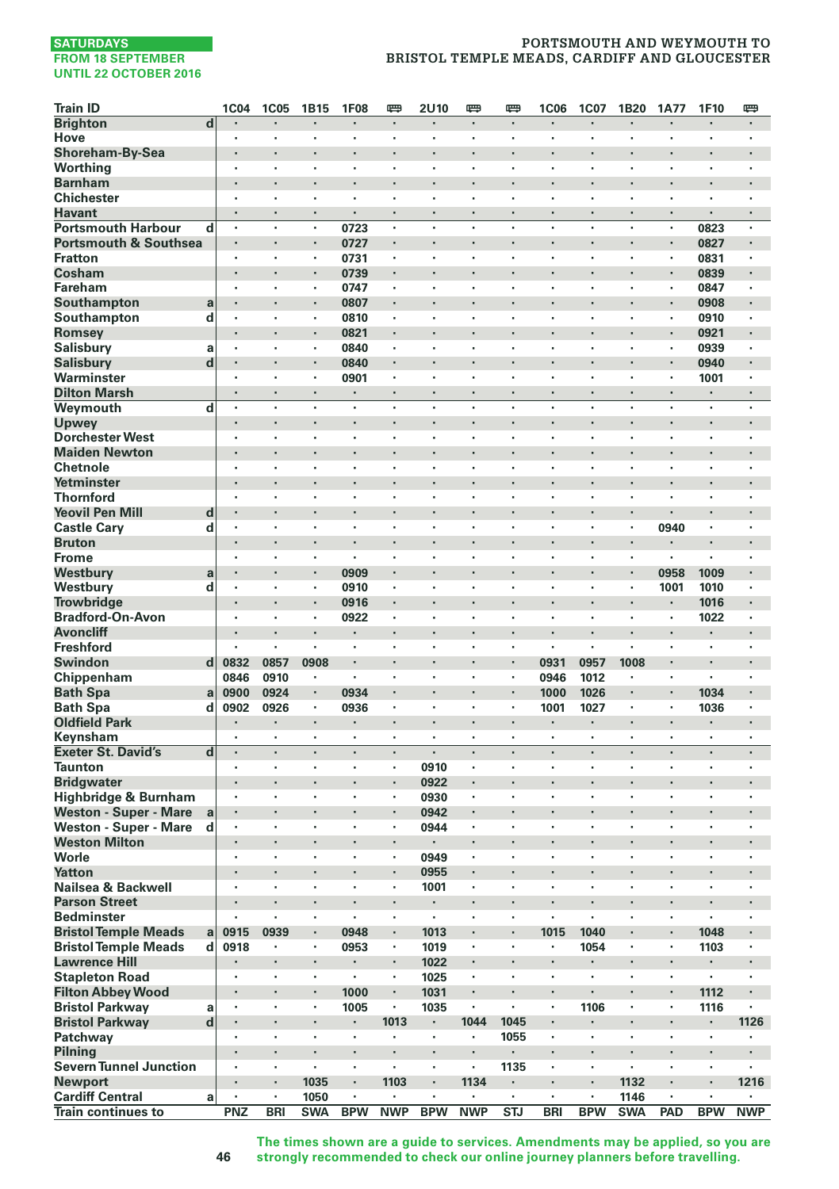SATURDAYS
FROM 18 SEPTEMBER
UNTIL 22 OCTOBER 2016

# PORTSMOUTH AND WEYMOUTH TO BRISTOL TEMPLE MEADS, CARDIFF AND GLOUCESTER

| Train ID | | 1C04 | 1C05 | 1B15 | 1F08 | 🚌 | 2U10 | 🚌 | 🚌 | 1C06 | 1C07 | 1B20 | 1A77 | 1F10 | 🚌 |
|---|---|---|---|---|---|---|---|---|---|---|---|---|---|---|---|
| Brighton | d | · | · | · | · | · | · | · | · | · | · | · | · | · | · |
| Hove | | · | · | · | · | · | · | · | · | · | · | · | · | · | · |
| Shoreham-By-Sea | | · | · | · | · | · | · | · | · | · | · | · | · | · | · |
| Worthing | | · | · | · | · | · | · | · | · | · | · | · | · | · | · |
| Barnham | | · | · | · | · | · | · | · | · | · | · | · | · | · | · |
| Chichester | | · | · | · | · | · | · | · | · | · | · | · | · | · | · |
| Havant | | · | · | · | · | · | · | · | · | · | · | · | · | · | · |
| Portsmouth Harbour | d | · | · | · | 0723 | · | · | · | · | · | · | · | · | 0823 | · |
| Portsmouth & Southsea | | · | · | · | 0727 | · | · | · | · | · | · | · | · | 0827 | · |
| Fratton | | · | · | · | 0731 | · | · | · | · | · | · | · | · | 0831 | · |
| Cosham | | · | · | · | 0739 | · | · | · | · | · | · | · | · | 0839 | · |
| Fareham | | · | · | · | 0747 | · | · | · | · | · | · | · | · | 0847 | · |
| Southampton | a | · | · | · | 0807 | · | · | · | · | · | · | · | · | 0908 | · |
| Southampton | d | · | · | · | 0810 | · | · | · | · | · | · | · | · | 0910 | · |
| Romsey | | · | · | · | 0821 | · | · | · | · | · | · | · | · | 0921 | · |
| Salisbury | a | · | · | · | 0840 | · | · | · | · | · | · | · | · | 0939 | · |
| Salisbury | d | · | · | · | 0840 | · | · | · | · | · | · | · | · | 0940 | · |
| Warminster | | · | · | · | 0901 | · | · | · | · | · | · | · | · | 1001 | · |
| Dilton Marsh | | · | · | · | · | · | · | · | · | · | · | · | · | · | · |
| Weymouth | d | · | · | · | · | · | · | · | · | · | · | · | · | · | · |
| Upwey | | · | · | · | · | · | · | · | · | · | · | · | · | · | · |
| Dorchester West | | · | · | · | · | · | · | · | · | · | · | · | · | · | · |
| Maiden Newton | | · | · | · | · | · | · | · | · | · | · | · | · | · | · |
| Chetnole | | · | · | · | · | · | · | · | · | · | · | · | · | · | · |
| Yetminster | | · | · | · | · | · | · | · | · | · | · | · | · | · | · |
| Thornford | | · | · | · | · | · | · | · | · | · | · | · | · | · | · |
| Yeovil Pen Mill | d | · | · | · | · | · | · | · | · | · | · | · | · | · | · |
| Castle Cary | d | · | · | · | · | · | · | · | · | · | · | · | 0940 | · | · |
| Bruton | | · | · | · | · | · | · | · | · | · | · | · | · | · | · |
| Frome | | · | · | · | · | · | · | · | · | · | · | · | · | · | · |
| Westbury | a | · | · | · | 0909 | · | · | · | · | · | · | · | 0958 | 1009 | · |
| Westbury | d | · | · | · | 0910 | · | · | · | · | · | · | · | 1001 | 1010 | · |
| Trowbridge | | · | · | · | 0916 | · | · | · | · | · | · | · | · | 1016 | · |
| Bradford-On-Avon | | · | · | · | 0922 | · | · | · | · | · | · | · | · | 1022 | · |
| Avoncliff | | · | · | · | · | · | · | · | · | · | · | · | · | · | · |
| Freshford | | · | · | · | · | · | · | · | · | · | · | · | · | · | · |
| Swindon | d | 0832 | 0857 | 0908 | · | · | · | · | · | 0931 | 0957 | 1008 | · | · | · |
| Chippenham | | 0846 | 0910 | · | · | · | · | · | · | 0946 | 1012 | · | · | · | · |
| Bath Spa | a | 0900 | 0924 | · | 0934 | · | · | · | · | 1000 | 1026 | · | · | 1034 | · |
| Bath Spa | d | 0902 | 0926 | · | 0936 | · | · | · | · | 1001 | 1027 | · | · | 1036 | · |
| Oldfield Park | | · | · | · | · | · | · | · | · | · | · | · | · | · | · |
| Keynsham | | · | · | · | · | · | · | · | · | · | · | · | · | · | · |
| Exeter St. David's | d | · | · | · | · | · | · | · | · | · | · | · | · | · | · |
| Taunton | | · | · | · | · | · | 0910 | · | · | · | · | · | · | · | · |
| Bridgwater | | · | · | · | · | · | 0922 | · | · | · | · | · | · | · | · |
| Highbridge & Burnham | | · | · | · | · | · | 0930 | · | · | · | · | · | · | · | · |
| Weston - Super - Mare | a | · | · | · | · | · | 0942 | · | · | · | · | · | · | · | · |
| Weston - Super - Mare | d | · | · | · | · | · | 0944 | · | · | · | · | · | · | · | · |
| Weston Milton | | · | · | · | · | · | · | · | · | · | · | · | · | · | · |
| Worle | | · | · | · | · | · | 0949 | · | · | · | · | · | · | · | · |
| Yatton | | · | · | · | · | · | 0955 | · | · | · | · | · | · | · | · |
| Nailsea & Backwell | | · | · | · | · | · | 1001 | · | · | · | · | · | · | · | · |
| Parson Street | | · | · | · | · | · | · | · | · | · | · | · | · | · | · |
| Bedminster | | · | · | · | · | · | · | · | · | · | · | · | · | · | · |
| Bristol Temple Meads | a | 0915 | 0939 | · | 0948 | · | 1013 | · | · | 1015 | 1040 | · | · | 1048 | · |
| Bristol Temple Meads | d | 0918 | · | · | 0953 | · | 1019 | · | · | · | 1054 | · | · | 1103 | · |
| Lawrence Hill | | · | · | · | · | · | 1022 | · | · | · | · | · | · | · | · |
| Stapleton Road | | · | · | · | · | · | 1025 | · | · | · | · | · | · | · | · |
| Filton Abbey Wood | | · | · | · | 1000 | · | 1031 | · | · | · | · | · | · | 1112 | · |
| Bristol Parkway | a | · | · | · | 1005 | · | 1035 | · | · | · | 1106 | · | · | 1116 | · |
| Bristol Parkway | d | · | · | · | · | 1013 | · | 1044 | 1045 | · | · | · | · | · | 1126 |
| Patchway | | · | · | · | · | · | · | · | 1055 | · | · | · | · | · | · |
| Pilning | | · | · | · | · | · | · | · | · | · | · | · | · | · | · |
| Severn Tunnel Junction | | · | · | · | · | · | · | · | 1135 | · | · | · | · | · | · |
| Newport | | · | · | 1035 | · | 1103 | · | 1134 | · | · | · | 1132 | · | · | 1216 |
| Cardiff Central | a | · | · | 1050 | · | · | · | · | · | · | · | 1146 | · | · | · |
| Train continues to | | PNZ | BRI | SWA | BPW | NWP | BPW | NWP | STJ | BRI | BPW | SWA | PAD | BPW | NWP |

The times shown are a guide to services. Amendments may be applied, so you are strongly recommended to check our online journey planners before travelling.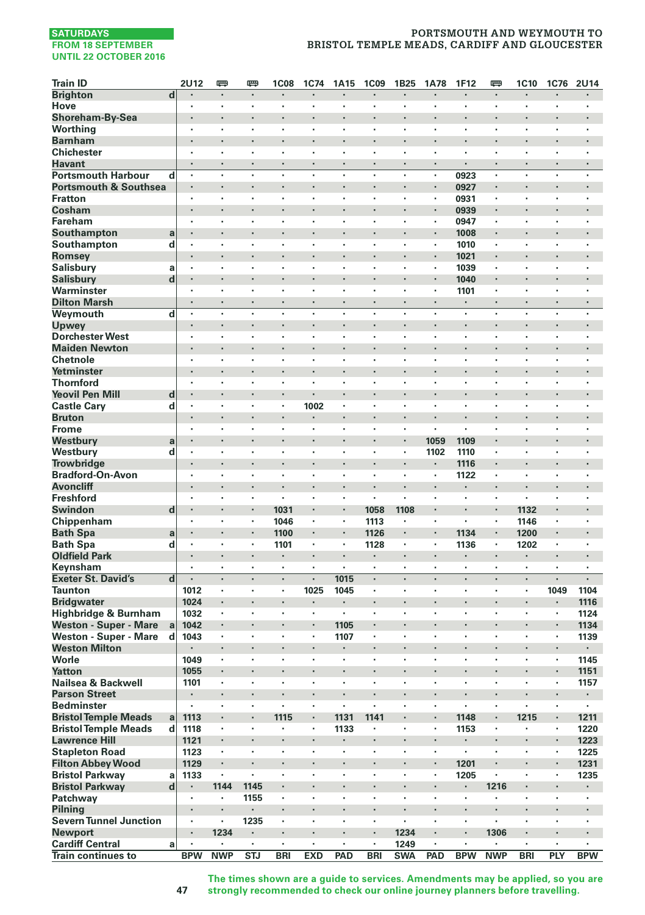SATURDAYS
FROM 18 SEPTEMBER
UNTIL 22 OCTOBER 2016

# PORTSMOUTH AND WEYMOUTH TO BRISTOL TEMPLE MEADS, CARDIFF AND GLOUCESTER

| Train ID | | 2U12 | 🚌 | 🚌 | 1C08 | 1C74 | 1A15 | 1C09 | 1B25 | 1A78 | 1F12 | 🚌 | 1C10 | 1C76 | 2U14 |
|---|---|---|---|---|---|---|---|---|---|---|---|---|---|---|---|
| Brighton | d | · | · | · | · | · | · | · | · | · | · | · | · | · | · |
| Hove | | · | · | · | · | · | · | · | · | · | · | · | · | · | · |
| Shoreham-By-Sea | | · | · | · | · | · | · | · | · | · | · | · | · | · | · |
| Worthing | | · | · | · | · | · | · | · | · | · | · | · | · | · | · |
| Barnham | | · | · | · | · | · | · | · | · | · | · | · | · | · | · |
| Chichester | | · | · | · | · | · | · | · | · | · | · | · | · | · | · |
| Havant | | · | · | · | · | · | · | · | · | · | · | · | · | · | · |
| Portsmouth Harbour | d | · | · | · | · | · | · | · | · | · | 0923 | · | · | · | · |
| Portsmouth & Southsea | | · | · | · | · | · | · | · | · | · | 0927 | · | · | · | · |
| Fratton | | · | · | · | · | · | · | · | · | · | 0931 | · | · | · | · |
| Cosham | | · | · | · | · | · | · | · | · | · | 0939 | · | · | · | · |
| Fareham | | · | · | · | · | · | · | · | · | · | 0947 | · | · | · | · |
| Southampton | a | · | · | · | · | · | · | · | · | · | 1008 | · | · | · | · |
| Southampton | d | · | · | · | · | · | · | · | · | · | 1010 | · | · | · | · |
| Romsey | | · | · | · | · | · | · | · | · | · | 1021 | · | · | · | · |
| Salisbury | a | · | · | · | · | · | · | · | · | · | 1039 | · | · | · | · |
| Salisbury | d | · | · | · | · | · | · | · | · | · | 1040 | · | · | · | · |
| Warminster | | · | · | · | · | · | · | · | · | · | 1101 | · | · | · | · |
| Dilton Marsh | | · | · | · | · | · | · | · | · | · | · | · | · | · | · |
| Weymouth | d | · | · | · | · | · | · | · | · | · | · | · | · | · | · |
| Upwey | | · | · | · | · | · | · | · | · | · | · | · | · | · | · |
| Dorchester West | | · | · | · | · | · | · | · | · | · | · | · | · | · | · |
| Maiden Newton | | · | · | · | · | · | · | · | · | · | · | · | · | · | · |
| Chetnole | | · | · | · | · | · | · | · | · | · | · | · | · | · | · |
| Yetminster | | · | · | · | · | · | · | · | · | · | · | · | · | · | · |
| Thornford | | · | · | · | · | · | · | · | · | · | · | · | · | · | · |
| Yeovil Pen Mill | d | · | · | · | · | · | · | · | · | · | · | · | · | · | · |
| Castle Cary | d | · | · | · | · | 1002 | · | · | · | · | · | · | · | · | · |
| Bruton | | · | · | · | · | · | · | · | · | · | · | · | · | · | · |
| Frome | | · | · | · | · | · | · | · | · | · | · | · | · | · | · |
| Westbury | a | · | · | · | · | · | · | · | · | 1059 | 1109 | · | · | · | · |
| Westbury | d | · | · | · | · | · | · | · | · | 1102 | 1110 | · | · | · | · |
| Trowbridge | | · | · | · | · | · | · | · | · | · | 1116 | · | · | · | · |
| Bradford-On-Avon | | · | · | · | · | · | · | · | · | · | 1122 | · | · | · | · |
| Avoncliff | | · | · | · | · | · | · | · | · | · | · | · | · | · | · |
| Freshford | | · | · | · | · | · | · | · | · | · | · | · | · | · | · |
| Swindon | d | · | · | · | 1031 | · | · | 1058 | 1108 | · | · | · | 1132 | · | · |
| Chippenham | | · | · | · | 1046 | · | · | 1113 | · | · | · | · | 1146 | · | · |
| Bath Spa | a | · | · | · | 1100 | · | · | 1126 | · | · | 1134 | · | 1200 | · | · |
| Bath Spa | d | · | · | · | 1101 | · | · | 1128 | · | · | 1136 | · | 1202 | · | · |
| Oldfield Park | | · | · | · | · | · | · | · | · | · | · | · | · | · | · |
| Keynsham | | · | · | · | · | · | · | · | · | · | · | · | · | · | · |
| Exeter St. David's | d | · | · | · | · | · | 1015 | · | · | · | · | · | · | · | · |
| Taunton | | 1012 | · | · | · | 1025 | 1045 | · | · | · | · | · | · | 1049 | 1104 |
| Bridgwater | | 1024 | · | · | · | · | · | · | · | · | · | · | · | · | 1116 |
| Highbridge & Burnham | | 1032 | · | · | · | · | · | · | · | · | · | · | · | · | 1124 |
| Weston - Super - Mare | a | 1042 | · | · | · | · | 1105 | · | · | · | · | · | · | · | 1134 |
| Weston - Super - Mare | d | 1043 | · | · | · | · | 1107 | · | · | · | · | · | · | · | 1139 |
| Weston Milton | | · | · | · | · | · | · | · | · | · | · | · | · | · | · |
| Worle | | 1049 | · | · | · | · | · | · | · | · | · | · | · | · | 1145 |
| Yatton | | 1055 | · | · | · | · | · | · | · | · | · | · | · | · | 1151 |
| Nailsea & Backwell | | 1101 | · | · | · | · | · | · | · | · | · | · | · | · | 1157 |
| Parson Street | | · | · | · | · | · | · | · | · | · | · | · | · | · | · |
| Bedminster | | · | · | · | · | · | · | · | · | · | · | · | · | · | · |
| Bristol Temple Meads | a | 1113 | · | · | 1115 | · | 1131 | 1141 | · | · | 1148 | · | 1215 | · | 1211 |
| Bristol Temple Meads | d | 1118 | · | · | · | · | 1133 | · | · | · | 1153 | · | · | · | 1220 |
| Lawrence Hill | | 1121 | · | · | · | · | · | · | · | · | · | · | · | · | 1223 |
| Stapleton Road | | 1123 | · | · | · | · | · | · | · | · | · | · | · | · | 1225 |
| Filton Abbey Wood | | 1129 | · | · | · | · | · | · | · | · | 1201 | · | · | · | 1231 |
| Bristol Parkway | a | 1133 | · | · | · | · | · | · | · | · | 1205 | · | · | · | 1235 |
| Bristol Parkway | d | · | 1144 | 1145 | · | · | · | · | · | · | · | 1216 | · | · | · |
| Patchway | | · | · | 1155 | · | · | · | · | · | · | · | · | · | · | · |
| Pilning | | · | · | · | · | · | · | · | · | · | · | · | · | · | · |
| Severn Tunnel Junction | | · | · | 1235 | · | · | · | · | · | · | · | · | · | · | · |
| Newport | | · | 1234 | · | · | · | · | · | 1234 | · | · | 1306 | · | · | · |
| Cardiff Central | a | · | · | · | · | · | · | · | 1249 | · | · | · | · | · | · |
| Train continues to | | BPW | NWP | STJ | BRI | EXD | PAD | BRI | SWA | PAD | BPW | NWP | BRI | PLY | BPW |

The times shown are a guide to services. Amendments may be applied, so you are strongly recommended to check our online journey planners before travelling.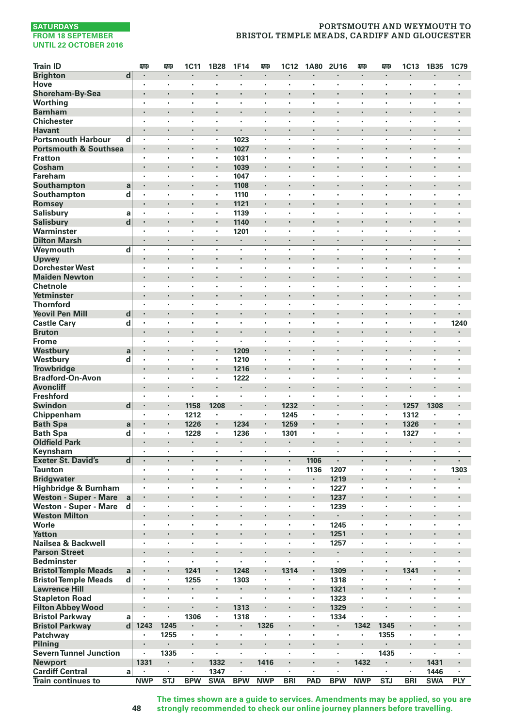**SATURDAYS FROM 18 SEPTEMBER UNTIL 22 OCTOBER 2016**

**PORTSMOUTH AND WEYMOUTH TO BRISTOL TEMPLE MEADS, CARDIFF AND GLOUCESTER**

| Train ID | | 🚌 | 🚌 | 1C11 | 1B28 | 1F14 | 🚌 | 1C12 | 1A80 | 2U16 | 🚌 | 🚌 | 1C13 | 1B35 | 1C79 |
|---|---|---|---|---|---|---|---|---|---|---|---|---|---|---|---|
| Brighton | d | · | · | · | · | · | · | · | · | · | · | · | · | · | · |
| Hove | | · | · | · | · | · | · | · | · | · | · | · | · | · | · |
| Shoreham-By-Sea | | · | · | · | · | · | · | · | · | · | · | · | · | · | · |
| Worthing | | · | · | · | · | · | · | · | · | · | · | · | · | · | · |
| Barnham | | · | · | · | · | · | · | · | · | · | · | · | · | · | · |
| Chichester | | · | · | · | · | · | · | · | · | · | · | · | · | · | · |
| Havant | | · | · | · | · | · | · | · | · | · | · | · | · | · | · |
| Portsmouth Harbour | d | · | · | · | · | 1023 | · | · | · | · | · | · | · | · | · |
| Portsmouth & Southsea | | · | · | · | · | 1027 | · | · | · | · | · | · | · | · | · |
| Fratton | | · | · | · | · | 1031 | · | · | · | · | · | · | · | · | · |
| Cosham | | · | · | · | · | 1039 | · | · | · | · | · | · | · | · | · |
| Fareham | | · | · | · | · | 1047 | · | · | · | · | · | · | · | · | · |
| Southampton | a | · | · | · | · | 1108 | · | · | · | · | · | · | · | · | · |
| Southampton | d | · | · | · | · | 1110 | · | · | · | · | · | · | · | · | · |
| Romsey | | · | · | · | · | 1121 | · | · | · | · | · | · | · | · | · |
| Salisbury | a | · | · | · | · | 1139 | · | · | · | · | · | · | · | · | · |
| Salisbury | d | · | · | · | · | 1140 | · | · | · | · | · | · | · | · | · |
| Warminster | | · | · | · | · | 1201 | · | · | · | · | · | · | · | · | · |
| Dilton Marsh | | · | · | · | · | · | · | · | · | · | · | · | · | · | · |
| Weymouth | d | · | · | · | · | · | · | · | · | · | · | · | · | · | · |
| Upwey | | · | · | · | · | · | · | · | · | · | · | · | · | · | · |
| Dorchester West | | · | · | · | · | · | · | · | · | · | · | · | · | · | · |
| Maiden Newton | | · | · | · | · | · | · | · | · | · | · | · | · | · | · |
| Chetnole | | · | · | · | · | · | · | · | · | · | · | · | · | · | · |
| Yetminster | | · | · | · | · | · | · | · | · | · | · | · | · | · | · |
| Thornford | | · | · | · | · | · | · | · | · | · | · | · | · | · | · |
| Yeovil Pen Mill | d | · | · | · | · | · | · | · | · | · | · | · | · | · | · |
| Castle Cary | d | · | · | · | · | · | · | · | · | · | · | · | · | · | 1240 |
| Bruton | | · | · | · | · | · | · | · | · | · | · | · | · | · | · |
| Frome | | · | · | · | · | · | · | · | · | · | · | · | · | · | · |
| Westbury | a | · | · | · | · | 1209 | · | · | · | · | · | · | · | · | · |
| Westbury | d | · | · | · | · | 1210 | · | · | · | · | · | · | · | · | · |
| Trowbridge | | · | · | · | · | 1216 | · | · | · | · | · | · | · | · | · |
| Bradford-On-Avon | | · | · | · | · | 1222 | · | · | · | · | · | · | · | · | · |
| Avoncliff | | · | · | · | · | · | · | · | · | · | · | · | · | · | · |
| Freshford | | · | · | · | · | · | · | · | · | · | · | · | · | · | · |
| Swindon | d | · | · | 1158 | 1208 | · | · | 1232 | · | · | · | · | 1257 | 1308 | · |
| Chippenham | | · | · | 1212 | · | · | · | 1245 | · | · | · | · | 1312 | · | · |
| Bath Spa | a | · | · | 1226 | · | 1234 | · | 1259 | · | · | · | · | 1326 | · | · |
| Bath Spa | d | · | · | 1228 | · | 1236 | · | 1301 | · | · | · | · | 1327 | · | · |
| Oldfield Park | | · | · | · | · | · | · | · | · | · | · | · | · | · | · |
| Keynsham | | · | · | · | · | · | · | · | · | · | · | · | · | · | · |
| Exeter St. David's | d | · | · | · | · | · | · | · | 1106 | · | · | · | · | · | · |
| Taunton | | · | · | · | · | · | · | · | 1136 | 1207 | · | · | · | · | 1303 |
| Bridgwater | | · | · | · | · | · | · | · | · | 1219 | · | · | · | · | · |
| Highbridge & Burnham | | · | · | · | · | · | · | · | · | 1227 | · | · | · | · | · |
| Weston - Super - Mare | a | · | · | · | · | · | · | · | · | 1237 | · | · | · | · | · |
| Weston - Super - Mare | d | · | · | · | · | · | · | · | · | 1239 | · | · | · | · | · |
| Weston Milton | | · | · | · | · | · | · | · | · | · | · | · | · | · | · |
| Worle | | · | · | · | · | · | · | · | · | 1245 | · | · | · | · | · |
| Yatton | | · | · | · | · | · | · | · | · | 1251 | · | · | · | · | · |
| Nailsea & Backwell | | · | · | · | · | · | · | · | · | 1257 | · | · | · | · | · |
| Parson Street | | · | · | · | · | · | · | · | · | · | · | · | · | · | · |
| Bedminster | | · | · | · | · | · | · | · | · | · | · | · | · | · | · |
| Bristol Temple Meads | a | · | · | 1241 | · | 1248 | · | 1314 | · | 1309 | · | · | 1341 | · | · |
| Bristol Temple Meads | d | · | · | 1255 | · | 1303 | · | · | · | 1318 | · | · | · | · | · |
| Lawrence Hill | | · | · | · | · | · | · | · | · | 1321 | · | · | · | · | · |
| Stapleton Road | | · | · | · | · | · | · | · | · | 1323 | · | · | · | · | · |
| Filton Abbey Wood | | · | · | · | · | 1313 | · | · | · | 1329 | · | · | · | · | · |
| Bristol Parkway | a | · | · | 1306 | · | 1318 | · | · | · | 1334 | · | · | · | · | · |
| Bristol Parkway | d | 1243 | 1245 | · | · | · | 1326 | · | · | · | 1342 | 1345 | · | · | · |
| Patchway | | · | 1255 | · | · | · | · | · | · | · | · | 1355 | · | · | · |
| Pilning | | · | · | · | · | · | · | · | · | · | · | · | · | · | · |
| Severn Tunnel Junction | | · | 1335 | · | · | · | · | · | · | · | · | 1435 | · | · | · |
| Newport | | 1331 | · | · | 1332 | · | 1416 | · | · | · | 1432 | · | · | 1431 | · |
| Cardiff Central | a | · | · | · | 1347 | · | · | · | · | · | · | · | · | 1446 | · |
| Train continues to | | NWP | STJ | BPW | SWA | BPW | NWP | BRI | PAD | BPW | NWP | STJ | BRI | SWA | PLY |

**The times shown are a guide to services. Amendments may be applied, so you are strongly recommended to check our online journey planners before travelling.**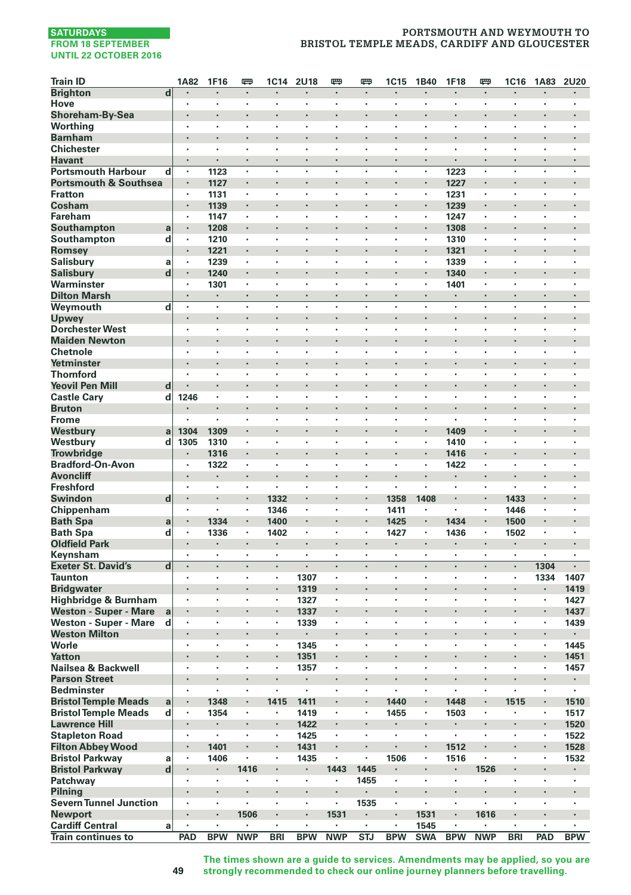SATURDAYS
FROM 18 SEPTEMBER
UNTIL 22 OCTOBER 2016

# PORTSMOUTH AND WEYMOUTH TO BRISTOL TEMPLE MEADS, CARDIFF AND GLOUCESTER

| Train ID | | 1A82 | 1F16 | 🚌 | 1C14 | 2U18 | 🚌 | 🚌 | 1C15 | 1B40 | 1F18 | 🚌 | 1C16 | 1A83 | 2U20 |
|---|---|---|---|---|---|---|---|---|---|---|---|---|---|---|---|
| Brighton | d | · | · | · | · | · | · | · | · | · | · | · | · | · | · |
| Hove | | · | · | · | · | · | · | · | · | · | · | · | · | · | · |
| Shoreham-By-Sea | | · | · | · | · | · | · | · | · | · | · | · | · | · | · |
| Worthing | | · | · | · | · | · | · | · | · | · | · | · | · | · | · |
| Barnham | | · | · | · | · | · | · | · | · | · | · | · | · | · | · |
| Chichester | | · | · | · | · | · | · | · | · | · | · | · | · | · | · |
| Havant | | · | · | · | · | · | · | · | · | · | · | · | · | · | · |
| Portsmouth Harbour | d | · | 1123 | · | · | · | · | · | · | · | 1223 | · | · | · | · |
| Portsmouth & Southsea | | · | 1127 | · | · | · | · | · | · | · | 1227 | · | · | · | · |
| Fratton | | · | 1131 | · | · | · | · | · | · | · | 1231 | · | · | · | · |
| Cosham | | · | 1139 | · | · | · | · | · | · | · | 1239 | · | · | · | · |
| Fareham | | · | 1147 | · | · | · | · | · | · | · | 1247 | · | · | · | · |
| Southampton | a | · | 1208 | · | · | · | · | · | · | · | 1308 | · | · | · | · |
| Southampton | d | · | 1210 | · | · | · | · | · | · | · | 1310 | · | · | · | · |
| Romsey | | · | 1221 | · | · | · | · | · | · | · | 1321 | · | · | · | · |
| Salisbury | a | · | 1239 | · | · | · | · | · | · | · | 1339 | · | · | · | · |
| Salisbury | d | · | 1240 | · | · | · | · | · | · | · | 1340 | · | · | · | · |
| Warminster | | · | 1301 | · | · | · | · | · | · | · | 1401 | · | · | · | · |
| Dilton Marsh | | · | · | · | · | · | · | · | · | · | · | · | · | · | · |
| Weymouth | d | · | · | · | · | · | · | · | · | · | · | · | · | · | · |
| Upwey | | · | · | · | · | · | · | · | · | · | · | · | · | · | · |
| Dorchester West | | · | · | · | · | · | · | · | · | · | · | · | · | · | · |
| Maiden Newton | | · | · | · | · | · | · | · | · | · | · | · | · | · | · |
| Chetnole | | · | · | · | · | · | · | · | · | · | · | · | · | · | · |
| Yetminster | | · | · | · | · | · | · | · | · | · | · | · | · | · | · |
| Thornford | | · | · | · | · | · | · | · | · | · | · | · | · | · | · |
| Yeovil Pen Mill | d | · | · | · | · | · | · | · | · | · | · | · | · | · | · |
| Castle Cary | d | 1246 | · | · | · | · | · | · | · | · | · | · | · | · | · |
| Bruton | | · | · | · | · | · | · | · | · | · | · | · | · | · | · |
| Frome | | · | · | · | · | · | · | · | · | · | · | · | · | · | · |
| Westbury | a | 1304 | 1309 | · | · | · | · | · | · | · | 1409 | · | · | · | · |
| Westbury | d | 1305 | 1310 | · | · | · | · | · | · | · | 1410 | · | · | · | · |
| Trowbridge | | · | 1316 | · | · | · | · | · | · | · | 1416 | · | · | · | · |
| Bradford-On-Avon | | · | 1322 | · | · | · | · | · | · | · | 1422 | · | · | · | · |
| Avoncliff | | · | · | · | · | · | · | · | · | · | · | · | · | · | · |
| Freshford | | · | · | · | · | · | · | · | · | · | · | · | · | · | · |
| Swindon | d | · | · | · | 1332 | · | · | · | 1358 | 1408 | · | · | 1433 | · | · |
| Chippenham | | · | · | · | 1346 | · | · | · | 1411 | · | · | · | 1446 | · | · |
| Bath Spa | a | · | 1334 | · | 1400 | · | · | · | 1425 | · | 1434 | · | 1500 | · | · |
| Bath Spa | d | · | 1336 | · | 1402 | · | · | · | 1427 | · | 1436 | · | 1502 | · | · |
| Oldfield Park | | · | · | · | · | · | · | · | · | · | · | · | · | · | · |
| Keynsham | | · | · | · | · | · | · | · | · | · | · | · | · | · | · |
| Exeter St. David's | d | · | · | · | · | · | · | · | · | · | · | · | · | 1304 | · |
| Taunton | | · | · | · | · | 1307 | · | · | · | · | · | · | · | 1334 | 1407 |
| Bridgwater | | · | · | · | · | 1319 | · | · | · | · | · | · | · | · | 1419 |
| Highbridge & Burnham | | · | · | · | · | 1327 | · | · | · | · | · | · | · | · | 1427 |
| Weston - Super - Mare | a | · | · | · | · | 1337 | · | · | · | · | · | · | · | · | 1437 |
| Weston - Super - Mare | d | · | · | · | · | 1339 | · | · | · | · | · | · | · | · | 1439 |
| Weston Milton | | · | · | · | · | · | · | · | · | · | · | · | · | · | · |
| Worle | | · | · | · | · | 1345 | · | · | · | · | · | · | · | · | 1445 |
| Yatton | | · | · | · | · | 1351 | · | · | · | · | · | · | · | · | 1451 |
| Nailsea & Backwell | | · | · | · | · | 1357 | · | · | · | · | · | · | · | · | 1457 |
| Parson Street | | · | · | · | · | · | · | · | · | · | · | · | · | · | · |
| Bedminster | | · | · | · | · | · | · | · | · | · | · | · | · | · | · |
| Bristol Temple Meads | a | · | 1348 | · | 1415 | 1411 | · | · | 1440 | · | 1448 | · | 1515 | · | 1510 |
| Bristol Temple Meads | d | · | 1354 | · | · | 1419 | · | · | 1455 | · | 1503 | · | · | · | 1517 |
| Lawrence Hill | | · | · | · | · | 1422 | · | · | · | · | · | · | · | · | 1520 |
| Stapleton Road | | · | · | · | · | 1425 | · | · | · | · | · | · | · | · | 1522 |
| Filton Abbey Wood | | · | 1401 | · | · | 1431 | · | · | · | · | 1512 | · | · | · | 1528 |
| Bristol Parkway | a | · | 1406 | · | · | 1435 | · | · | 1506 | · | 1516 | · | · | · | 1532 |
| Bristol Parkway | d | · | · | 1416 | · | · | 1443 | 1445 | · | · | · | 1526 | · | · | · |
| Patchway | | · | · | · | · | · | · | 1455 | · | · | · | · | · | · | · |
| Pilning | | · | · | · | · | · | · | · | · | · | · | · | · | · | · |
| Severn Tunnel Junction | | · | · | · | · | · | · | 1535 | · | · | · | · | · | · | · |
| Newport | | · | · | 1506 | · | · | 1531 | · | · | 1531 | · | 1616 | · | · | · |
| Cardiff Central | a | · | · | · | · | · | · | · | · | 1545 | · | · | · | · | · |
| Train continues to | | PAD | BPW | NWP | BRI | BPW | NWP | STJ | BPW | SWA | BPW | NWP | BRI | PAD | BPW |

The times shown are a guide to services. Amendments may be applied, so you are strongly recommended to check our online journey planners before travelling.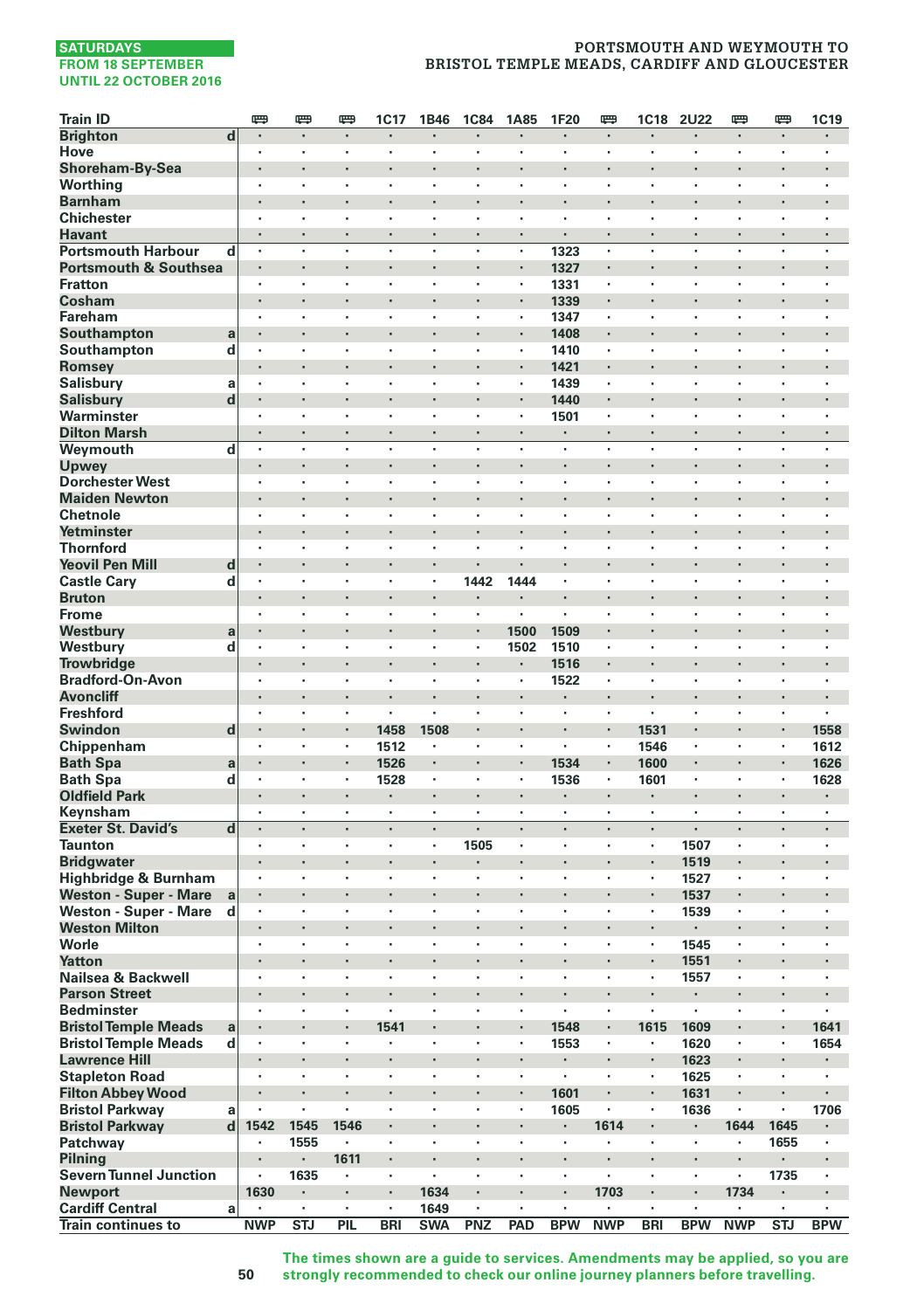SATURDAYS
FROM 18 SEPTEMBER
UNTIL 22 OCTOBER 2016

PORTSMOUTH AND WEYMOUTH TO BRISTOL TEMPLE MEADS, CARDIFF AND GLOUCESTER

| Train ID | | 🚌 | 🚌 | 🚌 | 1C17 | 1B46 | 1C84 | 1A85 | 1F20 | 🚌 | 1C18 | 2U22 | 🚌 | 🚌 | 1C19 |
|---|---|---|---|---|---|---|---|---|---|---|---|---|---|---|---|
| Brighton | d | · | · | · | · | · | · | · | · | · | · | · | · | · | · |
| Hove | | · | · | · | · | · | · | · | · | · | · | · | · | · | · |
| Shoreham-By-Sea | | · | · | · | · | · | · | · | · | · | · | · | · | · | · |
| Worthing | | · | · | · | · | · | · | · | · | · | · | · | · | · | · |
| Barnham | | · | · | · | · | · | · | · | · | · | · | · | · | · | · |
| Chichester | | · | · | · | · | · | · | · | · | · | · | · | · | · | · |
| Havant | | · | · | · | · | · | · | · | · | · | · | · | · | · | · |
| Portsmouth Harbour | d | · | · | · | · | · | · | · | 1323 | · | · | · | · | · | · |
| Portsmouth & Southsea | | · | · | · | · | · | · | · | 1327 | · | · | · | · | · | · |
| Fratton | | · | · | · | · | · | · | · | 1331 | · | · | · | · | · | · |
| Cosham | | · | · | · | · | · | · | · | 1339 | · | · | · | · | · | · |
| Fareham | | · | · | · | · | · | · | · | 1347 | · | · | · | · | · | · |
| Southampton | a | · | · | · | · | · | · | · | 1408 | · | · | · | · | · | · |
| Southampton | d | · | · | · | · | · | · | · | 1410 | · | · | · | · | · | · |
| Romsey | | · | · | · | · | · | · | · | 1421 | · | · | · | · | · | · |
| Salisbury | a | · | · | · | · | · | · | · | 1439 | · | · | · | · | · | · |
| Salisbury | d | · | · | · | · | · | · | · | 1440 | · | · | · | · | · | · |
| Warminster | | · | · | · | · | · | · | · | 1501 | · | · | · | · | · | · |
| Dilton Marsh | | · | · | · | · | · | · | · | · | · | · | · | · | · | · |
| Weymouth | d | · | · | · | · | · | · | · | · | · | · | · | · | · | · |
| Upwey | | · | · | · | · | · | · | · | · | · | · | · | · | · | · |
| Dorchester West | | · | · | · | · | · | · | · | · | · | · | · | · | · | · |
| Maiden Newton | | · | · | · | · | · | · | · | · | · | · | · | · | · | · |
| Chetnole | | · | · | · | · | · | · | · | · | · | · | · | · | · | · |
| Yetminster | | · | · | · | · | · | · | · | · | · | · | · | · | · | · |
| Thornford | | · | · | · | · | · | · | · | · | · | · | · | · | · | · |
| Yeovil Pen Mill | d | · | · | · | · | · | · | · | · | · | · | · | · | · | · |
| Castle Cary | d | · | · | · | · | · | 1442 | 1444 | · | · | · | · | · | · | · |
| Bruton | | · | · | · | · | · | · | · | · | · | · | · | · | · | · |
| Frome | | · | · | · | · | · | · | · | · | · | · | · | · | · | · |
| Westbury | a | · | · | · | · | · | · | 1500 | 1509 | · | · | · | · | · | · |
| Westbury | d | · | · | · | · | · | · | 1502 | 1510 | · | · | · | · | · | · |
| Trowbridge | | · | · | · | · | · | · | · | 1516 | · | · | · | · | · | · |
| Bradford-On-Avon | | · | · | · | · | · | · | · | 1522 | · | · | · | · | · | · |
| Avoncliff | | · | · | · | · | · | · | · | · | · | · | · | · | · | · |
| Freshford | | · | · | · | · | · | · | · | · | · | · | · | · | · | · |
| Swindon | d | · | · | · | 1458 | 1508 | · | · | · | · | 1531 | · | · | · | 1558 |
| Chippenham | | · | · | · | 1512 | · | · | · | · | · | 1546 | · | · | · | 1612 |
| Bath Spa | a | · | · | · | 1526 | · | · | · | 1534 | · | 1600 | · | · | · | 1626 |
| Bath Spa | d | · | · | · | 1528 | · | · | · | 1536 | · | 1601 | · | · | · | 1628 |
| Oldfield Park | | · | · | · | · | · | · | · | · | · | · | · | · | · | · |
| Keynsham | | · | · | · | · | · | · | · | · | · | · | · | · | · | · |
| Exeter St. David's | d | · | · | · | · | · | · | · | · | · | · | · | · | · | · |
| Taunton | | · | · | · | · | · | 1505 | · | · | · | · | 1507 | · | · | · |
| Bridgwater | | · | · | · | · | · | · | · | · | · | · | 1519 | · | · | · |
| Highbridge & Burnham | | · | · | · | · | · | · | · | · | · | · | 1527 | · | · | · |
| Weston - Super - Mare | a | · | · | · | · | · | · | · | · | · | · | 1537 | · | · | · |
| Weston - Super - Mare | d | · | · | · | · | · | · | · | · | · | · | 1539 | · | · | · |
| Weston Milton | | · | · | · | · | · | · | · | · | · | · | · | · | · | · |
| Worle | | · | · | · | · | · | · | · | · | · | · | 1545 | · | · | · |
| Yatton | | · | · | · | · | · | · | · | · | · | · | 1551 | · | · | · |
| Nailsea & Backwell | | · | · | · | · | · | · | · | · | · | · | 1557 | · | · | · |
| Parson Street | | · | · | · | · | · | · | · | · | · | · | · | · | · | · |
| Bedminster | | · | · | · | · | · | · | · | · | · | · | · | · | · | · |
| Bristol Temple Meads | a | · | · | · | 1541 | · | · | · | 1548 | · | 1615 | 1609 | · | · | 1641 |
| Bristol Temple Meads | d | · | · | · | · | · | · | · | 1553 | · | · | 1620 | · | · | 1654 |
| Lawrence Hill | | · | · | · | · | · | · | · | · | · | · | 1623 | · | · | · |
| Stapleton Road | | · | · | · | · | · | · | · | · | · | · | 1625 | · | · | · |
| Filton Abbey Wood | | · | · | · | · | · | · | · | 1601 | · | · | 1631 | · | · | · |
| Bristol Parkway | a | · | · | · | · | · | · | · | 1605 | · | · | 1636 | · | · | 1706 |
| Bristol Parkway | d | 1542 | 1545 | 1546 | · | · | · | · | · | 1614 | · | · | 1644 | 1645 | · |
| Patchway | | · | 1555 | · | · | · | · | · | · | · | · | · | · | 1655 | · |
| Pilning | | · | · | 1611 | · | · | · | · | · | · | · | · | · | · | · |
| Severn Tunnel Junction | | · | 1635 | · | · | · | · | · | · | · | · | · | · | 1735 | · |
| Newport | | 1630 | · | · | · | 1634 | · | · | · | 1703 | · | · | 1734 | · | · |
| Cardiff Central | a | · | · | · | · | 1649 | · | · | · | · | · | · | · | · | · |
| Train continues to | | NWP | STJ | PIL | BRI | SWA | PNZ | PAD | BPW | NWP | BRI | BPW | NWP | STJ | BPW |

The times shown are a guide to services. Amendments may be applied, so you are strongly recommended to check our online journey planners before travelling.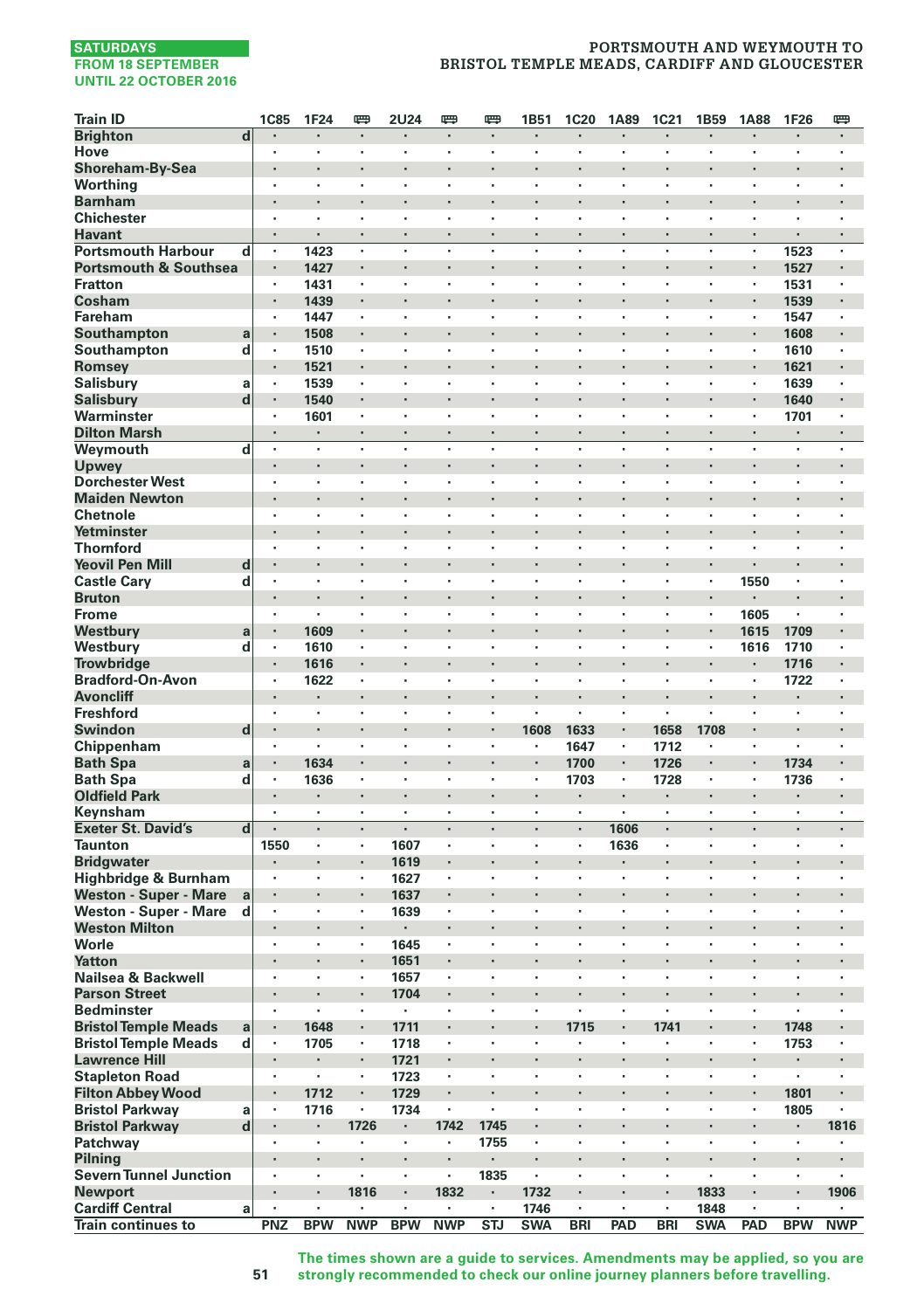SATURDAYS
FROM 18 SEPTEMBER
UNTIL 22 OCTOBER 2016

# PORTSMOUTH AND WEYMOUTH TO BRISTOL TEMPLE MEADS, CARDIFF AND GLOUCESTER

| Train ID | | 1C85 | 1F24 | 🚌 | 2U24 | 🚌 | 🚌 | 1B51 | 1C20 | 1A89 | 1C21 | 1B59 | 1A88 | 1F26 | 🚌 |
|---|---|---|---|---|---|---|---|---|---|---|---|---|---|---|---|
| Brighton | d | · | · | · | · | · | · | · | · | · | · | · | · | · | · |
| Hove | | · | · | · | · | · | · | · | · | · | · | · | · | · | · |
| Shoreham-By-Sea | | · | · | · | · | · | · | · | · | · | · | · | · | · | · |
| Worthing | | · | · | · | · | · | · | · | · | · | · | · | · | · | · |
| Barnham | | · | · | · | · | · | · | · | · | · | · | · | · | · | · |
| Chichester | | · | · | · | · | · | · | · | · | · | · | · | · | · | · |
| Havant | | · | · | · | · | · | · | · | · | · | · | · | · | · | · |
| Portsmouth Harbour | d | · | 1423 | · | · | · | · | · | · | · | · | · | · | 1523 | · |
| Portsmouth & Southsea | | · | 1427 | · | · | · | · | · | · | · | · | · | · | 1527 | · |
| Fratton | | · | 1431 | · | · | · | · | · | · | · | · | · | · | 1531 | · |
| Cosham | | · | 1439 | · | · | · | · | · | · | · | · | · | · | 1539 | · |
| Fareham | | · | 1447 | · | · | · | · | · | · | · | · | · | · | 1547 | · |
| Southampton | a | · | 1508 | · | · | · | · | · | · | · | · | · | · | 1608 | · |
| Southampton | d | · | 1510 | · | · | · | · | · | · | · | · | · | · | 1610 | · |
| Romsey | | · | 1521 | · | · | · | · | · | · | · | · | · | · | 1621 | · |
| Salisbury | a | · | 1539 | · | · | · | · | · | · | · | · | · | · | 1639 | · |
| Salisbury | d | · | 1540 | · | · | · | · | · | · | · | · | · | · | 1640 | · |
| Warminster | | · | 1601 | · | · | · | · | · | · | · | · | · | · | 1701 | · |
| Dilton Marsh | | · | · | · | · | · | · | · | · | · | · | · | · | · | · |
| Weymouth | d | · | · | · | · | · | · | · | · | · | · | · | · | · | · |
| Upwey | | · | · | · | · | · | · | · | · | · | · | · | · | · | · |
| Dorchester West | | · | · | · | · | · | · | · | · | · | · | · | · | · | · |
| Maiden Newton | | · | · | · | · | · | · | · | · | · | · | · | · | · | · |
| Chetnole | | · | · | · | · | · | · | · | · | · | · | · | · | · | · |
| Yetminster | | · | · | · | · | · | · | · | · | · | · | · | · | · | · |
| Thornford | | · | · | · | · | · | · | · | · | · | · | · | · | · | · |
| Yeovil Pen Mill | d | · | · | · | · | · | · | · | · | · | · | · | · | · | · |
| Castle Cary | d | · | · | · | · | · | · | · | · | · | · | · | 1550 | · | · |
| Bruton | | · | · | · | · | · | · | · | · | · | · | · | · | · | · |
| Frome | | · | · | · | · | · | · | · | · | · | · | · | 1605 | · | · |
| Westbury | a | · | 1609 | · | · | · | · | · | · | · | · | · | 1615 | 1709 | · |
| Westbury | d | · | 1610 | · | · | · | · | · | · | · | · | · | 1616 | 1710 | · |
| Trowbridge | | · | 1616 | · | · | · | · | · | · | · | · | · | · | 1716 | · |
| Bradford-On-Avon | | · | 1622 | · | · | · | · | · | · | · | · | · | · | 1722 | · |
| Avoncliff | | · | · | · | · | · | · | · | · | · | · | · | · | · | · |
| Freshford | | · | · | · | · | · | · | · | · | · | · | · | · | · | · |
| Swindon | d | · | · | · | · | · | · | 1608 | 1633 | · | 1658 | 1708 | · | · | · |
| Chippenham | | · | · | · | · | · | · | · | 1647 | · | 1712 | · | · | · | · |
| Bath Spa | a | · | 1634 | · | · | · | · | · | 1700 | · | 1726 | · | · | 1734 | · |
| Bath Spa | d | · | 1636 | · | · | · | · | · | 1703 | · | 1728 | · | · | 1736 | · |
| Oldfield Park | | · | · | · | · | · | · | · | · | · | · | · | · | · | · |
| Keynsham | | · | · | · | · | · | · | · | · | · | · | · | · | · | · |
| Exeter St. David's | d | · | · | · | · | · | · | · | · | 1606 | · | · | · | · | · |
| Taunton | | 1550 | · | · | 1607 | · | · | · | · | 1636 | · | · | · | · | · |
| Bridgwater | | · | · | · | 1619 | · | · | · | · | · | · | · | · | · | · |
| Highbridge & Burnham | | · | · | · | 1627 | · | · | · | · | · | · | · | · | · | · |
| Weston - Super - Mare | a | · | · | · | 1637 | · | · | · | · | · | · | · | · | · | · |
| Weston - Super - Mare | d | · | · | · | 1639 | · | · | · | · | · | · | · | · | · | · |
| Weston Milton | | · | · | · | · | · | · | · | · | · | · | · | · | · | · |
| Worle | | · | · | · | 1645 | · | · | · | · | · | · | · | · | · | · |
| Yatton | | · | · | · | 1651 | · | · | · | · | · | · | · | · | · | · |
| Nailsea & Backwell | | · | · | · | 1657 | · | · | · | · | · | · | · | · | · | · |
| Parson Street | | · | · | · | 1704 | · | · | · | · | · | · | · | · | · | · |
| Bedminster | | · | · | · | · | · | · | · | · | · | · | · | · | · | · |
| Bristol Temple Meads | a | · | 1648 | · | 1711 | · | · | · | 1715 | · | 1741 | · | · | 1748 | · |
| Bristol Temple Meads | d | · | 1705 | · | 1718 | · | · | · | · | · | · | · | · | 1753 | · |
| Lawrence Hill | | · | · | · | 1721 | · | · | · | · | · | · | · | · | · | · |
| Stapleton Road | | · | · | · | 1723 | · | · | · | · | · | · | · | · | · | · |
| Filton Abbey Wood | | · | 1712 | · | 1729 | · | · | · | · | · | · | · | · | 1801 | · |
| Bristol Parkway | a | · | 1716 | · | 1734 | · | · | · | · | · | · | · | · | 1805 | · |
| Bristol Parkway | d | · | · | 1726 | · | 1742 | 1745 | · | · | · | · | · | · | · | 1816 |
| Patchway | | · | · | · | · | · | 1755 | · | · | · | · | · | · | · | · |
| Pilning | | · | · | · | · | · | · | · | · | · | · | · | · | · | · |
| Severn Tunnel Junction | | · | · | · | · | · | 1835 | · | · | · | · | · | · | · | · |
| Newport | | · | · | 1816 | · | 1832 | · | 1732 | · | · | · | 1833 | · | · | 1906 |
| Cardiff Central | a | · | · | · | · | · | · | 1746 | · | · | · | 1848 | · | · | · |
| Train continues to | | PNZ | BPW | NWP | BPW | NWP | STJ | SWA | BRI | PAD | BRI | SWA | PAD | BPW | NWP |

The times shown are a guide to services. Amendments may be applied, so you are strongly recommended to check our online journey planners before travelling.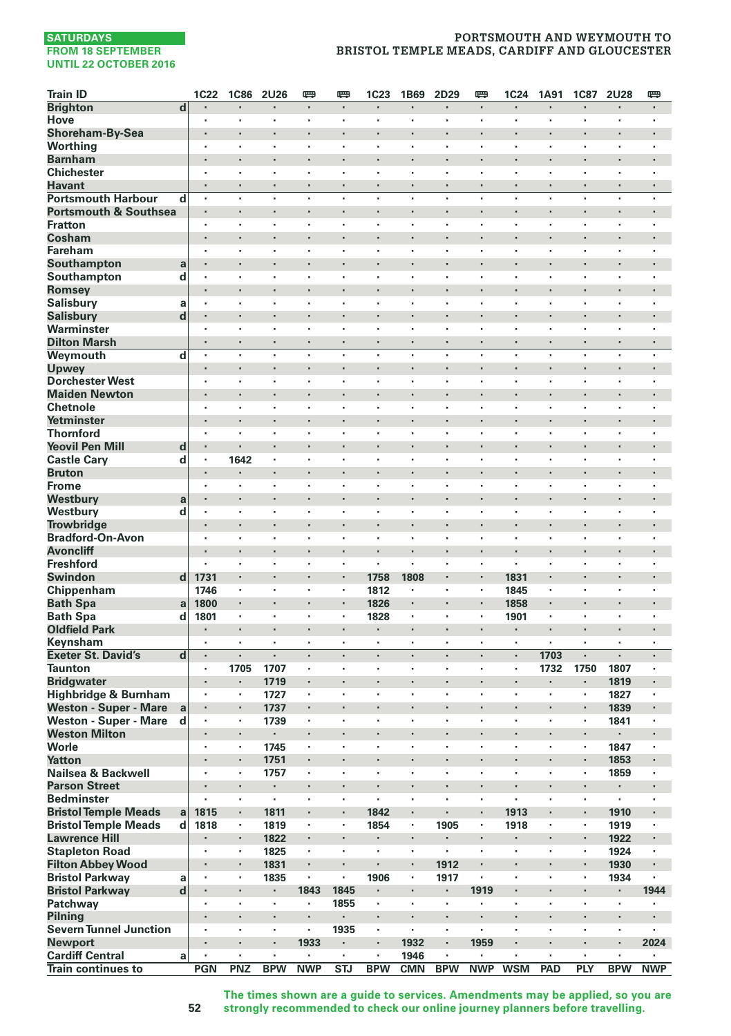SATURDAYS
FROM 18 SEPTEMBER
UNTIL 22 OCTOBER 2016

# PORTSMOUTH AND WEYMOUTH TO BRISTOL TEMPLE MEADS, CARDIFF AND GLOUCESTER

| Train ID | | 1C22 | 1C86 | 2U26 | 🚌 | 🚌 | 1C23 | 1B69 | 2D29 | 🚌 | 1C24 | 1A91 | 1C87 | 2U28 | 🚌 |
|---|---|---|---|---|---|---|---|---|---|---|---|---|---|---|---|
| Brighton | d | . | . | . | . | . | . | . | . | . | . | . | . | . | . |
| Hove | | . | . | . | . | . | . | . | . | . | . | . | . | . | . |
| Shoreham-By-Sea | | . | . | . | . | . | . | . | . | . | . | . | . | . | . |
| Worthing | | . | . | . | . | . | . | . | . | . | . | . | . | . | . |
| Barnham | | . | . | . | . | . | . | . | . | . | . | . | . | . | . |
| Chichester | | . | . | . | . | . | . | . | . | . | . | . | . | . | . |
| Havant | | . | . | . | . | . | . | . | . | . | . | . | . | . | . |
| Portsmouth Harbour | d | . | . | . | . | . | . | . | . | . | . | . | . | . | . |
| Portsmouth & Southsea | | . | . | . | . | . | . | . | . | . | . | . | . | . | . |
| Fratton | | . | . | . | . | . | . | . | . | . | . | . | . | . | . |
| Cosham | | . | . | . | . | . | . | . | . | . | . | . | . | . | . |
| Fareham | | . | . | . | . | . | . | . | . | . | . | . | . | . | . |
| Southampton | a | . | . | . | . | . | . | . | . | . | . | . | . | . | . |
| Southampton | d | . | . | . | . | . | . | . | . | . | . | . | . | . | . |
| Romsey | | . | . | . | . | . | . | . | . | . | . | . | . | . | . |
| Salisbury | a | . | . | . | . | . | . | . | . | . | . | . | . | . | . |
| Salisbury | d | . | . | . | . | . | . | . | . | . | . | . | . | . | . |
| Warminster | | . | . | . | . | . | . | . | . | . | . | . | . | . | . |
| Dilton Marsh | | . | . | . | . | . | . | . | . | . | . | . | . | . | . |
| Weymouth | d | . | . | . | . | . | . | . | . | . | . | . | . | . | . |
| Upwey | | . | . | . | . | . | . | . | . | . | . | . | . | . | . |
| Dorchester West | | . | . | . | . | . | . | . | . | . | . | . | . | . | . |
| Maiden Newton | | . | . | . | . | . | . | . | . | . | . | . | . | . | . |
| Chetnole | | . | . | . | . | . | . | . | . | . | . | . | . | . | . |
| Yetminster | | . | . | . | . | . | . | . | . | . | . | . | . | . | . |
| Thornford | | . | . | . | . | . | . | . | . | . | . | . | . | . | . |
| Yeovil Pen Mill | d | . | . | . | . | . | . | . | . | . | . | . | . | . | . |
| Castle Cary | d | . | 1642 | . | . | . | . | . | . | . | . | . | . | . | . |
| Bruton | | . | . | . | . | . | . | . | . | . | . | . | . | . | . |
| Frome | | . | . | . | . | . | . | . | . | . | . | . | . | . | . |
| Westbury | a | . | . | . | . | . | . | . | . | . | . | . | . | . | . |
| Westbury | d | . | . | . | . | . | . | . | . | . | . | . | . | . | . |
| Trowbridge | | . | . | . | . | . | . | . | . | . | . | . | . | . | . |
| Bradford-On-Avon | | . | . | . | . | . | . | . | . | . | . | . | . | . | . |
| Avoncliff | | . | . | . | . | . | . | . | . | . | . | . | . | . | . |
| Freshford | | . | . | . | . | . | . | . | . | . | . | . | . | . | . |
| Swindon | d | 1731 | . | . | . | . | 1758 | 1808 | . | . | 1831 | . | . | . | . |
| Chippenham | | 1746 | . | . | . | . | 1812 | . | . | . | 1845 | . | . | . | . |
| Bath Spa | a | 1800 | . | . | . | . | 1826 | . | . | . | 1858 | . | . | . | . |
| Bath Spa | d | 1801 | . | . | . | . | 1828 | . | . | . | 1901 | . | . | . | . |
| Oldfield Park | | . | . | . | . | . | . | . | . | . | . | . | . | . | . |
| Keynsham | | . | . | . | . | . | . | . | . | . | . | . | . | . | . |
| Exeter St. David's | d | . | . | . | . | . | . | . | . | . | . | 1703 | . | . | . |
| Taunton | | . | 1705 | 1707 | . | . | . | . | . | . | . | 1732 | 1750 | 1807 | . |
| Bridgwater | | . | . | 1719 | . | . | . | . | . | . | . | . | . | 1819 | . |
| Highbridge & Burnham | | . | . | 1727 | . | . | . | . | . | . | . | . | . | 1827 | . |
| Weston - Super - Mare | a | . | . | 1737 | . | . | . | . | . | . | . | . | . | 1839 | . |
| Weston - Super - Mare | d | . | . | 1739 | . | . | . | . | . | . | . | . | . | 1841 | . |
| Weston Milton | | . | . | . | . | . | . | . | . | . | . | . | . | . | . |
| Worle | | . | . | 1745 | . | . | . | . | . | . | . | . | . | 1847 | . |
| Yatton | | . | . | 1751 | . | . | . | . | . | . | . | . | . | 1853 | . |
| Nailsea & Backwell | | . | . | 1757 | . | . | . | . | . | . | . | . | . | 1859 | . |
| Parson Street | | . | . | . | . | . | . | . | . | . | . | . | . | . | . |
| Bedminster | | . | . | . | . | . | . | . | . | . | . | . | . | . | . |
| Bristol Temple Meads | a | 1815 | . | 1811 | . | . | 1842 | . | . | . | 1913 | . | . | 1910 | . |
| Bristol Temple Meads | d | 1818 | . | 1819 | . | . | 1854 | . | 1905 | . | 1918 | . | . | 1919 | . |
| Lawrence Hill | | . | . | 1822 | . | . | . | . | . | . | . | . | . | 1922 | . |
| Stapleton Road | | . | . | 1825 | . | . | . | . | . | . | . | . | . | 1924 | . |
| Filton Abbey Wood | | . | . | 1831 | . | . | . | . | 1912 | . | . | . | . | 1930 | . |
| Bristol Parkway | a | . | . | 1835 | . | . | 1906 | . | 1917 | . | . | . | . | 1934 | . |
| Bristol Parkway | d | . | . | . | 1843 | 1845 | . | . | . | 1919 | . | . | . | . | 1944 |
| Patchway | | . | . | . | . | 1855 | . | . | . | . | . | . | . | . | . |
| Pilning | | . | . | . | . | . | . | . | . | . | . | . | . | . | . |
| Severn Tunnel Junction | | . | . | . | . | 1935 | . | . | . | . | . | . | . | . | . |
| Newport | | . | . | . | 1933 | . | . | 1932 | . | 1959 | . | . | . | . | 2024 |
| Cardiff Central | a | . | . | . | . | . | . | 1946 | . | . | . | . | . | . | . |
| Train continues to | | PGN | PNZ | BPW | NWP | STJ | BPW | CMN | BPW | NWP | WSM | PAD | PLY | BPW | NWP |

**The times shown are a guide to services. Amendments may be applied, so you are strongly recommended to check our online journey planners before travelling.**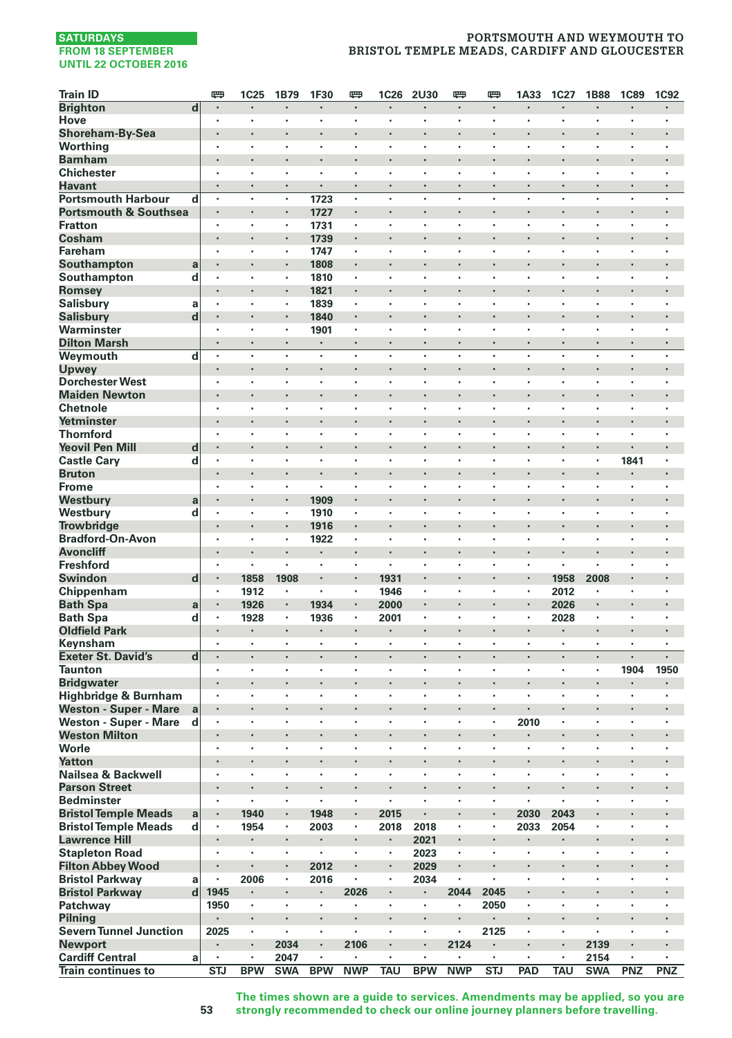SATURDAYS
FROM 18 SEPTEMBER
UNTIL 22 OCTOBER 2016

PORTSMOUTH AND WEYMOUTH TO
BRISTOL TEMPLE MEADS, CARDIFF AND GLOUCESTER

| Train ID | | 🚌 | 1C25 | 1B79 | 1F30 | 🚌 | 1C26 | 2U30 | 🚌 | 🚌 | 1A33 | 1C27 | 1B88 | 1C89 | 1C92 |
|---|---|---|---|---|---|---|---|---|---|---|---|---|---|---|---|
| Brighton | d | · | · | · | · | · | · | · | · | · | · | · | · | · | · |
| Hove | | · | · | · | · | · | · | · | · | · | · | · | · | · | · |
| Shoreham-By-Sea | | · | · | · | · | · | · | · | · | · | · | · | · | · | · |
| Worthing | | · | · | · | · | · | · | · | · | · | · | · | · | · | · |
| Barnham | | · | · | · | · | · | · | · | · | · | · | · | · | · | · |
| Chichester | | · | · | · | · | · | · | · | · | · | · | · | · | · | · |
| Havant | | · | · | · | · | · | · | · | · | · | · | · | · | · | · |
| Portsmouth Harbour | d | · | · | · | 1723 | · | · | · | · | · | · | · | · | · | · |
| Portsmouth & Southsea | | · | · | · | 1727 | · | · | · | · | · | · | · | · | · | · |
| Fratton | | · | · | · | 1731 | · | · | · | · | · | · | · | · | · | · |
| Cosham | | · | · | · | 1739 | · | · | · | · | · | · | · | · | · | · |
| Fareham | | · | · | · | 1747 | · | · | · | · | · | · | · | · | · | · |
| Southampton | a | · | · | · | 1808 | · | · | · | · | · | · | · | · | · | · |
| Southampton | d | · | · | · | 1810 | · | · | · | · | · | · | · | · | · | · |
| Romsey | | · | · | · | 1821 | · | · | · | · | · | · | · | · | · | · |
| Salisbury | a | · | · | · | 1839 | · | · | · | · | · | · | · | · | · | · |
| Salisbury | d | · | · | · | 1840 | · | · | · | · | · | · | · | · | · | · |
| Warminster | | · | · | · | 1901 | · | · | · | · | · | · | · | · | · | · |
| Dilton Marsh | | · | · | · | · | · | · | · | · | · | · | · | · | · | · |
| Weymouth | d | · | · | · | · | · | · | · | · | · | · | · | · | · | · |
| Upwey | | · | · | · | · | · | · | · | · | · | · | · | · | · | · |
| Dorchester West | | · | · | · | · | · | · | · | · | · | · | · | · | · | · |
| Maiden Newton | | · | · | · | · | · | · | · | · | · | · | · | · | · | · |
| Chetnole | | · | · | · | · | · | · | · | · | · | · | · | · | · | · |
| Yetminster | | · | · | · | · | · | · | · | · | · | · | · | · | · | · |
| Thornford | | · | · | · | · | · | · | · | · | · | · | · | · | · | · |
| Yeovil Pen Mill | d | · | · | · | · | · | · | · | · | · | · | · | · | · | · |
| Castle Cary | d | · | · | · | · | · | · | · | · | · | · | · | · | 1841 | · |
| Bruton | | · | · | · | · | · | · | · | · | · | · | · | · | · | · |
| Frome | | · | · | · | · | · | · | · | · | · | · | · | · | · | · |
| Westbury | a | · | · | · | 1909 | · | · | · | · | · | · | · | · | · | · |
| Westbury | d | · | · | · | 1910 | · | · | · | · | · | · | · | · | · | · |
| Trowbridge | | · | · | · | 1916 | · | · | · | · | · | · | · | · | · | · |
| Bradford-On-Avon | | · | · | · | 1922 | · | · | · | · | · | · | · | · | · | · |
| Avoncliff | | · | · | · | · | · | · | · | · | · | · | · | · | · | · |
| Freshford | | · | · | · | · | · | · | · | · | · | · | · | · | · | · |
| Swindon | d | · | 1858 | 1908 | · | · | 1931 | · | · | · | · | 1958 | 2008 | · | · |
| Chippenham | | · | 1912 | · | · | · | 1946 | · | · | · | · | 2012 | · | · | · |
| Bath Spa | a | · | 1926 | · | 1934 | · | 2000 | · | · | · | · | 2026 | · | · | · |
| Bath Spa | d | · | 1928 | · | 1936 | · | 2001 | · | · | · | · | 2028 | · | · | · |
| Oldfield Park | | · | · | · | · | · | · | · | · | · | · | · | · | · | · |
| Keynsham | | · | · | · | · | · | · | · | · | · | · | · | · | · | · |
| Exeter St. David's | d | · | · | · | · | · | · | · | · | · | · | · | · | · | · |
| Taunton | | · | · | · | · | · | · | · | · | · | · | · | · | 1904 | 1950 |
| Bridgwater | | · | · | · | · | · | · | · | · | · | · | · | · | · | · |
| Highbridge & Burnham | | · | · | · | · | · | · | · | · | · | · | · | · | · | · |
| Weston - Super - Mare | a | · | · | · | · | · | · | · | · | · | · | · | · | · | · |
| Weston - Super - Mare | d | · | · | · | · | · | · | · | · | · | 2010 | · | · | · | · |
| Weston Milton | | · | · | · | · | · | · | · | · | · | · | · | · | · | · |
| Worle | | · | · | · | · | · | · | · | · | · | · | · | · | · | · |
| Yatton | | · | · | · | · | · | · | · | · | · | · | · | · | · | · |
| Nailsea & Backwell | | · | · | · | · | · | · | · | · | · | · | · | · | · | · |
| Parson Street | | · | · | · | · | · | · | · | · | · | · | · | · | · | · |
| Bedminster | | · | · | · | · | · | · | · | · | · | · | · | · | · | · |
| Bristol Temple Meads | a | · | 1940 | · | 1948 | · | 2015 | · | · | · | 2030 | 2043 | · | · | · |
| Bristol Temple Meads | d | · | 1954 | · | 2003 | · | 2018 | 2018 | · | · | 2033 | 2054 | · | · | · |
| Lawrence Hill | | · | · | · | · | · | · | 2021 | · | · | · | · | · | · | · |
| Stapleton Road | | · | · | · | · | · | · | 2023 | · | · | · | · | · | · | · |
| Filton Abbey Wood | | · | · | · | 2012 | · | · | 2029 | · | · | · | · | · | · | · |
| Bristol Parkway | a | · | 2006 | · | 2016 | · | · | 2034 | · | · | · | · | · | · | · |
| Bristol Parkway | d | 1945 | · | · | · | 2026 | · | · | 2044 | 2045 | · | · | · | · | · |
| Patchway | | 1950 | · | · | · | · | · | · | · | 2050 | · | · | · | · | · |
| Pilning | | · | · | · | · | · | · | · | · | · | · | · | · | · | · |
| Severn Tunnel Junction | | 2025 | · | · | · | · | · | · | · | 2125 | · | · | · | · | · |
| Newport | | · | · | 2034 | · | 2106 | · | · | 2124 | · | · | · | 2139 | · | · |
| Cardiff Central | a | · | · | 2047 | · | · | · | · | · | · | · | · | 2154 | · | · |
| Train continues to | | STJ | BPW | SWA | BPW | NWP | TAU | BPW | NWP | STJ | PAD | TAU | SWA | PNZ | PNZ |

The times shown are a guide to services. Amendments may be applied, so you are strongly recommended to check our online journey planners before travelling.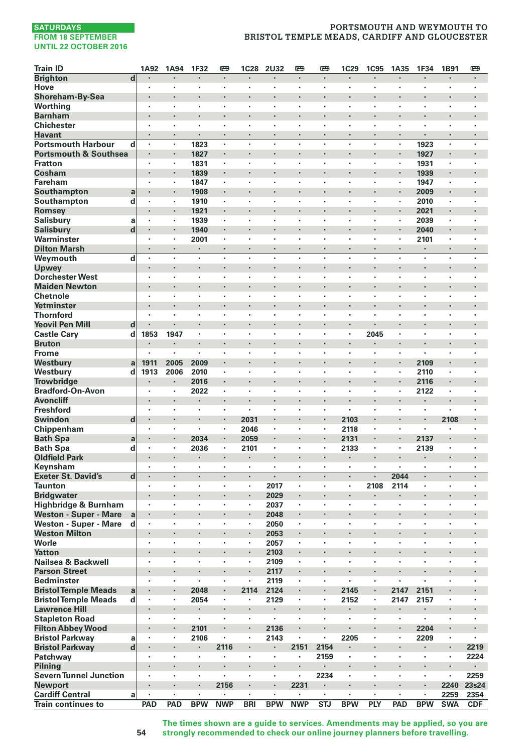SATURDAYS
FROM 18 SEPTEMBER
UNTIL 22 OCTOBER 2016

## PORTSMOUTH AND WEYMOUTH TO BRISTOL TEMPLE MEADS, CARDIFF AND GLOUCESTER

| Train ID | | 1A92 | 1A94 | 1F32 | 🚌 | 1C28 | 2U32 | 🚌 | 🚌 | 1C29 | 1C95 | 1A35 | 1F34 | 1B91 | 🚌 |
|---|---|---|---|---|---|---|---|---|---|---|---|---|---|---|---|
| Brighton | d | · | · | · | · | · | · | · | · | · | · | · | · | · | · |
| Hove | | · | · | · | · | · | · | · | · | · | · | · | · | · | · |
| Shoreham-By-Sea | | · | · | · | · | · | · | · | · | · | · | · | · | · | · |
| Worthing | | · | · | · | · | · | · | · | · | · | · | · | · | · | · |
| Barnham | | · | · | · | · | · | · | · | · | · | · | · | · | · | · |
| Chichester | | · | · | · | · | · | · | · | · | · | · | · | · | · | · |
| Havant | | · | · | · | · | · | · | · | · | · | · | · | · | · | · |
| Portsmouth Harbour | d | · | · | 1823 | · | · | · | · | · | · | · | · | 1923 | · | · |
| Portsmouth & Southsea | | · | · | 1827 | · | · | · | · | · | · | · | · | 1927 | · | · |
| Fratton | | · | · | 1831 | · | · | · | · | · | · | · | · | 1931 | · | · |
| Cosham | | · | · | 1839 | · | · | · | · | · | · | · | · | 1939 | · | · |
| Fareham | | · | · | 1847 | · | · | · | · | · | · | · | · | 1947 | · | · |
| Southampton | a | · | · | 1908 | · | · | · | · | · | · | · | · | 2009 | · | · |
| Southampton | d | · | · | 1910 | · | · | · | · | · | · | · | · | 2010 | · | · |
| Romsey | | · | · | 1921 | · | · | · | · | · | · | · | · | 2021 | · | · |
| Salisbury | a | · | · | 1939 | · | · | · | · | · | · | · | · | 2039 | · | · |
| Salisbury | d | · | · | 1940 | · | · | · | · | · | · | · | · | 2040 | · | · |
| Warminster | | · | · | 2001 | · | · | · | · | · | · | · | · | 2101 | · | · |
| Dilton Marsh | | · | · | · | · | · | · | · | · | · | · | · | · | · | · |
| Weymouth | d | · | · | · | · | · | · | · | · | · | · | · | · | · | · |
| Upwey | | · | · | · | · | · | · | · | · | · | · | · | · | · | · |
| Dorchester West | | · | · | · | · | · | · | · | · | · | · | · | · | · | · |
| Maiden Newton | | · | · | · | · | · | · | · | · | · | · | · | · | · | · |
| Chetnole | | · | · | · | · | · | · | · | · | · | · | · | · | · | · |
| Yetminster | | · | · | · | · | · | · | · | · | · | · | · | · | · | · |
| Thornford | | · | · | · | · | · | · | · | · | · | · | · | · | · | · |
| Yeovil Pen Mill | d | · | · | · | · | · | · | · | · | · | · | · | · | · | · |
| Castle Cary | d | 1853 | 1947 | · | · | · | · | · | · | · | 2045 | · | · | · | · |
| Bruton | | · | · | · | · | · | · | · | · | · | · | · | · | · | · |
| Frome | | · | · | · | · | · | · | · | · | · | · | · | · | · | · |
| Westbury | a | 1911 | 2005 | 2009 | · | · | · | · | · | · | · | · | 2109 | · | · |
| Westbury | d | 1913 | 2006 | 2010 | · | · | · | · | · | · | · | · | 2110 | · | · |
| Trowbridge | | · | · | 2016 | · | · | · | · | · | · | · | · | 2116 | · | · |
| Bradford-On-Avon | | · | · | 2022 | · | · | · | · | · | · | · | · | 2122 | · | · |
| Avoncliff | | · | · | · | · | · | · | · | · | · | · | · | · | · | · |
| Freshford | | · | · | · | · | · | · | · | · | · | · | · | · | · | · |
| Swindon | d | · | · | · | · | 2031 | · | · | · | 2103 | · | · | · | 2108 | · |
| Chippenham | | · | · | · | · | 2046 | · | · | · | 2118 | · | · | · | · | · |
| Bath Spa | a | · | · | 2034 | · | 2059 | · | · | · | 2131 | · | · | 2137 | · | · |
| Bath Spa | d | · | · | 2036 | · | 2101 | · | · | · | 2133 | · | · | 2139 | · | · |
| Oldfield Park | | · | · | · | · | · | · | · | · | · | · | · | · | · | · |
| Keynsham | | · | · | · | · | · | · | · | · | · | · | · | · | · | · |
| Exeter St. David's | d | · | · | · | · | · | · | · | · | · | · | 2044 | · | · | · |
| Taunton | | · | · | · | · | · | 2017 | · | · | · | 2108 | 2114 | · | · | · |
| Bridgwater | | · | · | · | · | · | 2029 | · | · | · | · | · | · | · | · |
| Highbridge & Burnham | | · | · | · | · | · | 2037 | · | · | · | · | · | · | · | · |
| Weston - Super - Mare | a | · | · | · | · | · | 2048 | · | · | · | · | · | · | · | · |
| Weston - Super - Mare | d | · | · | · | · | · | 2050 | · | · | · | · | · | · | · | · |
| Weston Milton | | · | · | · | · | · | 2053 | · | · | · | · | · | · | · | · |
| Worle | | · | · | · | · | · | 2057 | · | · | · | · | · | · | · | · |
| Yatton | | · | · | · | · | · | 2103 | · | · | · | · | · | · | · | · |
| Nailsea & Backwell | | · | · | · | · | · | 2109 | · | · | · | · | · | · | · | · |
| Parson Street | | · | · | · | · | · | 2117 | · | · | · | · | · | · | · | · |
| Bedminster | | · | · | · | · | · | 2119 | · | · | · | · | · | · | · | · |
| Bristol Temple Meads | a | · | · | 2048 | · | 2114 | 2124 | · | · | 2145 | · | 2147 | 2151 | · | · |
| Bristol Temple Meads | d | · | · | 2054 | · | · | 2129 | · | · | 2152 | · | 2147 | 2157 | · | · |
| Lawrence Hill | | · | · | · | · | · | · | · | · | · | · | · | · | · | · |
| Stapleton Road | | · | · | · | · | · | · | · | · | · | · | · | · | · | · |
| Filton Abbey Wood | | · | · | 2101 | · | · | 2136 | · | · | · | · | · | 2204 | · | · |
| Bristol Parkway | a | · | · | 2106 | · | · | 2143 | · | · | 2205 | · | · | 2209 | · | · |
| Bristol Parkway | d | · | · | · | 2116 | · | · | 2151 | 2154 | · | · | · | · | · | 2219 |
| Patchway | | · | · | · | · | · | · | · | 2159 | · | · | · | · | · | 2224 |
| Pilning | | · | · | · | · | · | · | · | · | · | · | · | · | · | · |
| Severn Tunnel Junction | | · | · | · | · | · | · | · | 2234 | · | · | · | · | · | 2259 |
| Newport | | · | · | · | 2156 | · | · | 2231 | · | · | · | · | · | 2240 | 23s24 |
| Cardiff Central | a | · | · | · | · | · | · | · | · | · | · | · | · | 2259 | 2354 |
| Train continues to | | PAD | PAD | BPW | NWP | BRI | BPW | NWP | STJ | BPW | PLY | PAD | BPW | SWA | CDF |

The times shown are a guide to services. Amendments may be applied, so you are strongly recommended to check our online journey planners before travelling.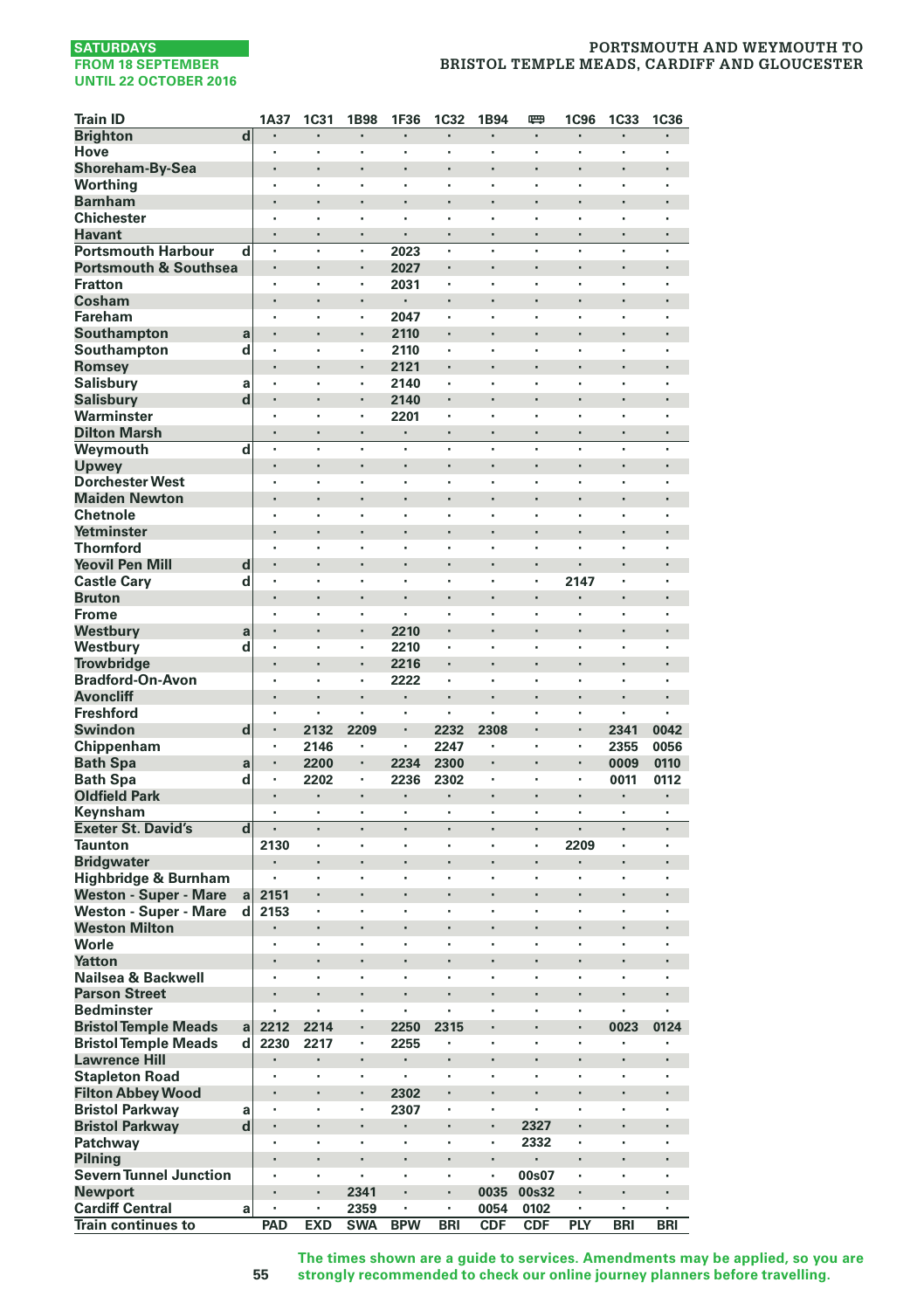SATURDAYS
FROM 18 SEPTEMBER
UNTIL 22 OCTOBER 2016

# PORTSMOUTH AND WEYMOUTH TO BRISTOL TEMPLE MEADS, CARDIFF AND GLOUCESTER

| Train ID | | 1A37 | 1C31 | 1B98 | 1F36 | 1C32 | 1B94 | 🚌 | 1C96 | 1C33 | 1C36 |
|---|---|---|---|---|---|---|---|---|---|---|---|
| Brighton | d | · | · | · | · | · | · | · | · | · | · |
| Hove | | · | · | · | · | · | · | · | · | · | · |
| Shoreham-By-Sea | | · | · | · | · | · | · | · | · | · | · |
| Worthing | | · | · | · | · | · | · | · | · | · | · |
| Barnham | | · | · | · | · | · | · | · | · | · | · |
| Chichester | | · | · | · | · | · | · | · | · | · | · |
| Havant | | · | · | · | · | · | · | · | · | · | · |
| Portsmouth Harbour | d | · | · | · | 2023 | · | · | · | · | · | · |
| Portsmouth & Southsea | | · | · | · | 2027 | · | · | · | · | · | · |
| Fratton | | · | · | · | 2031 | · | · | · | · | · | · |
| Cosham | | · | · | · | · | · | · | · | · | · | · |
| Fareham | | · | · | · | 2047 | · | · | · | · | · | · |
| Southampton | a | · | · | · | 2110 | · | · | · | · | · | · |
| Southampton | d | · | · | · | 2110 | · | · | · | · | · | · |
| Romsey | | · | · | · | 2121 | · | · | · | · | · | · |
| Salisbury | a | · | · | · | 2140 | · | · | · | · | · | · |
| Salisbury | d | · | · | · | 2140 | · | · | · | · | · | · |
| Warminster | | · | · | · | 2201 | · | · | · | · | · | · |
| Dilton Marsh | | · | · | · | · | · | · | · | · | · | · |
| Weymouth | d | · | · | · | · | · | · | · | · | · | · |
| Upwey | | · | · | · | · | · | · | · | · | · | · |
| Dorchester West | | · | · | · | · | · | · | · | · | · | · |
| Maiden Newton | | · | · | · | · | · | · | · | · | · | · |
| Chetnole | | · | · | · | · | · | · | · | · | · | · |
| Yetminster | | · | · | · | · | · | · | · | · | · | · |
| Thornford | | · | · | · | · | · | · | · | · | · | · |
| Yeovil Pen Mill | d | · | · | · | · | · | · | · | · | · | · |
| Castle Cary | d | · | · | · | · | · | · | · | 2147 | · | · |
| Bruton | | · | · | · | · | · | · | · | · | · | · |
| Frome | | · | · | · | · | · | · | · | · | · | · |
| Westbury | a | · | · | · | 2210 | · | · | · | · | · | · |
| Westbury | d | · | · | · | 2210 | · | · | · | · | · | · |
| Trowbridge | | · | · | · | 2216 | · | · | · | · | · | · |
| Bradford-On-Avon | | · | · | · | 2222 | · | · | · | · | · | · |
| Avoncliff | | · | · | · | · | · | · | · | · | · | · |
| Freshford | | · | · | · | · | · | · | · | · | · | · |
| Swindon | d | · | 2132 | 2209 | · | 2232 | 2308 | · | · | 2341 | 0042 |
| Chippenham | | · | 2146 | · | · | 2247 | · | · | · | 2355 | 0056 |
| Bath Spa | a | · | 2200 | · | 2234 | 2300 | · | · | · | 0009 | 0110 |
| Bath Spa | d | · | 2202 | · | 2236 | 2302 | · | · | · | 0011 | 0112 |
| Oldfield Park | | · | · | · | · | · | · | · | · | · | · |
| Keynsham | | · | · | · | · | · | · | · | · | · | · |
| Exeter St. David's | d | · | · | · | · | · | · | · | · | · | · |
| Taunton | | 2130 | · | · | · | · | · | · | 2209 | · | · |
| Bridgwater | | · | · | · | · | · | · | · | · | · | · |
| Highbridge & Burnham | | · | · | · | · | · | · | · | · | · | · |
| Weston - Super - Mare | a | 2151 | · | · | · | · | · | · | · | · | · |
| Weston - Super - Mare | d | 2153 | · | · | · | · | · | · | · | · | · |
| Weston Milton | | · | · | · | · | · | · | · | · | · | · |
| Worle | | · | · | · | · | · | · | · | · | · | · |
| Yatton | | · | · | · | · | · | · | · | · | · | · |
| Nailsea & Backwell | | · | · | · | · | · | · | · | · | · | · |
| Parson Street | | · | · | · | · | · | · | · | · | · | · |
| Bedminster | | · | · | · | · | · | · | · | · | · | · |
| Bristol Temple Meads | a | 2212 | 2214 | · | 2250 | 2315 | · | · | · | 0023 | 0124 |
| Bristol Temple Meads | d | 2230 | 2217 | · | 2255 | · | · | · | · | · | · |
| Lawrence Hill | | · | · | · | · | · | · | · | · | · | · |
| Stapleton Road | | · | · | · | · | · | · | · | · | · | · |
| Filton Abbey Wood | | · | · | · | 2302 | · | · | · | · | · | · |
| Bristol Parkway | a | · | · | · | 2307 | · | · | · | · | · | · |
| Bristol Parkway | d | · | · | · | · | · | · | 2327 | · | · | · |
| Patchway | | · | · | · | · | · | · | 2332 | · | · | · |
| Pilning | | · | · | · | · | · | · | · | · | · | · |
| Severn Tunnel Junction | | · | · | · | · | · | · | 00s07 | · | · | · |
| Newport | | · | · | 2341 | · | · | 0035 | 00s32 | · | · | · |
| Cardiff Central | a | · | · | 2359 | · | · | 0054 | 0102 | · | · | · |
| Train continues to | | PAD | EXD | SWA | BPW | BRI | CDF | CDF | PLY | BRI | BRI |

The times shown are a guide to services. Amendments may be applied, so you are strongly recommended to check our online journey planners before travelling.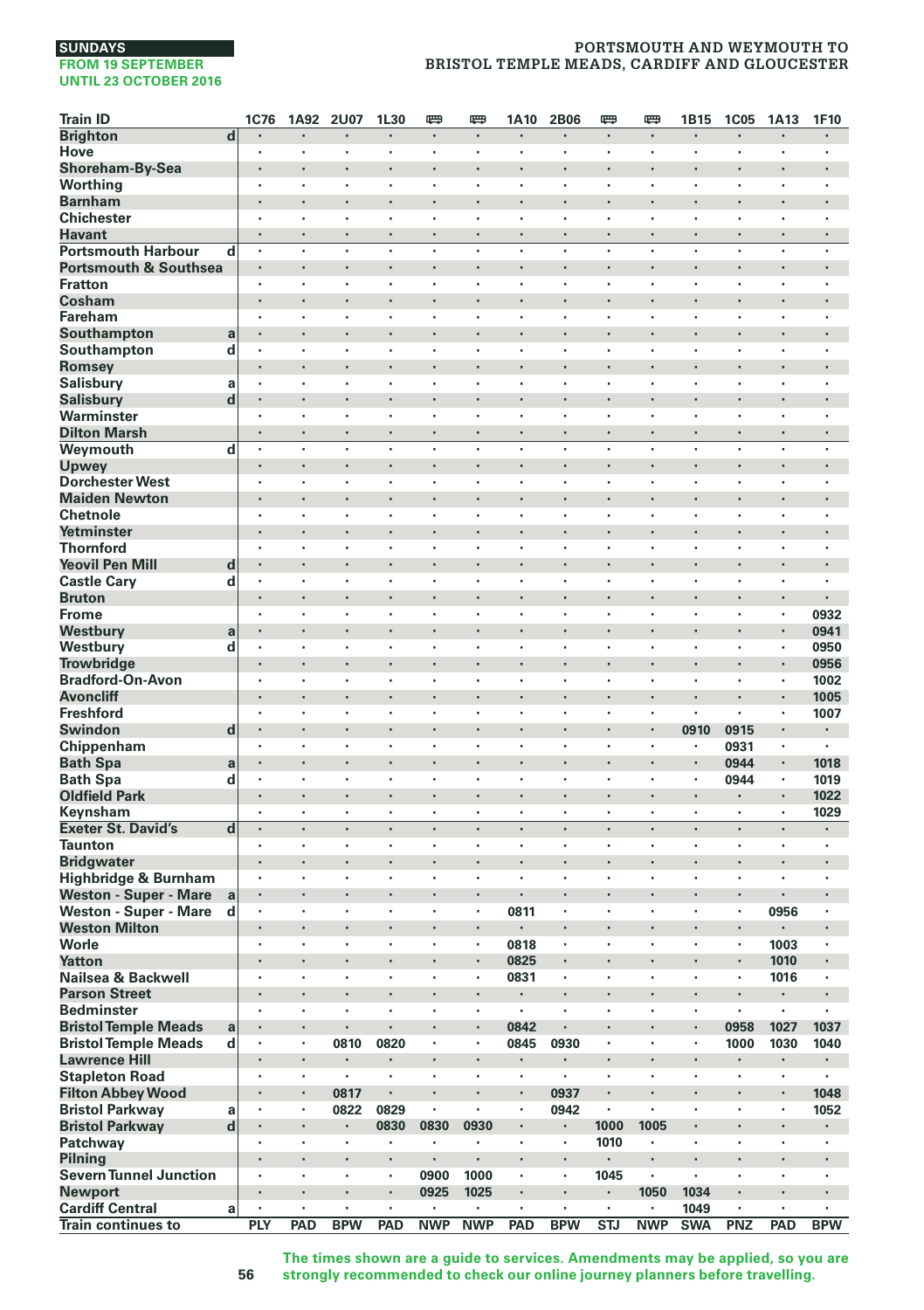SUNDAYS
FROM 19 SEPTEMBER
UNTIL 23 OCTOBER 2016

# PORTSMOUTH AND WEYMOUTH TO BRISTOL TEMPLE MEADS, CARDIFF AND GLOUCESTER

| Train ID | | 1C76 | 1A92 | 2U07 | 1L30 | 🚌 | 🚌 | 1A10 | 2B06 | 🚌 | 🚌 | 1B15 | 1C05 | 1A13 | 1F10 |
|---|---|---|---|---|---|---|---|---|---|---|---|---|---|---|---|
| Brighton | d | . | . | . | . | . | . | . | . | . | . | . | . | . | . |
| Hove | | . | . | . | . | . | . | . | . | . | . | . | . | . | . |
| Shoreham-By-Sea | | . | . | . | . | . | . | . | . | . | . | . | . | . | . |
| Worthing | | . | . | . | . | . | . | . | . | . | . | . | . | . | . |
| Barnham | | . | . | . | . | . | . | . | . | . | . | . | . | . | . |
| Chichester | | . | . | . | . | . | . | . | . | . | . | . | . | . | . |
| Havant | | . | . | . | . | . | . | . | . | . | . | . | . | . | . |
| Portsmouth Harbour | d | . | . | . | . | . | . | . | . | . | . | . | . | . | . |
| Portsmouth & Southsea | | . | . | . | . | . | . | . | . | . | . | . | . | . | . |
| Fratton | | . | . | . | . | . | . | . | . | . | . | . | . | . | . |
| Cosham | | . | . | . | . | . | . | . | . | . | . | . | . | . | . |
| Fareham | | . | . | . | . | . | . | . | . | . | . | . | . | . | . |
| Southampton | a | . | . | . | . | . | . | . | . | . | . | . | . | . | . |
| Southampton | d | . | . | . | . | . | . | . | . | . | . | . | . | . | . |
| Romsey | | . | . | . | . | . | . | . | . | . | . | . | . | . | . |
| Salisbury | a | . | . | . | . | . | . | . | . | . | . | . | . | . | . |
| Salisbury | d | . | . | . | . | . | . | . | . | . | . | . | . | . | . |
| Warminster | | . | . | . | . | . | . | . | . | . | . | . | . | . | . |
| Dilton Marsh | | . | . | . | . | . | . | . | . | . | . | . | . | . | . |
| Weymouth | d | . | . | . | . | . | . | . | . | . | . | . | . | . | . |
| Upwey | | . | . | . | . | . | . | . | . | . | . | . | . | . | . |
| Dorchester West | | . | . | . | . | . | . | . | . | . | . | . | . | . | . |
| Maiden Newton | | . | . | . | . | . | . | . | . | . | . | . | . | . | . |
| Chetnole | | . | . | . | . | . | . | . | . | . | . | . | . | . | . |
| Yetminster | | . | . | . | . | . | . | . | . | . | . | . | . | . | . |
| Thornford | | . | . | . | . | . | . | . | . | . | . | . | . | . | . |
| Yeovil Pen Mill | d | . | . | . | . | . | . | . | . | . | . | . | . | . | . |
| Castle Cary | d | . | . | . | . | . | . | . | . | . | . | . | . | . | . |
| Bruton | | . | . | . | . | . | . | . | . | . | . | . | . | . | . |
| Frome | | . | . | . | . | . | . | . | . | . | . | . | . | . | 0932 |
| Westbury | a | . | . | . | . | . | . | . | . | . | . | . | . | . | 0941 |
| Westbury | d | . | . | . | . | . | . | . | . | . | . | . | . | . | 0950 |
| Trowbridge | | . | . | . | . | . | . | . | . | . | . | . | . | . | 0956 |
| Bradford-On-Avon | | . | . | . | . | . | . | . | . | . | . | . | . | . | 1002 |
| Avoncliff | | . | . | . | . | . | . | . | . | . | . | . | . | . | 1005 |
| Freshford | | . | . | . | . | . | . | . | . | . | . | . | . | . | 1007 |
| Swindon | d | . | . | . | . | . | . | . | . | . | . | 0910 | 0915 | . | . |
| Chippenham | | . | . | . | . | . | . | . | . | . | . | . | 0931 | . | . |
| Bath Spa | a | . | . | . | . | . | . | . | . | . | . | . | 0944 | . | 1018 |
| Bath Spa | d | . | . | . | . | . | . | . | . | . | . | . | 0944 | . | 1019 |
| Oldfield Park | | . | . | . | . | . | . | . | . | . | . | . | . | . | 1022 |
| Keynsham | | . | . | . | . | . | . | . | . | . | . | . | . | . | 1029 |
| Exeter St. David's | d | . | . | . | . | . | . | . | . | . | . | . | . | . | . |
| Taunton | | . | . | . | . | . | . | . | . | . | . | . | . | . | . |
| Bridgwater | | . | . | . | . | . | . | . | . | . | . | . | . | . | . |
| Highbridge & Burnham | | . | . | . | . | . | . | . | . | . | . | . | . | . | . |
| Weston - Super - Mare | a | . | . | . | . | . | . | . | . | . | . | . | . | . | . |
| Weston - Super - Mare | d | . | . | . | . | . | . | 0811 | . | . | . | . | . | 0956 | . |
| Weston Milton | | . | . | . | . | . | . | . | . | . | . | . | . | . | . |
| Worle | | . | . | . | . | . | . | 0818 | . | . | . | . | . | 1003 | . |
| Yatton | | . | . | . | . | . | . | 0825 | . | . | . | . | . | 1010 | . |
| Nailsea & Backwell | | . | . | . | . | . | . | 0831 | . | . | . | . | . | 1016 | . |
| Parson Street | | . | . | . | . | . | . | . | . | . | . | . | . | . | . |
| Bedminster | | . | . | . | . | . | . | . | . | . | . | . | . | . | . |
| Bristol Temple Meads | a | . | . | . | . | . | . | 0842 | . | . | . | . | 0958 | 1027 | 1037 |
| Bristol Temple Meads | d | . | . | 0810 | 0820 | . | . | 0845 | 0930 | . | . | . | 1000 | 1030 | 1040 |
| Lawrence Hill | | . | . | . | . | . | . | . | . | . | . | . | . | . | . |
| Stapleton Road | | . | . | . | . | . | . | . | . | . | . | . | . | . | . |
| Filton Abbey Wood | | . | . | 0817 | . | . | . | . | 0937 | . | . | . | . | . | 1048 |
| Bristol Parkway | a | . | . | 0822 | 0829 | . | . | . | 0942 | . | . | . | . | . | 1052 |
| Bristol Parkway | d | . | . | . | 0830 | 0830 | 0930 | . | . | 1000 | 1005 | . | . | . | . |
| Patchway | | . | . | . | . | . | . | . | . | 1010 | . | . | . | . | . |
| Pilning | | . | . | . | . | . | . | . | . | . | . | . | . | . | . |
| Severn Tunnel Junction | | . | . | . | . | 0900 | 1000 | . | . | 1045 | . | . | . | . | . |
| Newport | | . | . | . | . | 0925 | 1025 | . | . | . | 1050 | 1034 | . | . | . |
| Cardiff Central | a | . | . | . | . | . | . | . | . | . | . | 1049 | . | . | . |
| Train continues to | | PLY | PAD | BPW | PAD | NWP | NWP | PAD | BPW | STJ | NWP | SWA | PNZ | PAD | BPW |

The times shown are a guide to services. Amendments may be applied, so you are strongly recommended to check our online journey planners before travelling.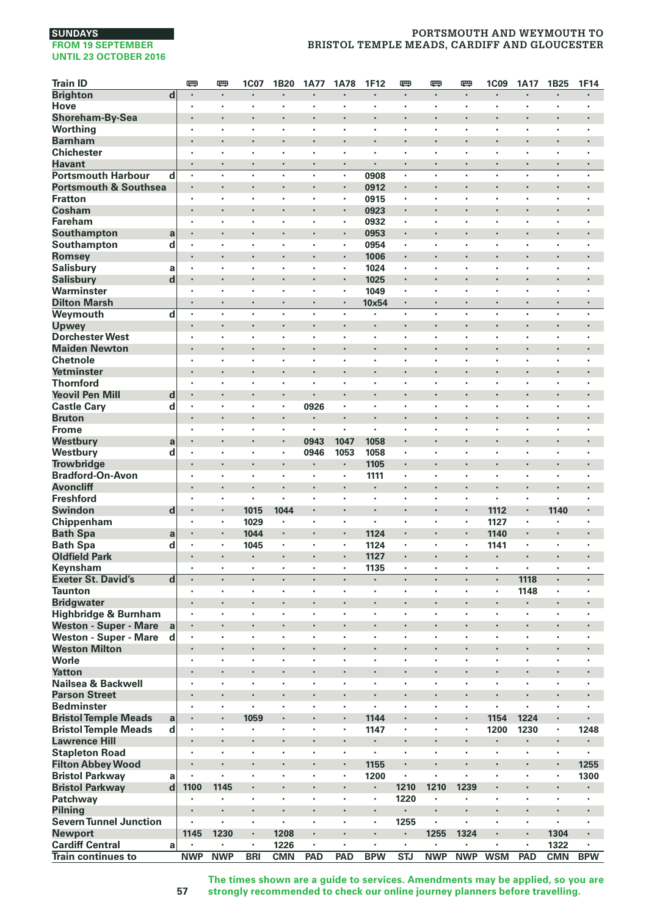SUNDAYS
FROM 19 SEPTEMBER
UNTIL 23 OCTOBER 2016

# PORTSMOUTH AND WEYMOUTH TO BRISTOL TEMPLE MEADS, CARDIFF AND GLOUCESTER

| Train ID | | 🚌 | 🚌 | 1C07 | 1B20 | 1A77 | 1A78 | 1F12 | 🚌 | 🚌 | 🚌 | 1C09 | 1A17 | 1B25 | 1F14 |
|---|---|---|---|---|---|---|---|---|---|---|---|---|---|---|---|
| Brighton | d | · | · | · | · | · | · | · | · | · | · | · | · | · | · |
| Hove | | · | · | · | · | · | · | · | · | · | · | · | · | · | · |
| Shoreham-By-Sea | | · | · | · | · | · | · | · | · | · | · | · | · | · | · |
| Worthing | | · | · | · | · | · | · | · | · | · | · | · | · | · | · |
| Barnham | | · | · | · | · | · | · | · | · | · | · | · | · | · | · |
| Chichester | | · | · | · | · | · | · | · | · | · | · | · | · | · | · |
| Havant | | · | · | · | · | · | · | · | · | · | · | · | · | · | · |
| Portsmouth Harbour | d | · | · | · | · | · | · | 0908 | · | · | · | · | · | · | · |
| Portsmouth & Southsea | | · | · | · | · | · | · | 0912 | · | · | · | · | · | · | · |
| Fratton | | · | · | · | · | · | · | 0915 | · | · | · | · | · | · | · |
| Cosham | | · | · | · | · | · | · | 0923 | · | · | · | · | · | · | · |
| Fareham | | · | · | · | · | · | · | 0932 | · | · | · | · | · | · | · |
| Southampton | a | · | · | · | · | · | · | 0953 | · | · | · | · | · | · | · |
| Southampton | d | · | · | · | · | · | · | 0954 | · | · | · | · | · | · | · |
| Romsey | | · | · | · | · | · | · | 1006 | · | · | · | · | · | · | · |
| Salisbury | a | · | · | · | · | · | · | 1024 | · | · | · | · | · | · | · |
| Salisbury | d | · | · | · | · | · | · | 1025 | · | · | · | · | · | · | · |
| Warminster | | · | · | · | · | · | · | 1049 | · | · | · | · | · | · | · |
| Dilton Marsh | | · | · | · | · | · | · | 10x54 | · | · | · | · | · | · | · |
| Weymouth | d | · | · | · | · | · | · | · | · | · | · | · | · | · | · |
| Upwey | | · | · | · | · | · | · | · | · | · | · | · | · | · | · |
| Dorchester West | | · | · | · | · | · | · | · | · | · | · | · | · | · | · |
| Maiden Newton | | · | · | · | · | · | · | · | · | · | · | · | · | · | · |
| Chetnole | | · | · | · | · | · | · | · | · | · | · | · | · | · | · |
| Yetminster | | · | · | · | · | · | · | · | · | · | · | · | · | · | · |
| Thornford | | · | · | · | · | · | · | · | · | · | · | · | · | · | · |
| Yeovil Pen Mill | d | · | · | · | · | · | · | · | · | · | · | · | · | · | · |
| Castle Cary | d | · | · | · | · | 0926 | · | · | · | · | · | · | · | · | · |
| Bruton | | · | · | · | · | · | · | · | · | · | · | · | · | · | · |
| Frome | | · | · | · | · | · | · | · | · | · | · | · | · | · | · |
| Westbury | a | · | · | · | · | 0943 | 1047 | 1058 | · | · | · | · | · | · | · |
| Westbury | d | · | · | · | · | 0946 | 1053 | 1058 | · | · | · | · | · | · | · |
| Trowbridge | | · | · | · | · | · | · | 1105 | · | · | · | · | · | · | · |
| Bradford-On-Avon | | · | · | · | · | · | · | 1111 | · | · | · | · | · | · | · |
| Avoncliff | | · | · | · | · | · | · | · | · | · | · | · | · | · | · |
| Freshford | | · | · | · | · | · | · | · | · | · | · | · | · | · | · |
| Swindon | d | · | · | 1015 | 1044 | · | · | · | · | · | · | 1112 | · | 1140 | · |
| Chippenham | | · | · | 1029 | · | · | · | · | · | · | · | 1127 | · | · | · |
| Bath Spa | a | · | · | 1044 | · | · | · | 1124 | · | · | · | 1140 | · | · | · |
| Bath Spa | d | · | · | 1045 | · | · | · | 1124 | · | · | · | 1141 | · | · | · |
| Oldfield Park | | · | · | · | · | · | · | 1127 | · | · | · | · | · | · | · |
| Keynsham | | · | · | · | · | · | · | 1135 | · | · | · | · | · | · | · |
| Exeter St. David's | d | · | · | · | · | · | · | · | · | · | · | · | 1118 | · | · |
| Taunton | | · | · | · | · | · | · | · | · | · | · | · | 1148 | · | · |
| Bridgwater | | · | · | · | · | · | · | · | · | · | · | · | · | · | · |
| Highbridge & Burnham | | · | · | · | · | · | · | · | · | · | · | · | · | · | · |
| Weston - Super - Mare | a | · | · | · | · | · | · | · | · | · | · | · | · | · | · |
| Weston - Super - Mare | d | · | · | · | · | · | · | · | · | · | · | · | · | · | · |
| Weston Milton | | · | · | · | · | · | · | · | · | · | · | · | · | · | · |
| Worle | | · | · | · | · | · | · | · | · | · | · | · | · | · | · |
| Yatton | | · | · | · | · | · | · | · | · | · | · | · | · | · | · |
| Nailsea & Backwell | | · | · | · | · | · | · | · | · | · | · | · | · | · | · |
| Parson Street | | · | · | · | · | · | · | · | · | · | · | · | · | · | · |
| Bedminster | | · | · | · | · | · | · | · | · | · | · | · | · | · | · |
| Bristol Temple Meads | a | · | · | 1059 | · | · | · | 1144 | · | · | · | 1154 | 1224 | · | · |
| Bristol Temple Meads | d | · | · | · | · | · | · | 1147 | · | · | · | 1200 | 1230 | · | 1248 |
| Lawrence Hill | | · | · | · | · | · | · | · | · | · | · | · | · | · | · |
| Stapleton Road | | · | · | · | · | · | · | · | · | · | · | · | · | · | · |
| Filton Abbey Wood | | · | · | · | · | · | · | 1155 | · | · | · | · | · | · | 1255 |
| Bristol Parkway | a | · | · | · | · | · | · | 1200 | · | · | · | · | · | · | 1300 |
| Bristol Parkway | d | 1100 | 1145 | · | · | · | · | · | 1210 | 1210 | 1239 | · | · | · | · |
| Patchway | | · | · | · | · | · | · | · | 1220 | · | · | · | · | · | · |
| Pilning | | · | · | · | · | · | · | · | · | · | · | · | · | · | · |
| Severn Tunnel Junction | | · | · | · | · | · | · | · | 1255 | · | · | · | · | · | · |
| Newport | | 1145 | 1230 | · | 1208 | · | · | · | · | 1255 | 1324 | · | · | 1304 | · |
| Cardiff Central | a | · | · | · | 1226 | · | · | · | · | · | · | · | · | 1322 | · |
| Train continues to | | NWP | NWP | BRI | CMN | PAD | PAD | BPW | STJ | NWP | NWP | WSM | PAD | CMN | BPW |

The times shown are a guide to services. Amendments may be applied, so you are strongly recommended to check our online journey planners before travelling.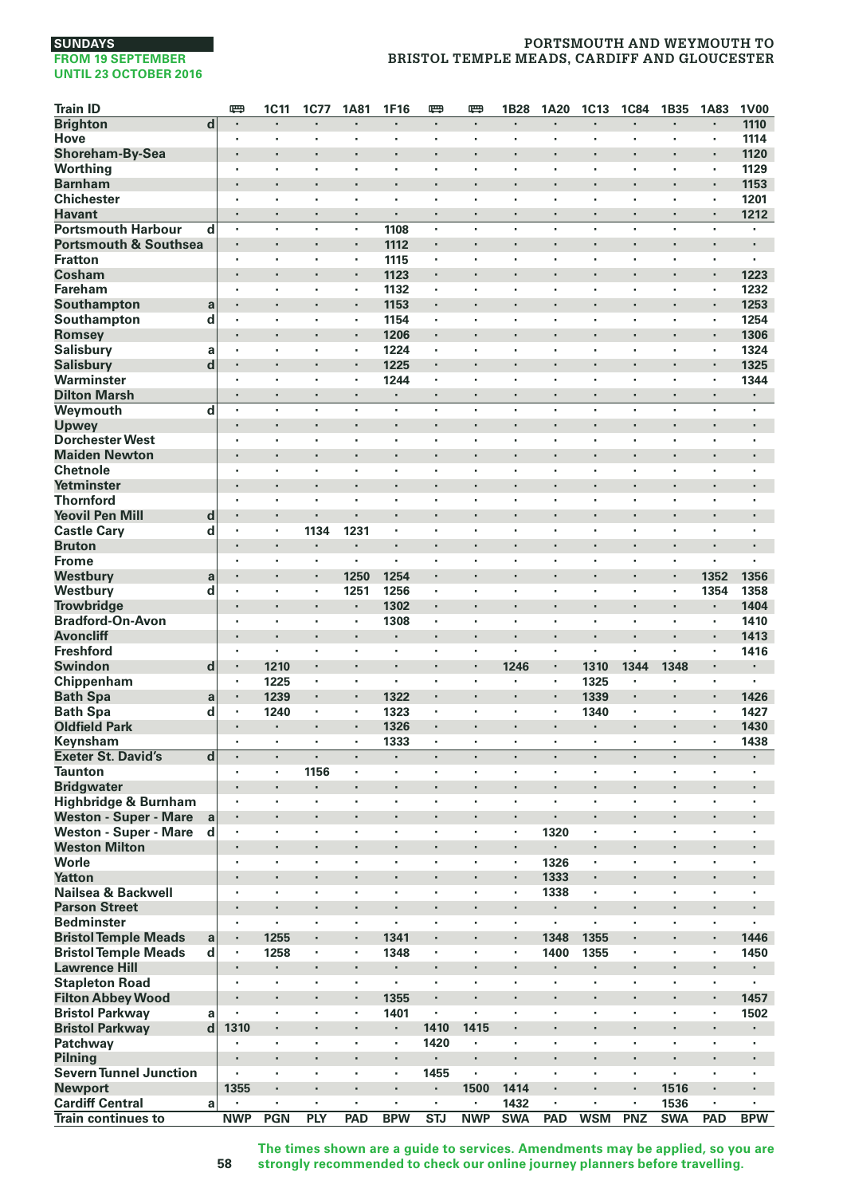**SUNDAYS**
**FROM 19 SEPTEMBER UNTIL 23 OCTOBER 2016**

## PORTSMOUTH AND WEYMOUTH TO BRISTOL TEMPLE MEADS, CARDIFF AND GLOUCESTER

| Train ID | | 🚌 | 1C11 | 1C77 | 1A81 | 1F16 | 🚌 | 🚌 | 1B28 | 1A20 | 1C13 | 1C84 | 1B35 | 1A83 | 1V00 |
|---|---|---|---|---|---|---|---|---|---|---|---|---|---|---|---|
| Brighton | d | · | · | · | · | · | · | · | · | · | · | · | · | · | 1110 |
| Hove | | · | · | · | · | · | · | · | · | · | · | · | · | · | 1114 |
| Shoreham-By-Sea | | · | · | · | · | · | · | · | · | · | · | · | · | · | 1120 |
| Worthing | | · | · | · | · | · | · | · | · | · | · | · | · | · | 1129 |
| Barnham | | · | · | · | · | · | · | · | · | · | · | · | · | · | 1153 |
| Chichester | | · | · | · | · | · | · | · | · | · | · | · | · | · | 1201 |
| Havant | | · | · | · | · | · | · | · | · | · | · | · | · | · | 1212 |
| Portsmouth Harbour | d | · | · | · | · | 1108 | · | · | · | · | · | · | · | · | · |
| Portsmouth & Southsea | | · | · | · | · | 1112 | · | · | · | · | · | · | · | · | · |
| Fratton | | · | · | · | · | 1115 | · | · | · | · | · | · | · | · | · |
| Cosham | | · | · | · | · | 1123 | · | · | · | · | · | · | · | · | 1223 |
| Fareham | | · | · | · | · | 1132 | · | · | · | · | · | · | · | · | 1232 |
| Southampton | a | · | · | · | · | 1153 | · | · | · | · | · | · | · | · | 1253 |
| Southampton | d | · | · | · | · | 1154 | · | · | · | · | · | · | · | · | 1254 |
| Romsey | | · | · | · | · | 1206 | · | · | · | · | · | · | · | · | 1306 |
| Salisbury | a | · | · | · | · | 1224 | · | · | · | · | · | · | · | · | 1324 |
| Salisbury | d | · | · | · | · | 1225 | · | · | · | · | · | · | · | · | 1325 |
| Warminster | | · | · | · | · | 1244 | · | · | · | · | · | · | · | · | 1344 |
| Dilton Marsh | | · | · | · | · | · | · | · | · | · | · | · | · | · | · |
| Weymouth | d | · | · | · | · | · | · | · | · | · | · | · | · | · | · |
| Upwey | | · | · | · | · | · | · | · | · | · | · | · | · | · | · |
| Dorchester West | | · | · | · | · | · | · | · | · | · | · | · | · | · | · |
| Maiden Newton | | · | · | · | · | · | · | · | · | · | · | · | · | · | · |
| Chetnole | | · | · | · | · | · | · | · | · | · | · | · | · | · | · |
| Yetminster | | · | · | · | · | · | · | · | · | · | · | · | · | · | · |
| Thornford | | · | · | · | · | · | · | · | · | · | · | · | · | · | · |
| Yeovil Pen Mill | d | · | · | · | · | · | · | · | · | · | · | · | · | · | · |
| Castle Cary | d | · | · | 1134 | 1231 | · | · | · | · | · | · | · | · | · | · |
| Bruton | | · | · | · | · | · | · | · | · | · | · | · | · | · | · |
| Frome | | · | · | · | · | · | · | · | · | · | · | · | · | · | · |
| Westbury | a | · | · | · | 1250 | 1254 | · | · | · | · | · | · | · | 1352 | 1356 |
| Westbury | d | · | · | · | 1251 | 1256 | · | · | · | · | · | · | · | 1354 | 1358 |
| Trowbridge | | · | · | · | · | 1302 | · | · | · | · | · | · | · | · | 1404 |
| Bradford-On-Avon | | · | · | · | · | 1308 | · | · | · | · | · | · | · | · | 1410 |
| Avoncliff | | · | · | · | · | · | · | · | · | · | · | · | · | · | 1413 |
| Freshford | | · | · | · | · | · | · | · | · | · | · | · | · | · | 1416 |
| Swindon | d | · | 1210 | · | · | · | · | · | 1246 | · | 1310 | 1344 | 1348 | · | · |
| Chippenham | | · | 1225 | · | · | · | · | · | · | · | 1325 | · | · | · | · |
| Bath Spa | a | · | 1239 | · | · | 1322 | · | · | · | · | 1339 | · | · | · | 1426 |
| Bath Spa | d | · | 1240 | · | · | 1323 | · | · | · | · | 1340 | · | · | · | 1427 |
| Oldfield Park | | · | · | · | · | 1326 | · | · | · | · | · | · | · | · | 1430 |
| Keynsham | | · | · | · | · | 1333 | · | · | · | · | · | · | · | · | 1438 |
| Exeter St. David's | d | · | · | · | · | · | · | · | · | · | · | · | · | · | · |
| Taunton | | · | · | 1156 | · | · | · | · | · | · | · | · | · | · | · |
| Bridgwater | | · | · | · | · | · | · | · | · | · | · | · | · | · | · |
| Highbridge & Burnham | | · | · | · | · | · | · | · | · | · | · | · | · | · | · |
| Weston - Super - Mare | a | · | · | · | · | · | · | · | · | · | · | · | · | · | · |
| Weston - Super - Mare | d | · | · | · | · | · | · | · | · | 1320 | · | · | · | · | · |
| Weston Milton | | · | · | · | · | · | · | · | · | · | · | · | · | · | · |
| Worle | | · | · | · | · | · | · | · | · | 1326 | · | · | · | · | · |
| Yatton | | · | · | · | · | · | · | · | · | 1333 | · | · | · | · | · |
| Nailsea & Backwell | | · | · | · | · | · | · | · | · | 1338 | · | · | · | · | · |
| Parson Street | | · | · | · | · | · | · | · | · | · | · | · | · | · | · |
| Bedminster | | · | · | · | · | · | · | · | · | · | · | · | · | · | · |
| Bristol Temple Meads | a | · | 1255 | · | · | 1341 | · | · | · | 1348 | 1355 | · | · | · | 1446 |
| Bristol Temple Meads | d | · | 1258 | · | · | 1348 | · | · | · | 1400 | 1355 | · | · | · | 1450 |
| Lawrence Hill | | · | · | · | · | · | · | · | · | · | · | · | · | · | · |
| Stapleton Road | | · | · | · | · | · | · | · | · | · | · | · | · | · | · |
| Filton Abbey Wood | | · | · | · | · | 1355 | · | · | · | · | · | · | · | · | 1457 |
| Bristol Parkway | a | · | · | · | · | 1401 | · | · | · | · | · | · | · | · | 1502 |
| Bristol Parkway | d | 1310 | · | · | · | · | 1410 | 1415 | · | · | · | · | · | · | · |
| Patchway | | · | · | · | · | · | 1420 | · | · | · | · | · | · | · | · |
| Pilning | | · | · | · | · | · | · | · | · | · | · | · | · | · | · |
| Severn Tunnel Junction | | · | · | · | · | · | 1455 | · | · | · | · | · | · | · | · |
| Newport | | 1355 | · | · | · | · | · | 1500 | 1414 | · | · | · | 1516 | · | · |
| Cardiff Central | a | · | · | · | · | · | · | · | 1432 | · | · | · | 1536 | · | · |
| Train continues to | | NWP | PGN | PLY | PAD | BPW | STJ | NWP | SWA | PAD | WSM | PNZ | SWA | PAD | BPW |

The times shown are a guide to services. Amendments may be applied, so you are strongly recommended to check our online journey planners before travelling.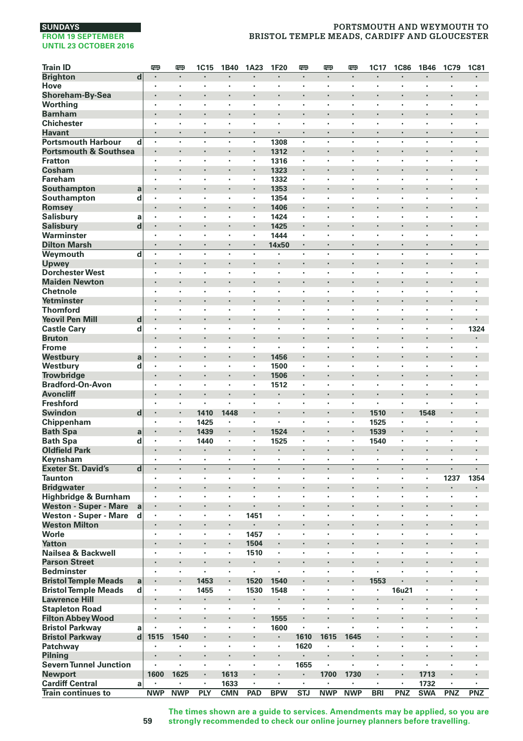SUNDAYS
FROM 19 SEPTEMBER
UNTIL 23 OCTOBER 2016

# PORTSMOUTH AND WEYMOUTH TO BRISTOL TEMPLE MEADS, CARDIFF AND GLOUCESTER

| Train ID | | 🚌 | 🚌 | 1C15 | 1B40 | 1A23 | 1F20 | 🚌 | 🚌 | 🚌 | 1C17 | 1C86 | 1B46 | 1C79 | 1C81 |
|---|---|---|---|---|---|---|---|---|---|---|---|---|---|---|---|
| Brighton | d | . | . | . | . | . | . | . | . | . | . | . | . | . | . |
| Hove | | . | . | . | . | . | . | . | . | . | . | . | . | . | . |
| Shoreham-By-Sea | | . | . | . | . | . | . | . | . | . | . | . | . | . | . |
| Worthing | | . | . | . | . | . | . | . | . | . | . | . | . | . | . |
| Barnham | | . | . | . | . | . | . | . | . | . | . | . | . | . | . |
| Chichester | | . | . | . | . | . | . | . | . | . | . | . | . | . | . |
| Havant | | . | . | . | . | . | . | . | . | . | . | . | . | . | . |
| Portsmouth Harbour | d | . | . | . | . | . | 1308 | . | . | . | . | . | . | . | . |
| Portsmouth & Southsea | | . | . | . | . | . | 1312 | . | . | . | . | . | . | . | . |
| Fratton | | . | . | . | . | . | 1316 | . | . | . | . | . | . | . | . |
| Cosham | | . | . | . | . | . | 1323 | . | . | . | . | . | . | . | . |
| Fareham | | . | . | . | . | . | 1332 | . | . | . | . | . | . | . | . |
| Southampton | a | . | . | . | . | . | 1353 | . | . | . | . | . | . | . | . |
| Southampton | d | . | . | . | . | . | 1354 | . | . | . | . | . | . | . | . |
| Romsey | | . | . | . | . | . | 1406 | . | . | . | . | . | . | . | . |
| Salisbury | a | . | . | . | . | . | 1424 | . | . | . | . | . | . | . | . |
| Salisbury | d | . | . | . | . | . | 1425 | . | . | . | . | . | . | . | . |
| Warminster | | . | . | . | . | . | 1444 | . | . | . | . | . | . | . | . |
| Dilton Marsh | | . | . | . | . | . | 14x50 | . | . | . | . | . | . | . | . |
| Weymouth | d | . | . | . | . | . | . | . | . | . | . | . | . | . | . |
| Upwey | | . | . | . | . | . | . | . | . | . | . | . | . | . | . |
| Dorchester West | | . | . | . | . | . | . | . | . | . | . | . | . | . | . |
| Maiden Newton | | . | . | . | . | . | . | . | . | . | . | . | . | . | . |
| Chetnole | | . | . | . | . | . | . | . | . | . | . | . | . | . | . |
| Yetminster | | . | . | . | . | . | . | . | . | . | . | . | . | . | . |
| Thornford | | . | . | . | . | . | . | . | . | . | . | . | . | . | . |
| Yeovil Pen Mill | d | . | . | . | . | . | . | . | . | . | . | . | . | . | . |
| Castle Cary | d | . | . | . | . | . | . | . | . | . | . | . | . | . | 1324 |
| Bruton | | . | . | . | . | . | . | . | . | . | . | . | . | . | . |
| Frome | | . | . | . | . | . | . | . | . | . | . | . | . | . | . |
| Westbury | a | . | . | . | . | . | 1456 | . | . | . | . | . | . | . | . |
| Westbury | d | . | . | . | . | . | 1500 | . | . | . | . | . | . | . | . |
| Trowbridge | | . | . | . | . | . | 1506 | . | . | . | . | . | . | . | . |
| Bradford-On-Avon | | . | . | . | . | . | 1512 | . | . | . | . | . | . | . | . |
| Avoncliff | | . | . | . | . | . | . | . | . | . | . | . | . | . | . |
| Freshford | | . | . | . | . | . | . | . | . | . | . | . | . | . | . |
| Swindon | d | . | . | 1410 | 1448 | . | . | . | . | . | 1510 | . | 1548 | . | . |
| Chippenham | | . | . | 1425 | . | . | . | . | . | . | 1525 | . | . | . | . |
| Bath Spa | a | . | . | 1439 | . | . | 1524 | . | . | . | 1539 | . | . | . | . |
| Bath Spa | d | . | . | 1440 | . | . | 1525 | . | . | . | 1540 | . | . | . | . |
| Oldfield Park | | . | . | . | . | . | . | . | . | . | . | . | . | . | . |
| Keynsham | | . | . | . | . | . | . | . | . | . | . | . | . | . | . |
| Exeter St. David's | d | . | . | . | . | . | . | . | . | . | . | . | . | . | . |
| Taunton | | . | . | . | . | . | . | . | . | . | . | . | . | 1237 | 1354 |
| Bridgwater | | . | . | . | . | . | . | . | . | . | . | . | . | . | . |
| Highbridge & Burnham | | . | . | . | . | . | . | . | . | . | . | . | . | . | . |
| Weston - Super - Mare | a | . | . | . | . | . | . | . | . | . | . | . | . | . | . |
| Weston - Super - Mare | d | . | . | . | . | 1451 | . | . | . | . | . | . | . | . | . |
| Weston Milton | | . | . | . | . | . | . | . | . | . | . | . | . | . | . |
| Worle | | . | . | . | . | 1457 | . | . | . | . | . | . | . | . | . |
| Yatton | | . | . | . | . | 1504 | . | . | . | . | . | . | . | . | . |
| Nailsea & Backwell | | . | . | . | . | 1510 | . | . | . | . | . | . | . | . | . |
| Parson Street | | . | . | . | . | . | . | . | . | . | . | . | . | . | . |
| Bedminster | | . | . | . | . | . | . | . | . | . | . | . | . | . | . |
| Bristol Temple Meads | a | . | . | 1453 | . | 1520 | 1540 | . | . | . | 1553 | . | . | . | . |
| Bristol Temple Meads | d | . | . | 1455 | . | 1530 | 1548 | . | . | . | . | 16u21 | . | . | . |
| Lawrence Hill | | . | . | . | . | . | . | . | . | . | . | . | . | . | . |
| Stapleton Road | | . | . | . | . | . | . | . | . | . | . | . | . | . | . |
| Filton Abbey Wood | | . | . | . | . | . | 1555 | . | . | . | . | . | . | . | . |
| Bristol Parkway | a | . | . | . | . | . | 1600 | . | . | . | . | . | . | . | . |
| Bristol Parkway | d | 1515 | 1540 | . | . | . | . | 1610 | 1615 | 1645 | . | . | . | . | . |
| Patchway | | . | . | . | . | . | . | 1620 | . | . | . | . | . | . | . |
| Pilning | | . | . | . | . | . | . | . | . | . | . | . | . | . | . |
| Severn Tunnel Junction | | . | . | . | . | . | . | 1655 | . | . | . | . | . | . | . |
| Newport | | 1600 | 1625 | . | 1613 | . | . | . | 1700 | 1730 | . | . | 1713 | . | . |
| Cardiff Central | a | . | . | . | 1633 | . | . | . | . | . | . | . | 1732 | . | . |
| Train continues to | | NWP | NWP | PLY | CMN | PAD | BPW | STJ | NWP | NWP | BRI | PNZ | SWA | PNZ | PNZ |

The times shown are a guide to services. Amendments may be applied, so you are strongly recommended to check our online journey planners before travelling.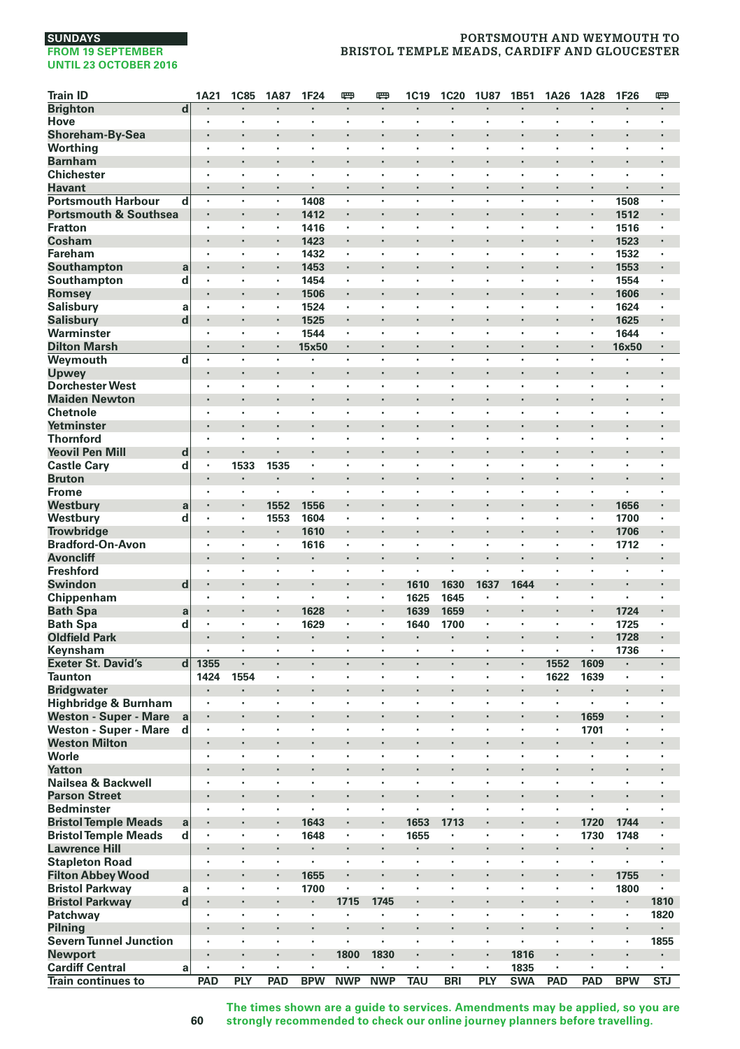**SUNDAYS**
**FROM 19 SEPTEMBER UNTIL 23 OCTOBER 2016**

## PORTSMOUTH AND WEYMOUTH TO BRISTOL TEMPLE MEADS, CARDIFF AND GLOUCESTER

| Train ID | | 1A21 | 1C85 | 1A87 | 1F24 | 🚌 | 🚌 | 1C19 | 1C20 | 1U87 | 1B51 | 1A26 | 1A28 | 1F26 | 🚌 |
|---|---|---|---|---|---|---|---|---|---|---|---|---|---|---|---|
| Brighton | d | · | · | · | · | · | · | · | · | · | · | · | · | · | · |
| Hove | | · | · | · | · | · | · | · | · | · | · | · | · | · | · |
| Shoreham-By-Sea | | · | · | · | · | · | · | · | · | · | · | · | · | · | · |
| Worthing | | · | · | · | · | · | · | · | · | · | · | · | · | · | · |
| Barnham | | · | · | · | · | · | · | · | · | · | · | · | · | · | · |
| Chichester | | · | · | · | · | · | · | · | · | · | · | · | · | · | · |
| Havant | | · | · | · | · | · | · | · | · | · | · | · | · | · | · |
| Portsmouth Harbour | d | · | · | · | 1408 | · | · | · | · | · | · | · | · | 1508 | · |
| Portsmouth & Southsea | | · | · | · | 1412 | · | · | · | · | · | · | · | · | 1512 | · |
| Fratton | | · | · | · | 1416 | · | · | · | · | · | · | · | · | 1516 | · |
| Cosham | | · | · | · | 1423 | · | · | · | · | · | · | · | · | 1523 | · |
| Fareham | | · | · | · | 1432 | · | · | · | · | · | · | · | · | 1532 | · |
| Southampton | a | · | · | · | 1453 | · | · | · | · | · | · | · | · | 1553 | · |
| Southampton | d | · | · | · | 1454 | · | · | · | · | · | · | · | · | 1554 | · |
| Romsey | | · | · | · | 1506 | · | · | · | · | · | · | · | · | 1606 | · |
| Salisbury | a | · | · | · | 1524 | · | · | · | · | · | · | · | · | 1624 | · |
| Salisbury | d | · | · | · | 1525 | · | · | · | · | · | · | · | · | 1625 | · |
| Warminster | | · | · | · | 1544 | · | · | · | · | · | · | · | · | 1644 | · |
| Dilton Marsh | | · | · | · | 15x50 | · | · | · | · | · | · | · | · | 16x50 | · |
| Weymouth | d | · | · | · | · | · | · | · | · | · | · | · | · | · | · |
| Upwey | | · | · | · | · | · | · | · | · | · | · | · | · | · | · |
| Dorchester West | | · | · | · | · | · | · | · | · | · | · | · | · | · | · |
| Maiden Newton | | · | · | · | · | · | · | · | · | · | · | · | · | · | · |
| Chetnole | | · | · | · | · | · | · | · | · | · | · | · | · | · | · |
| Yetminster | | · | · | · | · | · | · | · | · | · | · | · | · | · | · |
| Thornford | | · | · | · | · | · | · | · | · | · | · | · | · | · | · |
| Yeovil Pen Mill | d | · | · | · | · | · | · | · | · | · | · | · | · | · | · |
| Castle Cary | d | · | 1533 | 1535 | · | · | · | · | · | · | · | · | · | · | · |
| Bruton | | · | · | · | · | · | · | · | · | · | · | · | · | · | · |
| Frome | | · | · | · | · | · | · | · | · | · | · | · | · | · | · |
| Westbury | a | · | · | 1552 | 1556 | · | · | · | · | · | · | · | · | 1656 | · |
| Westbury | d | · | · | 1553 | 1604 | · | · | · | · | · | · | · | · | 1700 | · |
| Trowbridge | | · | · | · | 1610 | · | · | · | · | · | · | · | · | 1706 | · |
| Bradford-On-Avon | | · | · | · | 1616 | · | · | · | · | · | · | · | · | 1712 | · |
| Avoncliff | | · | · | · | · | · | · | · | · | · | · | · | · | · | · |
| Freshford | | · | · | · | · | · | · | · | · | · | · | · | · | · | · |
| Swindon | d | · | · | · | · | · | · | 1610 | 1630 | 1637 | 1644 | · | · | · | · |
| Chippenham | | · | · | · | · | · | · | 1625 | 1645 | · | · | · | · | · | · |
| Bath Spa | a | · | · | · | 1628 | · | · | 1639 | 1659 | · | · | · | · | 1724 | · |
| Bath Spa | d | · | · | · | 1629 | · | · | 1640 | 1700 | · | · | · | · | 1725 | · |
| Oldfield Park | | · | · | · | · | · | · | · | · | · | · | · | · | 1728 | · |
| Keynsham | | · | · | · | · | · | · | · | · | · | · | · | · | 1736 | · |
| Exeter St. David's | d | 1355 | · | · | · | · | · | · | · | · | · | 1552 | 1609 | · | · |
| Taunton | | 1424 | 1554 | · | · | · | · | · | · | · | · | 1622 | 1639 | · | · |
| Bridgwater | | · | · | · | · | · | · | · | · | · | · | · | · | · | · |
| Highbridge & Burnham | | · | · | · | · | · | · | · | · | · | · | · | · | · | · |
| Weston - Super - Mare | a | · | · | · | · | · | · | · | · | · | · | · | 1659 | · | · |
| Weston - Super - Mare | d | · | · | · | · | · | · | · | · | · | · | · | 1701 | · | · |
| Weston Milton | | · | · | · | · | · | · | · | · | · | · | · | · | · | · |
| Worle | | · | · | · | · | · | · | · | · | · | · | · | · | · | · |
| Yatton | | · | · | · | · | · | · | · | · | · | · | · | · | · | · |
| Nailsea & Backwell | | · | · | · | · | · | · | · | · | · | · | · | · | · | · |
| Parson Street | | · | · | · | · | · | · | · | · | · | · | · | · | · | · |
| Bedminster | | · | · | · | · | · | · | · | · | · | · | · | · | · | · |
| Bristol Temple Meads | a | · | · | · | 1643 | · | · | 1653 | 1713 | · | · | · | 1720 | 1744 | · |
| Bristol Temple Meads | d | · | · | · | 1648 | · | · | 1655 | · | · | · | · | 1730 | 1748 | · |
| Lawrence Hill | | · | · | · | · | · | · | · | · | · | · | · | · | · | · |
| Stapleton Road | | · | · | · | · | · | · | · | · | · | · | · | · | · | · |
| Filton Abbey Wood | | · | · | · | 1655 | · | · | · | · | · | · | · | · | 1755 | · |
| Bristol Parkway | a | · | · | · | 1700 | · | · | · | · | · | · | · | · | 1800 | · |
| Bristol Parkway | d | · | · | · | · | 1715 | 1745 | · | · | · | · | · | · | · | 1810 |
| Patchway | | · | · | · | · | · | · | · | · | · | · | · | · | · | 1820 |
| Pilning | | · | · | · | · | · | · | · | · | · | · | · | · | · | · |
| Severn Tunnel Junction | | · | · | · | · | · | · | · | · | · | · | · | · | · | 1855 |
| Newport | | · | · | · | · | 1800 | 1830 | · | · | · | 1816 | · | · | · | · |
| Cardiff Central | a | · | · | · | · | · | · | · | · | · | 1835 | · | · | · | · |
| Train continues to | | PAD | PLY | PAD | BPW | NWP | NWP | TAU | BRI | PLY | SWA | PAD | PAD | BPW | STJ |

**The times shown are a guide to services. Amendments may be applied, so you are strongly recommended to check our online journey planners before travelling.**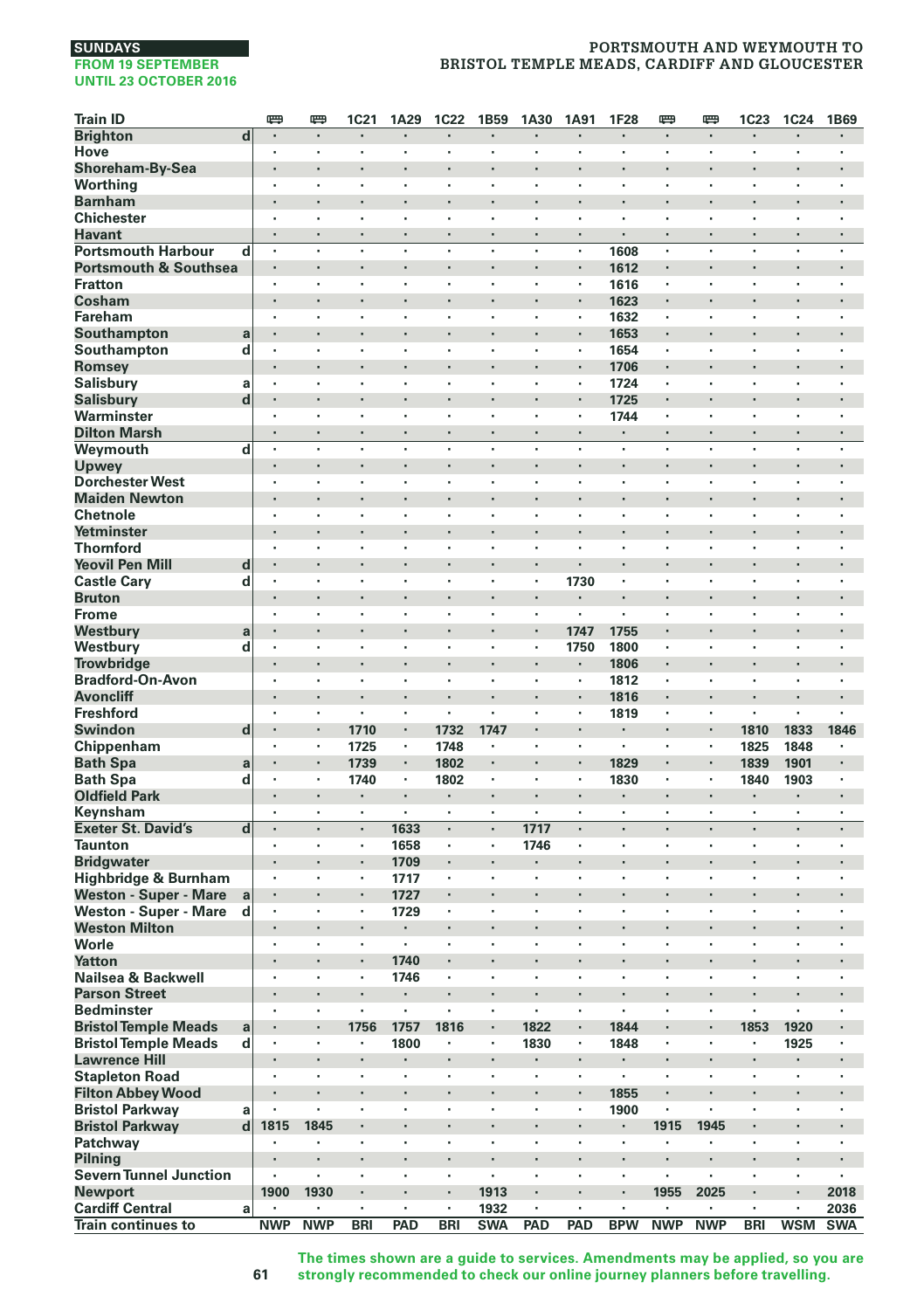**SUNDAYS**
**FROM 19 SEPTEMBER UNTIL 23 OCTOBER 2016**

## PORTSMOUTH AND WEYMOUTH TO BRISTOL TEMPLE MEADS, CARDIFF AND GLOUCESTER

| Train ID | | 🚌 | 🚌 | 1C21 | 1A29 | 1C22 | 1B59 | 1A30 | 1A91 | 1F28 | 🚌 | 🚌 | 1C23 | 1C24 | 1B69 |
|---|---|---|---|---|---|---|---|---|---|---|---|---|---|---|---|
| Brighton | d | · | · | · | · | · | · | · | · | · | · | · | · | · | · |
| Hove | | · | · | · | · | · | · | · | · | · | · | · | · | · | · |
| Shoreham-By-Sea | | · | · | · | · | · | · | · | · | · | · | · | · | · | · |
| Worthing | | · | · | · | · | · | · | · | · | · | · | · | · | · | · |
| Barnham | | · | · | · | · | · | · | · | · | · | · | · | · | · | · |
| Chichester | | · | · | · | · | · | · | · | · | · | · | · | · | · | · |
| Havant | | · | · | · | · | · | · | · | · | · | · | · | · | · | · |
| Portsmouth Harbour | d | · | · | · | · | · | · | · | · | 1608 | · | · | · | · | · |
| Portsmouth & Southsea | | · | · | · | · | · | · | · | · | 1612 | · | · | · | · | · |
| Fratton | | · | · | · | · | · | · | · | · | 1616 | · | · | · | · | · |
| Cosham | | · | · | · | · | · | · | · | · | 1623 | · | · | · | · | · |
| Fareham | | · | · | · | · | · | · | · | · | 1632 | · | · | · | · | · |
| Southampton | a | · | · | · | · | · | · | · | · | 1653 | · | · | · | · | · |
| Southampton | d | · | · | · | · | · | · | · | · | 1654 | · | · | · | · | · |
| Romsey | | · | · | · | · | · | · | · | · | 1706 | · | · | · | · | · |
| Salisbury | a | · | · | · | · | · | · | · | · | 1724 | · | · | · | · | · |
| Salisbury | d | · | · | · | · | · | · | · | · | 1725 | · | · | · | · | · |
| Warminster | | · | · | · | · | · | · | · | · | 1744 | · | · | · | · | · |
| Dilton Marsh | | · | · | · | · | · | · | · | · | · | · | · | · | · | · |
| Weymouth | d | · | · | · | · | · | · | · | · | · | · | · | · | · | · |
| Upwey | | · | · | · | · | · | · | · | · | · | · | · | · | · | · |
| Dorchester West | | · | · | · | · | · | · | · | · | · | · | · | · | · | · |
| Maiden Newton | | · | · | · | · | · | · | · | · | · | · | · | · | · | · |
| Chetnole | | · | · | · | · | · | · | · | · | · | · | · | · | · | · |
| Yetminster | | · | · | · | · | · | · | · | · | · | · | · | · | · | · |
| Thornford | | · | · | · | · | · | · | · | · | · | · | · | · | · | · |
| Yeovil Pen Mill | d | · | · | · | · | · | · | · | · | · | · | · | · | · | · |
| Castle Cary | d | · | · | · | · | · | · | · | 1730 | · | · | · | · | · | · |
| Bruton | | · | · | · | · | · | · | · | · | · | · | · | · | · | · |
| Frome | | · | · | · | · | · | · | · | · | · | · | · | · | · | · |
| Westbury | a | · | · | · | · | · | · | · | 1747 | 1755 | · | · | · | · | · |
| Westbury | d | · | · | · | · | · | · | · | 1750 | 1800 | · | · | · | · | · |
| Trowbridge | | · | · | · | · | · | · | · | · | 1806 | · | · | · | · | · |
| Bradford-On-Avon | | · | · | · | · | · | · | · | · | 1812 | · | · | · | · | · |
| Avoncliff | | · | · | · | · | · | · | · | · | 1816 | · | · | · | · | · |
| Freshford | | · | · | · | · | · | · | · | · | 1819 | · | · | · | · | · |
| Swindon | d | · | · | 1710 | · | 1732 | 1747 | · | · | · | · | · | 1810 | 1833 | 1846 |
| Chippenham | | · | · | 1725 | · | 1748 | · | · | · | · | · | · | 1825 | 1848 | · |
| Bath Spa | a | · | · | 1739 | · | 1802 | · | · | · | 1829 | · | · | 1839 | 1901 | · |
| Bath Spa | d | · | · | 1740 | · | 1802 | · | · | · | 1830 | · | · | 1840 | 1903 | · |
| Oldfield Park | | · | · | · | · | · | · | · | · | · | · | · | · | · | · |
| Keynsham | | · | · | · | · | · | · | · | · | · | · | · | · | · | · |
| Exeter St. David's | d | · | · | · | 1633 | · | · | 1717 | · | · | · | · | · | · | · |
| Taunton | | · | · | · | 1658 | · | · | 1746 | · | · | · | · | · | · | · |
| Bridgwater | | · | · | · | 1709 | · | · | · | · | · | · | · | · | · | · |
| Highbridge & Burnham | | · | · | · | 1717 | · | · | · | · | · | · | · | · | · | · |
| Weston - Super - Mare | a | · | · | · | 1727 | · | · | · | · | · | · | · | · | · | · |
| Weston - Super - Mare | d | · | · | · | 1729 | · | · | · | · | · | · | · | · | · | · |
| Weston Milton | | · | · | · | · | · | · | · | · | · | · | · | · | · | · |
| Worle | | · | · | · | · | · | · | · | · | · | · | · | · | · | · |
| Yatton | | · | · | · | 1740 | · | · | · | · | · | · | · | · | · | · |
| Nailsea & Backwell | | · | · | · | 1746 | · | · | · | · | · | · | · | · | · | · |
| Parson Street | | · | · | · | · | · | · | · | · | · | · | · | · | · | · |
| Bedminster | | · | · | · | · | · | · | · | · | · | · | · | · | · | · |
| Bristol Temple Meads | a | · | · | 1756 | 1757 | 1816 | · | 1822 | · | 1844 | · | · | 1853 | 1920 | · |
| Bristol Temple Meads | d | · | · | · | 1800 | · | · | 1830 | · | 1848 | · | · | · | 1925 | · |
| Lawrence Hill | | · | · | · | · | · | · | · | · | · | · | · | · | · | · |
| Stapleton Road | | · | · | · | · | · | · | · | · | · | · | · | · | · | · |
| Filton Abbey Wood | | · | · | · | · | · | · | · | · | 1855 | · | · | · | · | · |
| Bristol Parkway | a | · | · | · | · | · | · | · | · | 1900 | · | · | · | · | · |
| Bristol Parkway | d | 1815 | 1845 | · | · | · | · | · | · | · | 1915 | 1945 | · | · | · |
| Patchway | | · | · | · | · | · | · | · | · | · | · | · | · | · | · |
| Pilning | | · | · | · | · | · | · | · | · | · | · | · | · | · | · |
| Severn Tunnel Junction | | · | · | · | · | · | · | · | · | · | · | · | · | · | · |
| Newport | | 1900 | 1930 | · | · | · | 1913 | · | · | · | 1955 | 2025 | · | · | 2018 |
| Cardiff Central | a | · | · | · | · | · | 1932 | · | · | · | · | · | · | · | 2036 |
| Train continues to | | NWP | NWP | BRI | PAD | BRI | SWA | PAD | PAD | BPW | NWP | NWP | BRI | WSM | SWA |

**The times shown are a guide to services. Amendments may be applied, so you are strongly recommended to check our online journey planners before travelling.**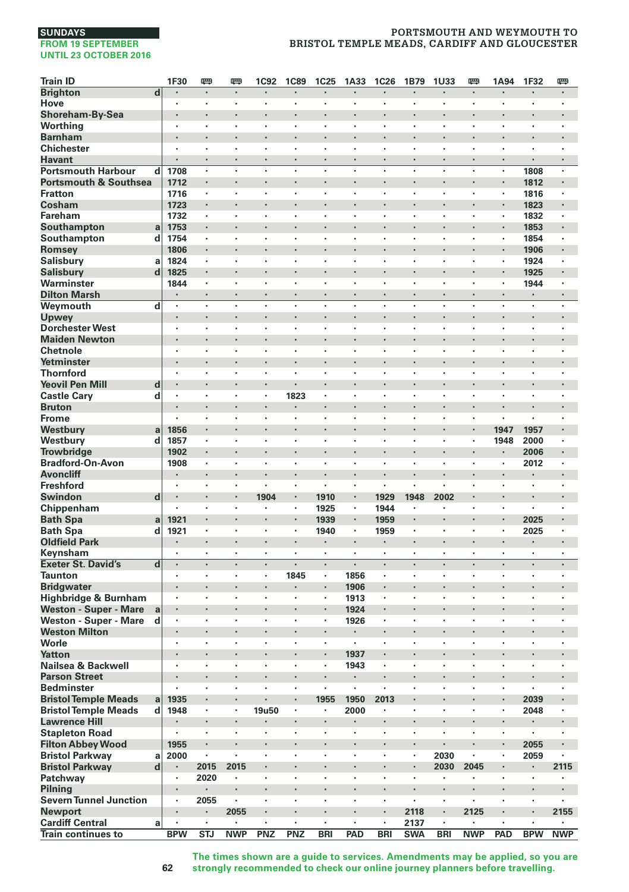SUNDAYS
FROM 19 SEPTEMBER
UNTIL 23 OCTOBER 2016

PORTSMOUTH AND WEYMOUTH TO
BRISTOL TEMPLE MEADS, CARDIFF AND GLOUCESTER

| Train ID | | 1F30 | 🚌 | 🚌 | 1C92 | 1C89 | 1C25 | 1A33 | 1C26 | 1B79 | 1U33 | 🚌 | 1A94 | 1F32 | 🚌 |
|---|---|---|---|---|---|---|---|---|---|---|---|---|---|---|---|
| Brighton | d | · | · | · | · | · | · | · | · | · | · | · | · | · | · |
| Hove | | · | · | · | · | · | · | · | · | · | · | · | · | · | · |
| Shoreham-By-Sea | | · | · | · | · | · | · | · | · | · | · | · | · | · | · |
| Worthing | | · | · | · | · | · | · | · | · | · | · | · | · | · | · |
| Barnham | | · | · | · | · | · | · | · | · | · | · | · | · | · | · |
| Chichester | | · | · | · | · | · | · | · | · | · | · | · | · | · | · |
| Havant | | · | · | · | · | · | · | · | · | · | · | · | · | · | · |
| Portsmouth Harbour | d | 1708 | · | · | · | · | · | · | · | · | · | · | · | 1808 | · |
| Portsmouth & Southsea | | 1712 | · | · | · | · | · | · | · | · | · | · | · | 1812 | · |
| Fratton | | 1716 | · | · | · | · | · | · | · | · | · | · | · | 1816 | · |
| Cosham | | 1723 | · | · | · | · | · | · | · | · | · | · | · | 1823 | · |
| Fareham | | 1732 | · | · | · | · | · | · | · | · | · | · | · | 1832 | · |
| Southampton | a | 1753 | · | · | · | · | · | · | · | · | · | · | · | 1853 | · |
| Southampton | d | 1754 | · | · | · | · | · | · | · | · | · | · | · | 1854 | · |
| Romsey | | 1806 | · | · | · | · | · | · | · | · | · | · | · | 1906 | · |
| Salisbury | a | 1824 | · | · | · | · | · | · | · | · | · | · | · | 1924 | · |
| Salisbury | d | 1825 | · | · | · | · | · | · | · | · | · | · | · | 1925 | · |
| Warminster | | 1844 | · | · | · | · | · | · | · | · | · | · | · | 1944 | · |
| Dilton Marsh | | · | · | · | · | · | · | · | · | · | · | · | · | · | · |
| Weymouth | d | · | · | · | · | · | · | · | · | · | · | · | · | · | · |
| Upwey | | · | · | · | · | · | · | · | · | · | · | · | · | · | · |
| Dorchester West | | · | · | · | · | · | · | · | · | · | · | · | · | · | · |
| Maiden Newton | | · | · | · | · | · | · | · | · | · | · | · | · | · | · |
| Chetnole | | · | · | · | · | · | · | · | · | · | · | · | · | · | · |
| Yetminster | | · | · | · | · | · | · | · | · | · | · | · | · | · | · |
| Thornford | | · | · | · | · | · | · | · | · | · | · | · | · | · | · |
| Yeovil Pen Mill | d | · | · | · | · | · | · | · | · | · | · | · | · | · | · |
| Castle Cary | d | · | · | · | · | 1823 | · | · | · | · | · | · | · | · | · |
| Bruton | | · | · | · | · | · | · | · | · | · | · | · | · | · | · |
| Frome | | · | · | · | · | · | · | · | · | · | · | · | · | · | · |
| Westbury | a | 1856 | · | · | · | · | · | · | · | · | · | · | 1947 | 1957 | · |
| Westbury | d | 1857 | · | · | · | · | · | · | · | · | · | · | 1948 | 2000 | · |
| Trowbridge | | 1902 | · | · | · | · | · | · | · | · | · | · | · | 2006 | · |
| Bradford-On-Avon | | 1908 | · | · | · | · | · | · | · | · | · | · | · | 2012 | · |
| Avoncliff | | · | · | · | · | · | · | · | · | · | · | · | · | · | · |
| Freshford | | · | · | · | · | · | · | · | · | · | · | · | · | · | · |
| Swindon | d | · | · | · | 1904 | · | 1910 | · | 1929 | 1948 | 2002 | · | · | · | · |
| Chippenham | | · | · | · | · | · | 1925 | · | 1944 | · | · | · | · | · | · |
| Bath Spa | a | 1921 | · | · | · | · | 1939 | · | 1959 | · | · | · | · | 2025 | · |
| Bath Spa | d | 1921 | · | · | · | · | 1940 | · | 1959 | · | · | · | · | 2025 | · |
| Oldfield Park | | · | · | · | · | · | · | · | · | · | · | · | · | · | · |
| Keynsham | | · | · | · | · | · | · | · | · | · | · | · | · | · | · |
| Exeter St. David's | d | · | · | · | · | · | · | · | · | · | · | · | · | · | · |
| Taunton | | · | · | · | · | 1845 | · | 1856 | · | · | · | · | · | · | · |
| Bridgwater | | · | · | · | · | · | · | 1906 | · | · | · | · | · | · | · |
| Highbridge & Burnham | | · | · | · | · | · | · | 1913 | · | · | · | · | · | · | · |
| Weston - Super - Mare | a | · | · | · | · | · | · | 1924 | · | · | · | · | · | · | · |
| Weston - Super - Mare | d | · | · | · | · | · | · | 1926 | · | · | · | · | · | · | · |
| Weston Milton | | · | · | · | · | · | · | · | · | · | · | · | · | · | · |
| Worle | | · | · | · | · | · | · | · | · | · | · | · | · | · | · |
| Yatton | | · | · | · | · | · | · | 1937 | · | · | · | · | · | · | · |
| Nailsea & Backwell | | · | · | · | · | · | · | 1943 | · | · | · | · | · | · | · |
| Parson Street | | · | · | · | · | · | · | · | · | · | · | · | · | · | · |
| Bedminster | | · | · | · | · | · | · | · | · | · | · | · | · | · | · |
| Bristol Temple Meads | a | 1935 | · | · | · | · | 1955 | 1950 | 2013 | · | · | · | · | 2039 | · |
| Bristol Temple Meads | d | 1948 | · | · | 19u50 | · | · | 2000 | · | · | · | · | · | 2048 | · |
| Lawrence Hill | | · | · | · | · | · | · | · | · | · | · | · | · | · | · |
| Stapleton Road | | · | · | · | · | · | · | · | · | · | · | · | · | · | · |
| Filton Abbey Wood | | 1955 | · | · | · | · | · | · | · | · | · | · | · | 2055 | · |
| Bristol Parkway | a | 2000 | · | · | · | · | · | · | · | · | 2030 | · | · | 2059 | · |
| Bristol Parkway | d | · | 2015 | 2015 | · | · | · | · | · | · | 2030 | 2045 | · | · | 2115 |
| Patchway | | · | 2020 | · | · | · | · | · | · | · | · | · | · | · | · |
| Pilning | | · | · | · | · | · | · | · | · | · | · | · | · | · | · |
| Severn Tunnel Junction | | · | 2055 | · | · | · | · | · | · | · | · | · | · | · | · |
| Newport | | · | · | 2055 | · | · | · | · | · | 2118 | · | 2125 | · | · | 2155 |
| Cardiff Central | a | · | · | · | · | · | · | · | · | 2137 | · | · | · | · | · |
| Train continues to | | BPW | STJ | NWP | PNZ | PNZ | BRI | PAD | BRI | SWA | BRI | NWP | PAD | BPW | NWP |

The times shown are a guide to services. Amendments may be applied, so you are strongly recommended to check our online journey planners before travelling.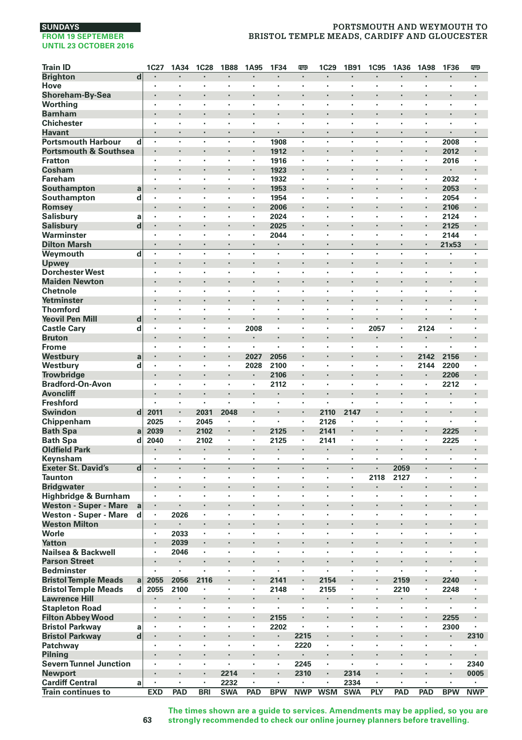SUNDAYS
FROM 19 SEPTEMBER
UNTIL 23 OCTOBER 2016

## PORTSMOUTH AND WEYMOUTH TO BRISTOL TEMPLE MEADS, CARDIFF AND GLOUCESTER

| Train ID | | 1C27 | 1A34 | 1C28 | 1B88 | 1A95 | 1F34 | 🚌 | 1C29 | 1B91 | 1C95 | 1A36 | 1A98 | 1F36 | 🚌 |
|---|---|---|---|---|---|---|---|---|---|---|---|---|---|---|---|
| Brighton | d | · | · | · | · | · | · | · | · | · | · | · | · | · | · |
| Hove | | · | · | · | · | · | · | · | · | · | · | · | · | · | · |
| Shoreham-By-Sea | | · | · | · | · | · | · | · | · | · | · | · | · | · | · |
| Worthing | | · | · | · | · | · | · | · | · | · | · | · | · | · | · |
| Barnham | | · | · | · | · | · | · | · | · | · | · | · | · | · | · |
| Chichester | | · | · | · | · | · | · | · | · | · | · | · | · | · | · |
| Havant | | · | · | · | · | · | · | · | · | · | · | · | · | · | · |
| Portsmouth Harbour | d | · | · | · | · | · | 1908 | · | · | · | · | · | · | 2008 | · |
| Portsmouth & Southsea | | · | · | · | · | · | 1912 | · | · | · | · | · | · | 2012 | · |
| Fratton | | · | · | · | · | · | 1916 | · | · | · | · | · | · | 2016 | · |
| Cosham | | · | · | · | · | · | 1923 | · | · | · | · | · | · | · | · |
| Fareham | | · | · | · | · | · | 1932 | · | · | · | · | · | · | 2032 | · |
| Southampton | a | · | · | · | · | · | 1953 | · | · | · | · | · | · | 2053 | · |
| Southampton | d | · | · | · | · | · | 1954 | · | · | · | · | · | · | 2054 | · |
| Romsey | | · | · | · | · | · | 2006 | · | · | · | · | · | · | 2106 | · |
| Salisbury | a | · | · | · | · | · | 2024 | · | · | · | · | · | · | 2124 | · |
| Salisbury | d | · | · | · | · | · | 2025 | · | · | · | · | · | · | 2125 | · |
| Warminster | | · | · | · | · | · | 2044 | · | · | · | · | · | · | 2144 | · |
| Dilton Marsh | | · | · | · | · | · | · | · | · | · | · | · | · | 21x53 | · |
| Weymouth | d | · | · | · | · | · | · | · | · | · | · | · | · | · | · |
| Upwey | | · | · | · | · | · | · | · | · | · | · | · | · | · | · |
| Dorchester West | | · | · | · | · | · | · | · | · | · | · | · | · | · | · |
| Maiden Newton | | · | · | · | · | · | · | · | · | · | · | · | · | · | · |
| Chetnole | | · | · | · | · | · | · | · | · | · | · | · | · | · | · |
| Yetminster | | · | · | · | · | · | · | · | · | · | · | · | · | · | · |
| Thornford | | · | · | · | · | · | · | · | · | · | · | · | · | · | · |
| Yeovil Pen Mill | d | · | · | · | · | · | · | · | · | · | · | · | · | · | · |
| Castle Cary | d | · | · | · | · | 2008 | · | · | · | · | 2057 | · | 2124 | · | · |
| Bruton | | · | · | · | · | · | · | · | · | · | · | · | · | · | · |
| Frome | | · | · | · | · | · | · | · | · | · | · | · | · | · | · |
| Westbury | a | · | · | · | · | 2027 | 2056 | · | · | · | · | · | 2142 | 2156 | · |
| Westbury | d | · | · | · | · | 2028 | 2100 | · | · | · | · | · | 2144 | 2200 | · |
| Trowbridge | | · | · | · | · | · | 2106 | · | · | · | · | · | · | 2206 | · |
| Bradford-On-Avon | | · | · | · | · | · | 2112 | · | · | · | · | · | · | 2212 | · |
| Avoncliff | | · | · | · | · | · | · | · | · | · | · | · | · | · | · |
| Freshford | | · | · | · | · | · | · | · | · | · | · | · | · | · | · |
| Swindon | d | 2011 | · | 2031 | 2048 | · | · | · | 2110 | 2147 | · | · | · | · | · |
| Chippenham | | 2025 | · | 2045 | · | · | · | · | 2126 | · | · | · | · | · | · |
| Bath Spa | a | 2039 | · | 2102 | · | · | 2125 | · | 2141 | · | · | · | · | 2225 | · |
| Bath Spa | d | 2040 | · | 2102 | · | · | 2125 | · | 2141 | · | · | · | · | 2225 | · |
| Oldfield Park | | · | · | · | · | · | · | · | · | · | · | · | · | · | · |
| Keynsham | | · | · | · | · | · | · | · | · | · | · | · | · | · | · |
| Exeter St. David's | d | · | · | · | · | · | · | · | · | · | · | 2059 | · | · | · |
| Taunton | | · | · | · | · | · | · | · | · | · | 2118 | 2127 | · | · | · |
| Bridgwater | | · | · | · | · | · | · | · | · | · | · | · | · | · | · |
| Highbridge & Burnham | | · | · | · | · | · | · | · | · | · | · | · | · | · | · |
| Weston - Super - Mare | a | · | · | · | · | · | · | · | · | · | · | · | · | · | · |
| Weston - Super - Mare | d | · | 2026 | · | · | · | · | · | · | · | · | · | · | · | · |
| Weston Milton | | · | · | · | · | · | · | · | · | · | · | · | · | · | · |
| Worle | | · | 2033 | · | · | · | · | · | · | · | · | · | · | · | · |
| Yatton | | · | 2039 | · | · | · | · | · | · | · | · | · | · | · | · |
| Nailsea & Backwell | | · | 2046 | · | · | · | · | · | · | · | · | · | · | · | · |
| Parson Street | | · | · | · | · | · | · | · | · | · | · | · | · | · | · |
| Bedminster | | · | · | · | · | · | · | · | · | · | · | · | · | · | · |
| Bristol Temple Meads | a | 2055 | 2056 | 2116 | · | · | 2141 | · | 2154 | · | · | 2159 | · | 2240 | · |
| Bristol Temple Meads | d | 2055 | 2100 | · | · | · | 2148 | · | 2155 | · | · | 2210 | · | 2248 | · |
| Lawrence Hill | | · | · | · | · | · | · | · | · | · | · | · | · | · | · |
| Stapleton Road | | · | · | · | · | · | · | · | · | · | · | · | · | · | · |
| Filton Abbey Wood | | · | · | · | · | · | 2155 | · | · | · | · | · | · | 2255 | · |
| Bristol Parkway | a | · | · | · | · | · | 2202 | · | · | · | · | · | · | 2300 | · |
| Bristol Parkway | d | · | · | · | · | · | · | 2215 | · | · | · | · | · | · | 2310 |
| Patchway | | · | · | · | · | · | · | 2220 | · | · | · | · | · | · | · |
| Pilning | | · | · | · | · | · | · | · | · | · | · | · | · | · | · |
| Severn Tunnel Junction | | · | · | · | · | · | · | 2245 | · | · | · | · | · | · | 2340 |
| Newport | | · | · | · | 2214 | · | · | 2310 | · | 2314 | · | · | · | · | 0005 |
| Cardiff Central | a | · | · | · | 2232 | · | · | · | · | 2334 | · | · | · | · | · |
| Train continues to | | EXD | PAD | BRI | SWA | PAD | BPW | NWP | WSM | SWA | PLY | PAD | PAD | BPW | NWP |

The times shown are a guide to services. Amendments may be applied, so you are strongly recommended to check our online journey planners before travelling.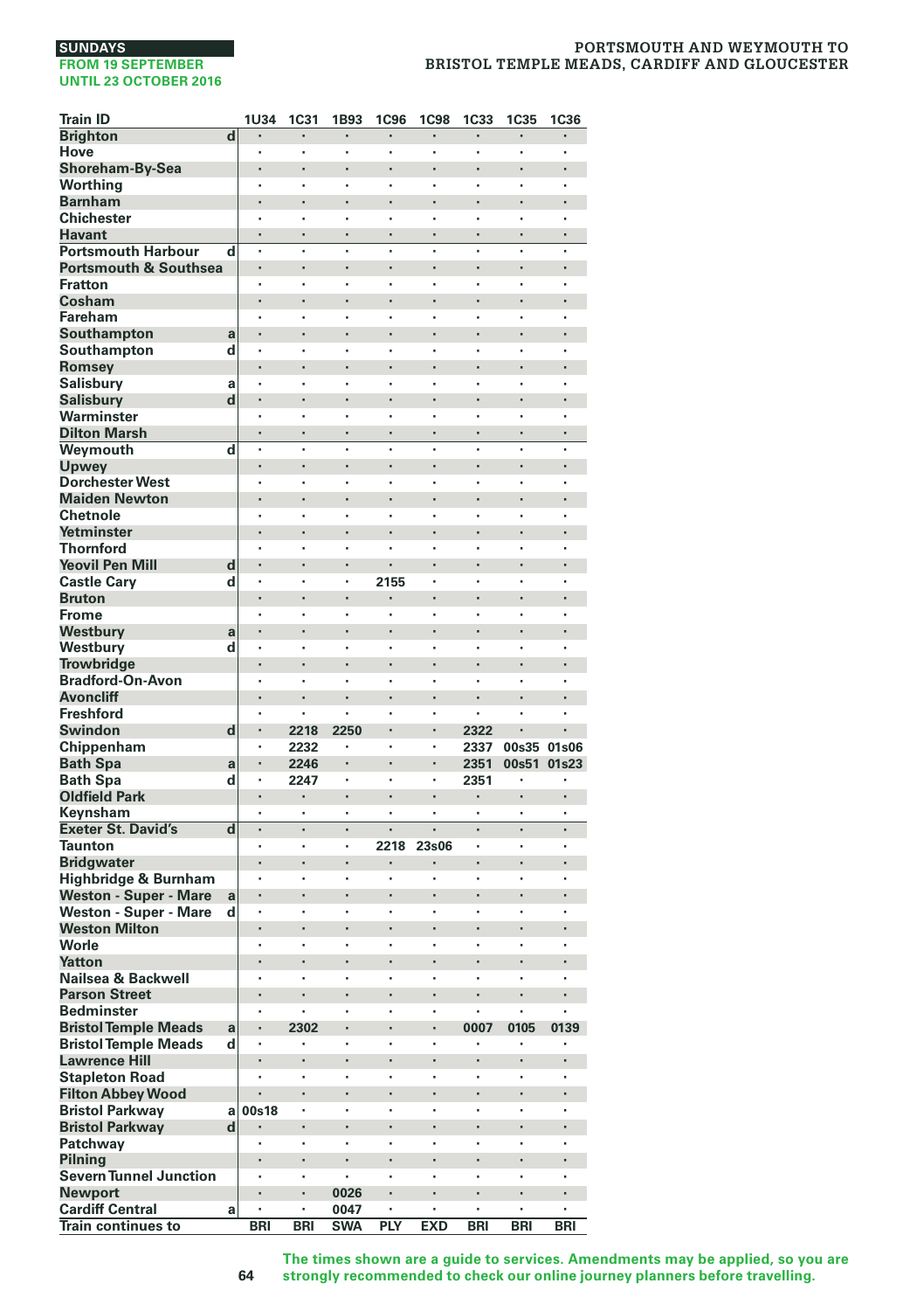SUNDAYS
FROM 19 SEPTEMBER
UNTIL 23 OCTOBER 2016

PORTSMOUTH AND WEYMOUTH TO
BRISTOL TEMPLE MEADS, CARDIFF AND GLOUCESTER

| Train ID | | 1U34 | 1C31 | 1B93 | 1C96 | 1C98 | 1C33 | 1C35 | 1C36 |
|---|---|---|---|---|---|---|---|---|---|
| Brighton | d | · | · | · | · | · | · | · | · |
| Hove | | · | · | · | · | · | · | · | · |
| Shoreham-By-Sea | | · | · | · | · | · | · | · | · |
| Worthing | | · | · | · | · | · | · | · | · |
| Barnham | | · | · | · | · | · | · | · | · |
| Chichester | | · | · | · | · | · | · | · | · |
| Havant | | · | · | · | · | · | · | · | · |
| Portsmouth Harbour | d | · | · | · | · | · | · | · | · |
| Portsmouth & Southsea | | · | · | · | · | · | · | · | · |
| Fratton | | · | · | · | · | · | · | · | · |
| Cosham | | · | · | · | · | · | · | · | · |
| Fareham | | · | · | · | · | · | · | · | · |
| Southampton | a | · | · | · | · | · | · | · | · |
| Southampton | d | · | · | · | · | · | · | · | · |
| Romsey | | · | · | · | · | · | · | · | · |
| Salisbury | a | · | · | · | · | · | · | · | · |
| Salisbury | d | · | · | · | · | · | · | · | · |
| Warminster | | · | · | · | · | · | · | · | · |
| Dilton Marsh | | · | · | · | · | · | · | · | · |
| Weymouth | d | · | · | · | · | · | · | · | · |
| Upwey | | · | · | · | · | · | · | · | · |
| Dorchester West | | · | · | · | · | · | · | · | · |
| Maiden Newton | | · | · | · | · | · | · | · | · |
| Chetnole | | · | · | · | · | · | · | · | · |
| Yetminster | | · | · | · | · | · | · | · | · |
| Thornford | | · | · | · | · | · | · | · | · |
| Yeovil Pen Mill | d | · | · | · | · | · | · | · | · |
| Castle Cary | d | · | · | · | 2155 | · | · | · | · |
| Bruton | | · | · | · | · | · | · | · | · |
| Frome | | · | · | · | · | · | · | · | · |
| Westbury | a | · | · | · | · | · | · | · | · |
| Westbury | d | · | · | · | · | · | · | · | · |
| Trowbridge | | · | · | · | · | · | · | · | · |
| Bradford-On-Avon | | · | · | · | · | · | · | · | · |
| Avoncliff | | · | · | · | · | · | · | · | · |
| Freshford | | · | · | · | · | · | · | · | · |
| Swindon | d | · | 2218 | 2250 | · | · | 2322 | · | · |
| Chippenham | | · | 2232 | · | · | · | 2337 | 00s35 | 01s06 |
| Bath Spa | a | · | 2246 | · | · | · | 2351 | 00s51 | 01s23 |
| Bath Spa | d | · | 2247 | · | · | · | 2351 | · | · |
| Oldfield Park | | · | · | · | · | · | · | · | · |
| Keynsham | | · | · | · | · | · | · | · | · |
| Exeter St. David's | d | · | · | · | · | · | · | · | · |
| Taunton | | · | · | · | 2218 | 23s06 | · | · | · |
| Bridgwater | | · | · | · | · | · | · | · | · |
| Highbridge & Burnham | | · | · | · | · | · | · | · | · |
| Weston - Super - Mare | a | · | · | · | · | · | · | · | · |
| Weston - Super - Mare | d | · | · | · | · | · | · | · | · |
| Weston Milton | | · | · | · | · | · | · | · | · |
| Worle | | · | · | · | · | · | · | · | · |
| Yatton | | · | · | · | · | · | · | · | · |
| Nailsea & Backwell | | · | · | · | · | · | · | · | · |
| Parson Street | | · | · | · | · | · | · | · | · |
| Bedminster | | · | · | · | · | · | · | · | · |
| Bristol Temple Meads | a | · | 2302 | · | · | · | 0007 | 0105 | 0139 |
| Bristol Temple Meads | d | · | · | · | · | · | · | · | · |
| Lawrence Hill | | · | · | · | · | · | · | · | · |
| Stapleton Road | | · | · | · | · | · | · | · | · |
| Filton Abbey Wood | | · | · | · | · | · | · | · | · |
| Bristol Parkway | a | 00s18 | · | · | · | · | · | · | · |
| Bristol Parkway | d | · | · | · | · | · | · | · | · |
| Patchway | | · | · | · | · | · | · | · | · |
| Pilning | | · | · | · | · | · | · | · | · |
| Severn Tunnel Junction | | · | · | · | · | · | · | · | · |
| Newport | | · | · | 0026 | · | · | · | · | · |
| Cardiff Central | a | · | · | 0047 | · | · | · | · | · |
| Train continues to | | BRI | BRI | SWA | PLY | EXD | BRI | BRI | BRI |

The times shown are a guide to services. Amendments may be applied, so you are strongly recommended to check our online journey planners before travelling.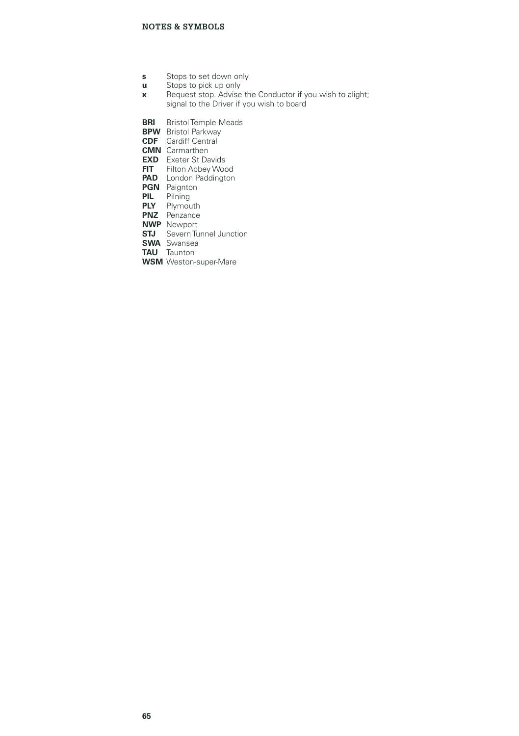## NOTES & SYMBOLS

**s** Stops to set down only
**u** Stops to pick up only
**x** Request stop. Advise the Conductor if you wish to alight; signal to the Driver if you wish to board

**BRI** Bristol Temple Meads
**BPW** Bristol Parkway
**CDF** Cardiff Central
**CMN** Carmarthen
**EXD** Exeter St Davids
**FIT** Filton Abbey Wood
**PAD** London Paddington
**PGN** Paignton
**PIL** Pilning
**PLY** Plymouth
**PNZ** Penzance
**NWP** Newport
**STJ** Severn Tunnel Junction
**SWA** Swansea
**TAU** Taunton
**WSM** Weston-super-Mare